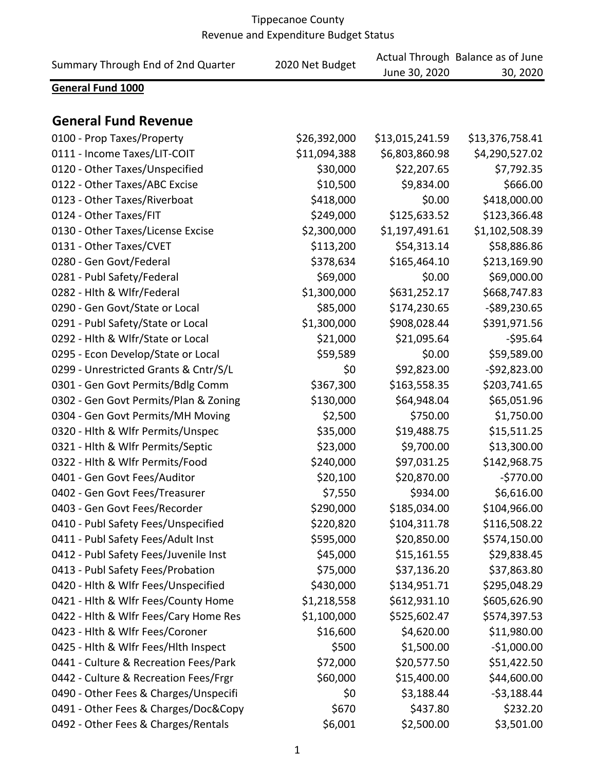Tippecanoe County
Revenue and Expenditure Budget Status

| Summary Through End of 2nd Quarter | 2020 Net Budget | Actual Through June 30, 2020 | Balance as of June 30, 2020 |
|---|---|---|---|
| **General Fund 1000** | | | |
| **General Fund Revenue** | | | |
| 0100 - Prop Taxes/Property | $26,392,000 | $13,015,241.59 | $13,376,758.41 |
| 0111 - Income Taxes/LIT-COIT | $11,094,388 | $6,803,860.98 | $4,290,527.02 |
| 0120 - Other Taxes/Unspecified | $30,000 | $22,207.65 | $7,792.35 |
| 0122 - Other Taxes/ABC Excise | $10,500 | $9,834.00 | $666.00 |
| 0123 - Other Taxes/Riverboat | $418,000 | $0.00 | $418,000.00 |
| 0124 - Other Taxes/FIT | $249,000 | $125,633.52 | $123,366.48 |
| 0130 - Other Taxes/License Excise | $2,300,000 | $1,197,491.61 | $1,102,508.39 |
| 0131 - Other Taxes/CVET | $113,200 | $54,313.14 | $58,886.86 |
| 0280 - Gen Govt/Federal | $378,634 | $165,464.10 | $213,169.90 |
| 0281 - Publ Safety/Federal | $69,000 | $0.00 | $69,000.00 |
| 0282 - Hlth & Wlfr/Federal | $1,300,000 | $631,252.17 | $668,747.83 |
| 0290 - Gen Govt/State or Local | $85,000 | $174,230.65 | -$89,230.65 |
| 0291 - Publ Safety/State or Local | $1,300,000 | $908,028.44 | $391,971.56 |
| 0292 - Hlth & Wlfr/State or Local | $21,000 | $21,095.64 | -$95.64 |
| 0295 - Econ Develop/State or Local | $59,589 | $0.00 | $59,589.00 |
| 0299 - Unrestricted Grants & Cntr/S/L | $0 | $92,823.00 | -$92,823.00 |
| 0301 - Gen Govt Permits/Bdlg Comm | $367,300 | $163,558.35 | $203,741.65 |
| 0302 - Gen Govt Permits/Plan & Zoning | $130,000 | $64,948.04 | $65,051.96 |
| 0304 - Gen Govt Permits/MH Moving | $2,500 | $750.00 | $1,750.00 |
| 0320 - Hlth & Wlfr Permits/Unspec | $35,000 | $19,488.75 | $15,511.25 |
| 0321 - Hlth & Wlfr Permits/Septic | $23,000 | $9,700.00 | $13,300.00 |
| 0322 - Hlth & Wlfr Permits/Food | $240,000 | $97,031.25 | $142,968.75 |
| 0401 - Gen Govt Fees/Auditor | $20,100 | $20,870.00 | -$770.00 |
| 0402 - Gen Govt Fees/Treasurer | $7,550 | $934.00 | $6,616.00 |
| 0403 - Gen Govt Fees/Recorder | $290,000 | $185,034.00 | $104,966.00 |
| 0410 - Publ Safety Fees/Unspecified | $220,820 | $104,311.78 | $116,508.22 |
| 0411 - Publ Safety Fees/Adult Inst | $595,000 | $20,850.00 | $574,150.00 |
| 0412 - Publ Safety Fees/Juvenile Inst | $45,000 | $15,161.55 | $29,838.45 |
| 0413 - Publ Safety Fees/Probation | $75,000 | $37,136.20 | $37,863.80 |
| 0420 - Hlth & Wlfr Fees/Unspecified | $430,000 | $134,951.71 | $295,048.29 |
| 0421 - Hlth & Wlfr Fees/County Home | $1,218,558 | $612,931.10 | $605,626.90 |
| 0422 - Hlth & Wlfr Fees/Cary Home Res | $1,100,000 | $525,602.47 | $574,397.53 |
| 0423 - Hlth & Wlfr Fees/Coroner | $16,600 | $4,620.00 | $11,980.00 |
| 0425 - Hlth & Wlfr Fees/Hlth Inspect | $500 | $1,500.00 | -$1,000.00 |
| 0441 - Culture & Recreation Fees/Park | $72,000 | $20,577.50 | $51,422.50 |
| 0442 - Culture & Recreation Fees/Frgr | $60,000 | $15,400.00 | $44,600.00 |
| 0490 - Other Fees & Charges/Unspecifi | $0 | $3,188.44 | -$3,188.44 |
| 0491 - Other Fees & Charges/Doc&Copy | $670 | $437.80 | $232.20 |
| 0492 - Other Fees & Charges/Rentals | $6,001 | $2,500.00 | $3,501.00 |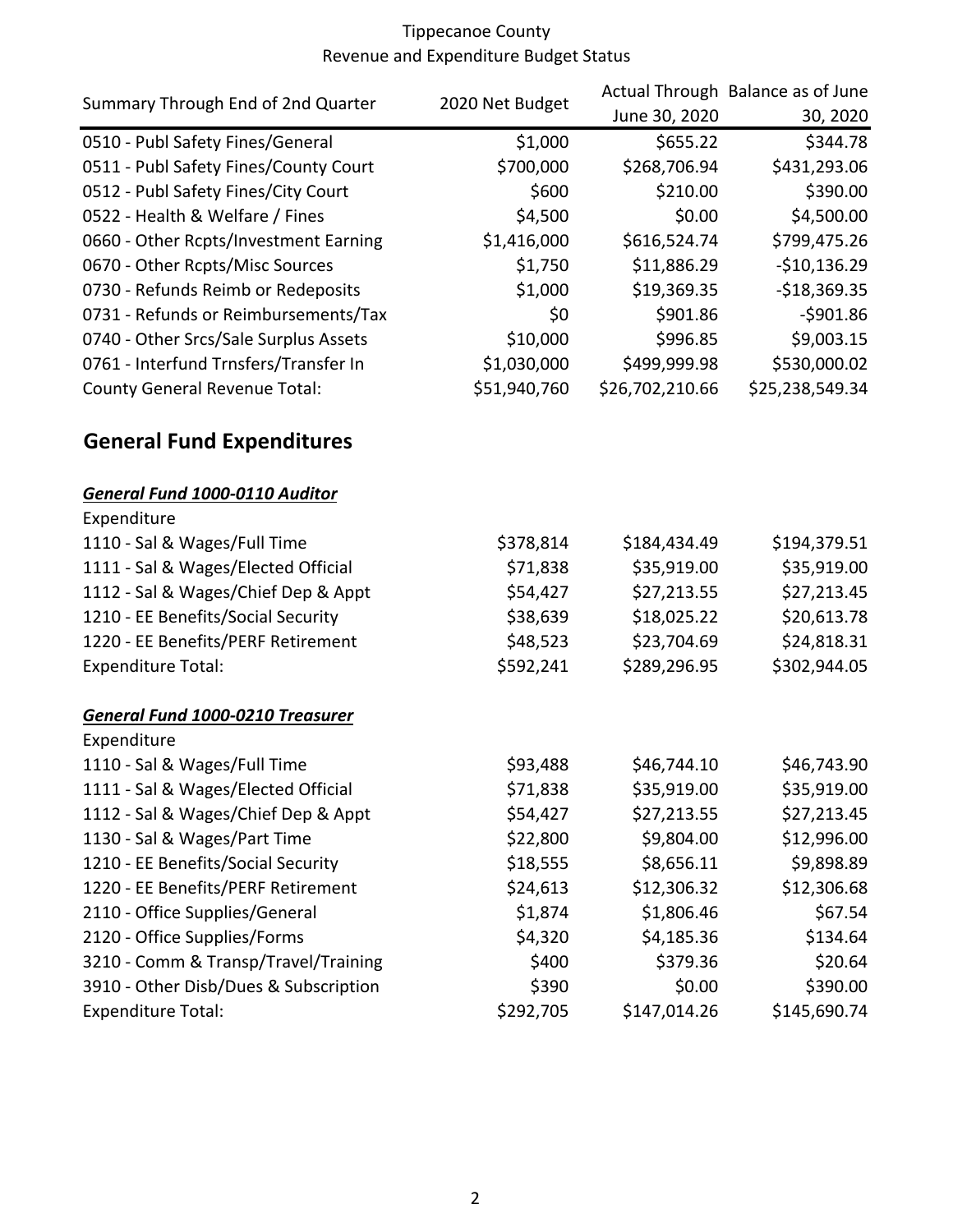Tippecanoe County
Revenue and Expenditure Budget Status

| Summary Through End of 2nd Quarter | 2020 Net Budget | Actual Through June 30, 2020 | Balance as of June 30, 2020 |
|---|---|---|---|
| 0510 - Publ Safety Fines/General | $1,000 | $655.22 | $344.78 |
| 0511 - Publ Safety Fines/County Court | $700,000 | $268,706.94 | $431,293.06 |
| 0512 - Publ Safety Fines/City Court | $600 | $210.00 | $390.00 |
| 0522 - Health & Welfare / Fines | $4,500 | $0.00 | $4,500.00 |
| 0660 - Other Rcpts/Investment Earning | $1,416,000 | $616,524.74 | $799,475.26 |
| 0670 - Other Rcpts/Misc Sources | $1,750 | $11,886.29 | -$10,136.29 |
| 0730 - Refunds Reimb or Redeposits | $1,000 | $19,369.35 | -$18,369.35 |
| 0731 - Refunds or Reimbursements/Tax | $0 | $901.86 | -$901.86 |
| 0740 - Other Srcs/Sale Surplus Assets | $10,000 | $996.85 | $9,003.15 |
| 0761 - Interfund Trnsfers/Transfer In | $1,030,000 | $499,999.98 | $530,000.02 |
| County General Revenue Total: | $51,940,760 | $26,702,210.66 | $25,238,549.34 |

## General Fund Expenditures

***General Fund 1000-0110 Auditor***

| Expenditure | | | |
|---|---|---|---|
| 1110 - Sal & Wages/Full Time | $378,814 | $184,434.49 | $194,379.51 |
| 1111 - Sal & Wages/Elected Official | $71,838 | $35,919.00 | $35,919.00 |
| 1112 - Sal & Wages/Chief Dep & Appt | $54,427 | $27,213.55 | $27,213.45 |
| 1210 - EE Benefits/Social Security | $38,639 | $18,025.22 | $20,613.78 |
| 1220 - EE Benefits/PERF Retirement | $48,523 | $23,704.69 | $24,818.31 |
| Expenditure Total: | $592,241 | $289,296.95 | $302,944.05 |

***General Fund 1000-0210 Treasurer***

| Expenditure | | | |
|---|---|---|---|
| 1110 - Sal & Wages/Full Time | $93,488 | $46,744.10 | $46,743.90 |
| 1111 - Sal & Wages/Elected Official | $71,838 | $35,919.00 | $35,919.00 |
| 1112 - Sal & Wages/Chief Dep & Appt | $54,427 | $27,213.55 | $27,213.45 |
| 1130 - Sal & Wages/Part Time | $22,800 | $9,804.00 | $12,996.00 |
| 1210 - EE Benefits/Social Security | $18,555 | $8,656.11 | $9,898.89 |
| 1220 - EE Benefits/PERF Retirement | $24,613 | $12,306.32 | $12,306.68 |
| 2110 - Office Supplies/General | $1,874 | $1,806.46 | $67.54 |
| 2120 - Office Supplies/Forms | $4,320 | $4,185.36 | $134.64 |
| 3210 - Comm & Transp/Travel/Training | $400 | $379.36 | $20.64 |
| 3910 - Other Disb/Dues & Subscription | $390 | $0.00 | $390.00 |
| Expenditure Total: | $292,705 | $147,014.26 | $145,690.74 |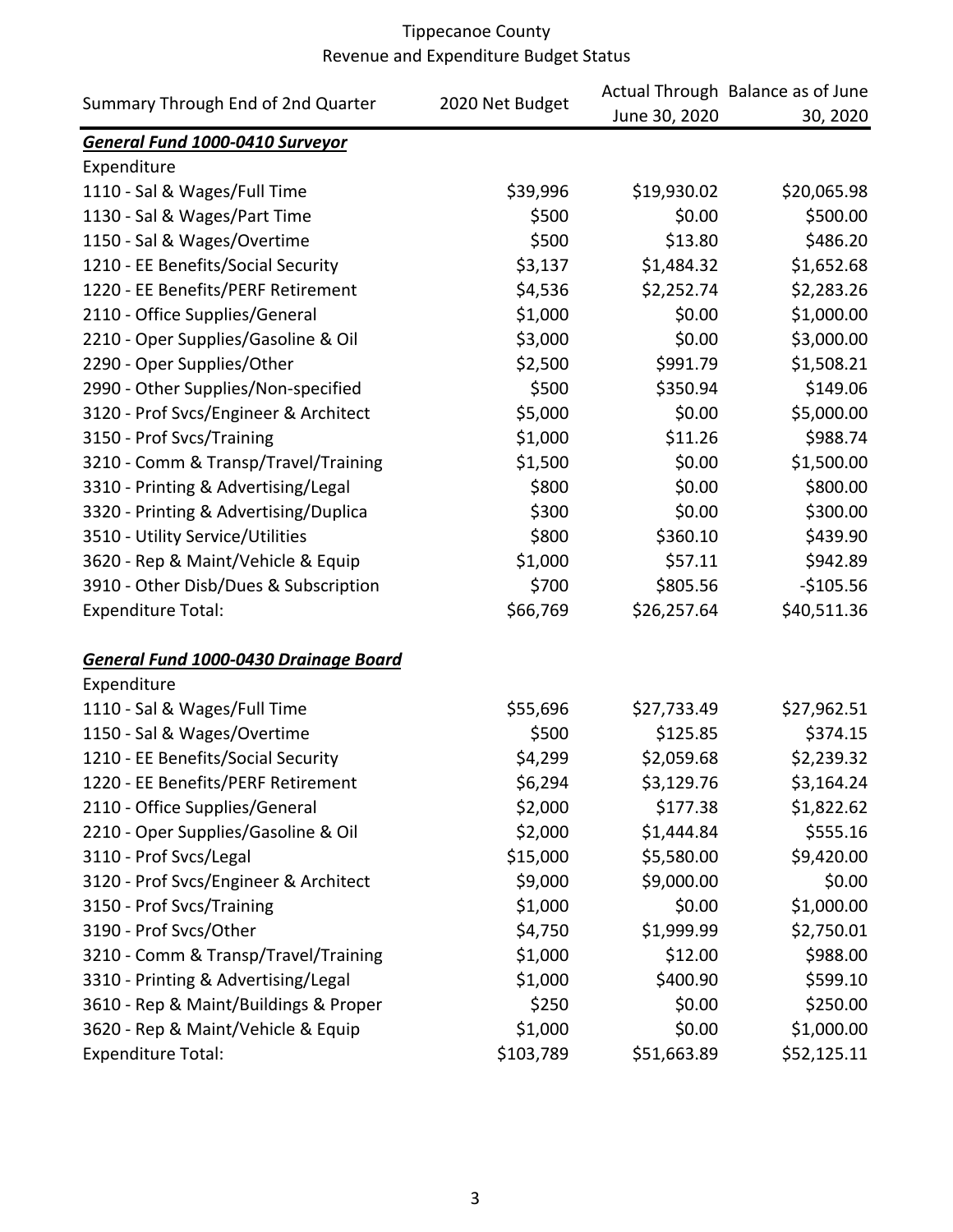# Tippecanoe County
## Revenue and Expenditure Budget Status

| Summary Through End of 2nd Quarter | 2020 Net Budget | Actual Through June 30, 2020 | Balance as of June 30, 2020 |
|---|---|---|---|
| ***General Fund 1000-0410 Surveyor*** | | | |
| Expenditure | | | |
| 1110 - Sal & Wages/Full Time | $39,996 | $19,930.02 | $20,065.98 |
| 1130 - Sal & Wages/Part Time | $500 | $0.00 | $500.00 |
| 1150 - Sal & Wages/Overtime | $500 | $13.80 | $486.20 |
| 1210 - EE Benefits/Social Security | $3,137 | $1,484.32 | $1,652.68 |
| 1220 - EE Benefits/PERF Retirement | $4,536 | $2,252.74 | $2,283.26 |
| 2110 - Office Supplies/General | $1,000 | $0.00 | $1,000.00 |
| 2210 - Oper Supplies/Gasoline & Oil | $3,000 | $0.00 | $3,000.00 |
| 2290 - Oper Supplies/Other | $2,500 | $991.79 | $1,508.21 |
| 2990 - Other Supplies/Non-specified | $500 | $350.94 | $149.06 |
| 3120 - Prof Svcs/Engineer & Architect | $5,000 | $0.00 | $5,000.00 |
| 3150 - Prof Svcs/Training | $1,000 | $11.26 | $988.74 |
| 3210 - Comm & Transp/Travel/Training | $1,500 | $0.00 | $1,500.00 |
| 3310 - Printing & Advertising/Legal | $800 | $0.00 | $800.00 |
| 3320 - Printing & Advertising/Duplica | $300 | $0.00 | $300.00 |
| 3510 - Utility Service/Utilities | $800 | $360.10 | $439.90 |
| 3620 - Rep & Maint/Vehicle & Equip | $1,000 | $57.11 | $942.89 |
| 3910 - Other Disb/Dues & Subscription | $700 | $805.56 | -$105.56 |
| Expenditure Total: | $66,769 | $26,257.64 | $40,511.36 |
| | | | |
| ***General Fund 1000-0430 Drainage Board*** | | | |
| Expenditure | | | |
| 1110 - Sal & Wages/Full Time | $55,696 | $27,733.49 | $27,962.51 |
| 1150 - Sal & Wages/Overtime | $500 | $125.85 | $374.15 |
| 1210 - EE Benefits/Social Security | $4,299 | $2,059.68 | $2,239.32 |
| 1220 - EE Benefits/PERF Retirement | $6,294 | $3,129.76 | $3,164.24 |
| 2110 - Office Supplies/General | $2,000 | $177.38 | $1,822.62 |
| 2210 - Oper Supplies/Gasoline & Oil | $2,000 | $1,444.84 | $555.16 |
| 3110 - Prof Svcs/Legal | $15,000 | $5,580.00 | $9,420.00 |
| 3120 - Prof Svcs/Engineer & Architect | $9,000 | $9,000.00 | $0.00 |
| 3150 - Prof Svcs/Training | $1,000 | $0.00 | $1,000.00 |
| 3190 - Prof Svcs/Other | $4,750 | $1,999.99 | $2,750.01 |
| 3210 - Comm & Transp/Travel/Training | $1,000 | $12.00 | $988.00 |
| 3310 - Printing & Advertising/Legal | $1,000 | $400.90 | $599.10 |
| 3610 - Rep & Maint/Buildings & Proper | $250 | $0.00 | $250.00 |
| 3620 - Rep & Maint/Vehicle & Equip | $1,000 | $0.00 | $1,000.00 |
| Expenditure Total: | $103,789 | $51,663.89 | $52,125.11 |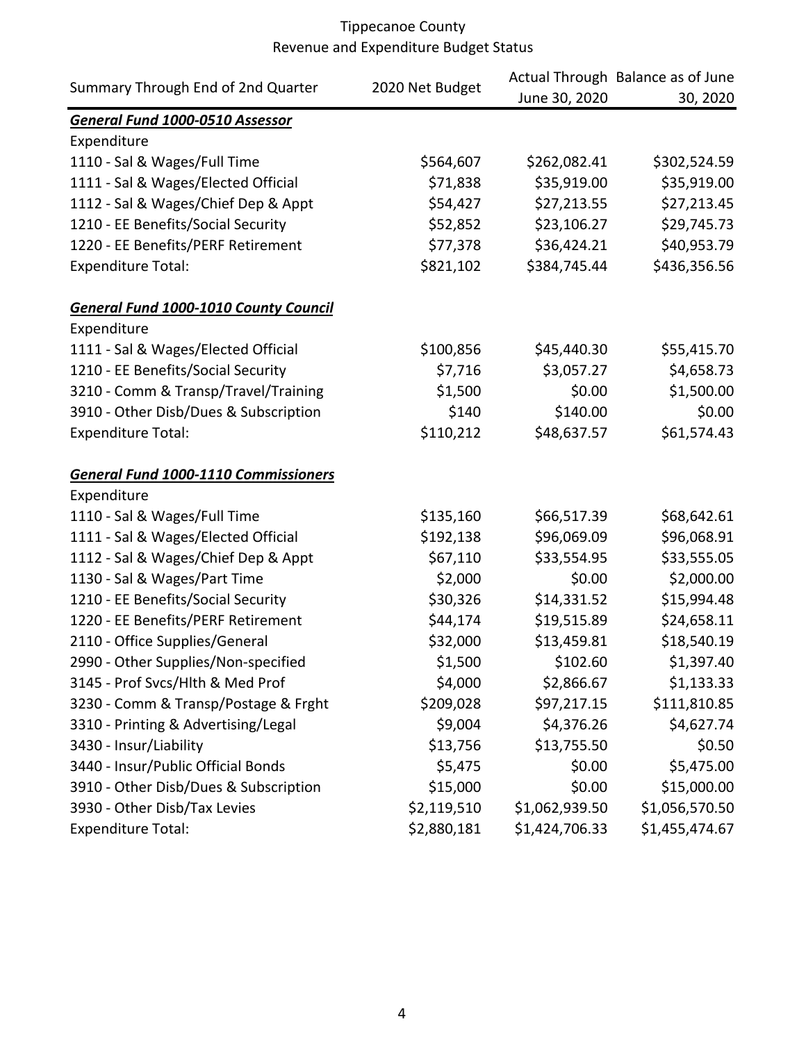Tippecanoe County
Revenue and Expenditure Budget Status

| Summary Through End of 2nd Quarter | 2020 Net Budget | Actual Through June 30, 2020 | Balance as of June 30, 2020 |
|---|---|---|---|
| ***General Fund 1000-0510 Assessor*** | | | |
| Expenditure | | | |
| 1110 - Sal & Wages/Full Time | $564,607 | $262,082.41 | $302,524.59 |
| 1111 - Sal & Wages/Elected Official | $71,838 | $35,919.00 | $35,919.00 |
| 1112 - Sal & Wages/Chief Dep & Appt | $54,427 | $27,213.55 | $27,213.45 |
| 1210 - EE Benefits/Social Security | $52,852 | $23,106.27 | $29,745.73 |
| 1220 - EE Benefits/PERF Retirement | $77,378 | $36,424.21 | $40,953.79 |
| Expenditure Total: | $821,102 | $384,745.44 | $436,356.56 |
| | | | |
| ***General Fund 1000-1010 County Council*** | | | |
| Expenditure | | | |
| 1111 - Sal & Wages/Elected Official | $100,856 | $45,440.30 | $55,415.70 |
| 1210 - EE Benefits/Social Security | $7,716 | $3,057.27 | $4,658.73 |
| 3210 - Comm & Transp/Travel/Training | $1,500 | $0.00 | $1,500.00 |
| 3910 - Other Disb/Dues & Subscription | $140 | $140.00 | $0.00 |
| Expenditure Total: | $110,212 | $48,637.57 | $61,574.43 |
| | | | |
| ***General Fund 1000-1110 Commissioners*** | | | |
| Expenditure | | | |
| 1110 - Sal & Wages/Full Time | $135,160 | $66,517.39 | $68,642.61 |
| 1111 - Sal & Wages/Elected Official | $192,138 | $96,069.09 | $96,068.91 |
| 1112 - Sal & Wages/Chief Dep & Appt | $67,110 | $33,554.95 | $33,555.05 |
| 1130 - Sal & Wages/Part Time | $2,000 | $0.00 | $2,000.00 |
| 1210 - EE Benefits/Social Security | $30,326 | $14,331.52 | $15,994.48 |
| 1220 - EE Benefits/PERF Retirement | $44,174 | $19,515.89 | $24,658.11 |
| 2110 - Office Supplies/General | $32,000 | $13,459.81 | $18,540.19 |
| 2990 - Other Supplies/Non-specified | $1,500 | $102.60 | $1,397.40 |
| 3145 - Prof Svcs/Hlth & Med Prof | $4,000 | $2,866.67 | $1,133.33 |
| 3230 - Comm & Transp/Postage & Frght | $209,028 | $97,217.15 | $111,810.85 |
| 3310 - Printing & Advertising/Legal | $9,004 | $4,376.26 | $4,627.74 |
| 3430 - Insur/Liability | $13,756 | $13,755.50 | $0.50 |
| 3440 - Insur/Public Official Bonds | $5,475 | $0.00 | $5,475.00 |
| 3910 - Other Disb/Dues & Subscription | $15,000 | $0.00 | $15,000.00 |
| 3930 - Other Disb/Tax Levies | $2,119,510 | $1,062,939.50 | $1,056,570.50 |
| Expenditure Total: | $2,880,181 | $1,424,706.33 | $1,455,474.67 |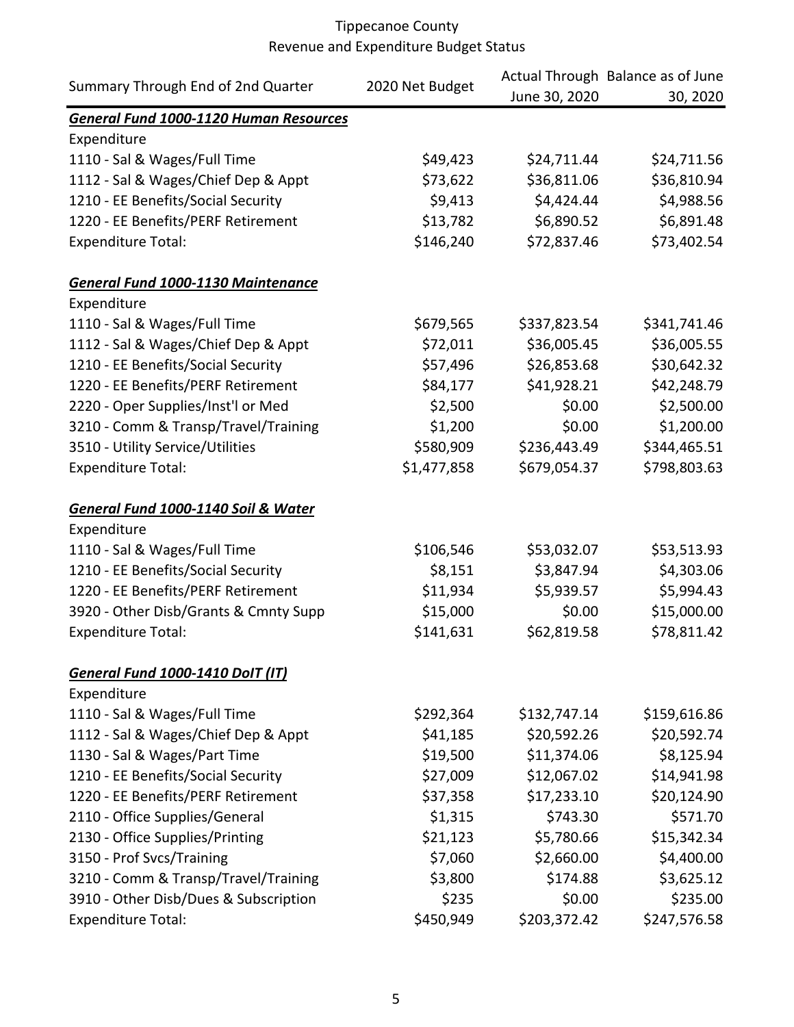Tippecanoe County
Revenue and Expenditure Budget Status

| Summary Through End of 2nd Quarter | 2020 Net Budget | Actual Through June 30, 2020 | Balance as of June 30, 2020 |
|---|---|---|---|
| ***General Fund 1000-1120 Human Resources*** | | | |
| Expenditure | | | |
| 1110 - Sal & Wages/Full Time | $49,423 | $24,711.44 | $24,711.56 |
| 1112 - Sal & Wages/Chief Dep & Appt | $73,622 | $36,811.06 | $36,810.94 |
| 1210 - EE Benefits/Social Security | $9,413 | $4,424.44 | $4,988.56 |
| 1220 - EE Benefits/PERF Retirement | $13,782 | $6,890.52 | $6,891.48 |
| Expenditure Total: | $146,240 | $72,837.46 | $73,402.54 |
| | | | |
| ***General Fund 1000-1130 Maintenance*** | | | |
| Expenditure | | | |
| 1110 - Sal & Wages/Full Time | $679,565 | $337,823.54 | $341,741.46 |
| 1112 - Sal & Wages/Chief Dep & Appt | $72,011 | $36,005.45 | $36,005.55 |
| 1210 - EE Benefits/Social Security | $57,496 | $26,853.68 | $30,642.32 |
| 1220 - EE Benefits/PERF Retirement | $84,177 | $41,928.21 | $42,248.79 |
| 2220 - Oper Supplies/Inst'l or Med | $2,500 | $0.00 | $2,500.00 |
| 3210 - Comm & Transp/Travel/Training | $1,200 | $0.00 | $1,200.00 |
| 3510 - Utility Service/Utilities | $580,909 | $236,443.49 | $344,465.51 |
| Expenditure Total: | $1,477,858 | $679,054.37 | $798,803.63 |
| | | | |
| ***General Fund 1000-1140 Soil & Water*** | | | |
| Expenditure | | | |
| 1110 - Sal & Wages/Full Time | $106,546 | $53,032.07 | $53,513.93 |
| 1210 - EE Benefits/Social Security | $8,151 | $3,847.94 | $4,303.06 |
| 1220 - EE Benefits/PERF Retirement | $11,934 | $5,939.57 | $5,994.43 |
| 3920 - Other Disb/Grants & Cmnty Supp | $15,000 | $0.00 | $15,000.00 |
| Expenditure Total: | $141,631 | $62,819.58 | $78,811.42 |
| | | | |
| ***General Fund 1000-1410 DoIT (IT)*** | | | |
| Expenditure | | | |
| 1110 - Sal & Wages/Full Time | $292,364 | $132,747.14 | $159,616.86 |
| 1112 - Sal & Wages/Chief Dep & Appt | $41,185 | $20,592.26 | $20,592.74 |
| 1130 - Sal & Wages/Part Time | $19,500 | $11,374.06 | $8,125.94 |
| 1210 - EE Benefits/Social Security | $27,009 | $12,067.02 | $14,941.98 |
| 1220 - EE Benefits/PERF Retirement | $37,358 | $17,233.10 | $20,124.90 |
| 2110 - Office Supplies/General | $1,315 | $743.30 | $571.70 |
| 2130 - Office Supplies/Printing | $21,123 | $5,780.66 | $15,342.34 |
| 3150 - Prof Svcs/Training | $7,060 | $2,660.00 | $4,400.00 |
| 3210 - Comm & Transp/Travel/Training | $3,800 | $174.88 | $3,625.12 |
| 3910 - Other Disb/Dues & Subscription | $235 | $0.00 | $235.00 |
| Expenditure Total: | $450,949 | $203,372.42 | $247,576.58 |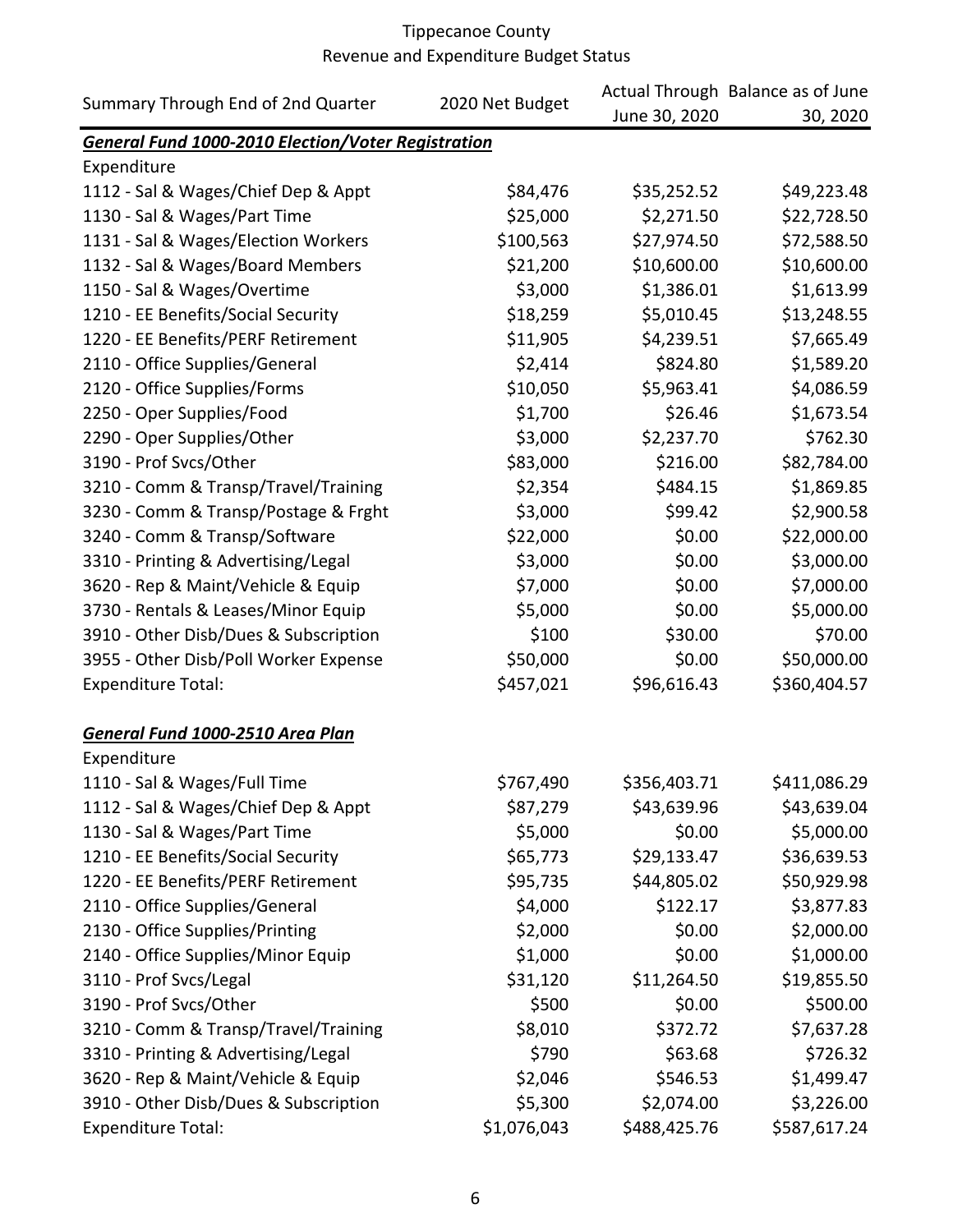# Tippecanoe County
## Revenue and Expenditure Budget Status

| Summary Through End of 2nd Quarter | 2020 Net Budget | Actual Through June 30, 2020 | Balance as of June 30, 2020 |
|---|---|---|---|
| ***General Fund 1000-2010 Election/Voter Registration*** | | | |
| Expenditure | | | |
| 1112 - Sal & Wages/Chief Dep & Appt | $84,476 | $35,252.52 | $49,223.48 |
| 1130 - Sal & Wages/Part Time | $25,000 | $2,271.50 | $22,728.50 |
| 1131 - Sal & Wages/Election Workers | $100,563 | $27,974.50 | $72,588.50 |
| 1132 - Sal & Wages/Board Members | $21,200 | $10,600.00 | $10,600.00 |
| 1150 - Sal & Wages/Overtime | $3,000 | $1,386.01 | $1,613.99 |
| 1210 - EE Benefits/Social Security | $18,259 | $5,010.45 | $13,248.55 |
| 1220 - EE Benefits/PERF Retirement | $11,905 | $4,239.51 | $7,665.49 |
| 2110 - Office Supplies/General | $2,414 | $824.80 | $1,589.20 |
| 2120 - Office Supplies/Forms | $10,050 | $5,963.41 | $4,086.59 |
| 2250 - Oper Supplies/Food | $1,700 | $26.46 | $1,673.54 |
| 2290 - Oper Supplies/Other | $3,000 | $2,237.70 | $762.30 |
| 3190 - Prof Svcs/Other | $83,000 | $216.00 | $82,784.00 |
| 3210 - Comm & Transp/Travel/Training | $2,354 | $484.15 | $1,869.85 |
| 3230 - Comm & Transp/Postage & Frght | $3,000 | $99.42 | $2,900.58 |
| 3240 - Comm & Transp/Software | $22,000 | $0.00 | $22,000.00 |
| 3310 - Printing & Advertising/Legal | $3,000 | $0.00 | $3,000.00 |
| 3620 - Rep & Maint/Vehicle & Equip | $7,000 | $0.00 | $7,000.00 |
| 3730 - Rentals & Leases/Minor Equip | $5,000 | $0.00 | $5,000.00 |
| 3910 - Other Disb/Dues & Subscription | $100 | $30.00 | $70.00 |
| 3955 - Other Disb/Poll Worker Expense | $50,000 | $0.00 | $50,000.00 |
| Expenditure Total: | $457,021 | $96,616.43 | $360,404.57 |
| | | | |
| ***General Fund 1000-2510 Area Plan*** | | | |
| Expenditure | | | |
| 1110 - Sal & Wages/Full Time | $767,490 | $356,403.71 | $411,086.29 |
| 1112 - Sal & Wages/Chief Dep & Appt | $87,279 | $43,639.96 | $43,639.04 |
| 1130 - Sal & Wages/Part Time | $5,000 | $0.00 | $5,000.00 |
| 1210 - EE Benefits/Social Security | $65,773 | $29,133.47 | $36,639.53 |
| 1220 - EE Benefits/PERF Retirement | $95,735 | $44,805.02 | $50,929.98 |
| 2110 - Office Supplies/General | $4,000 | $122.17 | $3,877.83 |
| 2130 - Office Supplies/Printing | $2,000 | $0.00 | $2,000.00 |
| 2140 - Office Supplies/Minor Equip | $1,000 | $0.00 | $1,000.00 |
| 3110 - Prof Svcs/Legal | $31,120 | $11,264.50 | $19,855.50 |
| 3190 - Prof Svcs/Other | $500 | $0.00 | $500.00 |
| 3210 - Comm & Transp/Travel/Training | $8,010 | $372.72 | $7,637.28 |
| 3310 - Printing & Advertising/Legal | $790 | $63.68 | $726.32 |
| 3620 - Rep & Maint/Vehicle & Equip | $2,046 | $546.53 | $1,499.47 |
| 3910 - Other Disb/Dues & Subscription | $5,300 | $2,074.00 | $3,226.00 |
| Expenditure Total: | $1,076,043 | $488,425.76 | $587,617.24 |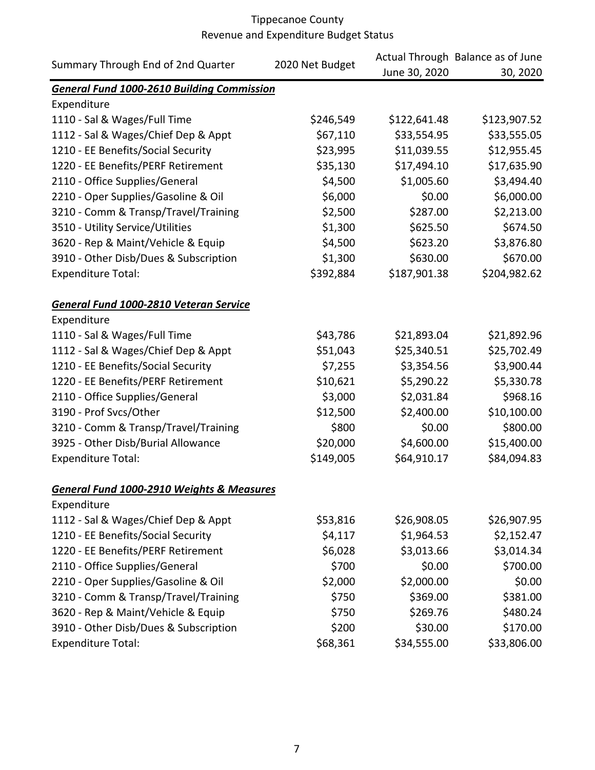Tippecanoe County
Revenue and Expenditure Budget Status

| Summary Through End of 2nd Quarter | 2020 Net Budget | Actual Through June 30, 2020 | Balance as of June 30, 2020 |
|---|---|---|---|
| ***General Fund 1000-2610 Building Commission*** | | | |
| Expenditure | | | |
| 1110 - Sal & Wages/Full Time | $246,549 | $122,641.48 | $123,907.52 |
| 1112 - Sal & Wages/Chief Dep & Appt | $67,110 | $33,554.95 | $33,555.05 |
| 1210 - EE Benefits/Social Security | $23,995 | $11,039.55 | $12,955.45 |
| 1220 - EE Benefits/PERF Retirement | $35,130 | $17,494.10 | $17,635.90 |
| 2110 - Office Supplies/General | $4,500 | $1,005.60 | $3,494.40 |
| 2210 - Oper Supplies/Gasoline & Oil | $6,000 | $0.00 | $6,000.00 |
| 3210 - Comm & Transp/Travel/Training | $2,500 | $287.00 | $2,213.00 |
| 3510 - Utility Service/Utilities | $1,300 | $625.50 | $674.50 |
| 3620 - Rep & Maint/Vehicle & Equip | $4,500 | $623.20 | $3,876.80 |
| 3910 - Other Disb/Dues & Subscription | $1,300 | $630.00 | $670.00 |
| Expenditure Total: | $392,884 | $187,901.38 | $204,982.62 |
| | | | |
| ***General Fund 1000-2810 Veteran Service*** | | | |
| Expenditure | | | |
| 1110 - Sal & Wages/Full Time | $43,786 | $21,893.04 | $21,892.96 |
| 1112 - Sal & Wages/Chief Dep & Appt | $51,043 | $25,340.51 | $25,702.49 |
| 1210 - EE Benefits/Social Security | $7,255 | $3,354.56 | $3,900.44 |
| 1220 - EE Benefits/PERF Retirement | $10,621 | $5,290.22 | $5,330.78 |
| 2110 - Office Supplies/General | $3,000 | $2,031.84 | $968.16 |
| 3190 - Prof Svcs/Other | $12,500 | $2,400.00 | $10,100.00 |
| 3210 - Comm & Transp/Travel/Training | $800 | $0.00 | $800.00 |
| 3925 - Other Disb/Burial Allowance | $20,000 | $4,600.00 | $15,400.00 |
| Expenditure Total: | $149,005 | $64,910.17 | $84,094.83 |
| | | | |
| ***General Fund 1000-2910 Weights & Measures*** | | | |
| Expenditure | | | |
| 1112 - Sal & Wages/Chief Dep & Appt | $53,816 | $26,908.05 | $26,907.95 |
| 1210 - EE Benefits/Social Security | $4,117 | $1,964.53 | $2,152.47 |
| 1220 - EE Benefits/PERF Retirement | $6,028 | $3,013.66 | $3,014.34 |
| 2110 - Office Supplies/General | $700 | $0.00 | $700.00 |
| 2210 - Oper Supplies/Gasoline & Oil | $2,000 | $2,000.00 | $0.00 |
| 3210 - Comm & Transp/Travel/Training | $750 | $369.00 | $381.00 |
| 3620 - Rep & Maint/Vehicle & Equip | $750 | $269.76 | $480.24 |
| 3910 - Other Disb/Dues & Subscription | $200 | $30.00 | $170.00 |
| Expenditure Total: | $68,361 | $34,555.00 | $33,806.00 |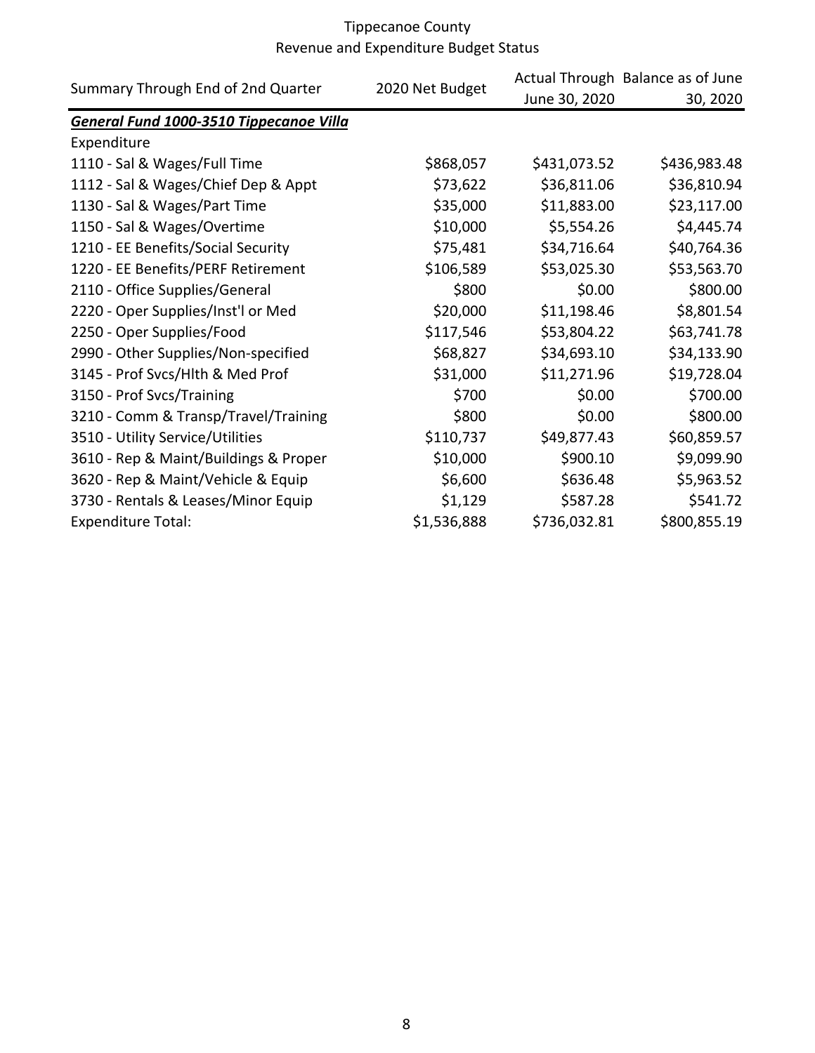# Tippecanoe County
## Revenue and Expenditure Budget Status

| Summary Through End of 2nd Quarter | 2020 Net Budget | Actual Through June 30, 2020 | Balance as of June 30, 2020 |
|---|---|---|---|
| ***General Fund 1000-3510 Tippecanoe Villa*** | | | |
| Expenditure | | | |
| 1110 - Sal & Wages/Full Time | \$868,057 | \$431,073.52 | \$436,983.48 |
| 1112 - Sal & Wages/Chief Dep & Appt | \$73,622 | \$36,811.06 | \$36,810.94 |
| 1130 - Sal & Wages/Part Time | \$35,000 | \$11,883.00 | \$23,117.00 |
| 1150 - Sal & Wages/Overtime | \$10,000 | \$5,554.26 | \$4,445.74 |
| 1210 - EE Benefits/Social Security | \$75,481 | \$34,716.64 | \$40,764.36 |
| 1220 - EE Benefits/PERF Retirement | \$106,589 | \$53,025.30 | \$53,563.70 |
| 2110 - Office Supplies/General | \$800 | \$0.00 | \$800.00 |
| 2220 - Oper Supplies/Inst'l or Med | \$20,000 | \$11,198.46 | \$8,801.54 |
| 2250 - Oper Supplies/Food | \$117,546 | \$53,804.22 | \$63,741.78 |
| 2990 - Other Supplies/Non-specified | \$68,827 | \$34,693.10 | \$34,133.90 |
| 3145 - Prof Svcs/Hlth & Med Prof | \$31,000 | \$11,271.96 | \$19,728.04 |
| 3150 - Prof Svcs/Training | \$700 | \$0.00 | \$700.00 |
| 3210 - Comm & Transp/Travel/Training | \$800 | \$0.00 | \$800.00 |
| 3510 - Utility Service/Utilities | \$110,737 | \$49,877.43 | \$60,859.57 |
| 3610 - Rep & Maint/Buildings & Proper | \$10,000 | \$900.10 | \$9,099.90 |
| 3620 - Rep & Maint/Vehicle & Equip | \$6,600 | \$636.48 | \$5,963.52 |
| 3730 - Rentals & Leases/Minor Equip | \$1,129 | \$587.28 | \$541.72 |
| Expenditure Total: | \$1,536,888 | \$736,032.81 | \$800,855.19 |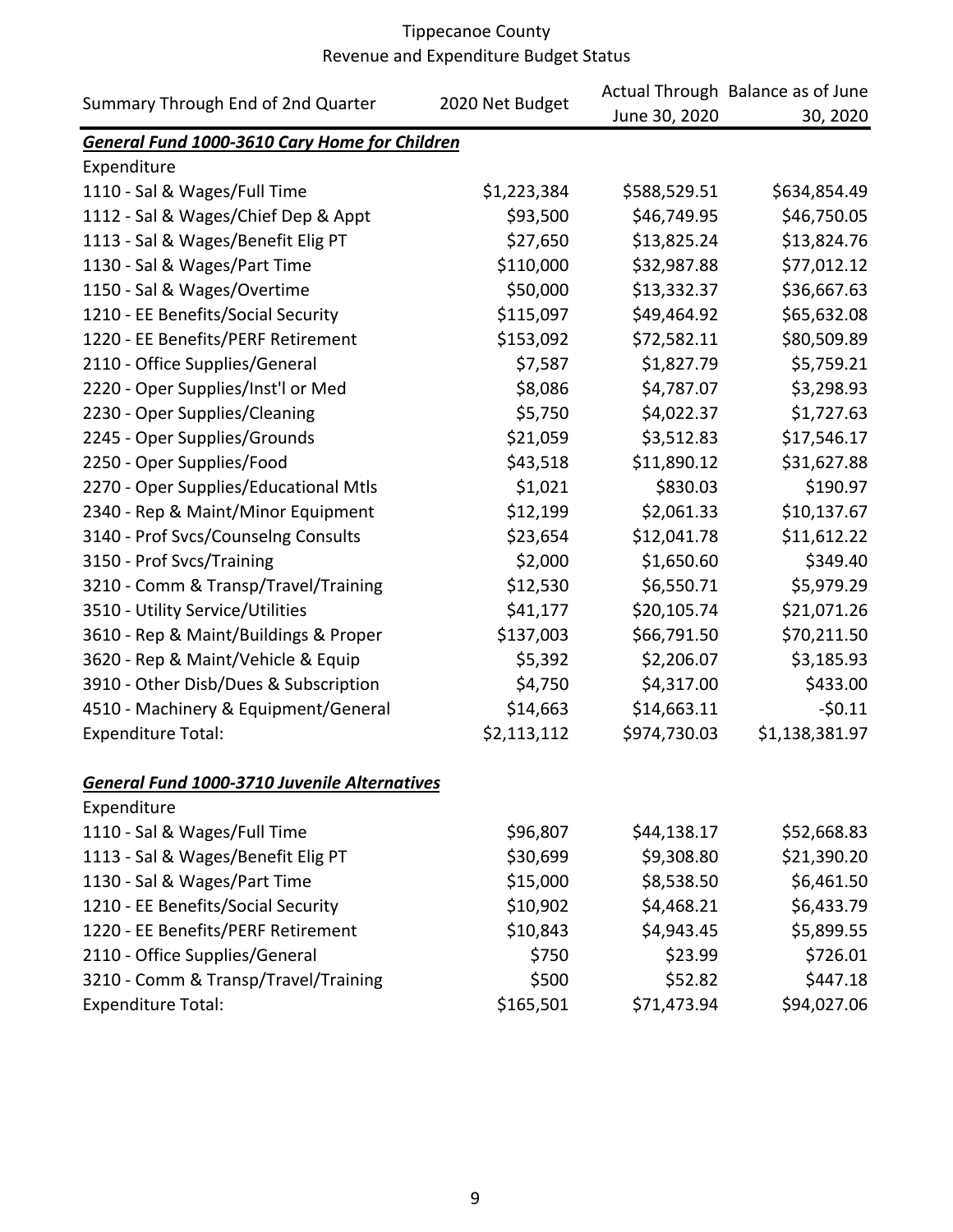Tippecanoe County
Revenue and Expenditure Budget Status

| Summary Through End of 2nd Quarter | 2020 Net Budget | Actual Through June 30, 2020 | Balance as of June 30, 2020 |
|---|---|---|---|
| ***General Fund 1000-3610 Cary Home for Children*** | | | |
| Expenditure | | | |
| 1110 - Sal & Wages/Full Time | $1,223,384 | $588,529.51 | $634,854.49 |
| 1112 - Sal & Wages/Chief Dep & Appt | $93,500 | $46,749.95 | $46,750.05 |
| 1113 - Sal & Wages/Benefit Elig PT | $27,650 | $13,825.24 | $13,824.76 |
| 1130 - Sal & Wages/Part Time | $110,000 | $32,987.88 | $77,012.12 |
| 1150 - Sal & Wages/Overtime | $50,000 | $13,332.37 | $36,667.63 |
| 1210 - EE Benefits/Social Security | $115,097 | $49,464.92 | $65,632.08 |
| 1220 - EE Benefits/PERF Retirement | $153,092 | $72,582.11 | $80,509.89 |
| 2110 - Office Supplies/General | $7,587 | $1,827.79 | $5,759.21 |
| 2220 - Oper Supplies/Inst'l or Med | $8,086 | $4,787.07 | $3,298.93 |
| 2230 - Oper Supplies/Cleaning | $5,750 | $4,022.37 | $1,727.63 |
| 2245 - Oper Supplies/Grounds | $21,059 | $3,512.83 | $17,546.17 |
| 2250 - Oper Supplies/Food | $43,518 | $11,890.12 | $31,627.88 |
| 2270 - Oper Supplies/Educational Mtls | $1,021 | $830.03 | $190.97 |
| 2340 - Rep & Maint/Minor Equipment | $12,199 | $2,061.33 | $10,137.67 |
| 3140 - Prof Svcs/Counselng Consults | $23,654 | $12,041.78 | $11,612.22 |
| 3150 - Prof Svcs/Training | $2,000 | $1,650.60 | $349.40 |
| 3210 - Comm & Transp/Travel/Training | $12,530 | $6,550.71 | $5,979.29 |
| 3510 - Utility Service/Utilities | $41,177 | $20,105.74 | $21,071.26 |
| 3610 - Rep & Maint/Buildings & Proper | $137,003 | $66,791.50 | $70,211.50 |
| 3620 - Rep & Maint/Vehicle & Equip | $5,392 | $2,206.07 | $3,185.93 |
| 3910 - Other Disb/Dues & Subscription | $4,750 | $4,317.00 | $433.00 |
| 4510 - Machinery & Equipment/General | $14,663 | $14,663.11 | -$0.11 |
| Expenditure Total: | $2,113,112 | $974,730.03 | $1,138,381.97 |
| | | | |
| ***General Fund 1000-3710 Juvenile Alternatives*** | | | |
| Expenditure | | | |
| 1110 - Sal & Wages/Full Time | $96,807 | $44,138.17 | $52,668.83 |
| 1113 - Sal & Wages/Benefit Elig PT | $30,699 | $9,308.80 | $21,390.20 |
| 1130 - Sal & Wages/Part Time | $15,000 | $8,538.50 | $6,461.50 |
| 1210 - EE Benefits/Social Security | $10,902 | $4,468.21 | $6,433.79 |
| 1220 - EE Benefits/PERF Retirement | $10,843 | $4,943.45 | $5,899.55 |
| 2110 - Office Supplies/General | $750 | $23.99 | $726.01 |
| 3210 - Comm & Transp/Travel/Training | $500 | $52.82 | $447.18 |
| Expenditure Total: | $165,501 | $71,473.94 | $94,027.06 |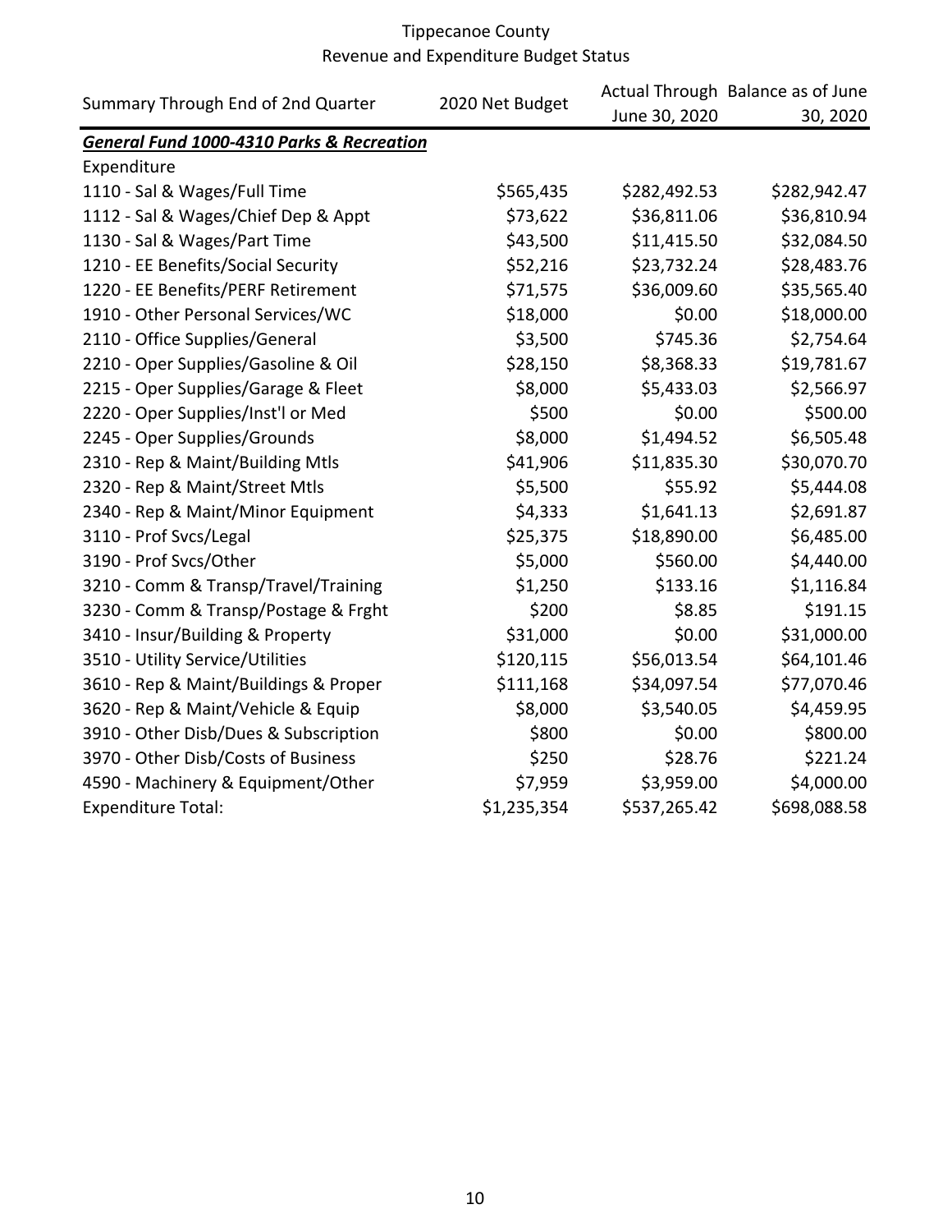# Tippecanoe County
## Revenue and Expenditure Budget Status

| Summary Through End of 2nd Quarter | 2020 Net Budget | Actual Through June 30, 2020 | Balance as of June 30, 2020 |
|---|---|---|---|
| ***General Fund 1000-4310 Parks & Recreation*** | | | |
| Expenditure | | | |
| 1110 - Sal & Wages/Full Time | $565,435 | $282,492.53 | $282,942.47 |
| 1112 - Sal & Wages/Chief Dep & Appt | $73,622 | $36,811.06 | $36,810.94 |
| 1130 - Sal & Wages/Part Time | $43,500 | $11,415.50 | $32,084.50 |
| 1210 - EE Benefits/Social Security | $52,216 | $23,732.24 | $28,483.76 |
| 1220 - EE Benefits/PERF Retirement | $71,575 | $36,009.60 | $35,565.40 |
| 1910 - Other Personal Services/WC | $18,000 | $0.00 | $18,000.00 |
| 2110 - Office Supplies/General | $3,500 | $745.36 | $2,754.64 |
| 2210 - Oper Supplies/Gasoline & Oil | $28,150 | $8,368.33 | $19,781.67 |
| 2215 - Oper Supplies/Garage & Fleet | $8,000 | $5,433.03 | $2,566.97 |
| 2220 - Oper Supplies/Inst'l or Med | $500 | $0.00 | $500.00 |
| 2245 - Oper Supplies/Grounds | $8,000 | $1,494.52 | $6,505.48 |
| 2310 - Rep & Maint/Building Mtls | $41,906 | $11,835.30 | $30,070.70 |
| 2320 - Rep & Maint/Street Mtls | $5,500 | $55.92 | $5,444.08 |
| 2340 - Rep & Maint/Minor Equipment | $4,333 | $1,641.13 | $2,691.87 |
| 3110 - Prof Svcs/Legal | $25,375 | $18,890.00 | $6,485.00 |
| 3190 - Prof Svcs/Other | $5,000 | $560.00 | $4,440.00 |
| 3210 - Comm & Transp/Travel/Training | $1,250 | $133.16 | $1,116.84 |
| 3230 - Comm & Transp/Postage & Frght | $200 | $8.85 | $191.15 |
| 3410 - Insur/Building & Property | $31,000 | $0.00 | $31,000.00 |
| 3510 - Utility Service/Utilities | $120,115 | $56,013.54 | $64,101.46 |
| 3610 - Rep & Maint/Buildings & Proper | $111,168 | $34,097.54 | $77,070.46 |
| 3620 - Rep & Maint/Vehicle & Equip | $8,000 | $3,540.05 | $4,459.95 |
| 3910 - Other Disb/Dues & Subscription | $800 | $0.00 | $800.00 |
| 3970 - Other Disb/Costs of Business | $250 | $28.76 | $221.24 |
| 4590 - Machinery & Equipment/Other | $7,959 | $3,959.00 | $4,000.00 |
| Expenditure Total: | $1,235,354 | $537,265.42 | $698,088.58 |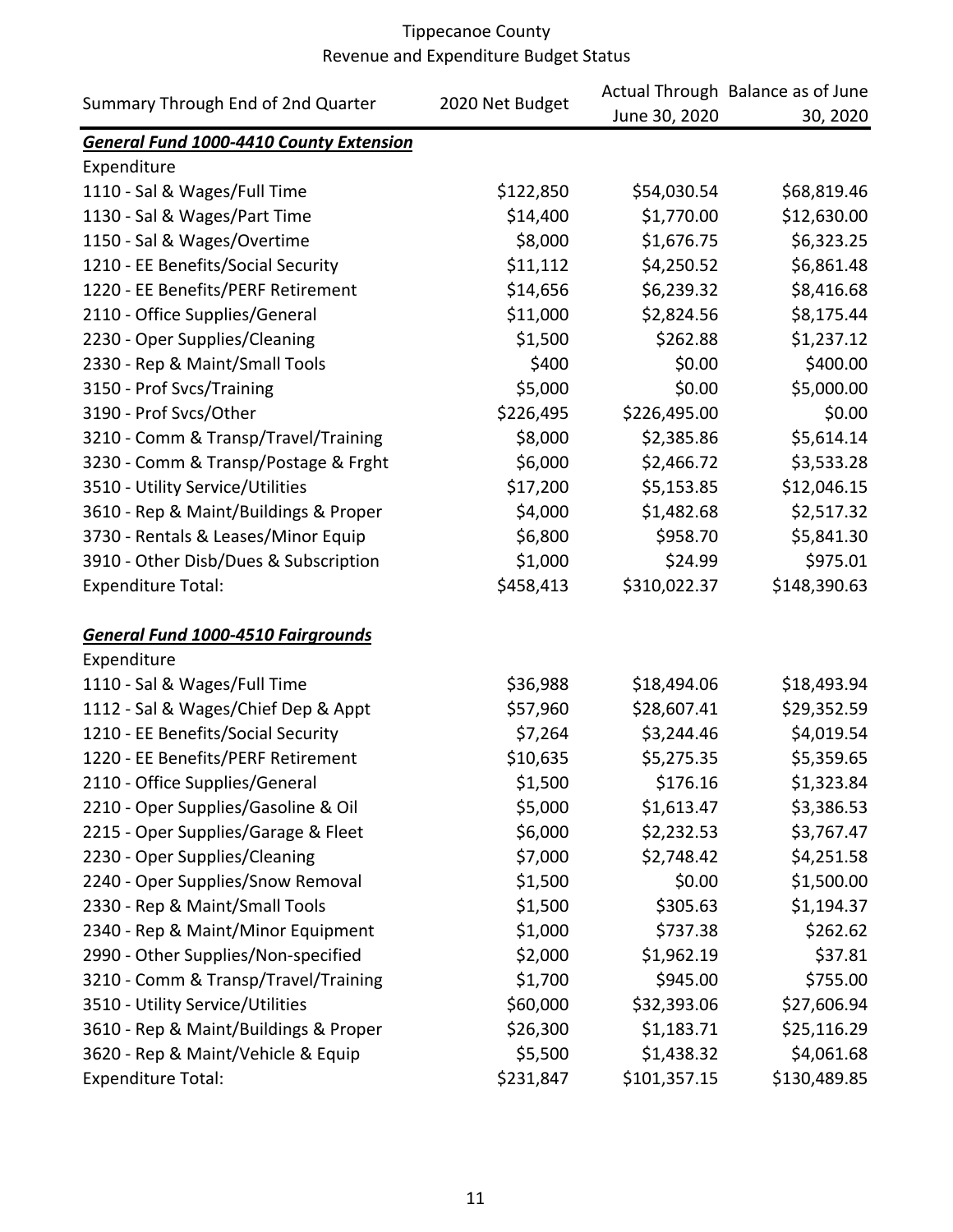Tippecanoe County
Revenue and Expenditure Budget Status

| Summary Through End of 2nd Quarter | 2020 Net Budget | Actual Through June 30, 2020 | Balance as of June 30, 2020 |
|---|---|---|---|
| ***General Fund 1000-4410 County Extension*** | | | |
| Expenditure | | | |
| 1110 - Sal & Wages/Full Time | $122,850 | $54,030.54 | $68,819.46 |
| 1130 - Sal & Wages/Part Time | $14,400 | $1,770.00 | $12,630.00 |
| 1150 - Sal & Wages/Overtime | $8,000 | $1,676.75 | $6,323.25 |
| 1210 - EE Benefits/Social Security | $11,112 | $4,250.52 | $6,861.48 |
| 1220 - EE Benefits/PERF Retirement | $14,656 | $6,239.32 | $8,416.68 |
| 2110 - Office Supplies/General | $11,000 | $2,824.56 | $8,175.44 |
| 2230 - Oper Supplies/Cleaning | $1,500 | $262.88 | $1,237.12 |
| 2330 - Rep & Maint/Small Tools | $400 | $0.00 | $400.00 |
| 3150 - Prof Svcs/Training | $5,000 | $0.00 | $5,000.00 |
| 3190 - Prof Svcs/Other | $226,495 | $226,495.00 | $0.00 |
| 3210 - Comm & Transp/Travel/Training | $8,000 | $2,385.86 | $5,614.14 |
| 3230 - Comm & Transp/Postage & Frght | $6,000 | $2,466.72 | $3,533.28 |
| 3510 - Utility Service/Utilities | $17,200 | $5,153.85 | $12,046.15 |
| 3610 - Rep & Maint/Buildings & Proper | $4,000 | $1,482.68 | $2,517.32 |
| 3730 - Rentals & Leases/Minor Equip | $6,800 | $958.70 | $5,841.30 |
| 3910 - Other Disb/Dues & Subscription | $1,000 | $24.99 | $975.01 |
| Expenditure Total: | $458,413 | $310,022.37 | $148,390.63 |
| | | | |
| ***General Fund 1000-4510 Fairgrounds*** | | | |
| Expenditure | | | |
| 1110 - Sal & Wages/Full Time | $36,988 | $18,494.06 | $18,493.94 |
| 1112 - Sal & Wages/Chief Dep & Appt | $57,960 | $28,607.41 | $29,352.59 |
| 1210 - EE Benefits/Social Security | $7,264 | $3,244.46 | $4,019.54 |
| 1220 - EE Benefits/PERF Retirement | $10,635 | $5,275.35 | $5,359.65 |
| 2110 - Office Supplies/General | $1,500 | $176.16 | $1,323.84 |
| 2210 - Oper Supplies/Gasoline & Oil | $5,000 | $1,613.47 | $3,386.53 |
| 2215 - Oper Supplies/Garage & Fleet | $6,000 | $2,232.53 | $3,767.47 |
| 2230 - Oper Supplies/Cleaning | $7,000 | $2,748.42 | $4,251.58 |
| 2240 - Oper Supplies/Snow Removal | $1,500 | $0.00 | $1,500.00 |
| 2330 - Rep & Maint/Small Tools | $1,500 | $305.63 | $1,194.37 |
| 2340 - Rep & Maint/Minor Equipment | $1,000 | $737.38 | $262.62 |
| 2990 - Other Supplies/Non-specified | $2,000 | $1,962.19 | $37.81 |
| 3210 - Comm & Transp/Travel/Training | $1,700 | $945.00 | $755.00 |
| 3510 - Utility Service/Utilities | $60,000 | $32,393.06 | $27,606.94 |
| 3610 - Rep & Maint/Buildings & Proper | $26,300 | $1,183.71 | $25,116.29 |
| 3620 - Rep & Maint/Vehicle & Equip | $5,500 | $1,438.32 | $4,061.68 |
| Expenditure Total: | $231,847 | $101,357.15 | $130,489.85 |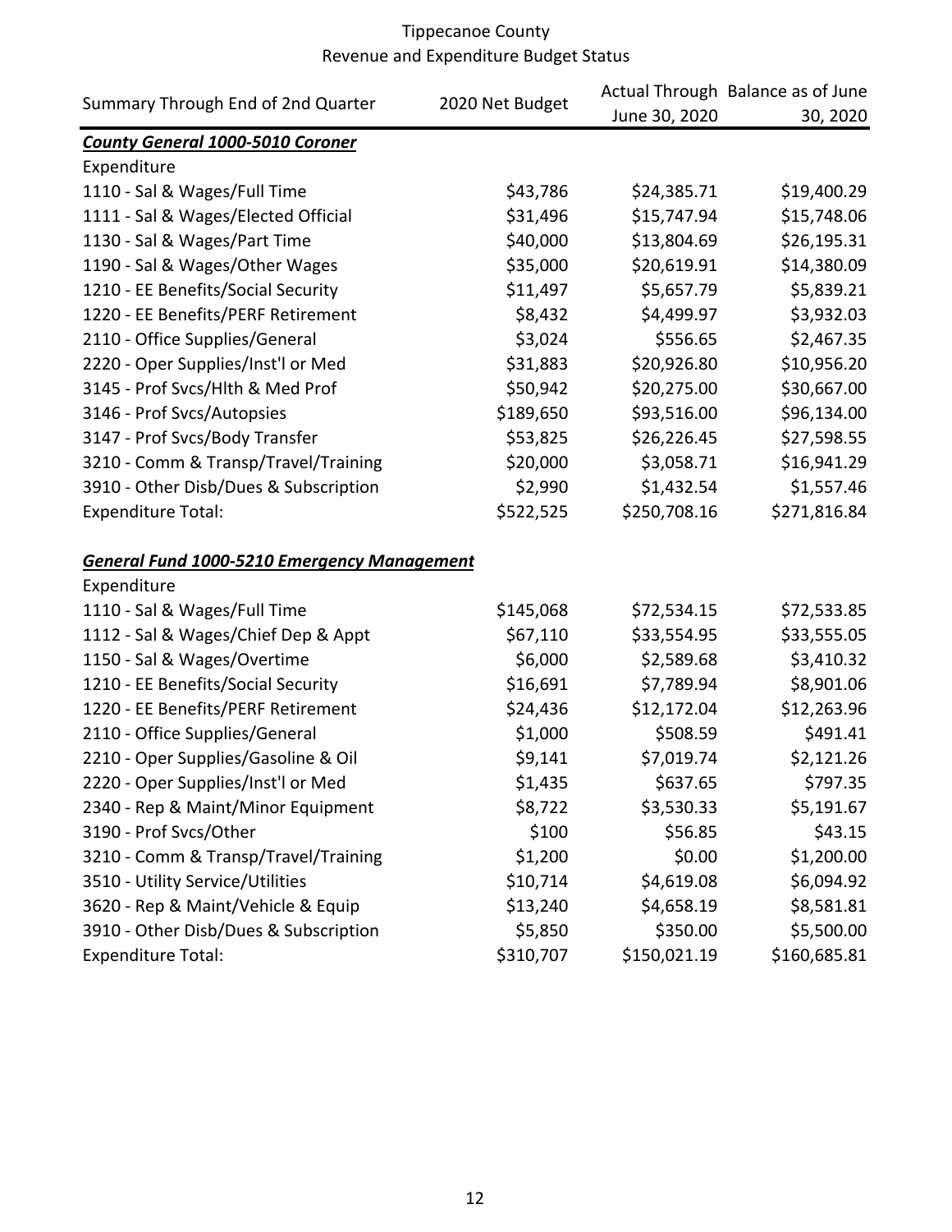# Tippecanoe County
## Revenue and Expenditure Budget Status

| Summary Through End of 2nd Quarter | 2020 Net Budget | Actual Through June 30, 2020 | Balance as of June 30, 2020 |
|---|---|---|---|
| ***County General 1000-5010 Coroner*** | | | |
| Expenditure | | | |
| 1110 - Sal & Wages/Full Time | $43,786 | $24,385.71 | $19,400.29 |
| 1111 - Sal & Wages/Elected Official | $31,496 | $15,747.94 | $15,748.06 |
| 1130 - Sal & Wages/Part Time | $40,000 | $13,804.69 | $26,195.31 |
| 1190 - Sal & Wages/Other Wages | $35,000 | $20,619.91 | $14,380.09 |
| 1210 - EE Benefits/Social Security | $11,497 | $5,657.79 | $5,839.21 |
| 1220 - EE Benefits/PERF Retirement | $8,432 | $4,499.97 | $3,932.03 |
| 2110 - Office Supplies/General | $3,024 | $556.65 | $2,467.35 |
| 2220 - Oper Supplies/Inst'l or Med | $31,883 | $20,926.80 | $10,956.20 |
| 3145 - Prof Svcs/Hlth & Med Prof | $50,942 | $20,275.00 | $30,667.00 |
| 3146 - Prof Svcs/Autopsies | $189,650 | $93,516.00 | $96,134.00 |
| 3147 - Prof Svcs/Body Transfer | $53,825 | $26,226.45 | $27,598.55 |
| 3210 - Comm & Transp/Travel/Training | $20,000 | $3,058.71 | $16,941.29 |
| 3910 - Other Disb/Dues & Subscription | $2,990 | $1,432.54 | $1,557.46 |
| Expenditure Total: | $522,525 | $250,708.16 | $271,816.84 |
| | | | |
| ***General Fund 1000-5210 Emergency Management*** | | | |
| Expenditure | | | |
| 1110 - Sal & Wages/Full Time | $145,068 | $72,534.15 | $72,533.85 |
| 1112 - Sal & Wages/Chief Dep & Appt | $67,110 | $33,554.95 | $33,555.05 |
| 1150 - Sal & Wages/Overtime | $6,000 | $2,589.68 | $3,410.32 |
| 1210 - EE Benefits/Social Security | $16,691 | $7,789.94 | $8,901.06 |
| 1220 - EE Benefits/PERF Retirement | $24,436 | $12,172.04 | $12,263.96 |
| 2110 - Office Supplies/General | $1,000 | $508.59 | $491.41 |
| 2210 - Oper Supplies/Gasoline & Oil | $9,141 | $7,019.74 | $2,121.26 |
| 2220 - Oper Supplies/Inst'l or Med | $1,435 | $637.65 | $797.35 |
| 2340 - Rep & Maint/Minor Equipment | $8,722 | $3,530.33 | $5,191.67 |
| 3190 - Prof Svcs/Other | $100 | $56.85 | $43.15 |
| 3210 - Comm & Transp/Travel/Training | $1,200 | $0.00 | $1,200.00 |
| 3510 - Utility Service/Utilities | $10,714 | $4,619.08 | $6,094.92 |
| 3620 - Rep & Maint/Vehicle & Equip | $13,240 | $4,658.19 | $8,581.81 |
| 3910 - Other Disb/Dues & Subscription | $5,850 | $350.00 | $5,500.00 |
| Expenditure Total: | $310,707 | $150,021.19 | $160,685.81 |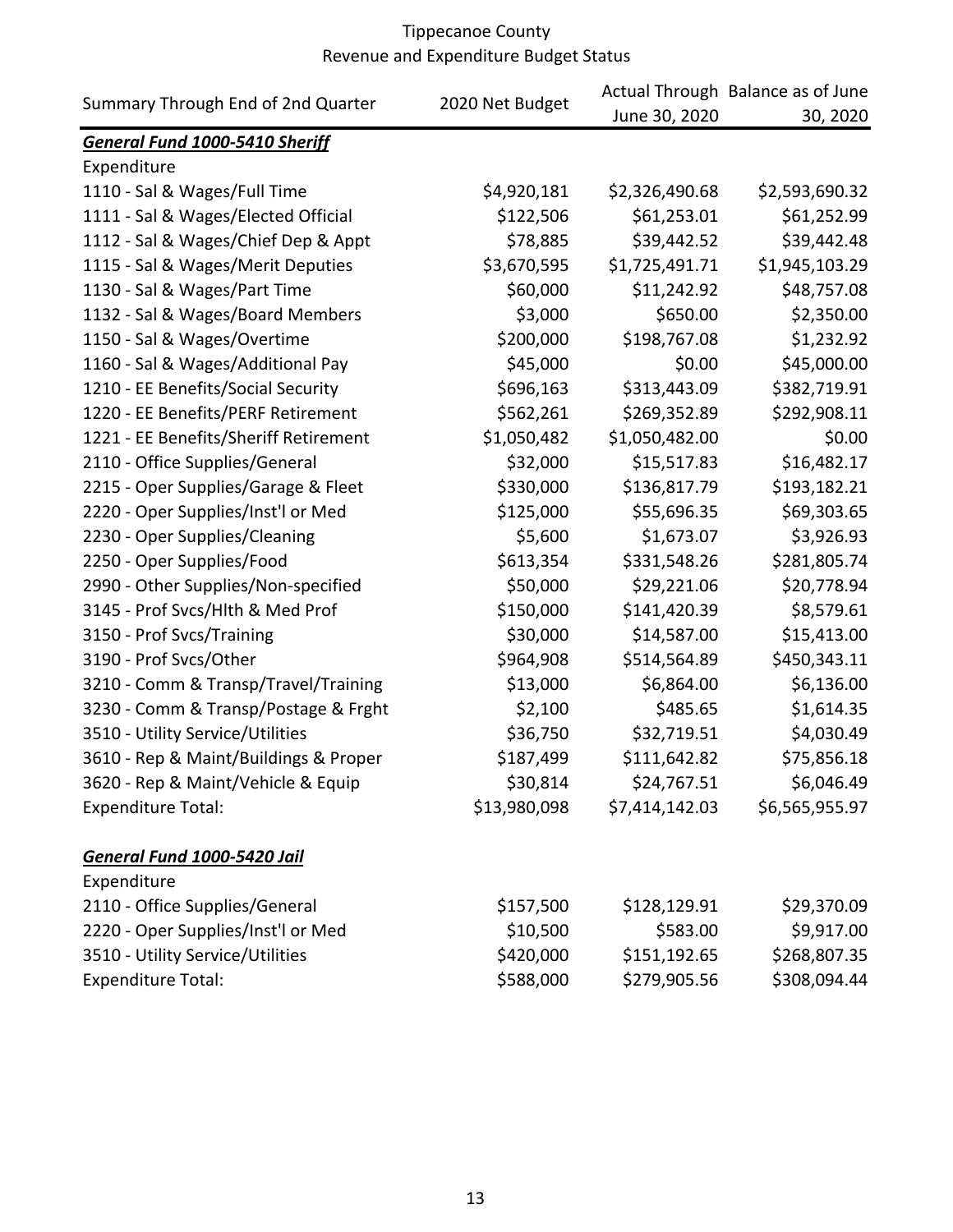Tippecanoe County
Revenue and Expenditure Budget Status

| Summary Through End of 2nd Quarter | 2020 Net Budget | Actual Through June 30, 2020 | Balance as of June 30, 2020 |
|---|---|---|---|
| ***General Fund 1000-5410 Sheriff*** | | | |
| Expenditure | | | |
| 1110 - Sal & Wages/Full Time | $4,920,181 | $2,326,490.68 | $2,593,690.32 |
| 1111 - Sal & Wages/Elected Official | $122,506 | $61,253.01 | $61,252.99 |
| 1112 - Sal & Wages/Chief Dep & Appt | $78,885 | $39,442.52 | $39,442.48 |
| 1115 - Sal & Wages/Merit Deputies | $3,670,595 | $1,725,491.71 | $1,945,103.29 |
| 1130 - Sal & Wages/Part Time | $60,000 | $11,242.92 | $48,757.08 |
| 1132 - Sal & Wages/Board Members | $3,000 | $650.00 | $2,350.00 |
| 1150 - Sal & Wages/Overtime | $200,000 | $198,767.08 | $1,232.92 |
| 1160 - Sal & Wages/Additional Pay | $45,000 | $0.00 | $45,000.00 |
| 1210 - EE Benefits/Social Security | $696,163 | $313,443.09 | $382,719.91 |
| 1220 - EE Benefits/PERF Retirement | $562,261 | $269,352.89 | $292,908.11 |
| 1221 - EE Benefits/Sheriff Retirement | $1,050,482 | $1,050,482.00 | $0.00 |
| 2110 - Office Supplies/General | $32,000 | $15,517.83 | $16,482.17 |
| 2215 - Oper Supplies/Garage & Fleet | $330,000 | $136,817.79 | $193,182.21 |
| 2220 - Oper Supplies/Inst'l or Med | $125,000 | $55,696.35 | $69,303.65 |
| 2230 - Oper Supplies/Cleaning | $5,600 | $1,673.07 | $3,926.93 |
| 2250 - Oper Supplies/Food | $613,354 | $331,548.26 | $281,805.74 |
| 2990 - Other Supplies/Non-specified | $50,000 | $29,221.06 | $20,778.94 |
| 3145 - Prof Svcs/Hlth & Med Prof | $150,000 | $141,420.39 | $8,579.61 |
| 3150 - Prof Svcs/Training | $30,000 | $14,587.00 | $15,413.00 |
| 3190 - Prof Svcs/Other | $964,908 | $514,564.89 | $450,343.11 |
| 3210 - Comm & Transp/Travel/Training | $13,000 | $6,864.00 | $6,136.00 |
| 3230 - Comm & Transp/Postage & Frght | $2,100 | $485.65 | $1,614.35 |
| 3510 - Utility Service/Utilities | $36,750 | $32,719.51 | $4,030.49 |
| 3610 - Rep & Maint/Buildings & Proper | $187,499 | $111,642.82 | $75,856.18 |
| 3620 - Rep & Maint/Vehicle & Equip | $30,814 | $24,767.51 | $6,046.49 |
| Expenditure Total: | $13,980,098 | $7,414,142.03 | $6,565,955.97 |
| | | | |
| ***General Fund 1000-5420 Jail*** | | | |
| Expenditure | | | |
| 2110 - Office Supplies/General | $157,500 | $128,129.91 | $29,370.09 |
| 2220 - Oper Supplies/Inst'l or Med | $10,500 | $583.00 | $9,917.00 |
| 3510 - Utility Service/Utilities | $420,000 | $151,192.65 | $268,807.35 |
| Expenditure Total: | $588,000 | $279,905.56 | $308,094.44 |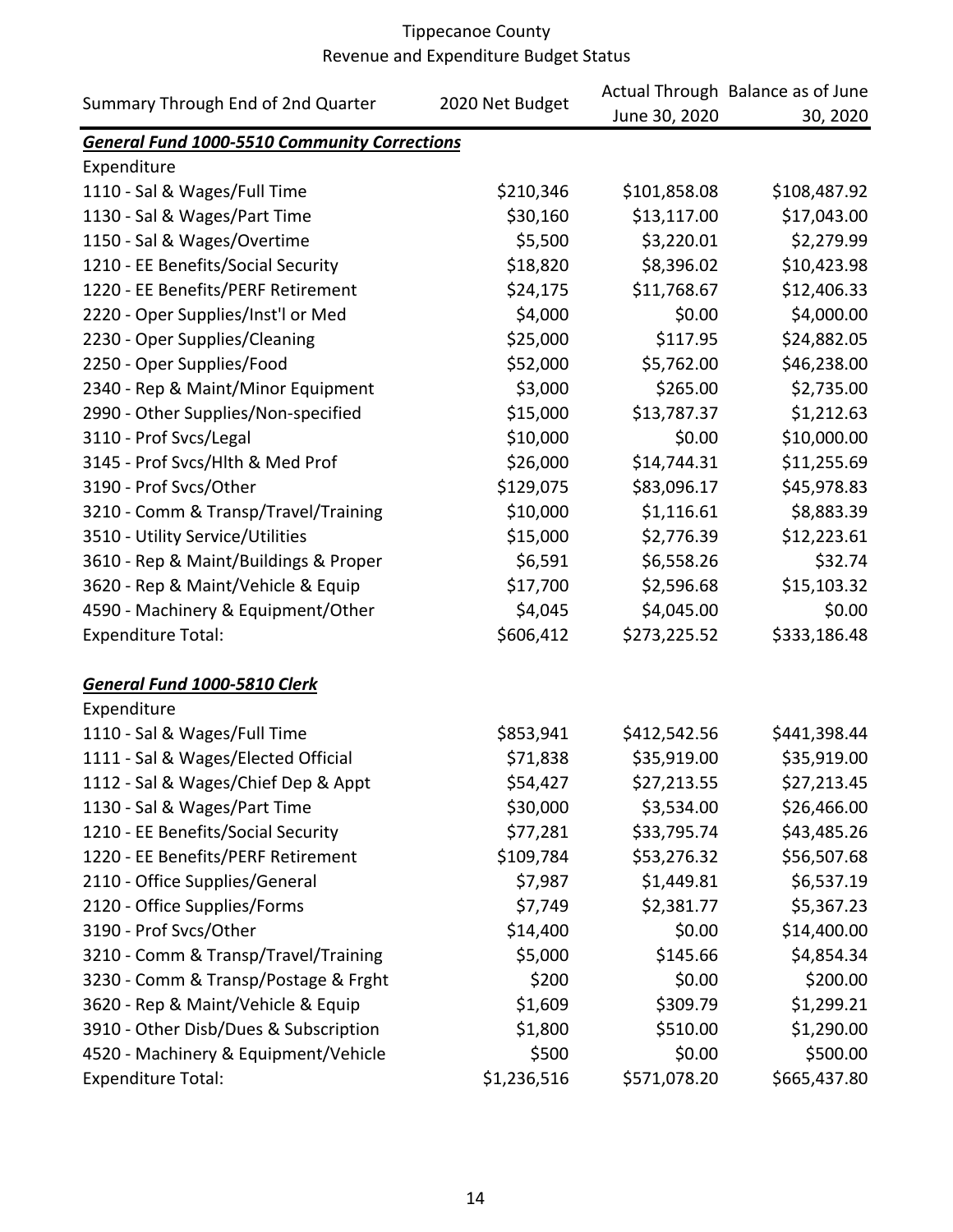Tippecanoe County
Revenue and Expenditure Budget Status

| Summary Through End of 2nd Quarter | 2020 Net Budget | Actual Through June 30, 2020 | Balance as of June 30, 2020 |
|---|---|---|---|
| ***General Fund 1000-5510 Community Corrections*** | | | |
| Expenditure | | | |
| 1110 - Sal & Wages/Full Time | $210,346 | $101,858.08 | $108,487.92 |
| 1130 - Sal & Wages/Part Time | $30,160 | $13,117.00 | $17,043.00 |
| 1150 - Sal & Wages/Overtime | $5,500 | $3,220.01 | $2,279.99 |
| 1210 - EE Benefits/Social Security | $18,820 | $8,396.02 | $10,423.98 |
| 1220 - EE Benefits/PERF Retirement | $24,175 | $11,768.67 | $12,406.33 |
| 2220 - Oper Supplies/Inst'l or Med | $4,000 | $0.00 | $4,000.00 |
| 2230 - Oper Supplies/Cleaning | $25,000 | $117.95 | $24,882.05 |
| 2250 - Oper Supplies/Food | $52,000 | $5,762.00 | $46,238.00 |
| 2340 - Rep & Maint/Minor Equipment | $3,000 | $265.00 | $2,735.00 |
| 2990 - Other Supplies/Non-specified | $15,000 | $13,787.37 | $1,212.63 |
| 3110 - Prof Svcs/Legal | $10,000 | $0.00 | $10,000.00 |
| 3145 - Prof Svcs/Hlth & Med Prof | $26,000 | $14,744.31 | $11,255.69 |
| 3190 - Prof Svcs/Other | $129,075 | $83,096.17 | $45,978.83 |
| 3210 - Comm & Transp/Travel/Training | $10,000 | $1,116.61 | $8,883.39 |
| 3510 - Utility Service/Utilities | $15,000 | $2,776.39 | $12,223.61 |
| 3610 - Rep & Maint/Buildings & Proper | $6,591 | $6,558.26 | $32.74 |
| 3620 - Rep & Maint/Vehicle & Equip | $17,700 | $2,596.68 | $15,103.32 |
| 4590 - Machinery & Equipment/Other | $4,045 | $4,045.00 | $0.00 |
| Expenditure Total: | $606,412 | $273,225.52 | $333,186.48 |
| | | | |
| ***General Fund 1000-5810 Clerk*** | | | |
| Expenditure | | | |
| 1110 - Sal & Wages/Full Time | $853,941 | $412,542.56 | $441,398.44 |
| 1111 - Sal & Wages/Elected Official | $71,838 | $35,919.00 | $35,919.00 |
| 1112 - Sal & Wages/Chief Dep & Appt | $54,427 | $27,213.55 | $27,213.45 |
| 1130 - Sal & Wages/Part Time | $30,000 | $3,534.00 | $26,466.00 |
| 1210 - EE Benefits/Social Security | $77,281 | $33,795.74 | $43,485.26 |
| 1220 - EE Benefits/PERF Retirement | $109,784 | $53,276.32 | $56,507.68 |
| 2110 - Office Supplies/General | $7,987 | $1,449.81 | $6,537.19 |
| 2120 - Office Supplies/Forms | $7,749 | $2,381.77 | $5,367.23 |
| 3190 - Prof Svcs/Other | $14,400 | $0.00 | $14,400.00 |
| 3210 - Comm & Transp/Travel/Training | $5,000 | $145.66 | $4,854.34 |
| 3230 - Comm & Transp/Postage & Frght | $200 | $0.00 | $200.00 |
| 3620 - Rep & Maint/Vehicle & Equip | $1,609 | $309.79 | $1,299.21 |
| 3910 - Other Disb/Dues & Subscription | $1,800 | $510.00 | $1,290.00 |
| 4520 - Machinery & Equipment/Vehicle | $500 | $0.00 | $500.00 |
| Expenditure Total: | $1,236,516 | $571,078.20 | $665,437.80 |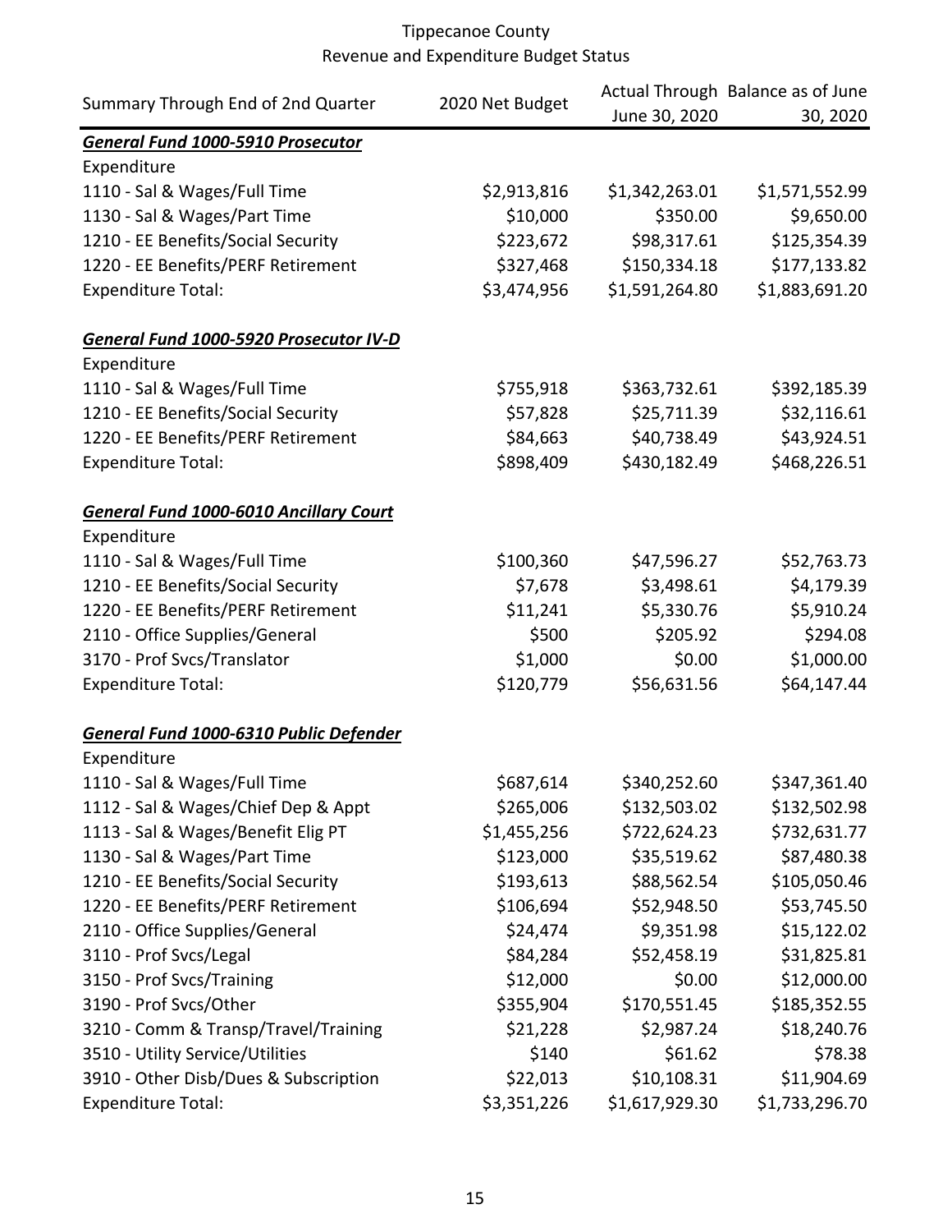Tippecanoe County
Revenue and Expenditure Budget Status

| Summary Through End of 2nd Quarter | 2020 Net Budget | Actual Through June 30, 2020 | Balance as of June 30, 2020 |
|---|---|---|---|
| ***General Fund 1000-5910 Prosecutor*** | | | |
| Expenditure | | | |
| 1110 - Sal & Wages/Full Time | $2,913,816 | $1,342,263.01 | $1,571,552.99 |
| 1130 - Sal & Wages/Part Time | $10,000 | $350.00 | $9,650.00 |
| 1210 - EE Benefits/Social Security | $223,672 | $98,317.61 | $125,354.39 |
| 1220 - EE Benefits/PERF Retirement | $327,468 | $150,334.18 | $177,133.82 |
| Expenditure Total: | $3,474,956 | $1,591,264.80 | $1,883,691.20 |
| | | | |
| ***General Fund 1000-5920 Prosecutor IV-D*** | | | |
| Expenditure | | | |
| 1110 - Sal & Wages/Full Time | $755,918 | $363,732.61 | $392,185.39 |
| 1210 - EE Benefits/Social Security | $57,828 | $25,711.39 | $32,116.61 |
| 1220 - EE Benefits/PERF Retirement | $84,663 | $40,738.49 | $43,924.51 |
| Expenditure Total: | $898,409 | $430,182.49 | $468,226.51 |
| | | | |
| ***General Fund 1000-6010 Ancillary Court*** | | | |
| Expenditure | | | |
| 1110 - Sal & Wages/Full Time | $100,360 | $47,596.27 | $52,763.73 |
| 1210 - EE Benefits/Social Security | $7,678 | $3,498.61 | $4,179.39 |
| 1220 - EE Benefits/PERF Retirement | $11,241 | $5,330.76 | $5,910.24 |
| 2110 - Office Supplies/General | $500 | $205.92 | $294.08 |
| 3170 - Prof Svcs/Translator | $1,000 | $0.00 | $1,000.00 |
| Expenditure Total: | $120,779 | $56,631.56 | $64,147.44 |
| | | | |
| ***General Fund 1000-6310 Public Defender*** | | | |
| Expenditure | | | |
| 1110 - Sal & Wages/Full Time | $687,614 | $340,252.60 | $347,361.40 |
| 1112 - Sal & Wages/Chief Dep & Appt | $265,006 | $132,503.02 | $132,502.98 |
| 1113 - Sal & Wages/Benefit Elig PT | $1,455,256 | $722,624.23 | $732,631.77 |
| 1130 - Sal & Wages/Part Time | $123,000 | $35,519.62 | $87,480.38 |
| 1210 - EE Benefits/Social Security | $193,613 | $88,562.54 | $105,050.46 |
| 1220 - EE Benefits/PERF Retirement | $106,694 | $52,948.50 | $53,745.50 |
| 2110 - Office Supplies/General | $24,474 | $9,351.98 | $15,122.02 |
| 3110 - Prof Svcs/Legal | $84,284 | $52,458.19 | $31,825.81 |
| 3150 - Prof Svcs/Training | $12,000 | $0.00 | $12,000.00 |
| 3190 - Prof Svcs/Other | $355,904 | $170,551.45 | $185,352.55 |
| 3210 - Comm & Transp/Travel/Training | $21,228 | $2,987.24 | $18,240.76 |
| 3510 - Utility Service/Utilities | $140 | $61.62 | $78.38 |
| 3910 - Other Disb/Dues & Subscription | $22,013 | $10,108.31 | $11,904.69 |
| Expenditure Total: | $3,351,226 | $1,617,929.30 | $1,733,296.70 |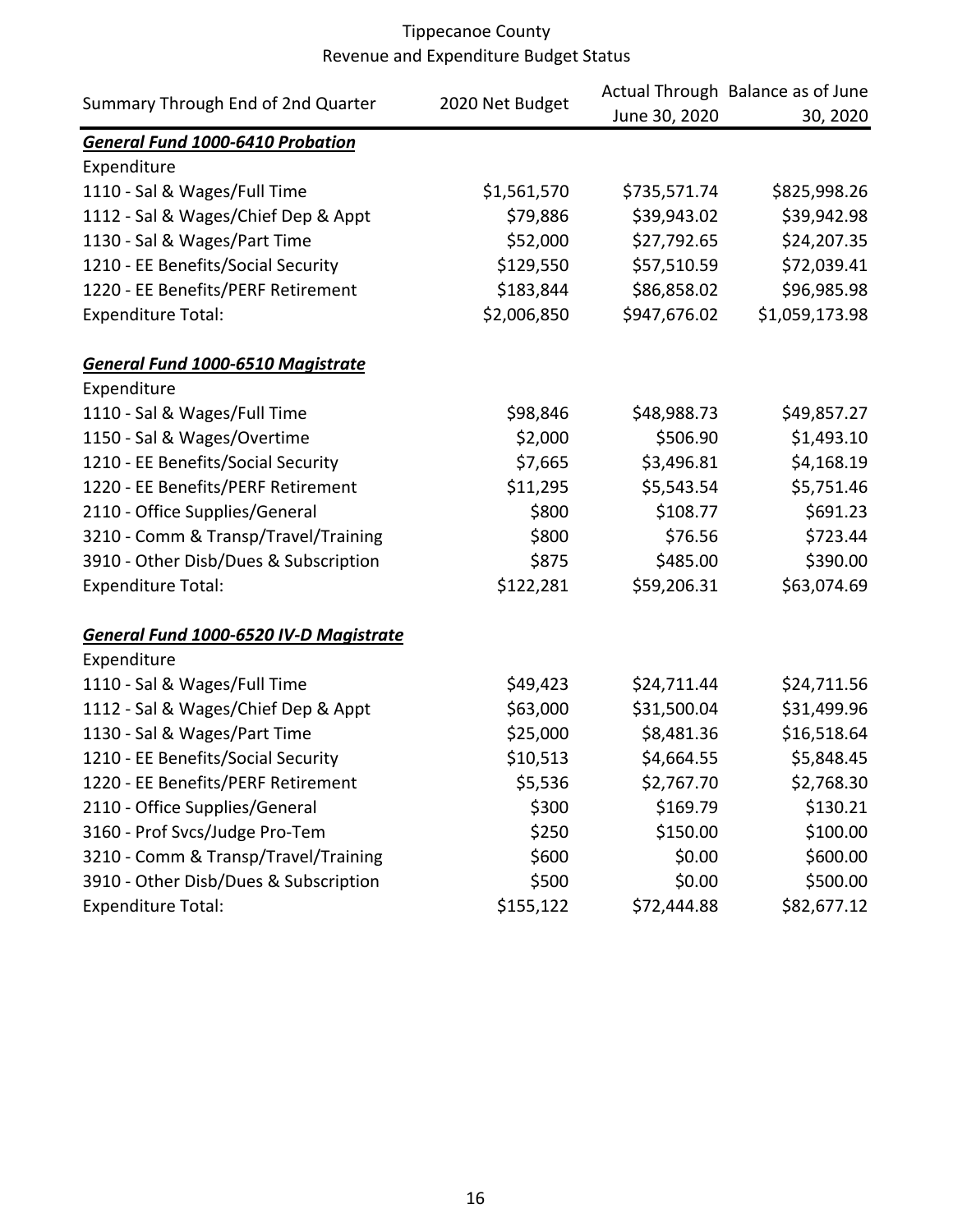Tippecanoe County
Revenue and Expenditure Budget Status

| Summary Through End of 2nd Quarter | 2020 Net Budget | Actual Through June 30, 2020 | Balance as of June 30, 2020 |
|---|---|---|---|
| ***General Fund 1000-6410 Probation*** | | | |
| Expenditure | | | |
| 1110 - Sal & Wages/Full Time | $1,561,570 | $735,571.74 | $825,998.26 |
| 1112 - Sal & Wages/Chief Dep & Appt | $79,886 | $39,943.02 | $39,942.98 |
| 1130 - Sal & Wages/Part Time | $52,000 | $27,792.65 | $24,207.35 |
| 1210 - EE Benefits/Social Security | $129,550 | $57,510.59 | $72,039.41 |
| 1220 - EE Benefits/PERF Retirement | $183,844 | $86,858.02 | $96,985.98 |
| Expenditure Total: | $2,006,850 | $947,676.02 | $1,059,173.98 |
| | | | |
| ***General Fund 1000-6510 Magistrate*** | | | |
| Expenditure | | | |
| 1110 - Sal & Wages/Full Time | $98,846 | $48,988.73 | $49,857.27 |
| 1150 - Sal & Wages/Overtime | $2,000 | $506.90 | $1,493.10 |
| 1210 - EE Benefits/Social Security | $7,665 | $3,496.81 | $4,168.19 |
| 1220 - EE Benefits/PERF Retirement | $11,295 | $5,543.54 | $5,751.46 |
| 2110 - Office Supplies/General | $800 | $108.77 | $691.23 |
| 3210 - Comm & Transp/Travel/Training | $800 | $76.56 | $723.44 |
| 3910 - Other Disb/Dues & Subscription | $875 | $485.00 | $390.00 |
| Expenditure Total: | $122,281 | $59,206.31 | $63,074.69 |
| | | | |
| ***General Fund 1000-6520 IV-D Magistrate*** | | | |
| Expenditure | | | |
| 1110 - Sal & Wages/Full Time | $49,423 | $24,711.44 | $24,711.56 |
| 1112 - Sal & Wages/Chief Dep & Appt | $63,000 | $31,500.04 | $31,499.96 |
| 1130 - Sal & Wages/Part Time | $25,000 | $8,481.36 | $16,518.64 |
| 1210 - EE Benefits/Social Security | $10,513 | $4,664.55 | $5,848.45 |
| 1220 - EE Benefits/PERF Retirement | $5,536 | $2,767.70 | $2,768.30 |
| 2110 - Office Supplies/General | $300 | $169.79 | $130.21 |
| 3160 - Prof Svcs/Judge Pro-Tem | $250 | $150.00 | $100.00 |
| 3210 - Comm & Transp/Travel/Training | $600 | $0.00 | $600.00 |
| 3910 - Other Disb/Dues & Subscription | $500 | $0.00 | $500.00 |
| Expenditure Total: | $155,122 | $72,444.88 | $82,677.12 |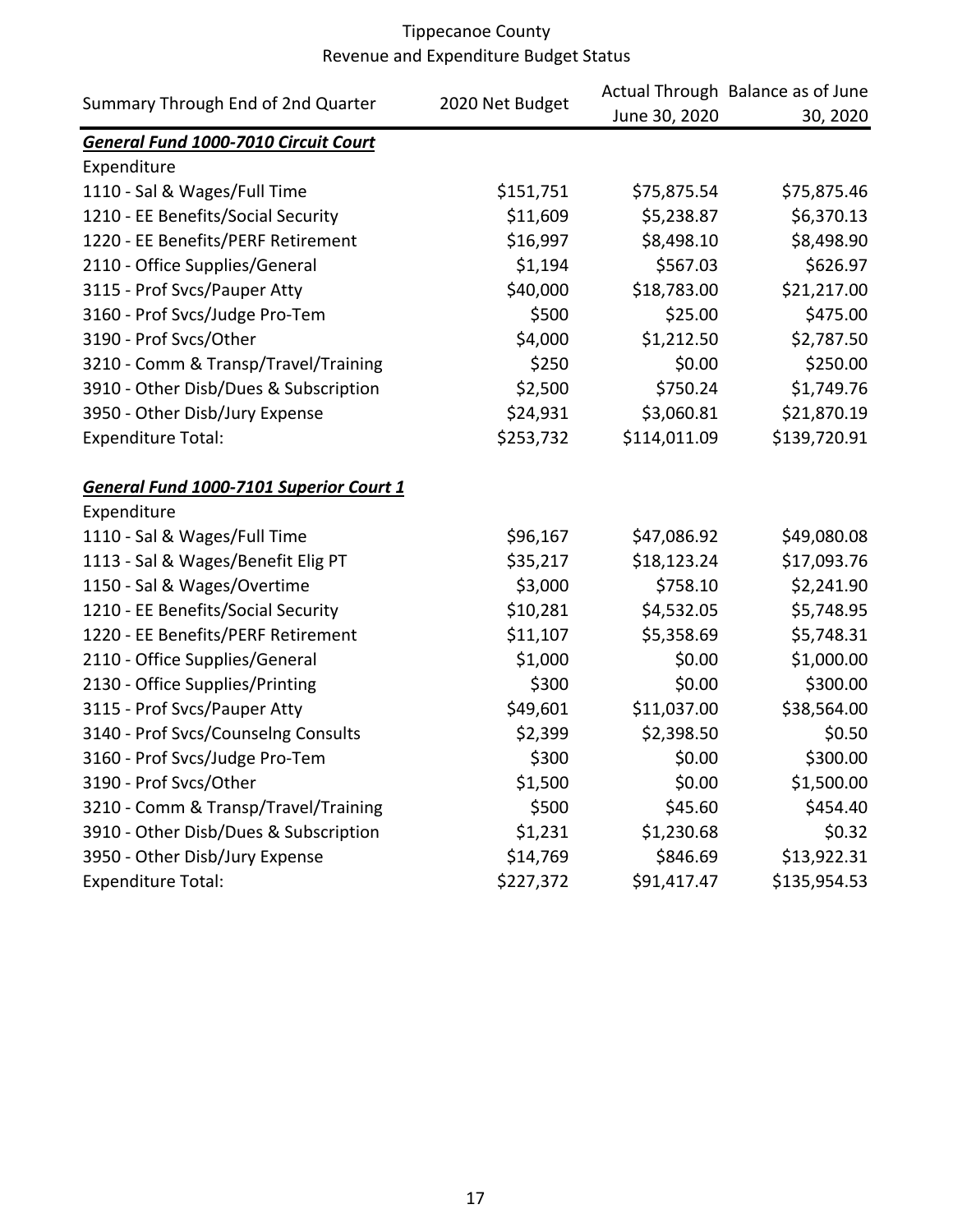Tippecanoe County
Revenue and Expenditure Budget Status

| Summary Through End of 2nd Quarter | 2020 Net Budget | Actual Through June 30, 2020 | Balance as of June 30, 2020 |
|---|---|---|---|
| ***General Fund 1000-7010 Circuit Court*** | | | |
| Expenditure | | | |
| 1110 - Sal & Wages/Full Time | $151,751 | $75,875.54 | $75,875.46 |
| 1210 - EE Benefits/Social Security | $11,609 | $5,238.87 | $6,370.13 |
| 1220 - EE Benefits/PERF Retirement | $16,997 | $8,498.10 | $8,498.90 |
| 2110 - Office Supplies/General | $1,194 | $567.03 | $626.97 |
| 3115 - Prof Svcs/Pauper Atty | $40,000 | $18,783.00 | $21,217.00 |
| 3160 - Prof Svcs/Judge Pro-Tem | $500 | $25.00 | $475.00 |
| 3190 - Prof Svcs/Other | $4,000 | $1,212.50 | $2,787.50 |
| 3210 - Comm & Transp/Travel/Training | $250 | $0.00 | $250.00 |
| 3910 - Other Disb/Dues & Subscription | $2,500 | $750.24 | $1,749.76 |
| 3950 - Other Disb/Jury Expense | $24,931 | $3,060.81 | $21,870.19 |
| Expenditure Total: | $253,732 | $114,011.09 | $139,720.91 |
| | | | |
| ***General Fund 1000-7101 Superior Court 1*** | | | |
| Expenditure | | | |
| 1110 - Sal & Wages/Full Time | $96,167 | $47,086.92 | $49,080.08 |
| 1113 - Sal & Wages/Benefit Elig PT | $35,217 | $18,123.24 | $17,093.76 |
| 1150 - Sal & Wages/Overtime | $3,000 | $758.10 | $2,241.90 |
| 1210 - EE Benefits/Social Security | $10,281 | $4,532.05 | $5,748.95 |
| 1220 - EE Benefits/PERF Retirement | $11,107 | $5,358.69 | $5,748.31 |
| 2110 - Office Supplies/General | $1,000 | $0.00 | $1,000.00 |
| 2130 - Office Supplies/Printing | $300 | $0.00 | $300.00 |
| 3115 - Prof Svcs/Pauper Atty | $49,601 | $11,037.00 | $38,564.00 |
| 3140 - Prof Svcs/Counselng Consults | $2,399 | $2,398.50 | $0.50 |
| 3160 - Prof Svcs/Judge Pro-Tem | $300 | $0.00 | $300.00 |
| 3190 - Prof Svcs/Other | $1,500 | $0.00 | $1,500.00 |
| 3210 - Comm & Transp/Travel/Training | $500 | $45.60 | $454.40 |
| 3910 - Other Disb/Dues & Subscription | $1,231 | $1,230.68 | $0.32 |
| 3950 - Other Disb/Jury Expense | $14,769 | $846.69 | $13,922.31 |
| Expenditure Total: | $227,372 | $91,417.47 | $135,954.53 |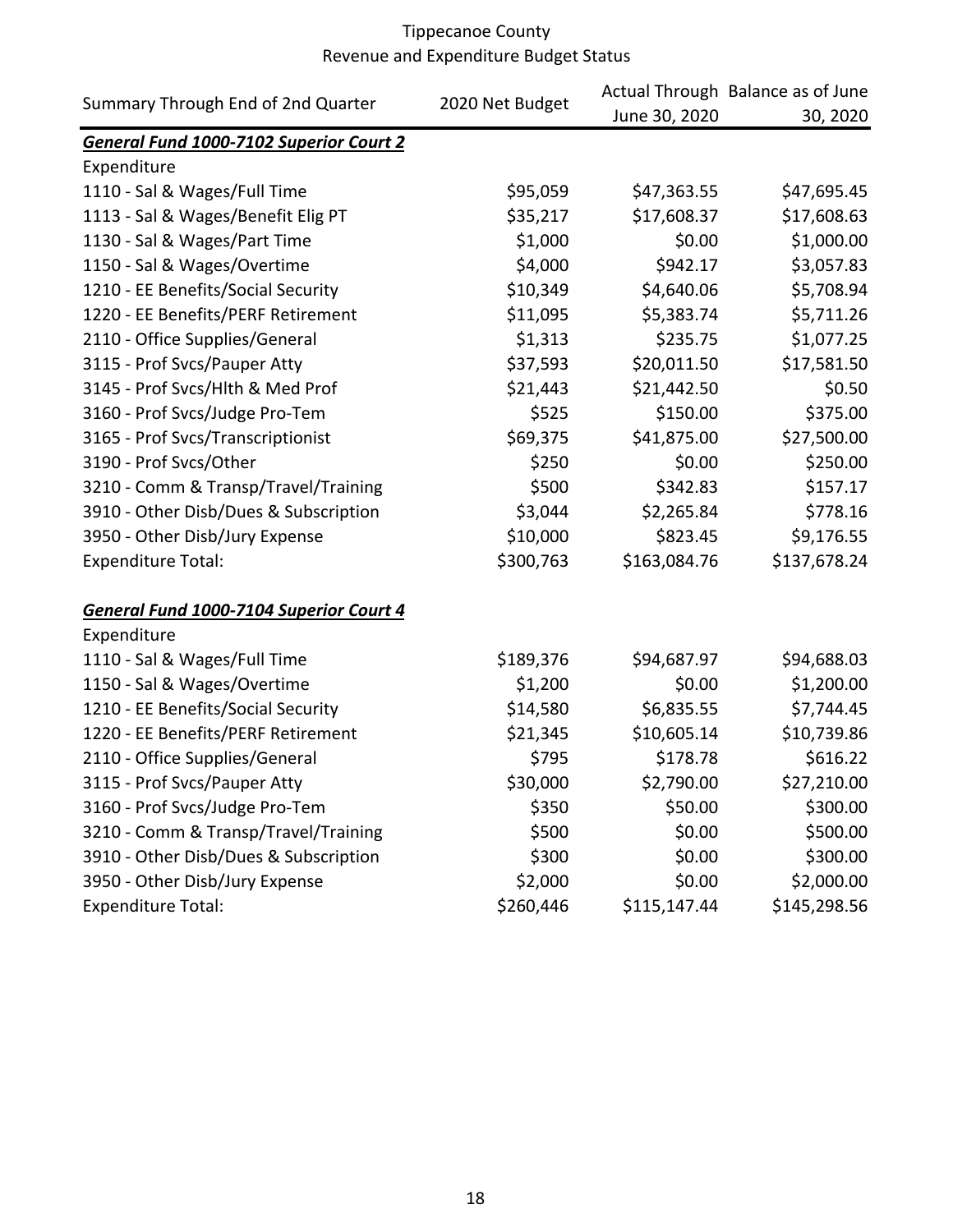# Tippecanoe County
## Revenue and Expenditure Budget Status

| Summary Through End of 2nd Quarter | 2020 Net Budget | Actual Through June 30, 2020 | Balance as of June 30, 2020 |
|---|---|---|---|
| ***General Fund 1000-7102 Superior Court 2*** | | | |
| Expenditure | | | |
| 1110 - Sal & Wages/Full Time | $95,059 | $47,363.55 | $47,695.45 |
| 1113 - Sal & Wages/Benefit Elig PT | $35,217 | $17,608.37 | $17,608.63 |
| 1130 - Sal & Wages/Part Time | $1,000 | $0.00 | $1,000.00 |
| 1150 - Sal & Wages/Overtime | $4,000 | $942.17 | $3,057.83 |
| 1210 - EE Benefits/Social Security | $10,349 | $4,640.06 | $5,708.94 |
| 1220 - EE Benefits/PERF Retirement | $11,095 | $5,383.74 | $5,711.26 |
| 2110 - Office Supplies/General | $1,313 | $235.75 | $1,077.25 |
| 3115 - Prof Svcs/Pauper Atty | $37,593 | $20,011.50 | $17,581.50 |
| 3145 - Prof Svcs/Hlth & Med Prof | $21,443 | $21,442.50 | $0.50 |
| 3160 - Prof Svcs/Judge Pro-Tem | $525 | $150.00 | $375.00 |
| 3165 - Prof Svcs/Transcriptionist | $69,375 | $41,875.00 | $27,500.00 |
| 3190 - Prof Svcs/Other | $250 | $0.00 | $250.00 |
| 3210 - Comm & Transp/Travel/Training | $500 | $342.83 | $157.17 |
| 3910 - Other Disb/Dues & Subscription | $3,044 | $2,265.84 | $778.16 |
| 3950 - Other Disb/Jury Expense | $10,000 | $823.45 | $9,176.55 |
| Expenditure Total: | $300,763 | $163,084.76 | $137,678.24 |
| | | | |
| ***General Fund 1000-7104 Superior Court 4*** | | | |
| Expenditure | | | |
| 1110 - Sal & Wages/Full Time | $189,376 | $94,687.97 | $94,688.03 |
| 1150 - Sal & Wages/Overtime | $1,200 | $0.00 | $1,200.00 |
| 1210 - EE Benefits/Social Security | $14,580 | $6,835.55 | $7,744.45 |
| 1220 - EE Benefits/PERF Retirement | $21,345 | $10,605.14 | $10,739.86 |
| 2110 - Office Supplies/General | $795 | $178.78 | $616.22 |
| 3115 - Prof Svcs/Pauper Atty | $30,000 | $2,790.00 | $27,210.00 |
| 3160 - Prof Svcs/Judge Pro-Tem | $350 | $50.00 | $300.00 |
| 3210 - Comm & Transp/Travel/Training | $500 | $0.00 | $500.00 |
| 3910 - Other Disb/Dues & Subscription | $300 | $0.00 | $300.00 |
| 3950 - Other Disb/Jury Expense | $2,000 | $0.00 | $2,000.00 |
| Expenditure Total: | $260,446 | $115,147.44 | $145,298.56 |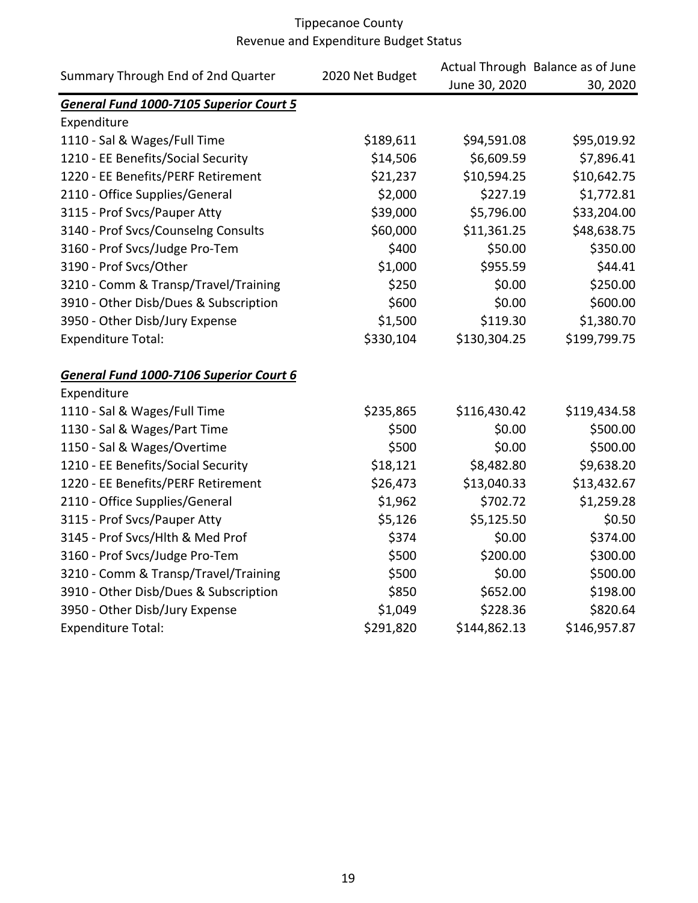Tippecanoe County
Revenue and Expenditure Budget Status

| Summary Through End of 2nd Quarter | 2020 Net Budget | Actual Through June 30, 2020 | Balance as of June 30, 2020 |
|---|---|---|---|
| ***General Fund 1000-7105 Superior Court 5*** | | | |
| Expenditure | | | |
| 1110 - Sal & Wages/Full Time | $189,611 | $94,591.08 | $95,019.92 |
| 1210 - EE Benefits/Social Security | $14,506 | $6,609.59 | $7,896.41 |
| 1220 - EE Benefits/PERF Retirement | $21,237 | $10,594.25 | $10,642.75 |
| 2110 - Office Supplies/General | $2,000 | $227.19 | $1,772.81 |
| 3115 - Prof Svcs/Pauper Atty | $39,000 | $5,796.00 | $33,204.00 |
| 3140 - Prof Svcs/Counselng Consults | $60,000 | $11,361.25 | $48,638.75 |
| 3160 - Prof Svcs/Judge Pro-Tem | $400 | $50.00 | $350.00 |
| 3190 - Prof Svcs/Other | $1,000 | $955.59 | $44.41 |
| 3210 - Comm & Transp/Travel/Training | $250 | $0.00 | $250.00 |
| 3910 - Other Disb/Dues & Subscription | $600 | $0.00 | $600.00 |
| 3950 - Other Disb/Jury Expense | $1,500 | $119.30 | $1,380.70 |
| Expenditure Total: | $330,104 | $130,304.25 | $199,799.75 |
| | | | |
| ***General Fund 1000-7106 Superior Court 6*** | | | |
| Expenditure | | | |
| 1110 - Sal & Wages/Full Time | $235,865 | $116,430.42 | $119,434.58 |
| 1130 - Sal & Wages/Part Time | $500 | $0.00 | $500.00 |
| 1150 - Sal & Wages/Overtime | $500 | $0.00 | $500.00 |
| 1210 - EE Benefits/Social Security | $18,121 | $8,482.80 | $9,638.20 |
| 1220 - EE Benefits/PERF Retirement | $26,473 | $13,040.33 | $13,432.67 |
| 2110 - Office Supplies/General | $1,962 | $702.72 | $1,259.28 |
| 3115 - Prof Svcs/Pauper Atty | $5,126 | $5,125.50 | $0.50 |
| 3145 - Prof Svcs/Hlth & Med Prof | $374 | $0.00 | $374.00 |
| 3160 - Prof Svcs/Judge Pro-Tem | $500 | $200.00 | $300.00 |
| 3210 - Comm & Transp/Travel/Training | $500 | $0.00 | $500.00 |
| 3910 - Other Disb/Dues & Subscription | $850 | $652.00 | $198.00 |
| 3950 - Other Disb/Jury Expense | $1,049 | $228.36 | $820.64 |
| Expenditure Total: | $291,820 | $144,862.13 | $146,957.87 |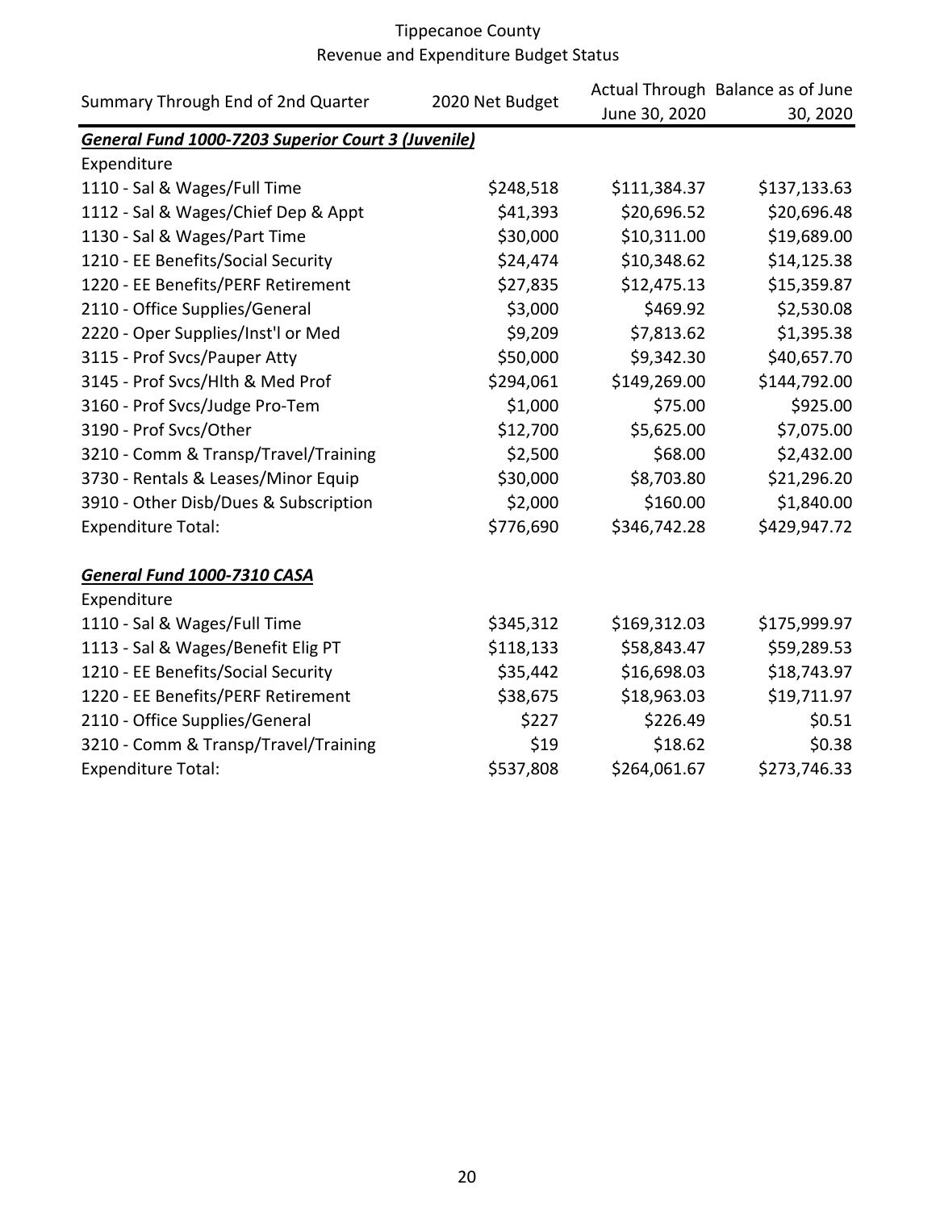# Tippecanoe County
## Revenue and Expenditure Budget Status

| Summary Through End of 2nd Quarter | 2020 Net Budget | Actual Through June 30, 2020 | Balance as of June 30, 2020 |
|---|---|---|---|
| ***General Fund 1000-7203 Superior Court 3 (Juvenile)*** | | | |
| Expenditure | | | |
| 1110 - Sal & Wages/Full Time | $248,518 | $111,384.37 | $137,133.63 |
| 1112 - Sal & Wages/Chief Dep & Appt | $41,393 | $20,696.52 | $20,696.48 |
| 1130 - Sal & Wages/Part Time | $30,000 | $10,311.00 | $19,689.00 |
| 1210 - EE Benefits/Social Security | $24,474 | $10,348.62 | $14,125.38 |
| 1220 - EE Benefits/PERF Retirement | $27,835 | $12,475.13 | $15,359.87 |
| 2110 - Office Supplies/General | $3,000 | $469.92 | $2,530.08 |
| 2220 - Oper Supplies/Inst'l or Med | $9,209 | $7,813.62 | $1,395.38 |
| 3115 - Prof Svcs/Pauper Atty | $50,000 | $9,342.30 | $40,657.70 |
| 3145 - Prof Svcs/Hlth & Med Prof | $294,061 | $149,269.00 | $144,792.00 |
| 3160 - Prof Svcs/Judge Pro-Tem | $1,000 | $75.00 | $925.00 |
| 3190 - Prof Svcs/Other | $12,700 | $5,625.00 | $7,075.00 |
| 3210 - Comm & Transp/Travel/Training | $2,500 | $68.00 | $2,432.00 |
| 3730 - Rentals & Leases/Minor Equip | $30,000 | $8,703.80 | $21,296.20 |
| 3910 - Other Disb/Dues & Subscription | $2,000 | $160.00 | $1,840.00 |
| Expenditure Total: | $776,690 | $346,742.28 | $429,947.72 |
| | | | |
| ***General Fund 1000-7310 CASA*** | | | |
| Expenditure | | | |
| 1110 - Sal & Wages/Full Time | $345,312 | $169,312.03 | $175,999.97 |
| 1113 - Sal & Wages/Benefit Elig PT | $118,133 | $58,843.47 | $59,289.53 |
| 1210 - EE Benefits/Social Security | $35,442 | $16,698.03 | $18,743.97 |
| 1220 - EE Benefits/PERF Retirement | $38,675 | $18,963.03 | $19,711.97 |
| 2110 - Office Supplies/General | $227 | $226.49 | $0.51 |
| 3210 - Comm & Transp/Travel/Training | $19 | $18.62 | $0.38 |
| Expenditure Total: | $537,808 | $264,061.67 | $273,746.33 |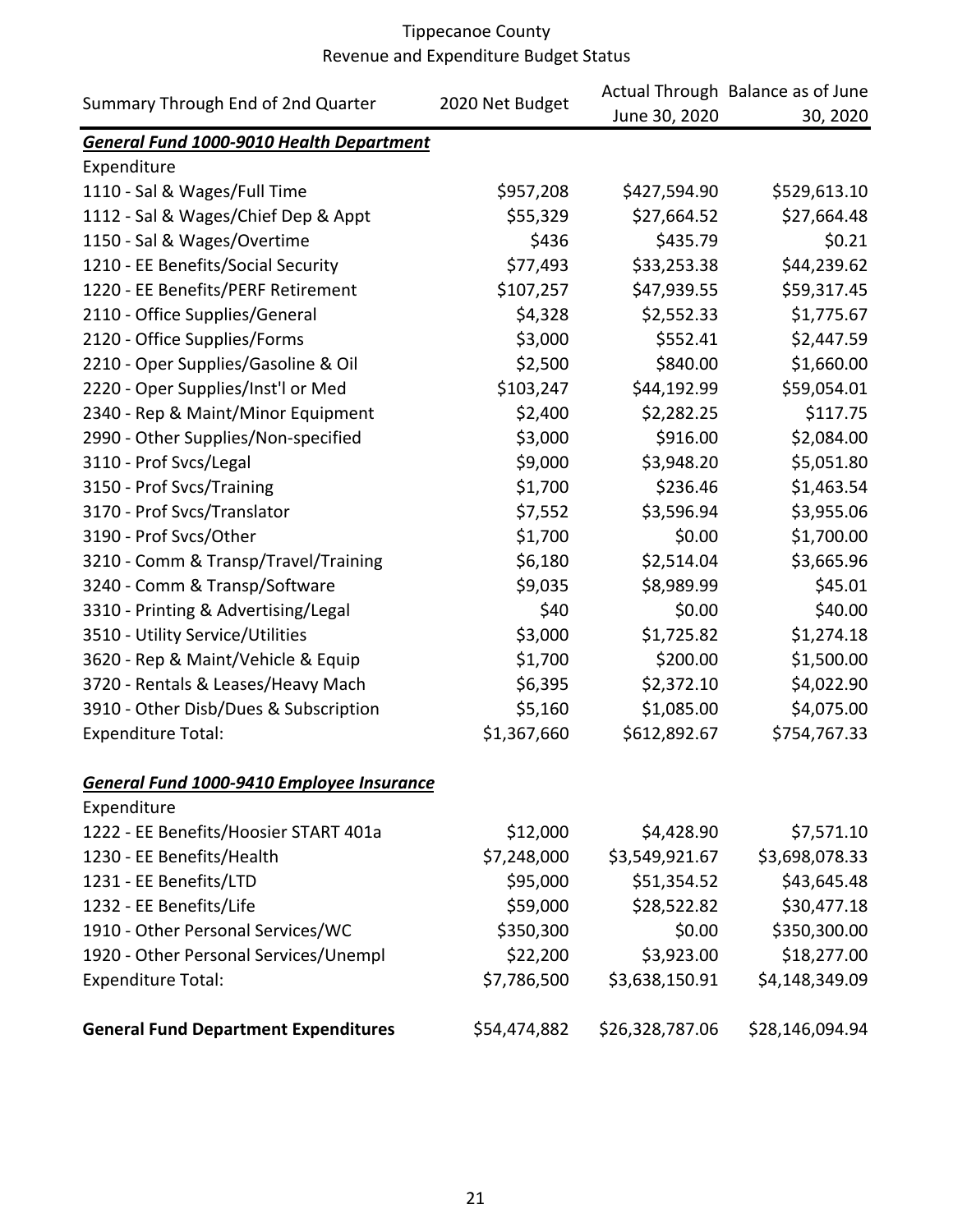Tippecanoe County
Revenue and Expenditure Budget Status

| Summary Through End of 2nd Quarter | 2020 Net Budget | Actual Through June 30, 2020 | Balance as of June 30, 2020 |
|---|---|---|---|
| ***General Fund 1000-9010 Health Department*** | | | |
| Expenditure | | | |
| 1110 - Sal & Wages/Full Time | $957,208 | $427,594.90 | $529,613.10 |
| 1112 - Sal & Wages/Chief Dep & Appt | $55,329 | $27,664.52 | $27,664.48 |
| 1150 - Sal & Wages/Overtime | $436 | $435.79 | $0.21 |
| 1210 - EE Benefits/Social Security | $77,493 | $33,253.38 | $44,239.62 |
| 1220 - EE Benefits/PERF Retirement | $107,257 | $47,939.55 | $59,317.45 |
| 2110 - Office Supplies/General | $4,328 | $2,552.33 | $1,775.67 |
| 2120 - Office Supplies/Forms | $3,000 | $552.41 | $2,447.59 |
| 2210 - Oper Supplies/Gasoline & Oil | $2,500 | $840.00 | $1,660.00 |
| 2220 - Oper Supplies/Inst'l or Med | $103,247 | $44,192.99 | $59,054.01 |
| 2340 - Rep & Maint/Minor Equipment | $2,400 | $2,282.25 | $117.75 |
| 2990 - Other Supplies/Non-specified | $3,000 | $916.00 | $2,084.00 |
| 3110 - Prof Svcs/Legal | $9,000 | $3,948.20 | $5,051.80 |
| 3150 - Prof Svcs/Training | $1,700 | $236.46 | $1,463.54 |
| 3170 - Prof Svcs/Translator | $7,552 | $3,596.94 | $3,955.06 |
| 3190 - Prof Svcs/Other | $1,700 | $0.00 | $1,700.00 |
| 3210 - Comm & Transp/Travel/Training | $6,180 | $2,514.04 | $3,665.96 |
| 3240 - Comm & Transp/Software | $9,035 | $8,989.99 | $45.01 |
| 3310 - Printing & Advertising/Legal | $40 | $0.00 | $40.00 |
| 3510 - Utility Service/Utilities | $3,000 | $1,725.82 | $1,274.18 |
| 3620 - Rep & Maint/Vehicle & Equip | $1,700 | $200.00 | $1,500.00 |
| 3720 - Rentals & Leases/Heavy Mach | $6,395 | $2,372.10 | $4,022.90 |
| 3910 - Other Disb/Dues & Subscription | $5,160 | $1,085.00 | $4,075.00 |
| Expenditure Total: | $1,367,660 | $612,892.67 | $754,767.33 |
| | | | |
| ***General Fund 1000-9410 Employee Insurance*** | | | |
| Expenditure | | | |
| 1222 - EE Benefits/Hoosier START 401a | $12,000 | $4,428.90 | $7,571.10 |
| 1230 - EE Benefits/Health | $7,248,000 | $3,549,921.67 | $3,698,078.33 |
| 1231 - EE Benefits/LTD | $95,000 | $51,354.52 | $43,645.48 |
| 1232 - EE Benefits/Life | $59,000 | $28,522.82 | $30,477.18 |
| 1910 - Other Personal Services/WC | $350,300 | $0.00 | $350,300.00 |
| 1920 - Other Personal Services/Unempl | $22,200 | $3,923.00 | $18,277.00 |
| Expenditure Total: | $7,786,500 | $3,638,150.91 | $4,148,349.09 |
| | | | |
| **General Fund Department Expenditures** | $54,474,882 | $26,328,787.06 | $28,146,094.94 |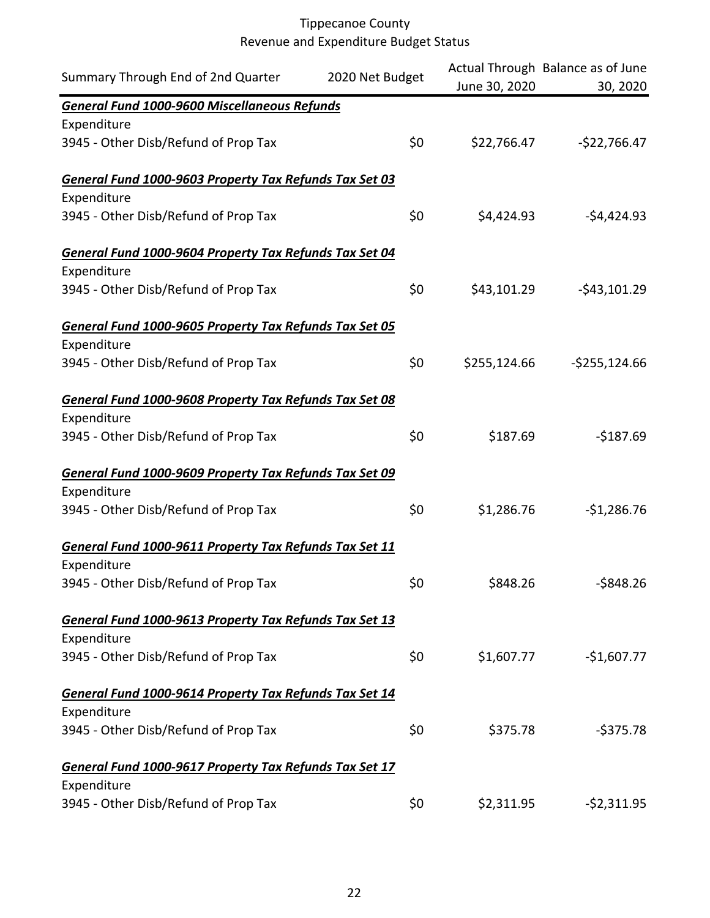# Tippecanoe County
## Revenue and Expenditure Budget Status

| Summary Through End of 2nd Quarter | 2020 Net Budget | Actual Through June 30, 2020 | Balance as of June 30, 2020 |
|---|---|---|---|
| ***General Fund 1000-9600 Miscellaneous Refunds*** | | | |
| Expenditure | | | |
| 3945 - Other Disb/Refund of Prop Tax | $0 | $22,766.47 | -$22,766.47 |
| ***General Fund 1000-9603 Property Tax Refunds Tax Set 03*** | | | |
| Expenditure | | | |
| 3945 - Other Disb/Refund of Prop Tax | $0 | $4,424.93 | -$4,424.93 |
| ***General Fund 1000-9604 Property Tax Refunds Tax Set 04*** | | | |
| Expenditure | | | |
| 3945 - Other Disb/Refund of Prop Tax | $0 | $43,101.29 | -$43,101.29 |
| ***General Fund 1000-9605 Property Tax Refunds Tax Set 05*** | | | |
| Expenditure | | | |
| 3945 - Other Disb/Refund of Prop Tax | $0 | $255,124.66 | -$255,124.66 |
| ***General Fund 1000-9608 Property Tax Refunds Tax Set 08*** | | | |
| Expenditure | | | |
| 3945 - Other Disb/Refund of Prop Tax | $0 | $187.69 | -$187.69 |
| ***General Fund 1000-9609 Property Tax Refunds Tax Set 09*** | | | |
| Expenditure | | | |
| 3945 - Other Disb/Refund of Prop Tax | $0 | $1,286.76 | -$1,286.76 |
| ***General Fund 1000-9611 Property Tax Refunds Tax Set 11*** | | | |
| Expenditure | | | |
| 3945 - Other Disb/Refund of Prop Tax | $0 | $848.26 | -$848.26 |
| ***General Fund 1000-9613 Property Tax Refunds Tax Set 13*** | | | |
| Expenditure | | | |
| 3945 - Other Disb/Refund of Prop Tax | $0 | $1,607.77 | -$1,607.77 |
| ***General Fund 1000-9614 Property Tax Refunds Tax Set 14*** | | | |
| Expenditure | | | |
| 3945 - Other Disb/Refund of Prop Tax | $0 | $375.78 | -$375.78 |
| ***General Fund 1000-9617 Property Tax Refunds Tax Set 17*** | | | |
| Expenditure | | | |
| 3945 - Other Disb/Refund of Prop Tax | $0 | $2,311.95 | -$2,311.95 |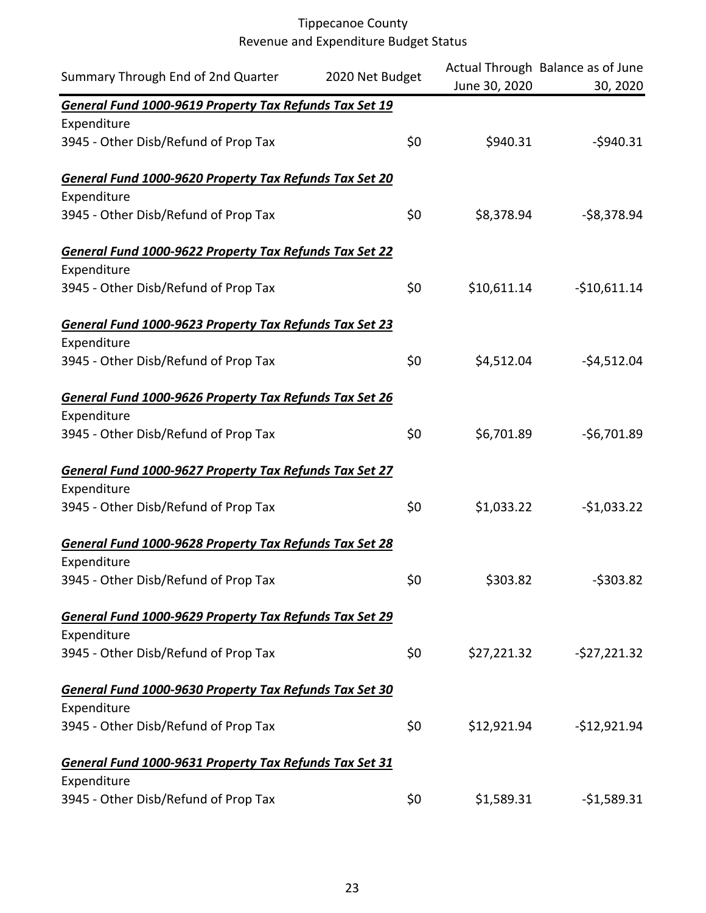Tippecanoe County
Revenue and Expenditure Budget Status

| Summary Through End of 2nd Quarter | 2020 Net Budget | Actual Through June 30, 2020 | Balance as of June 30, 2020 |
|---|---|---|---|
| ***General Fund 1000-9619 Property Tax Refunds Tax Set 19*** | | | |
| Expenditure | | | |
| 3945 - Other Disb/Refund of Prop Tax | $0 | $940.31 | -$940.31 |
| ***General Fund 1000-9620 Property Tax Refunds Tax Set 20*** | | | |
| Expenditure | | | |
| 3945 - Other Disb/Refund of Prop Tax | $0 | $8,378.94 | -$8,378.94 |
| ***General Fund 1000-9622 Property Tax Refunds Tax Set 22*** | | | |
| Expenditure | | | |
| 3945 - Other Disb/Refund of Prop Tax | $0 | $10,611.14 | -$10,611.14 |
| ***General Fund 1000-9623 Property Tax Refunds Tax Set 23*** | | | |
| Expenditure | | | |
| 3945 - Other Disb/Refund of Prop Tax | $0 | $4,512.04 | -$4,512.04 |
| ***General Fund 1000-9626 Property Tax Refunds Tax Set 26*** | | | |
| Expenditure | | | |
| 3945 - Other Disb/Refund of Prop Tax | $0 | $6,701.89 | -$6,701.89 |
| ***General Fund 1000-9627 Property Tax Refunds Tax Set 27*** | | | |
| Expenditure | | | |
| 3945 - Other Disb/Refund of Prop Tax | $0 | $1,033.22 | -$1,033.22 |
| ***General Fund 1000-9628 Property Tax Refunds Tax Set 28*** | | | |
| Expenditure | | | |
| 3945 - Other Disb/Refund of Prop Tax | $0 | $303.82 | -$303.82 |
| ***General Fund 1000-9629 Property Tax Refunds Tax Set 29*** | | | |
| Expenditure | | | |
| 3945 - Other Disb/Refund of Prop Tax | $0 | $27,221.32 | -$27,221.32 |
| ***General Fund 1000-9630 Property Tax Refunds Tax Set 30*** | | | |
| Expenditure | | | |
| 3945 - Other Disb/Refund of Prop Tax | $0 | $12,921.94 | -$12,921.94 |
| ***General Fund 1000-9631 Property Tax Refunds Tax Set 31*** | | | |
| Expenditure | | | |
| 3945 - Other Disb/Refund of Prop Tax | $0 | $1,589.31 | -$1,589.31 |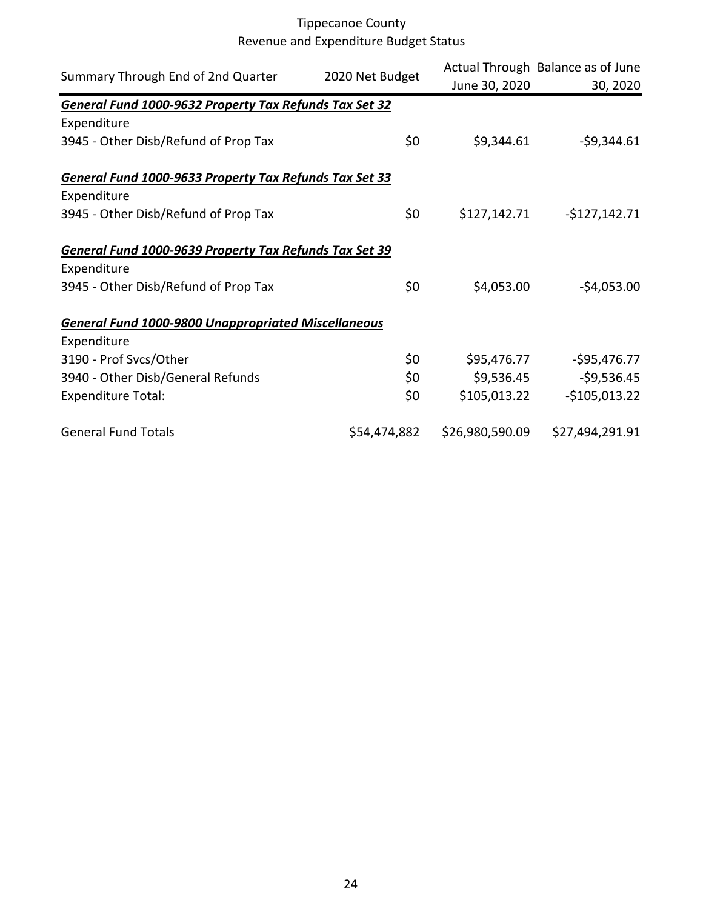Tippecanoe County
Revenue and Expenditure Budget Status

| Summary Through End of 2nd Quarter | 2020 Net Budget | Actual Through June 30, 2020 | Balance as of June 30, 2020 |
|---|---|---|---|
| ***General Fund 1000-9632 Property Tax Refunds Tax Set 32*** | | | |
| Expenditure | | | |
| 3945 - Other Disb/Refund of Prop Tax | $0 | $9,344.61 | -$9,344.61 |
| ***General Fund 1000-9633 Property Tax Refunds Tax Set 33*** | | | |
| Expenditure | | | |
| 3945 - Other Disb/Refund of Prop Tax | $0 | $127,142.71 | -$127,142.71 |
| ***General Fund 1000-9639 Property Tax Refunds Tax Set 39*** | | | |
| Expenditure | | | |
| 3945 - Other Disb/Refund of Prop Tax | $0 | $4,053.00 | -$4,053.00 |
| ***General Fund 1000-9800 Unappropriated Miscellaneous*** | | | |
| Expenditure | | | |
| 3190 - Prof Svcs/Other | $0 | $95,476.77 | -$95,476.77 |
| 3940 - Other Disb/General Refunds | $0 | $9,536.45 | -$9,536.45 |
| Expenditure Total: | $0 | $105,013.22 | -$105,013.22 |
| General Fund Totals | $54,474,882 | $26,980,590.09 | $27,494,291.91 |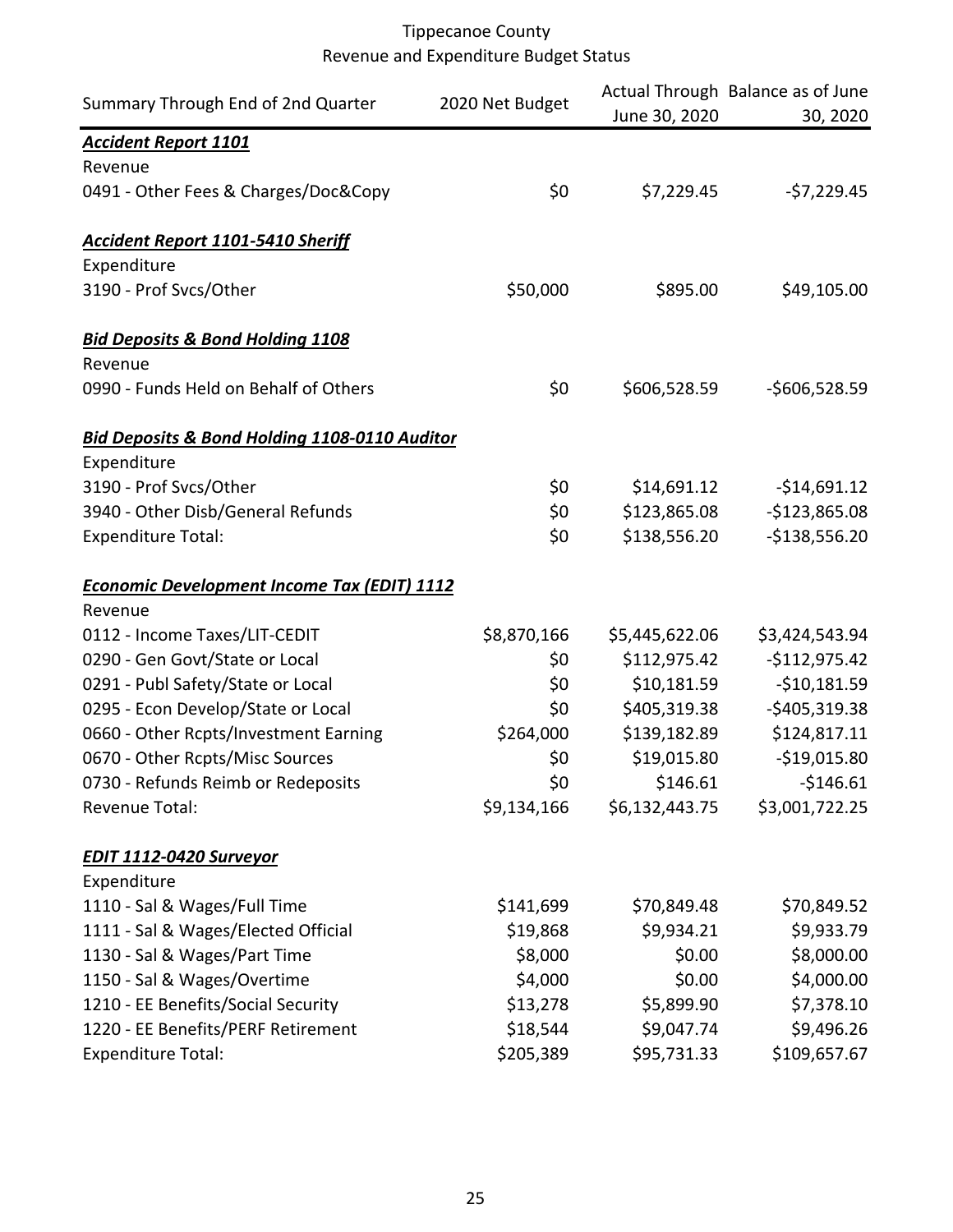# Tippecanoe County

## Revenue and Expenditure Budget Status

| Summary Through End of 2nd Quarter | 2020 Net Budget | Actual Through June 30, 2020 | Balance as of June 30, 2020 |
|---|---|---|---|
| ***Accident Report 1101*** | | | |
| Revenue | | | |
| 0491 - Other Fees & Charges/Doc&Copy | $0 | $7,229.45 | -$7,229.45 |
| | | | |
| ***Accident Report 1101-5410 Sheriff*** | | | |
| Expenditure | | | |
| 3190 - Prof Svcs/Other | $50,000 | $895.00 | $49,105.00 |
| | | | |
| ***Bid Deposits & Bond Holding 1108*** | | | |
| Revenue | | | |
| 0990 - Funds Held on Behalf of Others | $0 | $606,528.59 | -$606,528.59 |
| | | | |
| ***Bid Deposits & Bond Holding 1108-0110 Auditor*** | | | |
| Expenditure | | | |
| 3190 - Prof Svcs/Other | $0 | $14,691.12 | -$14,691.12 |
| 3940 - Other Disb/General Refunds | $0 | $123,865.08 | -$123,865.08 |
| Expenditure Total: | $0 | $138,556.20 | -$138,556.20 |
| | | | |
| ***Economic Development Income Tax (EDIT) 1112*** | | | |
| Revenue | | | |
| 0112 - Income Taxes/LIT-CEDIT | $8,870,166 | $5,445,622.06 | $3,424,543.94 |
| 0290 - Gen Govt/State or Local | $0 | $112,975.42 | -$112,975.42 |
| 0291 - Publ Safety/State or Local | $0 | $10,181.59 | -$10,181.59 |
| 0295 - Econ Develop/State or Local | $0 | $405,319.38 | -$405,319.38 |
| 0660 - Other Rcpts/Investment Earning | $264,000 | $139,182.89 | $124,817.11 |
| 0670 - Other Rcpts/Misc Sources | $0 | $19,015.80 | -$19,015.80 |
| 0730 - Refunds Reimb or Redeposits | $0 | $146.61 | -$146.61 |
| Revenue Total: | $9,134,166 | $6,132,443.75 | $3,001,722.25 |
| | | | |
| ***EDIT 1112-0420 Surveyor*** | | | |
| Expenditure | | | |
| 1110 - Sal & Wages/Full Time | $141,699 | $70,849.48 | $70,849.52 |
| 1111 - Sal & Wages/Elected Official | $19,868 | $9,934.21 | $9,933.79 |
| 1130 - Sal & Wages/Part Time | $8,000 | $0.00 | $8,000.00 |
| 1150 - Sal & Wages/Overtime | $4,000 | $0.00 | $4,000.00 |
| 1210 - EE Benefits/Social Security | $13,278 | $5,899.90 | $7,378.10 |
| 1220 - EE Benefits/PERF Retirement | $18,544 | $9,047.74 | $9,496.26 |
| Expenditure Total: | $205,389 | $95,731.33 | $109,657.67 |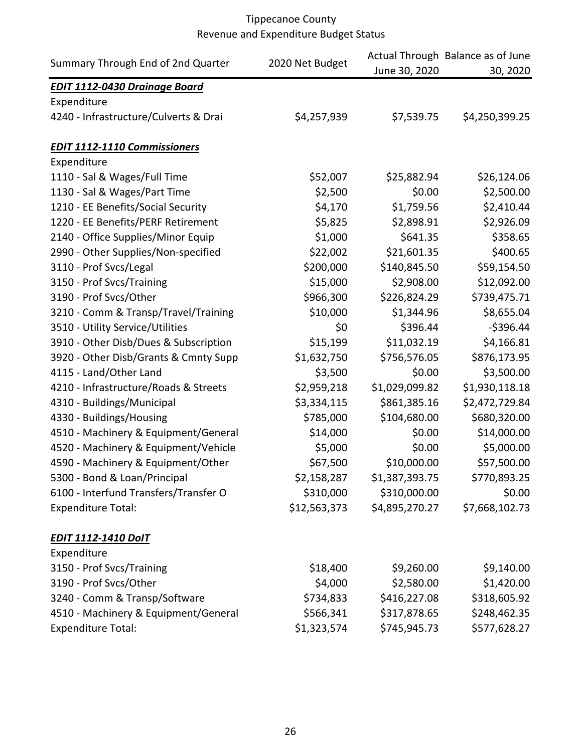# Tippecanoe County
## Revenue and Expenditure Budget Status

| Summary Through End of 2nd Quarter | 2020 Net Budget | Actual Through June 30, 2020 | Balance as of June 30, 2020 |
|---|---|---|---|
| ***EDIT 1112-0430 Drainage Board*** | | | |
| Expenditure | | | |
| 4240 - Infrastructure/Culverts & Drai | $4,257,939 | $7,539.75 | $4,250,399.25 |
| | | | |
| ***EDIT 1112-1110 Commissioners*** | | | |
| Expenditure | | | |
| 1110 - Sal & Wages/Full Time | $52,007 | $25,882.94 | $26,124.06 |
| 1130 - Sal & Wages/Part Time | $2,500 | $0.00 | $2,500.00 |
| 1210 - EE Benefits/Social Security | $4,170 | $1,759.56 | $2,410.44 |
| 1220 - EE Benefits/PERF Retirement | $5,825 | $2,898.91 | $2,926.09 |
| 2140 - Office Supplies/Minor Equip | $1,000 | $641.35 | $358.65 |
| 2990 - Other Supplies/Non-specified | $22,002 | $21,601.35 | $400.65 |
| 3110 - Prof Svcs/Legal | $200,000 | $140,845.50 | $59,154.50 |
| 3150 - Prof Svcs/Training | $15,000 | $2,908.00 | $12,092.00 |
| 3190 - Prof Svcs/Other | $966,300 | $226,824.29 | $739,475.71 |
| 3210 - Comm & Transp/Travel/Training | $10,000 | $1,344.96 | $8,655.04 |
| 3510 - Utility Service/Utilities | $0 | $396.44 | -$396.44 |
| 3910 - Other Disb/Dues & Subscription | $15,199 | $11,032.19 | $4,166.81 |
| 3920 - Other Disb/Grants & Cmnty Supp | $1,632,750 | $756,576.05 | $876,173.95 |
| 4115 - Land/Other Land | $3,500 | $0.00 | $3,500.00 |
| 4210 - Infrastructure/Roads & Streets | $2,959,218 | $1,029,099.82 | $1,930,118.18 |
| 4310 - Buildings/Municipal | $3,334,115 | $861,385.16 | $2,472,729.84 |
| 4330 - Buildings/Housing | $785,000 | $104,680.00 | $680,320.00 |
| 4510 - Machinery & Equipment/General | $14,000 | $0.00 | $14,000.00 |
| 4520 - Machinery & Equipment/Vehicle | $5,000 | $0.00 | $5,000.00 |
| 4590 - Machinery & Equipment/Other | $67,500 | $10,000.00 | $57,500.00 |
| 5300 - Bond & Loan/Principal | $2,158,287 | $1,387,393.75 | $770,893.25 |
| 6100 - Interfund Transfers/Transfer O | $310,000 | $310,000.00 | $0.00 |
| Expenditure Total: | $12,563,373 | $4,895,270.27 | $7,668,102.73 |
| | | | |
| ***EDIT 1112-1410 DoIT*** | | | |
| Expenditure | | | |
| 3150 - Prof Svcs/Training | $18,400 | $9,260.00 | $9,140.00 |
| 3190 - Prof Svcs/Other | $4,000 | $2,580.00 | $1,420.00 |
| 3240 - Comm & Transp/Software | $734,833 | $416,227.08 | $318,605.92 |
| 4510 - Machinery & Equipment/General | $566,341 | $317,878.65 | $248,462.35 |
| Expenditure Total: | $1,323,574 | $745,945.73 | $577,628.27 |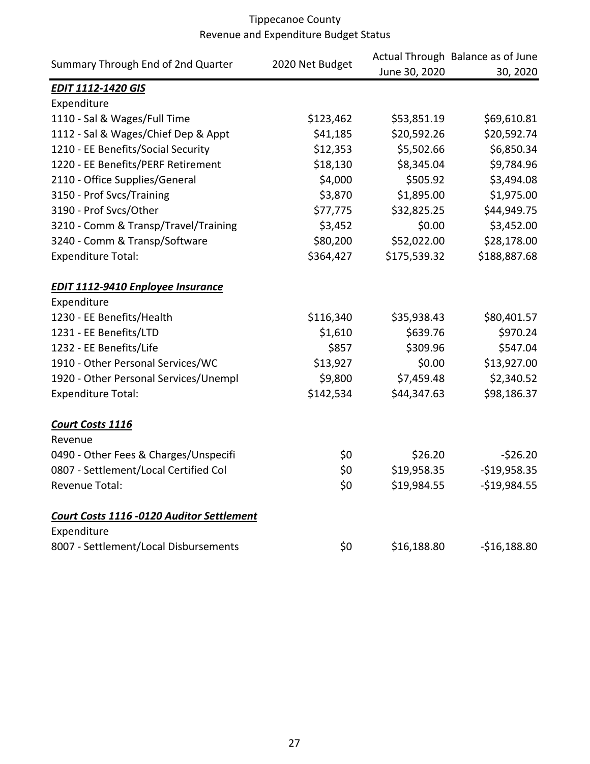# Tippecanoe County
## Revenue and Expenditure Budget Status

| Summary Through End of 2nd Quarter | 2020 Net Budget | Actual Through June 30, 2020 | Balance as of June 30, 2020 |
|---|---|---|---|
| ***EDIT 1112-1420 GIS*** | | | |
| Expenditure | | | |
| 1110 - Sal & Wages/Full Time | $123,462 | $53,851.19 | $69,610.81 |
| 1112 - Sal & Wages/Chief Dep & Appt | $41,185 | $20,592.26 | $20,592.74 |
| 1210 - EE Benefits/Social Security | $12,353 | $5,502.66 | $6,850.34 |
| 1220 - EE Benefits/PERF Retirement | $18,130 | $8,345.04 | $9,784.96 |
| 2110 - Office Supplies/General | $4,000 | $505.92 | $3,494.08 |
| 3150 - Prof Svcs/Training | $3,870 | $1,895.00 | $1,975.00 |
| 3190 - Prof Svcs/Other | $77,775 | $32,825.25 | $44,949.75 |
| 3210 - Comm & Transp/Travel/Training | $3,452 | $0.00 | $3,452.00 |
| 3240 - Comm & Transp/Software | $80,200 | $52,022.00 | $28,178.00 |
| Expenditure Total: | $364,427 | $175,539.32 | $188,887.68 |
| | | | |
| ***EDIT 1112-9410 Enployee Insurance*** | | | |
| Expenditure | | | |
| 1230 - EE Benefits/Health | $116,340 | $35,938.43 | $80,401.57 |
| 1231 - EE Benefits/LTD | $1,610 | $639.76 | $970.24 |
| 1232 - EE Benefits/Life | $857 | $309.96 | $547.04 |
| 1910 - Other Personal Services/WC | $13,927 | $0.00 | $13,927.00 |
| 1920 - Other Personal Services/Unempl | $9,800 | $7,459.48 | $2,340.52 |
| Expenditure Total: | $142,534 | $44,347.63 | $98,186.37 |
| | | | |
| ***Court Costs 1116*** | | | |
| Revenue | | | |
| 0490 - Other Fees & Charges/Unspecifi | $0 | $26.20 | -$26.20 |
| 0807 - Settlement/Local Certified Col | $0 | $19,958.35 | -$19,958.35 |
| Revenue Total: | $0 | $19,984.55 | -$19,984.55 |
| | | | |
| ***Court Costs 1116 -0120 Auditor Settlement*** | | | |
| Expenditure | | | |
| 8007 - Settlement/Local Disbursements | $0 | $16,188.80 | -$16,188.80 |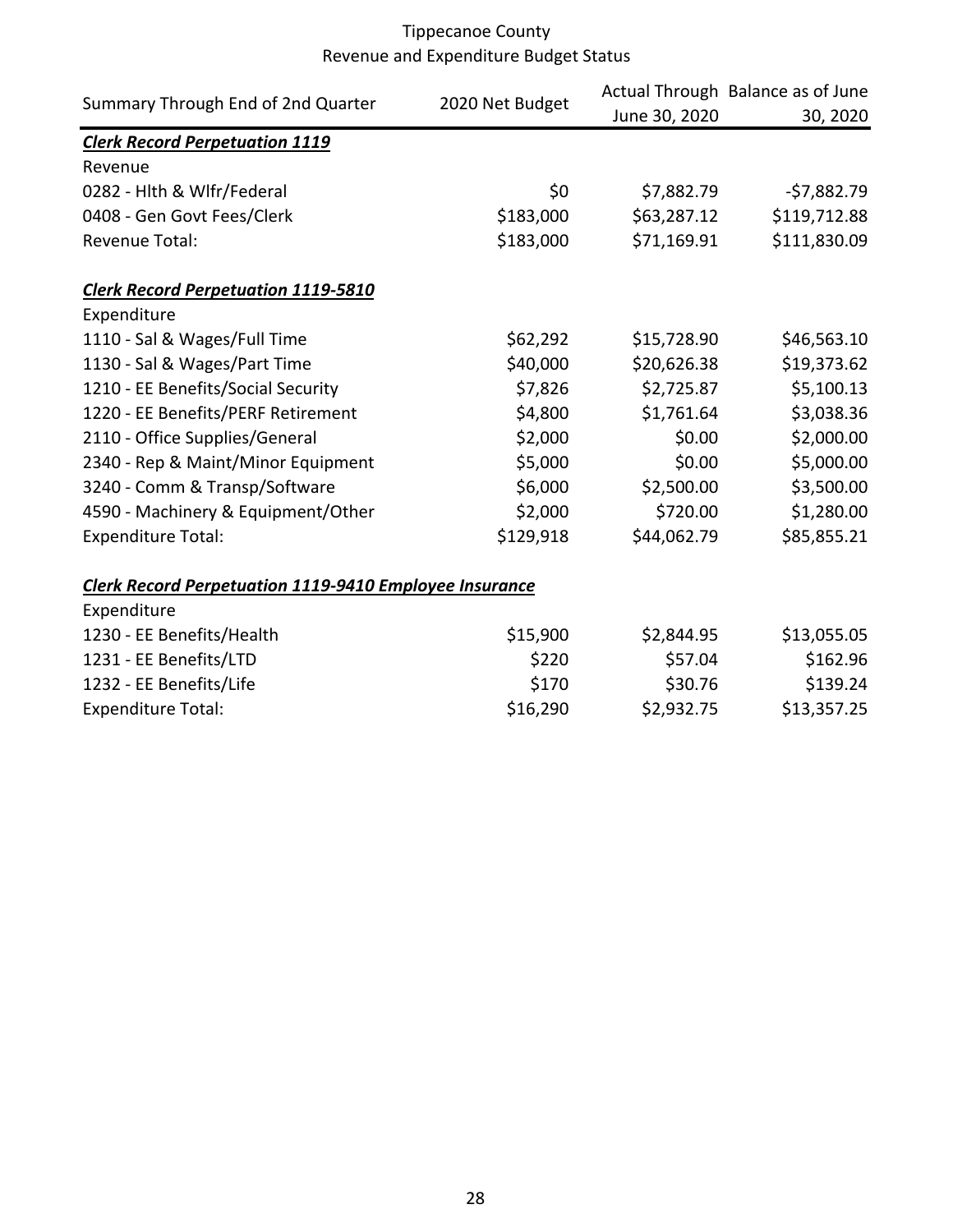Tippecanoe County
Revenue and Expenditure Budget Status

| Summary Through End of 2nd Quarter | 2020 Net Budget | Actual Through June 30, 2020 | Balance as of June 30, 2020 |
|---|---|---|---|
| ***Clerk Record Perpetuation 1119*** | | | |
| Revenue | | | |
| 0282 - Hlth & Wlfr/Federal | $0 | $7,882.79 | -$7,882.79 |
| 0408 - Gen Govt Fees/Clerk | $183,000 | $63,287.12 | $119,712.88 |
| Revenue Total: | $183,000 | $71,169.91 | $111,830.09 |
| | | | |
| ***Clerk Record Perpetuation 1119-5810*** | | | |
| Expenditure | | | |
| 1110 - Sal & Wages/Full Time | $62,292 | $15,728.90 | $46,563.10 |
| 1130 - Sal & Wages/Part Time | $40,000 | $20,626.38 | $19,373.62 |
| 1210 - EE Benefits/Social Security | $7,826 | $2,725.87 | $5,100.13 |
| 1220 - EE Benefits/PERF Retirement | $4,800 | $1,761.64 | $3,038.36 |
| 2110 - Office Supplies/General | $2,000 | $0.00 | $2,000.00 |
| 2340 - Rep & Maint/Minor Equipment | $5,000 | $0.00 | $5,000.00 |
| 3240 - Comm & Transp/Software | $6,000 | $2,500.00 | $3,500.00 |
| 4590 - Machinery & Equipment/Other | $2,000 | $720.00 | $1,280.00 |
| Expenditure Total: | $129,918 | $44,062.79 | $85,855.21 |
| | | | |
| ***Clerk Record Perpetuation 1119-9410 Employee Insurance*** | | | |
| Expenditure | | | |
| 1230 - EE Benefits/Health | $15,900 | $2,844.95 | $13,055.05 |
| 1231 - EE Benefits/LTD | $220 | $57.04 | $162.96 |
| 1232 - EE Benefits/Life | $170 | $30.76 | $139.24 |
| Expenditure Total: | $16,290 | $2,932.75 | $13,357.25 |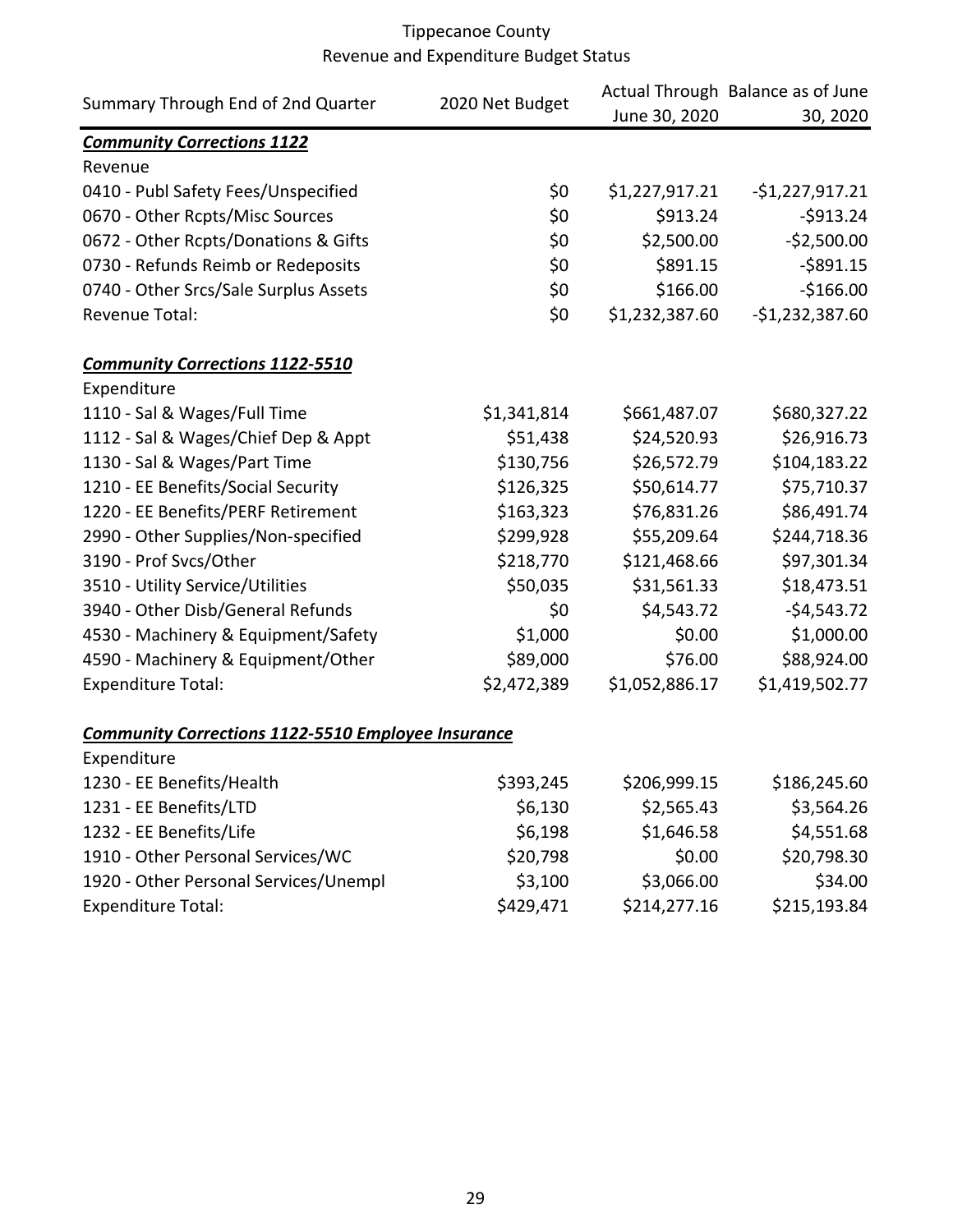# Tippecanoe County
## Revenue and Expenditure Budget Status

| Summary Through End of 2nd Quarter | 2020 Net Budget | Actual Through June 30, 2020 | Balance as of June 30, 2020 |
|---|---|---|---|
| ***Community Corrections 1122*** | | | |
| Revenue | | | |
| 0410 - Publ Safety Fees/Unspecified | $0 | $1,227,917.21 | -$1,227,917.21 |
| 0670 - Other Rcpts/Misc Sources | $0 | $913.24 | -$913.24 |
| 0672 - Other Rcpts/Donations & Gifts | $0 | $2,500.00 | -$2,500.00 |
| 0730 - Refunds Reimb or Redeposits | $0 | $891.15 | -$891.15 |
| 0740 - Other Srcs/Sale Surplus Assets | $0 | $166.00 | -$166.00 |
| Revenue Total: | $0 | $1,232,387.60 | -$1,232,387.60 |
| ***Community Corrections 1122-5510*** | | | |
| Expenditure | | | |
| 1110 - Sal & Wages/Full Time | $1,341,814 | $661,487.07 | $680,327.22 |
| 1112 - Sal & Wages/Chief Dep & Appt | $51,438 | $24,520.93 | $26,916.73 |
| 1130 - Sal & Wages/Part Time | $130,756 | $26,572.79 | $104,183.22 |
| 1210 - EE Benefits/Social Security | $126,325 | $50,614.77 | $75,710.37 |
| 1220 - EE Benefits/PERF Retirement | $163,323 | $76,831.26 | $86,491.74 |
| 2990 - Other Supplies/Non-specified | $299,928 | $55,209.64 | $244,718.36 |
| 3190 - Prof Svcs/Other | $218,770 | $121,468.66 | $97,301.34 |
| 3510 - Utility Service/Utilities | $50,035 | $31,561.33 | $18,473.51 |
| 3940 - Other Disb/General Refunds | $0 | $4,543.72 | -$4,543.72 |
| 4530 - Machinery & Equipment/Safety | $1,000 | $0.00 | $1,000.00 |
| 4590 - Machinery & Equipment/Other | $89,000 | $76.00 | $88,924.00 |
| Expenditure Total: | $2,472,389 | $1,052,886.17 | $1,419,502.77 |
| ***Community Corrections 1122-5510 Employee Insurance*** | | | |
| Expenditure | | | |
| 1230 - EE Benefits/Health | $393,245 | $206,999.15 | $186,245.60 |
| 1231 - EE Benefits/LTD | $6,130 | $2,565.43 | $3,564.26 |
| 1232 - EE Benefits/Life | $6,198 | $1,646.58 | $4,551.68 |
| 1910 - Other Personal Services/WC | $20,798 | $0.00 | $20,798.30 |
| 1920 - Other Personal Services/Unempl | $3,100 | $3,066.00 | $34.00 |
| Expenditure Total: | $429,471 | $214,277.16 | $215,193.84 |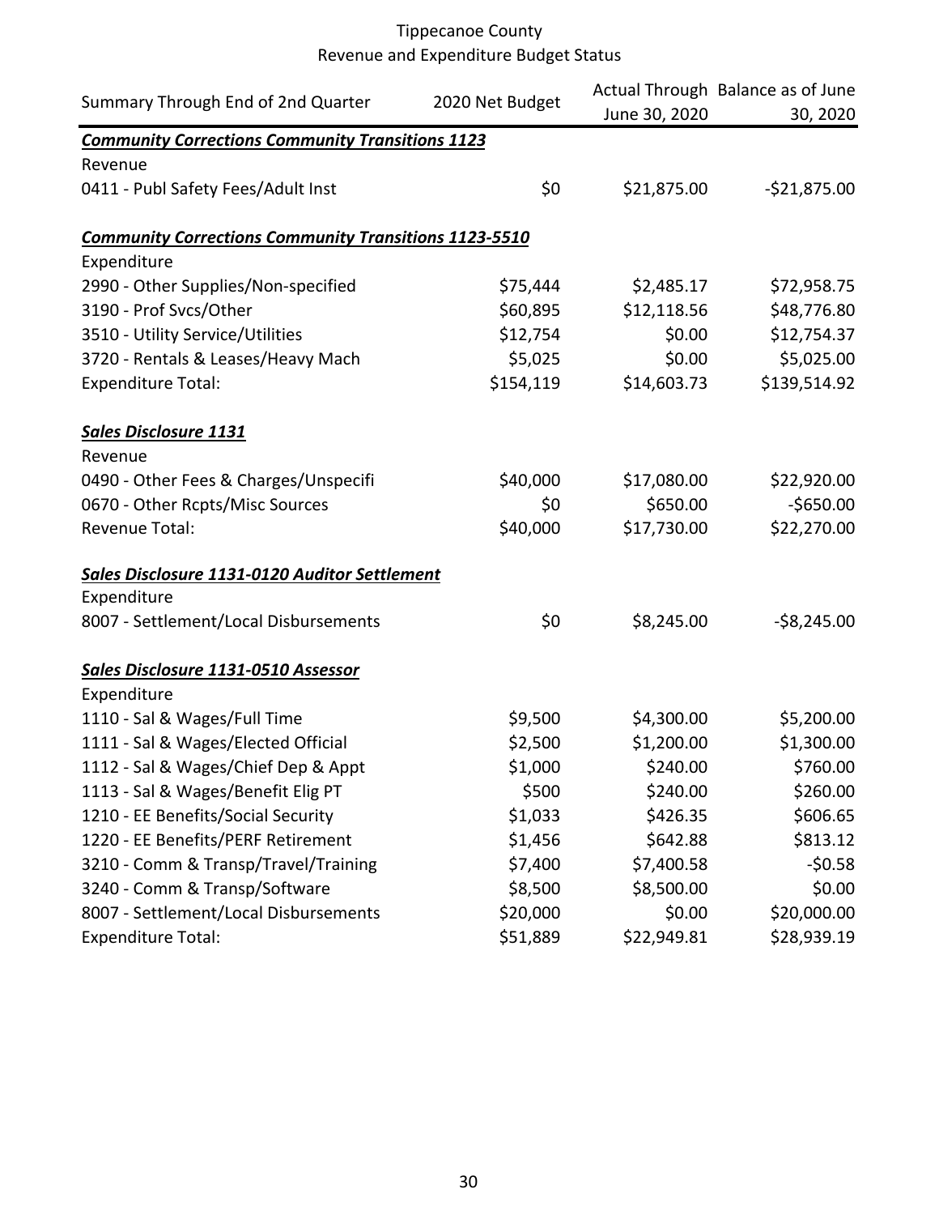# Tippecanoe County
## Revenue and Expenditure Budget Status

| Summary Through End of 2nd Quarter | 2020 Net Budget | Actual Through June 30, 2020 | Balance as of June 30, 2020 |
|---|---|---|---|
| ***Community Corrections Community Transitions 1123*** | | | |
| Revenue | | | |
| 0411 - Publ Safety Fees/Adult Inst | $0 | $21,875.00 | -$21,875.00 |
| | | | |
| ***Community Corrections Community Transitions 1123-5510*** | | | |
| Expenditure | | | |
| 2990 - Other Supplies/Non-specified | $75,444 | $2,485.17 | $72,958.75 |
| 3190 - Prof Svcs/Other | $60,895 | $12,118.56 | $48,776.80 |
| 3510 - Utility Service/Utilities | $12,754 | $0.00 | $12,754.37 |
| 3720 - Rentals & Leases/Heavy Mach | $5,025 | $0.00 | $5,025.00 |
| Expenditure Total: | $154,119 | $14,603.73 | $139,514.92 |
| | | | |
| ***Sales Disclosure 1131*** | | | |
| Revenue | | | |
| 0490 - Other Fees & Charges/Unspecifi | $40,000 | $17,080.00 | $22,920.00 |
| 0670 - Other Rcpts/Misc Sources | $0 | $650.00 | -$650.00 |
| Revenue Total: | $40,000 | $17,730.00 | $22,270.00 |
| | | | |
| ***Sales Disclosure 1131-0120 Auditor Settlement*** | | | |
| Expenditure | | | |
| 8007 - Settlement/Local Disbursements | $0 | $8,245.00 | -$8,245.00 |
| | | | |
| ***Sales Disclosure 1131-0510 Assessor*** | | | |
| Expenditure | | | |
| 1110 - Sal & Wages/Full Time | $9,500 | $4,300.00 | $5,200.00 |
| 1111 - Sal & Wages/Elected Official | $2,500 | $1,200.00 | $1,300.00 |
| 1112 - Sal & Wages/Chief Dep & Appt | $1,000 | $240.00 | $760.00 |
| 1113 - Sal & Wages/Benefit Elig PT | $500 | $240.00 | $260.00 |
| 1210 - EE Benefits/Social Security | $1,033 | $426.35 | $606.65 |
| 1220 - EE Benefits/PERF Retirement | $1,456 | $642.88 | $813.12 |
| 3210 - Comm & Transp/Travel/Training | $7,400 | $7,400.58 | -$0.58 |
| 3240 - Comm & Transp/Software | $8,500 | $8,500.00 | $0.00 |
| 8007 - Settlement/Local Disbursements | $20,000 | $0.00 | $20,000.00 |
| Expenditure Total: | $51,889 | $22,949.81 | $28,939.19 |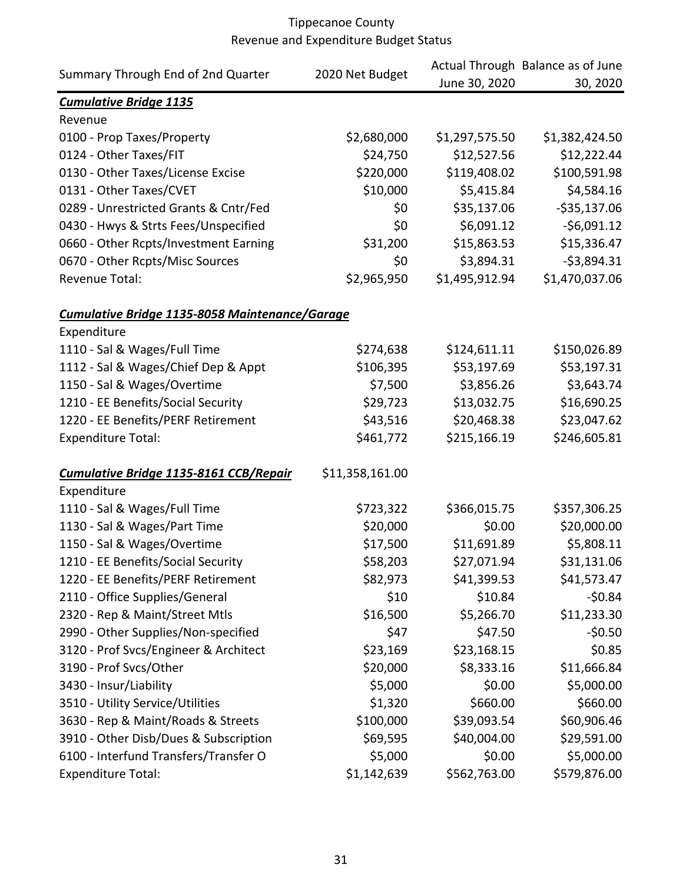Tippecanoe County
Revenue and Expenditure Budget Status

| Summary Through End of 2nd Quarter | 2020 Net Budget | Actual Through June 30, 2020 | Balance as of June 30, 2020 |
|---|---|---|---|
| ***Cumulative Bridge 1135*** | | | |
| Revenue | | | |
| 0100 - Prop Taxes/Property | $2,680,000 | $1,297,575.50 | $1,382,424.50 |
| 0124 - Other Taxes/FIT | $24,750 | $12,527.56 | $12,222.44 |
| 0130 - Other Taxes/License Excise | $220,000 | $119,408.02 | $100,591.98 |
| 0131 - Other Taxes/CVET | $10,000 | $5,415.84 | $4,584.16 |
| 0289 - Unrestricted Grants & Cntr/Fed | $0 | $35,137.06 | -$35,137.06 |
| 0430 - Hwys & Strts Fees/Unspecified | $0 | $6,091.12 | -$6,091.12 |
| 0660 - Other Rcpts/Investment Earning | $31,200 | $15,863.53 | $15,336.47 |
| 0670 - Other Rcpts/Misc Sources | $0 | $3,894.31 | -$3,894.31 |
| Revenue Total: | $2,965,950 | $1,495,912.94 | $1,470,037.06 |
| | | | |
| ***Cumulative Bridge 1135-8058 Maintenance/Garage*** | | | |
| Expenditure | | | |
| 1110 - Sal & Wages/Full Time | $274,638 | $124,611.11 | $150,026.89 |
| 1112 - Sal & Wages/Chief Dep & Appt | $106,395 | $53,197.69 | $53,197.31 |
| 1150 - Sal & Wages/Overtime | $7,500 | $3,856.26 | $3,643.74 |
| 1210 - EE Benefits/Social Security | $29,723 | $13,032.75 | $16,690.25 |
| 1220 - EE Benefits/PERF Retirement | $43,516 | $20,468.38 | $23,047.62 |
| Expenditure Total: | $461,772 | $215,166.19 | $246,605.81 |
| | | | |
| ***Cumulative Bridge 1135-8161 CCB/Repair*** | $11,358,161.00 | | |
| Expenditure | | | |
| 1110 - Sal & Wages/Full Time | $723,322 | $366,015.75 | $357,306.25 |
| 1130 - Sal & Wages/Part Time | $20,000 | $0.00 | $20,000.00 |
| 1150 - Sal & Wages/Overtime | $17,500 | $11,691.89 | $5,808.11 |
| 1210 - EE Benefits/Social Security | $58,203 | $27,071.94 | $31,131.06 |
| 1220 - EE Benefits/PERF Retirement | $82,973 | $41,399.53 | $41,573.47 |
| 2110 - Office Supplies/General | $10 | $10.84 | -$0.84 |
| 2320 - Rep & Maint/Street Mtls | $16,500 | $5,266.70 | $11,233.30 |
| 2990 - Other Supplies/Non-specified | $47 | $47.50 | -$0.50 |
| 3120 - Prof Svcs/Engineer & Architect | $23,169 | $23,168.15 | $0.85 |
| 3190 - Prof Svcs/Other | $20,000 | $8,333.16 | $11,666.84 |
| 3430 - Insur/Liability | $5,000 | $0.00 | $5,000.00 |
| 3510 - Utility Service/Utilities | $1,320 | $660.00 | $660.00 |
| 3630 - Rep & Maint/Roads & Streets | $100,000 | $39,093.54 | $60,906.46 |
| 3910 - Other Disb/Dues & Subscription | $69,595 | $40,004.00 | $29,591.00 |
| 6100 - Interfund Transfers/Transfer O | $5,000 | $0.00 | $5,000.00 |
| Expenditure Total: | $1,142,639 | $562,763.00 | $579,876.00 |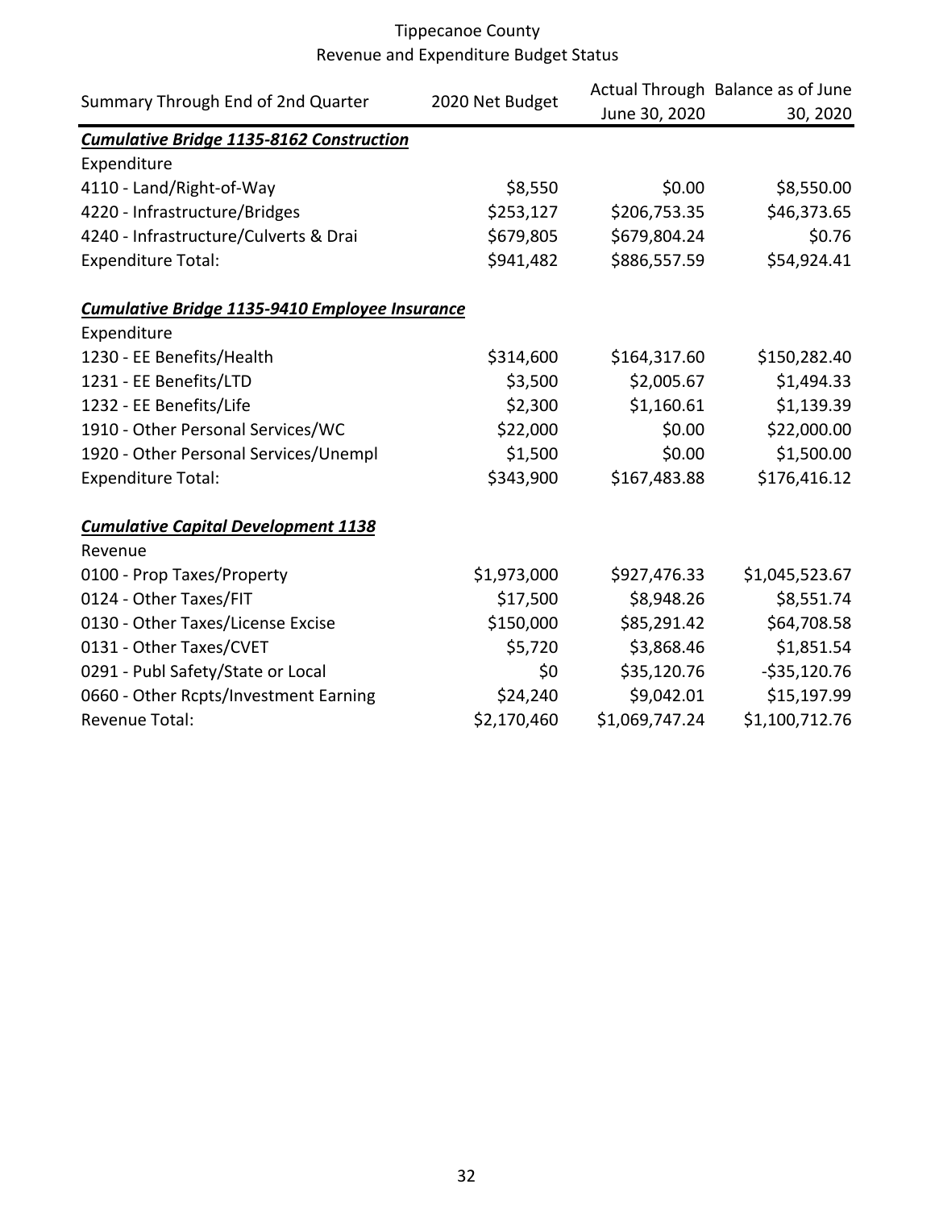Tippecanoe County
Revenue and Expenditure Budget Status

| Summary Through End of 2nd Quarter | 2020 Net Budget | Actual Through June 30, 2020 | Balance as of June 30, 2020 |
|---|---|---|---|
| ***Cumulative Bridge 1135-8162 Construction*** | | | |
| Expenditure | | | |
| 4110 - Land/Right-of-Way | $8,550 | $0.00 | $8,550.00 |
| 4220 - Infrastructure/Bridges | $253,127 | $206,753.35 | $46,373.65 |
| 4240 - Infrastructure/Culverts & Drai | $679,805 | $679,804.24 | $0.76 |
| Expenditure Total: | $941,482 | $886,557.59 | $54,924.41 |
| ***Cumulative Bridge 1135-9410 Employee Insurance*** | | | |
| Expenditure | | | |
| 1230 - EE Benefits/Health | $314,600 | $164,317.60 | $150,282.40 |
| 1231 - EE Benefits/LTD | $3,500 | $2,005.67 | $1,494.33 |
| 1232 - EE Benefits/Life | $2,300 | $1,160.61 | $1,139.39 |
| 1910 - Other Personal Services/WC | $22,000 | $0.00 | $22,000.00 |
| 1920 - Other Personal Services/Unempl | $1,500 | $0.00 | $1,500.00 |
| Expenditure Total: | $343,900 | $167,483.88 | $176,416.12 |
| ***Cumulative Capital Development 1138*** | | | |
| Revenue | | | |
| 0100 - Prop Taxes/Property | $1,973,000 | $927,476.33 | $1,045,523.67 |
| 0124 - Other Taxes/FIT | $17,500 | $8,948.26 | $8,551.74 |
| 0130 - Other Taxes/License Excise | $150,000 | $85,291.42 | $64,708.58 |
| 0131 - Other Taxes/CVET | $5,720 | $3,868.46 | $1,851.54 |
| 0291 - Publ Safety/State or Local | $0 | $35,120.76 | -$35,120.76 |
| 0660 - Other Rcpts/Investment Earning | $24,240 | $9,042.01 | $15,197.99 |
| Revenue Total: | $2,170,460 | $1,069,747.24 | $1,100,712.76 |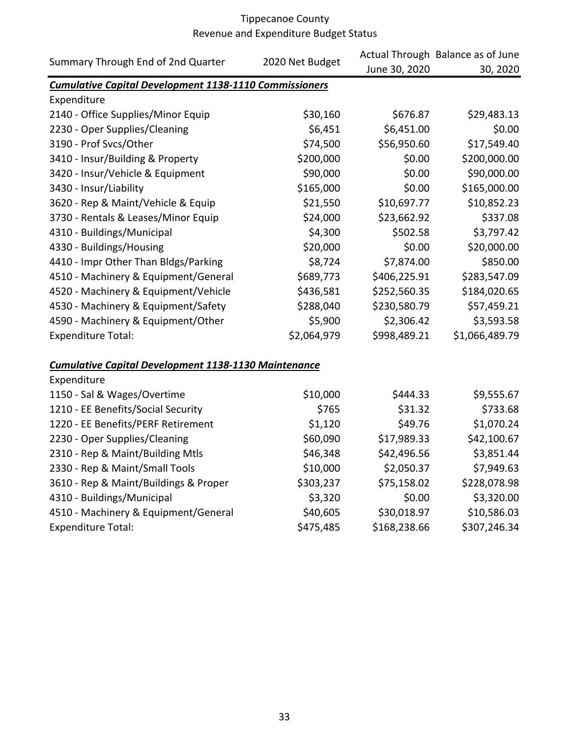Tippecanoe County
Revenue and Expenditure Budget Status

| Summary Through End of 2nd Quarter | 2020 Net Budget | Actual Through June 30, 2020 | Balance as of June 30, 2020 |
|---|---|---|---|
| ***Cumulative Capital Development 1138-1110 Commissioners*** | | | |
| Expenditure | | | |
| 2140 - Office Supplies/Minor Equip | $30,160 | $676.87 | $29,483.13 |
| 2230 - Oper Supplies/Cleaning | $6,451 | $6,451.00 | $0.00 |
| 3190 - Prof Svcs/Other | $74,500 | $56,950.60 | $17,549.40 |
| 3410 - Insur/Building & Property | $200,000 | $0.00 | $200,000.00 |
| 3420 - Insur/Vehicle & Equipment | $90,000 | $0.00 | $90,000.00 |
| 3430 - Insur/Liability | $165,000 | $0.00 | $165,000.00 |
| 3620 - Rep & Maint/Vehicle & Equip | $21,550 | $10,697.77 | $10,852.23 |
| 3730 - Rentals & Leases/Minor Equip | $24,000 | $23,662.92 | $337.08 |
| 4310 - Buildings/Municipal | $4,300 | $502.58 | $3,797.42 |
| 4330 - Buildings/Housing | $20,000 | $0.00 | $20,000.00 |
| 4410 - Impr Other Than Bldgs/Parking | $8,724 | $7,874.00 | $850.00 |
| 4510 - Machinery & Equipment/General | $689,773 | $406,225.91 | $283,547.09 |
| 4520 - Machinery & Equipment/Vehicle | $436,581 | $252,560.35 | $184,020.65 |
| 4530 - Machinery & Equipment/Safety | $288,040 | $230,580.79 | $57,459.21 |
| 4590 - Machinery & Equipment/Other | $5,900 | $2,306.42 | $3,593.58 |
| Expenditure Total: | $2,064,979 | $998,489.21 | $1,066,489.79 |
| | | | |
| ***Cumulative Capital Development 1138-1130 Maintenance*** | | | |
| Expenditure | | | |
| 1150 - Sal & Wages/Overtime | $10,000 | $444.33 | $9,555.67 |
| 1210 - EE Benefits/Social Security | $765 | $31.32 | $733.68 |
| 1220 - EE Benefits/PERF Retirement | $1,120 | $49.76 | $1,070.24 |
| 2230 - Oper Supplies/Cleaning | $60,090 | $17,989.33 | $42,100.67 |
| 2310 - Rep & Maint/Building Mtls | $46,348 | $42,496.56 | $3,851.44 |
| 2330 - Rep & Maint/Small Tools | $10,000 | $2,050.37 | $7,949.63 |
| 3610 - Rep & Maint/Buildings & Proper | $303,237 | $75,158.02 | $228,078.98 |
| 4310 - Buildings/Municipal | $3,320 | $0.00 | $3,320.00 |
| 4510 - Machinery & Equipment/General | $40,605 | $30,018.97 | $10,586.03 |
| Expenditure Total: | $475,485 | $168,238.66 | $307,246.34 |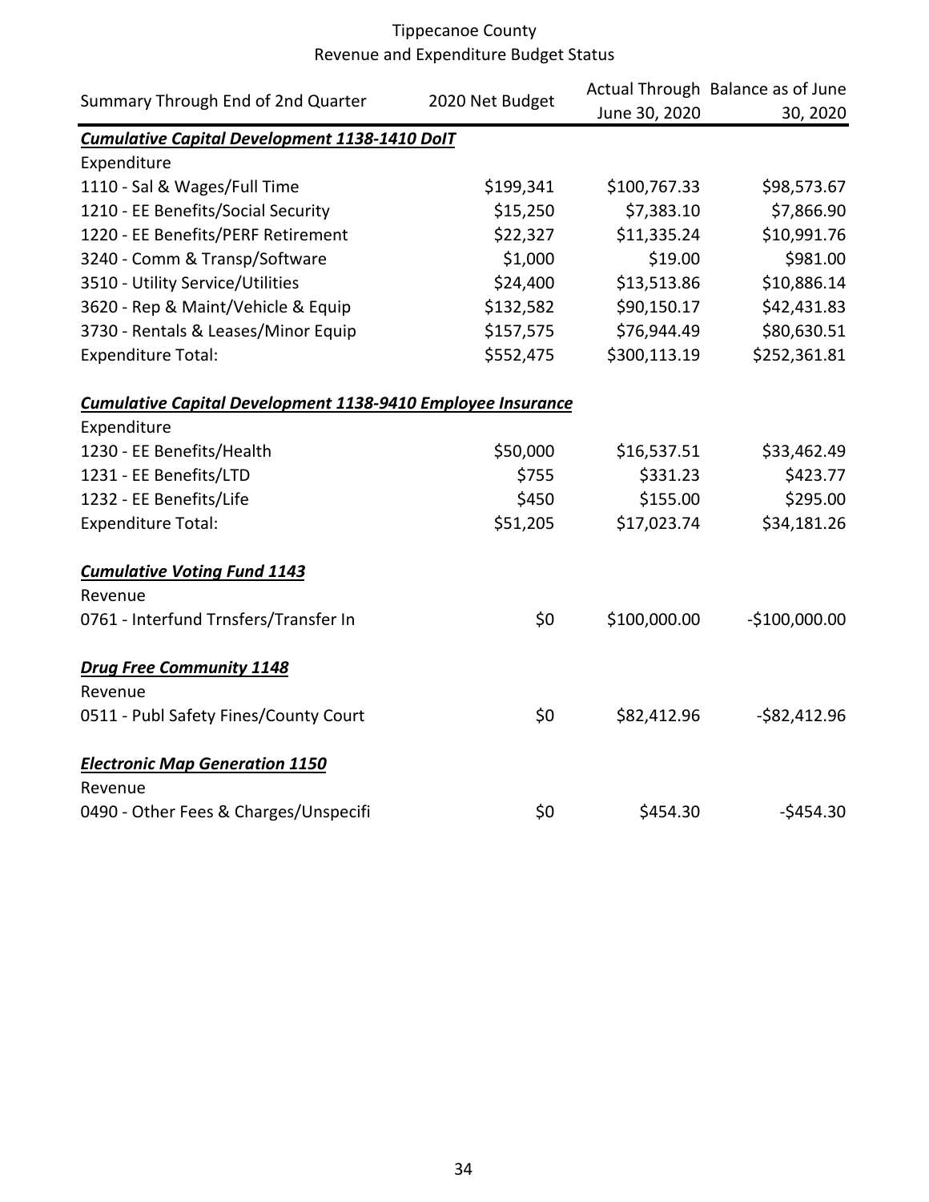# Tippecanoe County
## Revenue and Expenditure Budget Status

| Summary Through End of 2nd Quarter | 2020 Net Budget | Actual Through June 30, 2020 | Balance as of June 30, 2020 |
|---|---|---|---|
| ***Cumulative Capital Development 1138-1410 DoIT*** | | | |
| Expenditure | | | |
| 1110 - Sal & Wages/Full Time | $199,341 | $100,767.33 | $98,573.67 |
| 1210 - EE Benefits/Social Security | $15,250 | $7,383.10 | $7,866.90 |
| 1220 - EE Benefits/PERF Retirement | $22,327 | $11,335.24 | $10,991.76 |
| 3240 - Comm & Transp/Software | $1,000 | $19.00 | $981.00 |
| 3510 - Utility Service/Utilities | $24,400 | $13,513.86 | $10,886.14 |
| 3620 - Rep & Maint/Vehicle & Equip | $132,582 | $90,150.17 | $42,431.83 |
| 3730 - Rentals & Leases/Minor Equip | $157,575 | $76,944.49 | $80,630.51 |
| Expenditure Total: | $552,475 | $300,113.19 | $252,361.81 |
| | | | |
| ***Cumulative Capital Development 1138-9410 Employee Insurance*** | | | |
| Expenditure | | | |
| 1230 - EE Benefits/Health | $50,000 | $16,537.51 | $33,462.49 |
| 1231 - EE Benefits/LTD | $755 | $331.23 | $423.77 |
| 1232 - EE Benefits/Life | $450 | $155.00 | $295.00 |
| Expenditure Total: | $51,205 | $17,023.74 | $34,181.26 |
| | | | |
| ***Cumulative Voting Fund 1143*** | | | |
| Revenue | | | |
| 0761 - Interfund Trnsfers/Transfer In | $0 | $100,000.00 | -$100,000.00 |
| | | | |
| ***Drug Free Community 1148*** | | | |
| Revenue | | | |
| 0511 - Publ Safety Fines/County Court | $0 | $82,412.96 | -$82,412.96 |
| | | | |
| ***Electronic Map Generation 1150*** | | | |
| Revenue | | | |
| 0490 - Other Fees & Charges/Unspecifi | $0 | $454.30 | -$454.30 |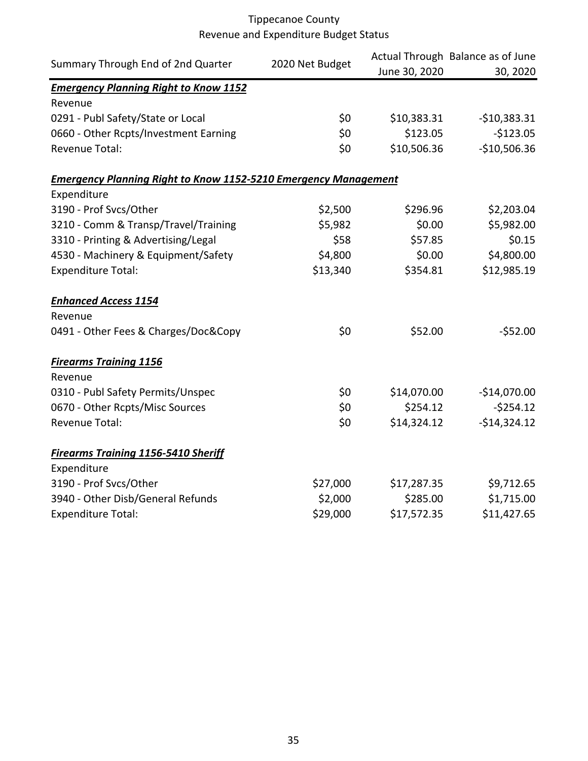# Tippecanoe County
## Revenue and Expenditure Budget Status

| Summary Through End of 2nd Quarter | 2020 Net Budget | Actual Through June 30, 2020 | Balance as of June 30, 2020 |
|---|---|---|---|
| ***Emergency Planning Right to Know 1152*** | | | |
| Revenue | | | |
| 0291 - Publ Safety/State or Local | $0 | $10,383.31 | -$10,383.31 |
| 0660 - Other Rcpts/Investment Earning | $0 | $123.05 | -$123.05 |
| Revenue Total: | $0 | $10,506.36 | -$10,506.36 |
| | | | |
| ***Emergency Planning Right to Know 1152-5210 Emergency Management*** | | | |
| Expenditure | | | |
| 3190 - Prof Svcs/Other | $2,500 | $296.96 | $2,203.04 |
| 3210 - Comm & Transp/Travel/Training | $5,982 | $0.00 | $5,982.00 |
| 3310 - Printing & Advertising/Legal | $58 | $57.85 | $0.15 |
| 4530 - Machinery & Equipment/Safety | $4,800 | $0.00 | $4,800.00 |
| Expenditure Total: | $13,340 | $354.81 | $12,985.19 |
| | | | |
| ***Enhanced Access 1154*** | | | |
| Revenue | | | |
| 0491 - Other Fees & Charges/Doc&Copy | $0 | $52.00 | -$52.00 |
| | | | |
| ***Firearms Training 1156*** | | | |
| Revenue | | | |
| 0310 - Publ Safety Permits/Unspec | $0 | $14,070.00 | -$14,070.00 |
| 0670 - Other Rcpts/Misc Sources | $0 | $254.12 | -$254.12 |
| Revenue Total: | $0 | $14,324.12 | -$14,324.12 |
| | | | |
| ***Firearms Training 1156-5410 Sheriff*** | | | |
| Expenditure | | | |
| 3190 - Prof Svcs/Other | $27,000 | $17,287.35 | $9,712.65 |
| 3940 - Other Disb/General Refunds | $2,000 | $285.00 | $1,715.00 |
| Expenditure Total: | $29,000 | $17,572.35 | $11,427.65 |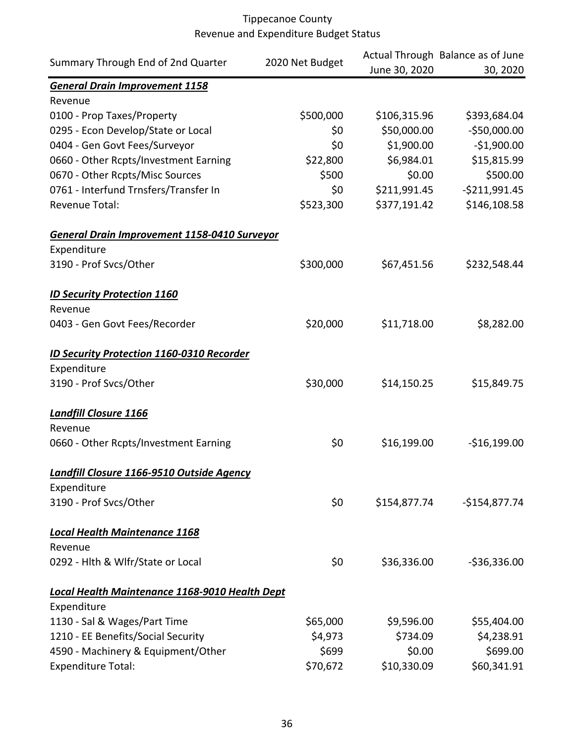Tippecanoe County
Revenue and Expenditure Budget Status

| Summary Through End of 2nd Quarter | 2020 Net Budget | Actual Through June 30, 2020 | Balance as of June 30, 2020 |
|---|---|---|---|
| ***General Drain Improvement 1158*** | | | |
| Revenue | | | |
| 0100 - Prop Taxes/Property | $500,000 | $106,315.96 | $393,684.04 |
| 0295 - Econ Develop/State or Local | $0 | $50,000.00 | -$50,000.00 |
| 0404 - Gen Govt Fees/Surveyor | $0 | $1,900.00 | -$1,900.00 |
| 0660 - Other Rcpts/Investment Earning | $22,800 | $6,984.01 | $15,815.99 |
| 0670 - Other Rcpts/Misc Sources | $500 | $0.00 | $500.00 |
| 0761 - Interfund Trnsfers/Transfer In | $0 | $211,991.45 | -$211,991.45 |
| Revenue Total: | $523,300 | $377,191.42 | $146,108.58 |
| | | | |
| ***General Drain Improvement 1158-0410 Surveyor*** | | | |
| Expenditure | | | |
| 3190 - Prof Svcs/Other | $300,000 | $67,451.56 | $232,548.44 |
| | | | |
| ***ID Security Protection 1160*** | | | |
| Revenue | | | |
| 0403 - Gen Govt Fees/Recorder | $20,000 | $11,718.00 | $8,282.00 |
| | | | |
| ***ID Security Protection 1160-0310 Recorder*** | | | |
| Expenditure | | | |
| 3190 - Prof Svcs/Other | $30,000 | $14,150.25 | $15,849.75 |
| | | | |
| ***Landfill Closure 1166*** | | | |
| Revenue | | | |
| 0660 - Other Rcpts/Investment Earning | $0 | $16,199.00 | -$16,199.00 |
| | | | |
| ***Landfill Closure 1166-9510 Outside Agency*** | | | |
| Expenditure | | | |
| 3190 - Prof Svcs/Other | $0 | $154,877.74 | -$154,877.74 |
| | | | |
| ***Local Health Maintenance 1168*** | | | |
| Revenue | | | |
| 0292 - Hlth & Wlfr/State or Local | $0 | $36,336.00 | -$36,336.00 |
| | | | |
| ***Local Health Maintenance 1168-9010 Health Dept*** | | | |
| Expenditure | | | |
| 1130 - Sal & Wages/Part Time | $65,000 | $9,596.00 | $55,404.00 |
| 1210 - EE Benefits/Social Security | $4,973 | $734.09 | $4,238.91 |
| 4590 - Machinery & Equipment/Other | $699 | $0.00 | $699.00 |
| Expenditure Total: | $70,672 | $10,330.09 | $60,341.91 |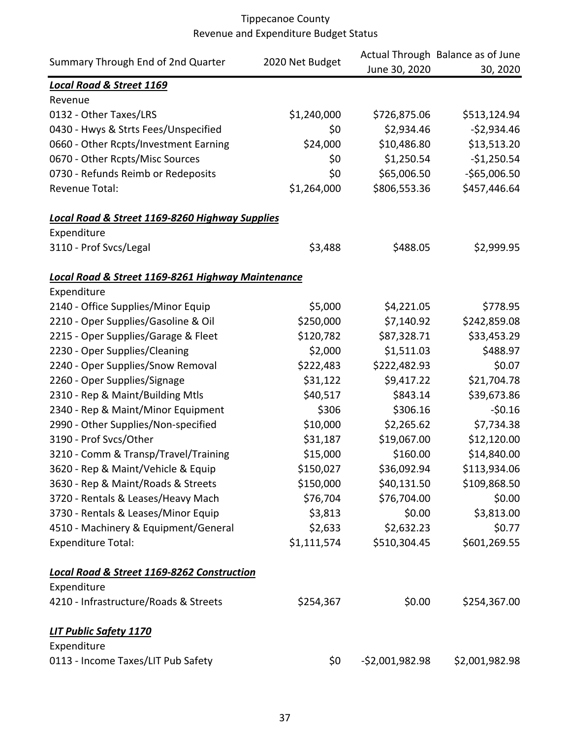# Tippecanoe County
## Revenue and Expenditure Budget Status

| Summary Through End of 2nd Quarter | 2020 Net Budget | Actual Through June 30, 2020 | Balance as of June 30, 2020 |
|---|---|---|---|
| ***Local Road & Street 1169*** | | | |
| Revenue | | | |
| 0132 - Other Taxes/LRS | $1,240,000 | $726,875.06 | $513,124.94 |
| 0430 - Hwys & Strts Fees/Unspecified | $0 | $2,934.46 | -$2,934.46 |
| 0660 - Other Rcpts/Investment Earning | $24,000 | $10,486.80 | $13,513.20 |
| 0670 - Other Rcpts/Misc Sources | $0 | $1,250.54 | -$1,250.54 |
| 0730 - Refunds Reimb or Redeposits | $0 | $65,006.50 | -$65,006.50 |
| Revenue Total: | $1,264,000 | $806,553.36 | $457,446.64 |
| ***Local Road & Street 1169-8260 Highway Supplies*** | | | |
| Expenditure | | | |
| 3110 - Prof Svcs/Legal | $3,488 | $488.05 | $2,999.95 |
| ***Local Road & Street 1169-8261 Highway Maintenance*** | | | |
| Expenditure | | | |
| 2140 - Office Supplies/Minor Equip | $5,000 | $4,221.05 | $778.95 |
| 2210 - Oper Supplies/Gasoline & Oil | $250,000 | $7,140.92 | $242,859.08 |
| 2215 - Oper Supplies/Garage & Fleet | $120,782 | $87,328.71 | $33,453.29 |
| 2230 - Oper Supplies/Cleaning | $2,000 | $1,511.03 | $488.97 |
| 2240 - Oper Supplies/Snow Removal | $222,483 | $222,482.93 | $0.07 |
| 2260 - Oper Supplies/Signage | $31,122 | $9,417.22 | $21,704.78 |
| 2310 - Rep & Maint/Building Mtls | $40,517 | $843.14 | $39,673.86 |
| 2340 - Rep & Maint/Minor Equipment | $306 | $306.16 | -$0.16 |
| 2990 - Other Supplies/Non-specified | $10,000 | $2,265.62 | $7,734.38 |
| 3190 - Prof Svcs/Other | $31,187 | $19,067.00 | $12,120.00 |
| 3210 - Comm & Transp/Travel/Training | $15,000 | $160.00 | $14,840.00 |
| 3620 - Rep & Maint/Vehicle & Equip | $150,027 | $36,092.94 | $113,934.06 |
| 3630 - Rep & Maint/Roads & Streets | $150,000 | $40,131.50 | $109,868.50 |
| 3720 - Rentals & Leases/Heavy Mach | $76,704 | $76,704.00 | $0.00 |
| 3730 - Rentals & Leases/Minor Equip | $3,813 | $0.00 | $3,813.00 |
| 4510 - Machinery & Equipment/General | $2,633 | $2,632.23 | $0.77 |
| Expenditure Total: | $1,111,574 | $510,304.45 | $601,269.55 |
| ***Local Road & Street 1169-8262 Construction*** | | | |
| Expenditure | | | |
| 4210 - Infrastructure/Roads & Streets | $254,367 | $0.00 | $254,367.00 |
| ***LIT Public Safety 1170*** | | | |
| Expenditure | | | |
| 0113 - Income Taxes/LIT Pub Safety | $0 | -$2,001,982.98 | $2,001,982.98 |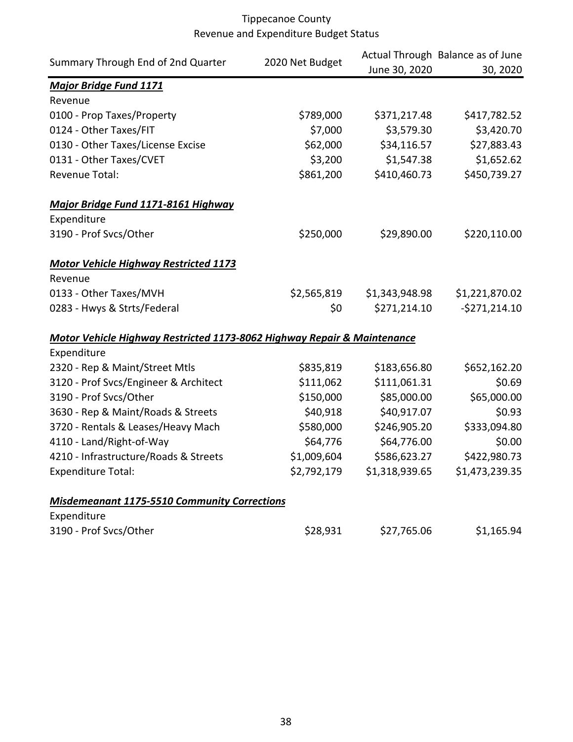Tippecanoe County
Revenue and Expenditure Budget Status

| Summary Through End of 2nd Quarter | 2020 Net Budget | Actual Through June 30, 2020 | Balance as of June 30, 2020 |
|---|---|---|---|
| ***Major Bridge Fund 1171*** | | | |
| Revenue | | | |
| 0100 - Prop Taxes/Property | $789,000 | $371,217.48 | $417,782.52 |
| 0124 - Other Taxes/FIT | $7,000 | $3,579.30 | $3,420.70 |
| 0130 - Other Taxes/License Excise | $62,000 | $34,116.57 | $27,883.43 |
| 0131 - Other Taxes/CVET | $3,200 | $1,547.38 | $1,652.62 |
| Revenue Total: | $861,200 | $410,460.73 | $450,739.27 |
| ***Major Bridge Fund 1171-8161 Highway*** | | | |
| Expenditure | | | |
| 3190 - Prof Svcs/Other | $250,000 | $29,890.00 | $220,110.00 |
| ***Motor Vehicle Highway Restricted 1173*** | | | |
| Revenue | | | |
| 0133 - Other Taxes/MVH | $2,565,819 | $1,343,948.98 | $1,221,870.02 |
| 0283 - Hwys & Strts/Federal | $0 | $271,214.10 | -$271,214.10 |
| ***Motor Vehicle Highway Restricted 1173-8062 Highway Repair & Maintenance*** | | | |
| Expenditure | | | |
| 2320 - Rep & Maint/Street Mtls | $835,819 | $183,656.80 | $652,162.20 |
| 3120 - Prof Svcs/Engineer & Architect | $111,062 | $111,061.31 | $0.69 |
| 3190 - Prof Svcs/Other | $150,000 | $85,000.00 | $65,000.00 |
| 3630 - Rep & Maint/Roads & Streets | $40,918 | $40,917.07 | $0.93 |
| 3720 - Rentals & Leases/Heavy Mach | $580,000 | $246,905.20 | $333,094.80 |
| 4110 - Land/Right-of-Way | $64,776 | $64,776.00 | $0.00 |
| 4210 - Infrastructure/Roads & Streets | $1,009,604 | $586,623.27 | $422,980.73 |
| Expenditure Total: | $2,792,179 | $1,318,939.65 | $1,473,239.35 |
| ***Misdemeanant 1175-5510 Community Corrections*** | | | |
| Expenditure | | | |
| 3190 - Prof Svcs/Other | $28,931 | $27,765.06 | $1,165.94 |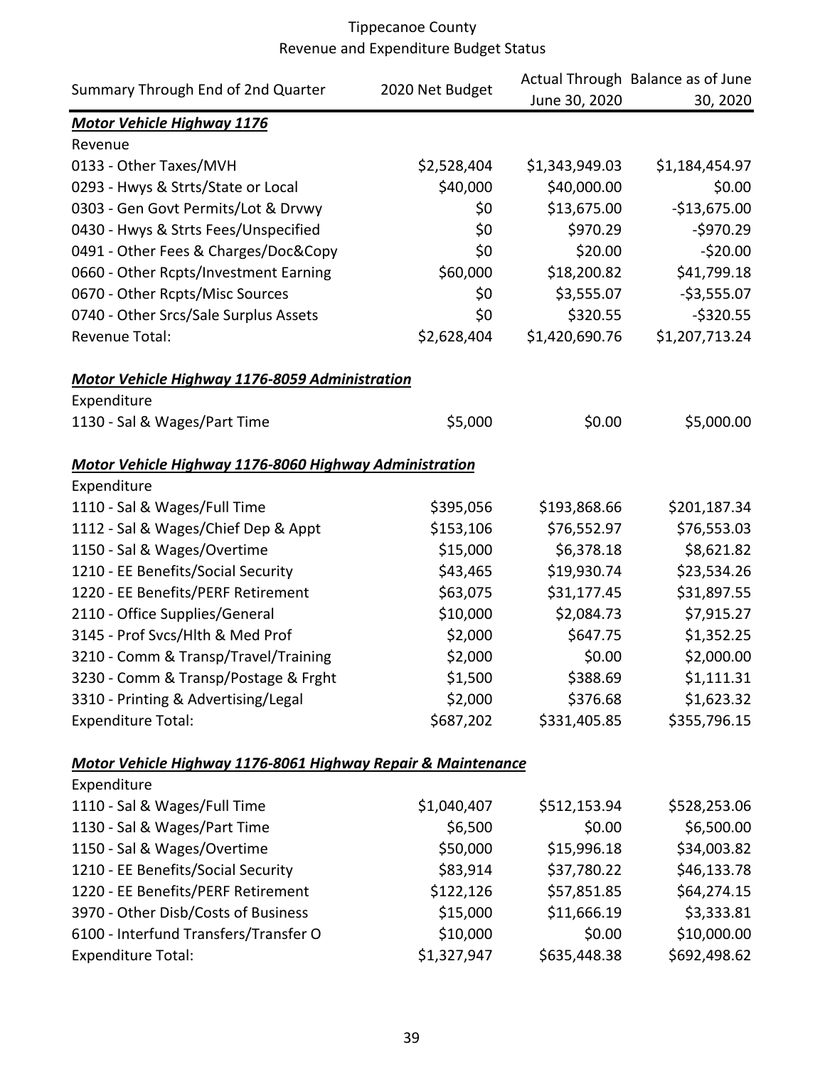# Tippecanoe County
## Revenue and Expenditure Budget Status

| Summary Through End of 2nd Quarter | 2020 Net Budget | Actual Through June 30, 2020 | Balance as of June 30, 2020 |
|---|---|---|---|
| ***Motor Vehicle Highway 1176*** | | | |
| Revenue | | | |
| 0133 - Other Taxes/MVH | $2,528,404 | $1,343,949.03 | $1,184,454.97 |
| 0293 - Hwys & Strts/State or Local | $40,000 | $40,000.00 | $0.00 |
| 0303 - Gen Govt Permits/Lot & Drvwy | $0 | $13,675.00 | -$13,675.00 |
| 0430 - Hwys & Strts Fees/Unspecified | $0 | $970.29 | -$970.29 |
| 0491 - Other Fees & Charges/Doc&Copy | $0 | $20.00 | -$20.00 |
| 0660 - Other Rcpts/Investment Earning | $60,000 | $18,200.82 | $41,799.18 |
| 0670 - Other Rcpts/Misc Sources | $0 | $3,555.07 | -$3,555.07 |
| 0740 - Other Srcs/Sale Surplus Assets | $0 | $320.55 | -$320.55 |
| Revenue Total: | $2,628,404 | $1,420,690.76 | $1,207,713.24 |
| | | | |
| ***Motor Vehicle Highway 1176-8059 Administration*** | | | |
| Expenditure | | | |
| 1130 - Sal & Wages/Part Time | $5,000 | $0.00 | $5,000.00 |
| | | | |
| ***Motor Vehicle Highway 1176-8060 Highway Administration*** | | | |
| Expenditure | | | |
| 1110 - Sal & Wages/Full Time | $395,056 | $193,868.66 | $201,187.34 |
| 1112 - Sal & Wages/Chief Dep & Appt | $153,106 | $76,552.97 | $76,553.03 |
| 1150 - Sal & Wages/Overtime | $15,000 | $6,378.18 | $8,621.82 |
| 1210 - EE Benefits/Social Security | $43,465 | $19,930.74 | $23,534.26 |
| 1220 - EE Benefits/PERF Retirement | $63,075 | $31,177.45 | $31,897.55 |
| 2110 - Office Supplies/General | $10,000 | $2,084.73 | $7,915.27 |
| 3145 - Prof Svcs/Hlth & Med Prof | $2,000 | $647.75 | $1,352.25 |
| 3210 - Comm & Transp/Travel/Training | $2,000 | $0.00 | $2,000.00 |
| 3230 - Comm & Transp/Postage & Frght | $1,500 | $388.69 | $1,111.31 |
| 3310 - Printing & Advertising/Legal | $2,000 | $376.68 | $1,623.32 |
| Expenditure Total: | $687,202 | $331,405.85 | $355,796.15 |
| | | | |
| ***Motor Vehicle Highway 1176-8061 Highway Repair & Maintenance*** | | | |
| Expenditure | | | |
| 1110 - Sal & Wages/Full Time | $1,040,407 | $512,153.94 | $528,253.06 |
| 1130 - Sal & Wages/Part Time | $6,500 | $0.00 | $6,500.00 |
| 1150 - Sal & Wages/Overtime | $50,000 | $15,996.18 | $34,003.82 |
| 1210 - EE Benefits/Social Security | $83,914 | $37,780.22 | $46,133.78 |
| 1220 - EE Benefits/PERF Retirement | $122,126 | $57,851.85 | $64,274.15 |
| 3970 - Other Disb/Costs of Business | $15,000 | $11,666.19 | $3,333.81 |
| 6100 - Interfund Transfers/Transfer O | $10,000 | $0.00 | $10,000.00 |
| Expenditure Total: | $1,327,947 | $635,448.38 | $692,498.62 |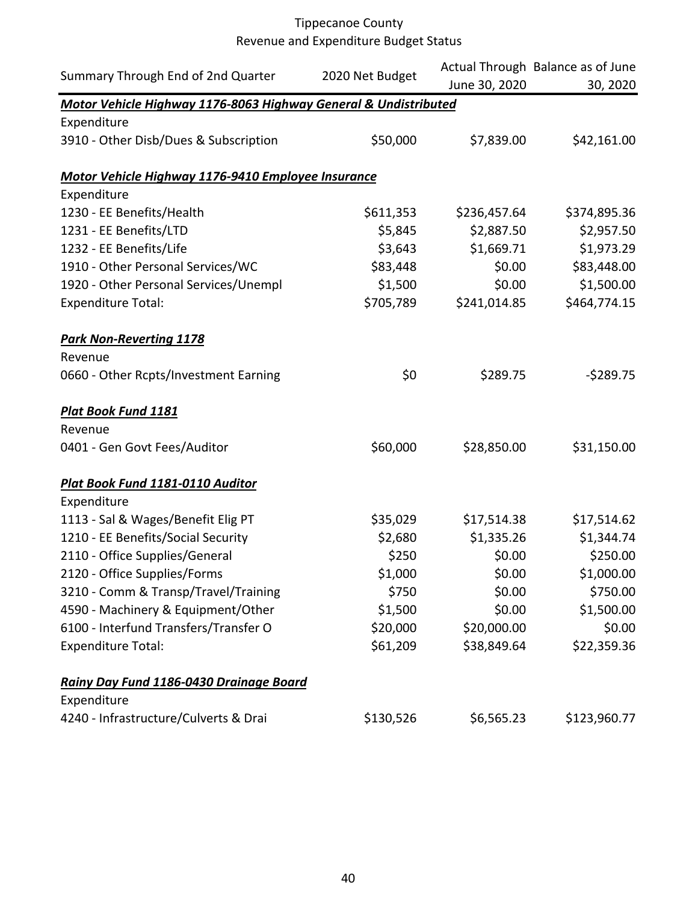# Tippecanoe County

## Revenue and Expenditure Budget Status

| Summary Through End of 2nd Quarter | 2020 Net Budget | Actual Through June 30, 2020 | Balance as of June 30, 2020 |
|---|---|---|---|
| ***Motor Vehicle Highway 1176-8063 Highway General & Undistributed*** | | | |
| Expenditure | | | |
| 3910 - Other Disb/Dues & Subscription | $50,000 | $7,839.00 | $42,161.00 |
| | | | |
| ***Motor Vehicle Highway 1176-9410 Employee Insurance*** | | | |
| Expenditure | | | |
| 1230 - EE Benefits/Health | $611,353 | $236,457.64 | $374,895.36 |
| 1231 - EE Benefits/LTD | $5,845 | $2,887.50 | $2,957.50 |
| 1232 - EE Benefits/Life | $3,643 | $1,669.71 | $1,973.29 |
| 1910 - Other Personal Services/WC | $83,448 | $0.00 | $83,448.00 |
| 1920 - Other Personal Services/Unempl | $1,500 | $0.00 | $1,500.00 |
| Expenditure Total: | $705,789 | $241,014.85 | $464,774.15 |
| | | | |
| ***Park Non-Reverting 1178*** | | | |
| Revenue | | | |
| 0660 - Other Rcpts/Investment Earning | $0 | $289.75 | -$289.75 |
| | | | |
| ***Plat Book Fund 1181*** | | | |
| Revenue | | | |
| 0401 - Gen Govt Fees/Auditor | $60,000 | $28,850.00 | $31,150.00 |
| | | | |
| ***Plat Book Fund 1181-0110 Auditor*** | | | |
| Expenditure | | | |
| 1113 - Sal & Wages/Benefit Elig PT | $35,029 | $17,514.38 | $17,514.62 |
| 1210 - EE Benefits/Social Security | $2,680 | $1,335.26 | $1,344.74 |
| 2110 - Office Supplies/General | $250 | $0.00 | $250.00 |
| 2120 - Office Supplies/Forms | $1,000 | $0.00 | $1,000.00 |
| 3210 - Comm & Transp/Travel/Training | $750 | $0.00 | $750.00 |
| 4590 - Machinery & Equipment/Other | $1,500 | $0.00 | $1,500.00 |
| 6100 - Interfund Transfers/Transfer O | $20,000 | $20,000.00 | $0.00 |
| Expenditure Total: | $61,209 | $38,849.64 | $22,359.36 |
| | | | |
| ***Rainy Day Fund 1186-0430 Drainage Board*** | | | |
| Expenditure | | | |
| 4240 - Infrastructure/Culverts & Drai | $130,526 | $6,565.23 | $123,960.77 |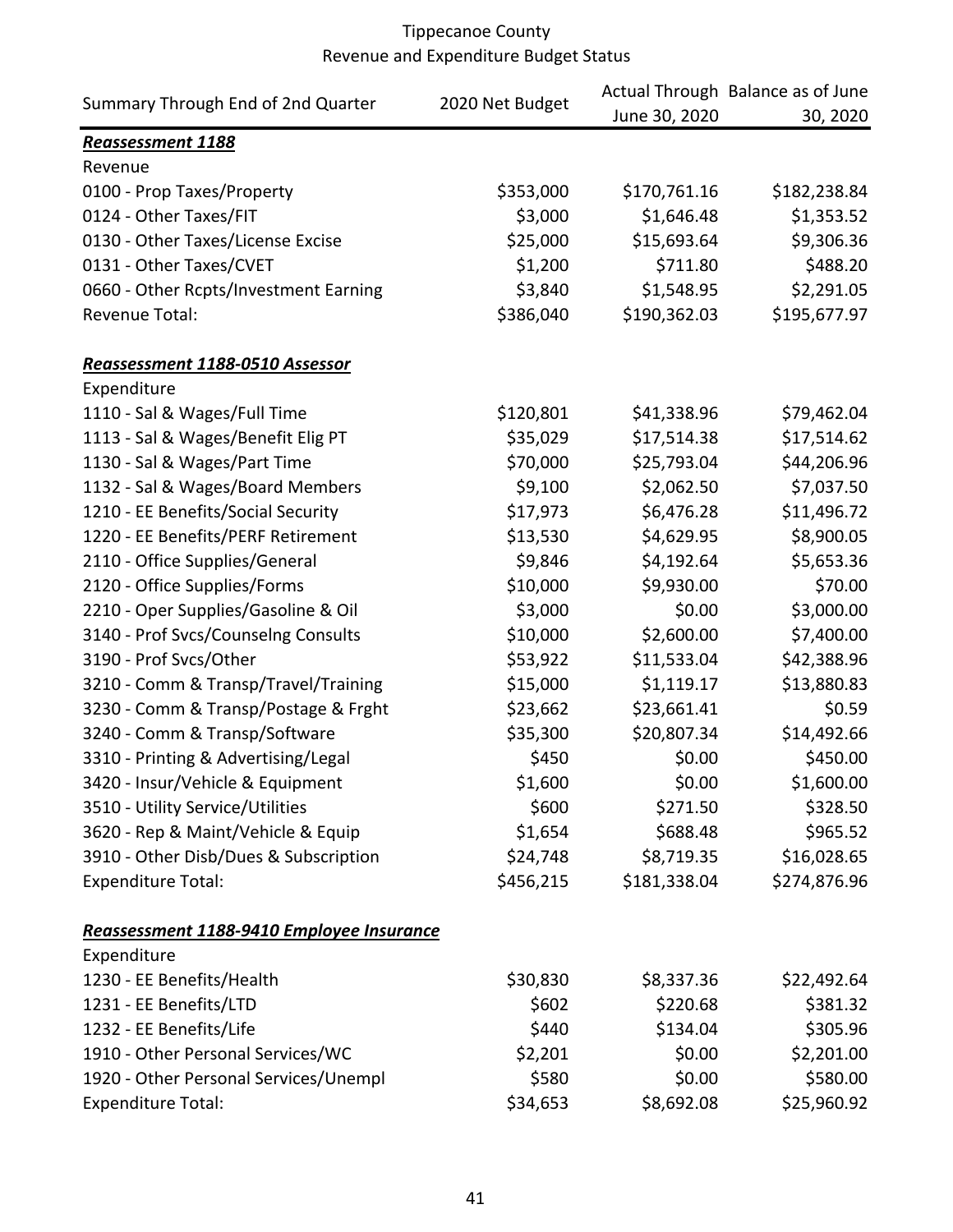Tippecanoe County
Revenue and Expenditure Budget Status

| Summary Through End of 2nd Quarter | 2020 Net Budget | Actual Through June 30, 2020 | Balance as of June 30, 2020 |
|---|---|---|---|
| ***Reassessment 1188*** | | | |
| Revenue | | | |
| 0100 - Prop Taxes/Property | $353,000 | $170,761.16 | $182,238.84 |
| 0124 - Other Taxes/FIT | $3,000 | $1,646.48 | $1,353.52 |
| 0130 - Other Taxes/License Excise | $25,000 | $15,693.64 | $9,306.36 |
| 0131 - Other Taxes/CVET | $1,200 | $711.80 | $488.20 |
| 0660 - Other Rcpts/Investment Earning | $3,840 | $1,548.95 | $2,291.05 |
| Revenue Total: | $386,040 | $190,362.03 | $195,677.97 |
| | | | |
| ***Reassessment 1188-0510 Assessor*** | | | |
| Expenditure | | | |
| 1110 - Sal & Wages/Full Time | $120,801 | $41,338.96 | $79,462.04 |
| 1113 - Sal & Wages/Benefit Elig PT | $35,029 | $17,514.38 | $17,514.62 |
| 1130 - Sal & Wages/Part Time | $70,000 | $25,793.04 | $44,206.96 |
| 1132 - Sal & Wages/Board Members | $9,100 | $2,062.50 | $7,037.50 |
| 1210 - EE Benefits/Social Security | $17,973 | $6,476.28 | $11,496.72 |
| 1220 - EE Benefits/PERF Retirement | $13,530 | $4,629.95 | $8,900.05 |
| 2110 - Office Supplies/General | $9,846 | $4,192.64 | $5,653.36 |
| 2120 - Office Supplies/Forms | $10,000 | $9,930.00 | $70.00 |
| 2210 - Oper Supplies/Gasoline & Oil | $3,000 | $0.00 | $3,000.00 |
| 3140 - Prof Svcs/Counselng Consults | $10,000 | $2,600.00 | $7,400.00 |
| 3190 - Prof Svcs/Other | $53,922 | $11,533.04 | $42,388.96 |
| 3210 - Comm & Transp/Travel/Training | $15,000 | $1,119.17 | $13,880.83 |
| 3230 - Comm & Transp/Postage & Frght | $23,662 | $23,661.41 | $0.59 |
| 3240 - Comm & Transp/Software | $35,300 | $20,807.34 | $14,492.66 |
| 3310 - Printing & Advertising/Legal | $450 | $0.00 | $450.00 |
| 3420 - Insur/Vehicle & Equipment | $1,600 | $0.00 | $1,600.00 |
| 3510 - Utility Service/Utilities | $600 | $271.50 | $328.50 |
| 3620 - Rep & Maint/Vehicle & Equip | $1,654 | $688.48 | $965.52 |
| 3910 - Other Disb/Dues & Subscription | $24,748 | $8,719.35 | $16,028.65 |
| Expenditure Total: | $456,215 | $181,338.04 | $274,876.96 |
| | | | |
| ***Reassessment 1188-9410 Employee Insurance*** | | | |
| Expenditure | | | |
| 1230 - EE Benefits/Health | $30,830 | $8,337.36 | $22,492.64 |
| 1231 - EE Benefits/LTD | $602 | $220.68 | $381.32 |
| 1232 - EE Benefits/Life | $440 | $134.04 | $305.96 |
| 1910 - Other Personal Services/WC | $2,201 | $0.00 | $2,201.00 |
| 1920 - Other Personal Services/Unempl | $580 | $0.00 | $580.00 |
| Expenditure Total: | $34,653 | $8,692.08 | $25,960.92 |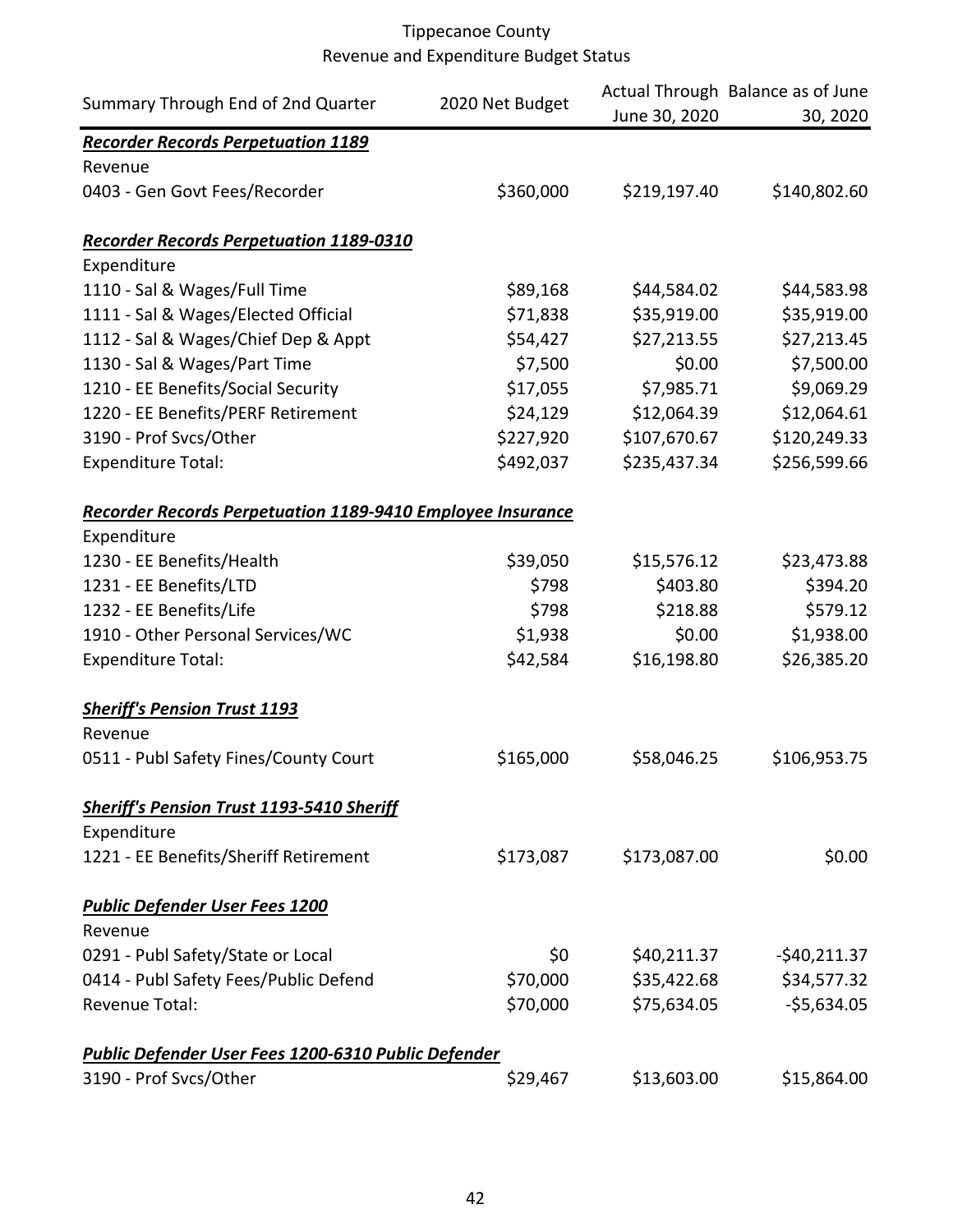# Tippecanoe County
## Revenue and Expenditure Budget Status

| Summary Through End of 2nd Quarter | 2020 Net Budget | Actual Through June 30, 2020 | Balance as of June 30, 2020 |
|---|---|---|---|
| ***Recorder Records Perpetuation 1189*** | | | |
| Revenue | | | |
| 0403 - Gen Govt Fees/Recorder | $360,000 | $219,197.40 | $140,802.60 |
| | | | |
| ***Recorder Records Perpetuation 1189-0310*** | | | |
| Expenditure | | | |
| 1110 - Sal & Wages/Full Time | $89,168 | $44,584.02 | $44,583.98 |
| 1111 - Sal & Wages/Elected Official | $71,838 | $35,919.00 | $35,919.00 |
| 1112 - Sal & Wages/Chief Dep & Appt | $54,427 | $27,213.55 | $27,213.45 |
| 1130 - Sal & Wages/Part Time | $7,500 | $0.00 | $7,500.00 |
| 1210 - EE Benefits/Social Security | $17,055 | $7,985.71 | $9,069.29 |
| 1220 - EE Benefits/PERF Retirement | $24,129 | $12,064.39 | $12,064.61 |
| 3190 - Prof Svcs/Other | $227,920 | $107,670.67 | $120,249.33 |
| Expenditure Total: | $492,037 | $235,437.34 | $256,599.66 |
| | | | |
| ***Recorder Records Perpetuation 1189-9410 Employee Insurance*** | | | |
| Expenditure | | | |
| 1230 - EE Benefits/Health | $39,050 | $15,576.12 | $23,473.88 |
| 1231 - EE Benefits/LTD | $798 | $403.80 | $394.20 |
| 1232 - EE Benefits/Life | $798 | $218.88 | $579.12 |
| 1910 - Other Personal Services/WC | $1,938 | $0.00 | $1,938.00 |
| Expenditure Total: | $42,584 | $16,198.80 | $26,385.20 |
| | | | |
| ***Sheriff's Pension Trust 1193*** | | | |
| Revenue | | | |
| 0511 - Publ Safety Fines/County Court | $165,000 | $58,046.25 | $106,953.75 |
| | | | |
| ***Sheriff's Pension Trust 1193-5410 Sheriff*** | | | |
| Expenditure | | | |
| 1221 - EE Benefits/Sheriff Retirement | $173,087 | $173,087.00 | $0.00 |
| | | | |
| ***Public Defender User Fees 1200*** | | | |
| Revenue | | | |
| 0291 - Publ Safety/State or Local | $0 | $40,211.37 | -$40,211.37 |
| 0414 - Publ Safety Fees/Public Defend | $70,000 | $35,422.68 | $34,577.32 |
| Revenue Total: | $70,000 | $75,634.05 | -$5,634.05 |
| | | | |
| ***Public Defender User Fees 1200-6310 Public Defender*** | | | |
| 3190 - Prof Svcs/Other | $29,467 | $13,603.00 | $15,864.00 |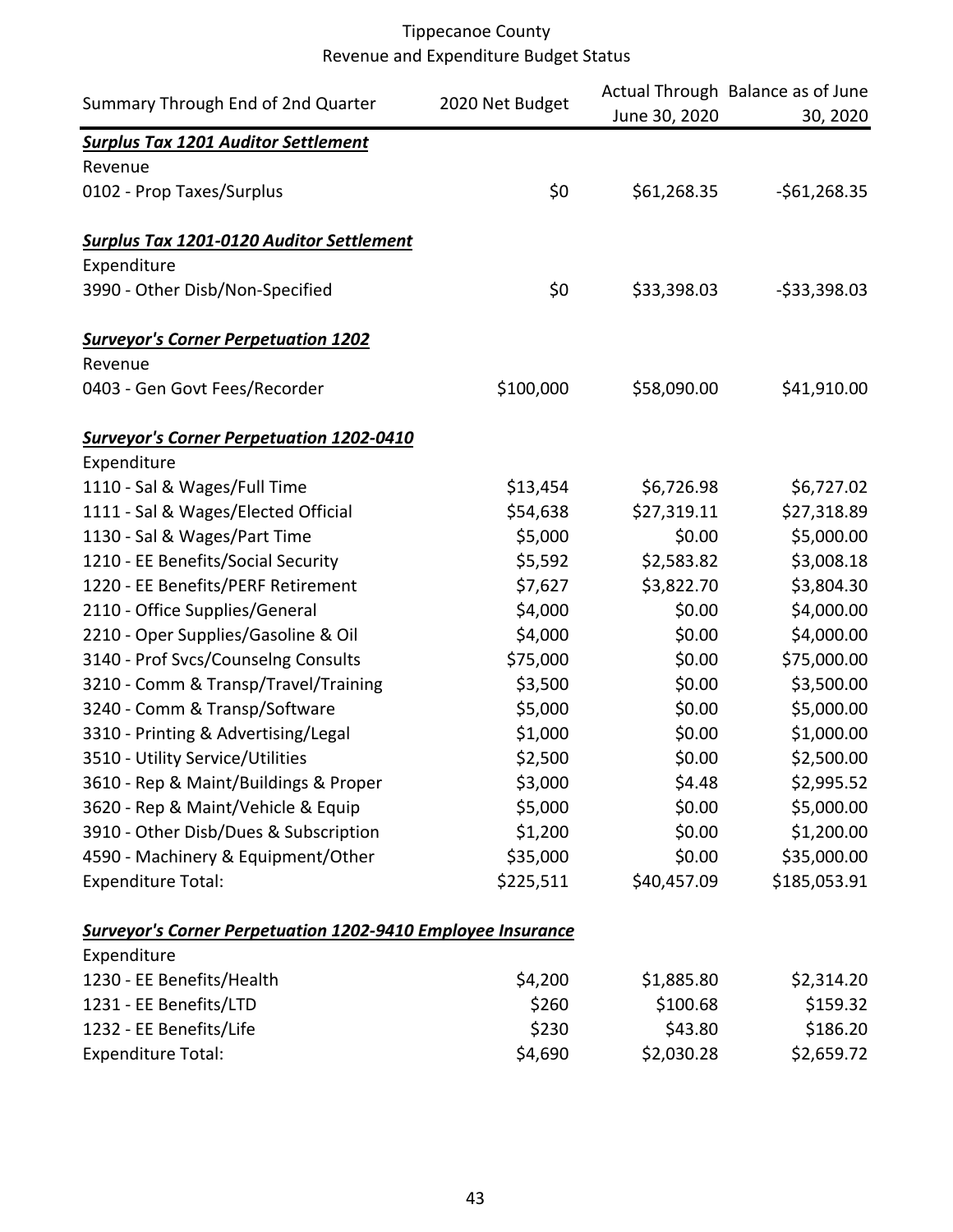Tippecanoe County
Revenue and Expenditure Budget Status

| Summary Through End of 2nd Quarter | 2020 Net Budget | Actual Through June 30, 2020 | Balance as of June 30, 2020 |
|---|---|---|---|
| ***Surplus Tax 1201 Auditor Settlement*** | | | |
| Revenue | | | |
| 0102 - Prop Taxes/Surplus | $0 | $61,268.35 | -$61,268.35 |
| | | | |
| ***Surplus Tax 1201-0120 Auditor Settlement*** | | | |
| Expenditure | | | |
| 3990 - Other Disb/Non-Specified | $0 | $33,398.03 | -$33,398.03 |
| | | | |
| ***Surveyor's Corner Perpetuation 1202*** | | | |
| Revenue | | | |
| 0403 - Gen Govt Fees/Recorder | $100,000 | $58,090.00 | $41,910.00 |
| | | | |
| ***Surveyor's Corner Perpetuation 1202-0410*** | | | |
| Expenditure | | | |
| 1110 - Sal & Wages/Full Time | $13,454 | $6,726.98 | $6,727.02 |
| 1111 - Sal & Wages/Elected Official | $54,638 | $27,319.11 | $27,318.89 |
| 1130 - Sal & Wages/Part Time | $5,000 | $0.00 | $5,000.00 |
| 1210 - EE Benefits/Social Security | $5,592 | $2,583.82 | $3,008.18 |
| 1220 - EE Benefits/PERF Retirement | $7,627 | $3,822.70 | $3,804.30 |
| 2110 - Office Supplies/General | $4,000 | $0.00 | $4,000.00 |
| 2210 - Oper Supplies/Gasoline & Oil | $4,000 | $0.00 | $4,000.00 |
| 3140 - Prof Svcs/Counselng Consults | $75,000 | $0.00 | $75,000.00 |
| 3210 - Comm & Transp/Travel/Training | $3,500 | $0.00 | $3,500.00 |
| 3240 - Comm & Transp/Software | $5,000 | $0.00 | $5,000.00 |
| 3310 - Printing & Advertising/Legal | $1,000 | $0.00 | $1,000.00 |
| 3510 - Utility Service/Utilities | $2,500 | $0.00 | $2,500.00 |
| 3610 - Rep & Maint/Buildings & Proper | $3,000 | $4.48 | $2,995.52 |
| 3620 - Rep & Maint/Vehicle & Equip | $5,000 | $0.00 | $5,000.00 |
| 3910 - Other Disb/Dues & Subscription | $1,200 | $0.00 | $1,200.00 |
| 4590 - Machinery & Equipment/Other | $35,000 | $0.00 | $35,000.00 |
| Expenditure Total: | $225,511 | $40,457.09 | $185,053.91 |
| | | | |
| ***Surveyor's Corner Perpetuation 1202-9410 Employee Insurance*** | | | |
| Expenditure | | | |
| 1230 - EE Benefits/Health | $4,200 | $1,885.80 | $2,314.20 |
| 1231 - EE Benefits/LTD | $260 | $100.68 | $159.32 |
| 1232 - EE Benefits/Life | $230 | $43.80 | $186.20 |
| Expenditure Total: | $4,690 | $2,030.28 | $2,659.72 |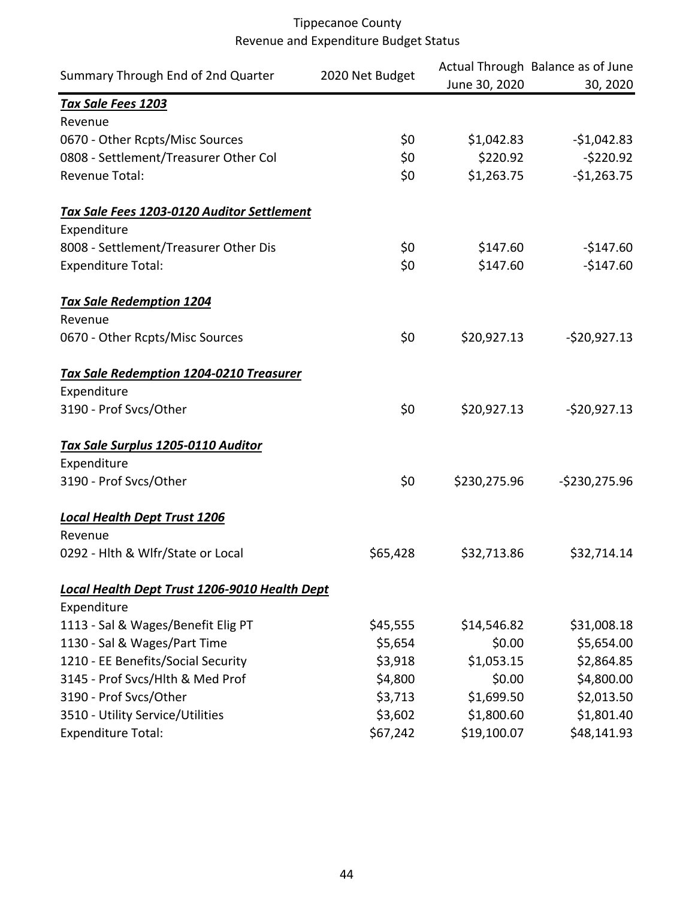Tippecanoe County
Revenue and Expenditure Budget Status

| Summary Through End of 2nd Quarter | 2020 Net Budget | Actual Through June 30, 2020 | Balance as of June 30, 2020 |
|---|---|---|---|
| ***Tax Sale Fees 1203*** | | | |
| Revenue | | | |
| 0670 - Other Rcpts/Misc Sources | $0 | $1,042.83 | -$1,042.83 |
| 0808 - Settlement/Treasurer Other Col | $0 | $220.92 | -$220.92 |
| Revenue Total: | $0 | $1,263.75 | -$1,263.75 |
| | | | |
| ***Tax Sale Fees 1203-0120 Auditor Settlement*** | | | |
| Expenditure | | | |
| 8008 - Settlement/Treasurer Other Dis | $0 | $147.60 | -$147.60 |
| Expenditure Total: | $0 | $147.60 | -$147.60 |
| | | | |
| ***Tax Sale Redemption 1204*** | | | |
| Revenue | | | |
| 0670 - Other Rcpts/Misc Sources | $0 | $20,927.13 | -$20,927.13 |
| | | | |
| ***Tax Sale Redemption 1204-0210 Treasurer*** | | | |
| Expenditure | | | |
| 3190 - Prof Svcs/Other | $0 | $20,927.13 | -$20,927.13 |
| | | | |
| ***Tax Sale Surplus 1205-0110 Auditor*** | | | |
| Expenditure | | | |
| 3190 - Prof Svcs/Other | $0 | $230,275.96 | -$230,275.96 |
| | | | |
| ***Local Health Dept Trust 1206*** | | | |
| Revenue | | | |
| 0292 - Hlth & Wlfr/State or Local | $65,428 | $32,713.86 | $32,714.14 |
| | | | |
| ***Local Health Dept Trust 1206-9010 Health Dept*** | | | |
| Expenditure | | | |
| 1113 - Sal & Wages/Benefit Elig PT | $45,555 | $14,546.82 | $31,008.18 |
| 1130 - Sal & Wages/Part Time | $5,654 | $0.00 | $5,654.00 |
| 1210 - EE Benefits/Social Security | $3,918 | $1,053.15 | $2,864.85 |
| 3145 - Prof Svcs/Hlth & Med Prof | $4,800 | $0.00 | $4,800.00 |
| 3190 - Prof Svcs/Other | $3,713 | $1,699.50 | $2,013.50 |
| 3510 - Utility Service/Utilities | $3,602 | $1,800.60 | $1,801.40 |
| Expenditure Total: | $67,242 | $19,100.07 | $48,141.93 |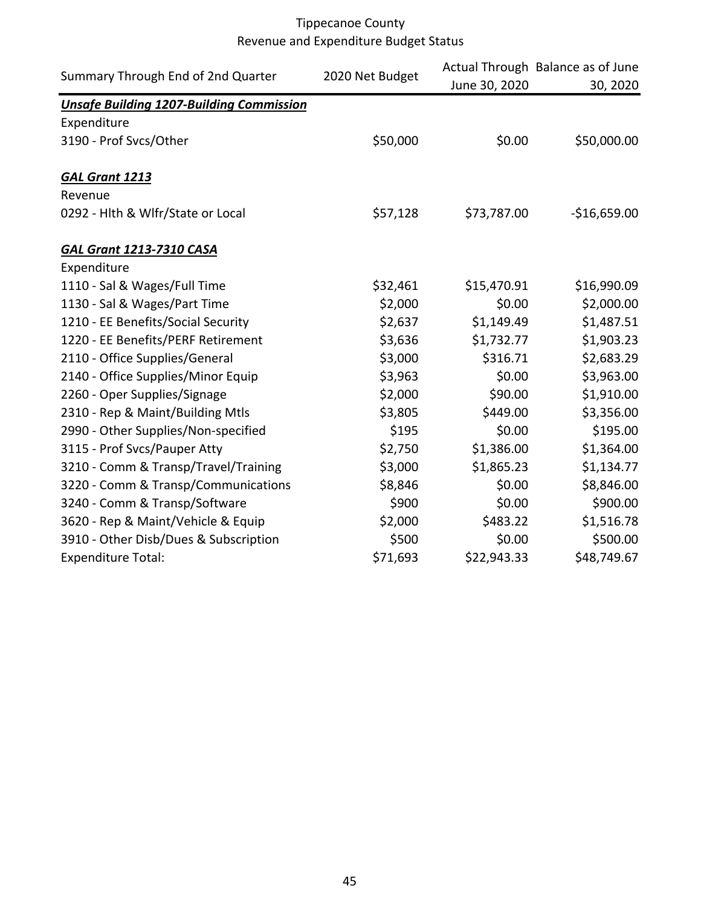Tippecanoe County
Revenue and Expenditure Budget Status

| Summary Through End of 2nd Quarter | 2020 Net Budget | Actual Through June 30, 2020 | Balance as of June 30, 2020 |
|---|---|---|---|
| ***Unsafe Building 1207-Building Commission*** | | | |
| Expenditure | | | |
| 3190 - Prof Svcs/Other | $50,000 | $0.00 | $50,000.00 |
| | | | |
| ***GAL Grant 1213*** | | | |
| Revenue | | | |
| 0292 - Hlth & Wlfr/State or Local | $57,128 | $73,787.00 | -$16,659.00 |
| | | | |
| ***GAL Grant 1213-7310 CASA*** | | | |
| Expenditure | | | |
| 1110 - Sal & Wages/Full Time | $32,461 | $15,470.91 | $16,990.09 |
| 1130 - Sal & Wages/Part Time | $2,000 | $0.00 | $2,000.00 |
| 1210 - EE Benefits/Social Security | $2,637 | $1,149.49 | $1,487.51 |
| 1220 - EE Benefits/PERF Retirement | $3,636 | $1,732.77 | $1,903.23 |
| 2110 - Office Supplies/General | $3,000 | $316.71 | $2,683.29 |
| 2140 - Office Supplies/Minor Equip | $3,963 | $0.00 | $3,963.00 |
| 2260 - Oper Supplies/Signage | $2,000 | $90.00 | $1,910.00 |
| 2310 - Rep & Maint/Building Mtls | $3,805 | $449.00 | $3,356.00 |
| 2990 - Other Supplies/Non-specified | $195 | $0.00 | $195.00 |
| 3115 - Prof Svcs/Pauper Atty | $2,750 | $1,386.00 | $1,364.00 |
| 3210 - Comm & Transp/Travel/Training | $3,000 | $1,865.23 | $1,134.77 |
| 3220 - Comm & Transp/Communications | $8,846 | $0.00 | $8,846.00 |
| 3240 - Comm & Transp/Software | $900 | $0.00 | $900.00 |
| 3620 - Rep & Maint/Vehicle & Equip | $2,000 | $483.22 | $1,516.78 |
| 3910 - Other Disb/Dues & Subscription | $500 | $0.00 | $500.00 |
| Expenditure Total: | $71,693 | $22,943.33 | $48,749.67 |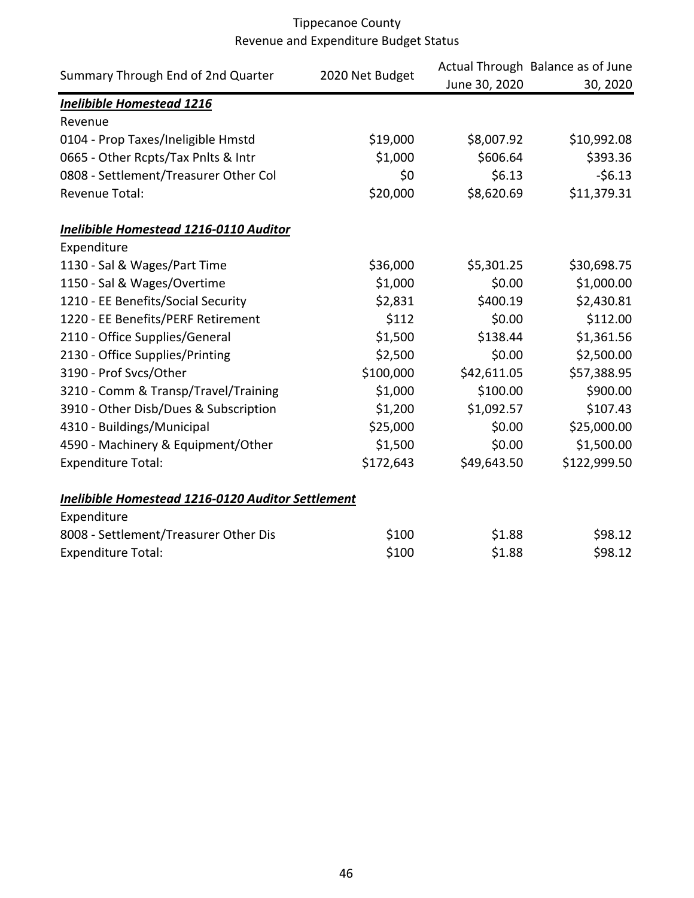Tippecanoe County
Revenue and Expenditure Budget Status

| Summary Through End of 2nd Quarter | 2020 Net Budget | Actual Through June 30, 2020 | Balance as of June 30, 2020 |
|---|---|---|---|
| ***Inelibible Homestead 1216*** | | | |
| Revenue | | | |
| 0104 - Prop Taxes/Ineligible Hmstd | $19,000 | $8,007.92 | $10,992.08 |
| 0665 - Other Rcpts/Tax Pnlts & Intr | $1,000 | $606.64 | $393.36 |
| 0808 - Settlement/Treasurer Other Col | $0 | $6.13 | -$6.13 |
| Revenue Total: | $20,000 | $8,620.69 | $11,379.31 |
| | | | |
| ***Inelibible Homestead 1216-0110 Auditor*** | | | |
| Expenditure | | | |
| 1130 - Sal & Wages/Part Time | $36,000 | $5,301.25 | $30,698.75 |
| 1150 - Sal & Wages/Overtime | $1,000 | $0.00 | $1,000.00 |
| 1210 - EE Benefits/Social Security | $2,831 | $400.19 | $2,430.81 |
| 1220 - EE Benefits/PERF Retirement | $112 | $0.00 | $112.00 |
| 2110 - Office Supplies/General | $1,500 | $138.44 | $1,361.56 |
| 2130 - Office Supplies/Printing | $2,500 | $0.00 | $2,500.00 |
| 3190 - Prof Svcs/Other | $100,000 | $42,611.05 | $57,388.95 |
| 3210 - Comm & Transp/Travel/Training | $1,000 | $100.00 | $900.00 |
| 3910 - Other Disb/Dues & Subscription | $1,200 | $1,092.57 | $107.43 |
| 4310 - Buildings/Municipal | $25,000 | $0.00 | $25,000.00 |
| 4590 - Machinery & Equipment/Other | $1,500 | $0.00 | $1,500.00 |
| Expenditure Total: | $172,643 | $49,643.50 | $122,999.50 |
| | | | |
| ***Inelibible Homestead 1216-0120 Auditor Settlement*** | | | |
| Expenditure | | | |
| 8008 - Settlement/Treasurer Other Dis | $100 | $1.88 | $98.12 |
| Expenditure Total: | $100 | $1.88 | $98.12 |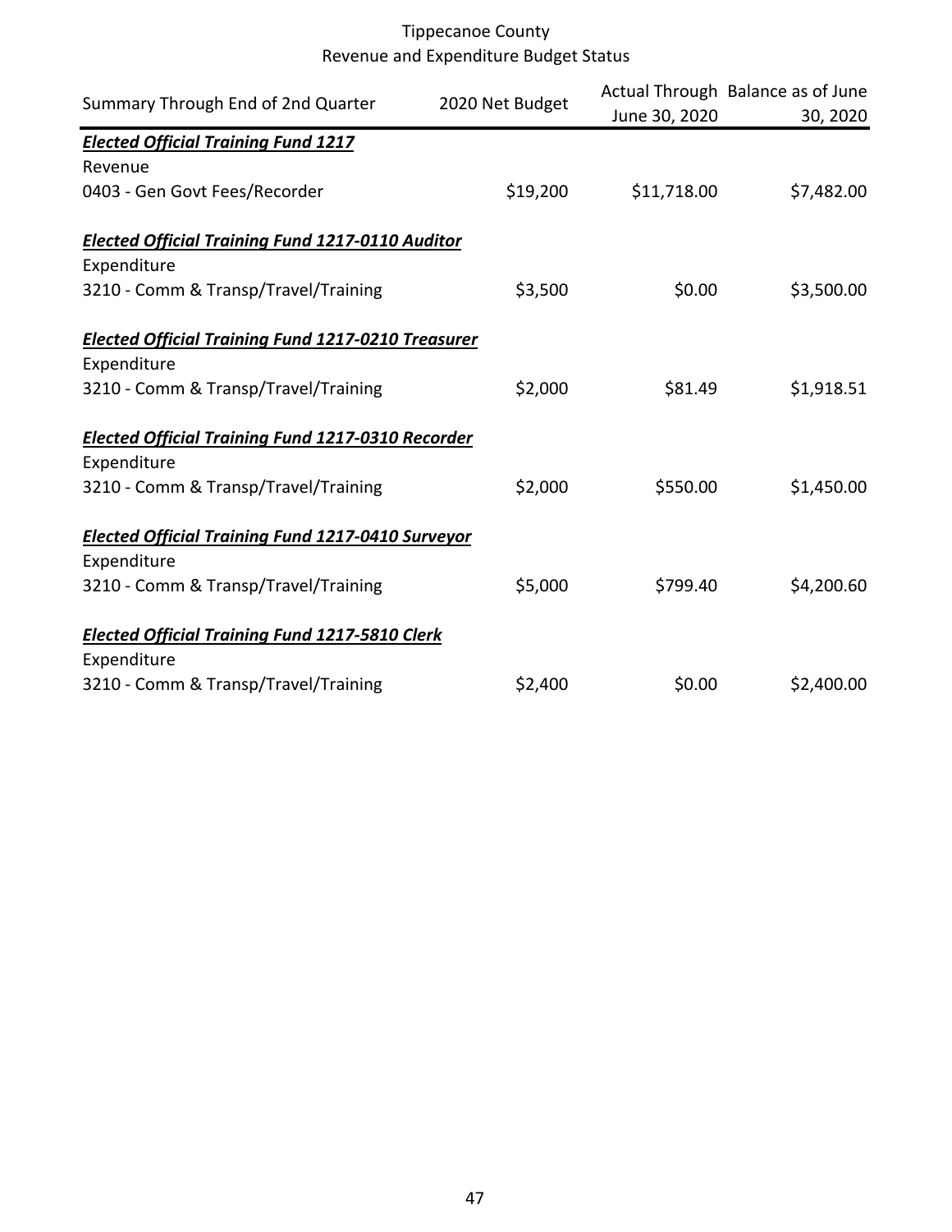Tippecanoe County
Revenue and Expenditure Budget Status

| Summary Through End of 2nd Quarter | 2020 Net Budget | Actual Through June 30, 2020 | Balance as of June 30, 2020 |
|---|---|---|---|
| ***Elected Official Training Fund 1217*** | | | |
| Revenue | | | |
| 0403 - Gen Govt Fees/Recorder | $19,200 | $11,718.00 | $7,482.00 |
| ***Elected Official Training Fund 1217-0110 Auditor*** | | | |
| Expenditure | | | |
| 3210 - Comm & Transp/Travel/Training | $3,500 | $0.00 | $3,500.00 |
| ***Elected Official Training Fund 1217-0210 Treasurer*** | | | |
| Expenditure | | | |
| 3210 - Comm & Transp/Travel/Training | $2,000 | $81.49 | $1,918.51 |
| ***Elected Official Training Fund 1217-0310 Recorder*** | | | |
| Expenditure | | | |
| 3210 - Comm & Transp/Travel/Training | $2,000 | $550.00 | $1,450.00 |
| ***Elected Official Training Fund 1217-0410 Surveyor*** | | | |
| Expenditure | | | |
| 3210 - Comm & Transp/Travel/Training | $5,000 | $799.40 | $4,200.60 |
| ***Elected Official Training Fund 1217-5810 Clerk*** | | | |
| Expenditure | | | |
| 3210 - Comm & Transp/Travel/Training | $2,400 | $0.00 | $2,400.00 |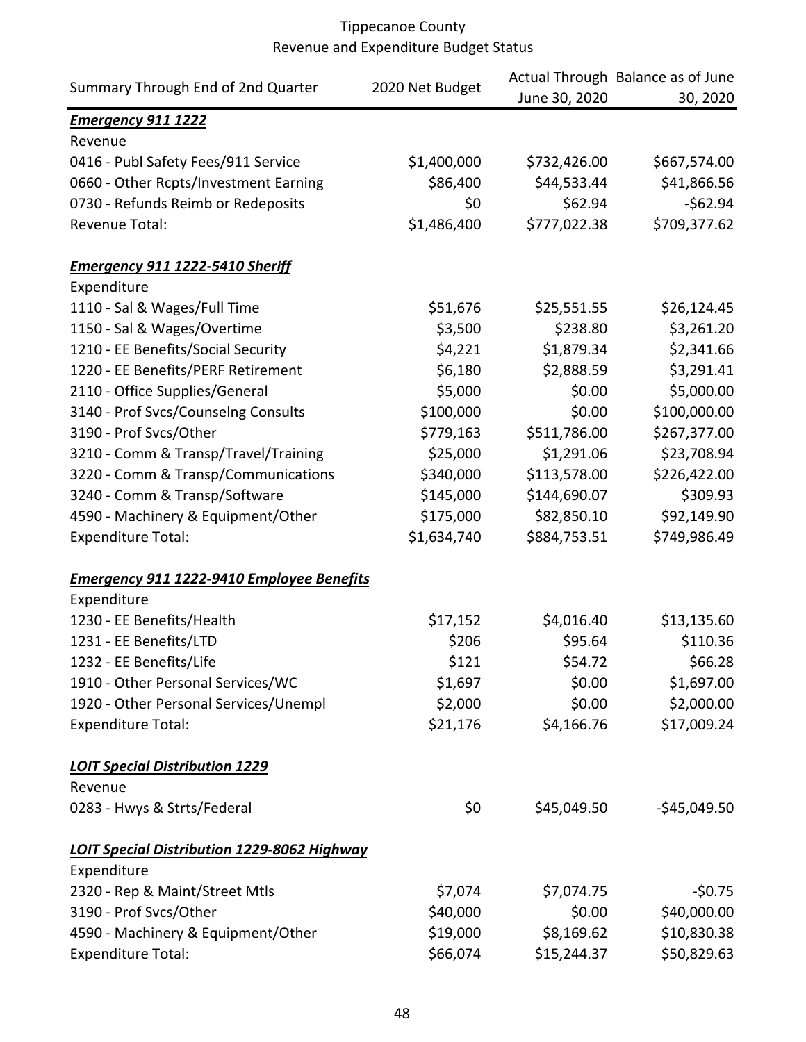Tippecanoe County
Revenue and Expenditure Budget Status

| Summary Through End of 2nd Quarter | 2020 Net Budget | Actual Through June 30, 2020 | Balance as of June 30, 2020 |
|---|---|---|---|
| ***Emergency 911 1222*** | | | |
| Revenue | | | |
| 0416 - Publ Safety Fees/911 Service | $1,400,000 | $732,426.00 | $667,574.00 |
| 0660 - Other Rcpts/Investment Earning | $86,400 | $44,533.44 | $41,866.56 |
| 0730 - Refunds Reimb or Redeposits | $0 | $62.94 | -$62.94 |
| Revenue Total: | $1,486,400 | $777,022.38 | $709,377.62 |
| | | | |
| ***Emergency 911 1222-5410 Sheriff*** | | | |
| Expenditure | | | |
| 1110 - Sal & Wages/Full Time | $51,676 | $25,551.55 | $26,124.45 |
| 1150 - Sal & Wages/Overtime | $3,500 | $238.80 | $3,261.20 |
| 1210 - EE Benefits/Social Security | $4,221 | $1,879.34 | $2,341.66 |
| 1220 - EE Benefits/PERF Retirement | $6,180 | $2,888.59 | $3,291.41 |
| 2110 - Office Supplies/General | $5,000 | $0.00 | $5,000.00 |
| 3140 - Prof Svcs/Counselng Consults | $100,000 | $0.00 | $100,000.00 |
| 3190 - Prof Svcs/Other | $779,163 | $511,786.00 | $267,377.00 |
| 3210 - Comm & Transp/Travel/Training | $25,000 | $1,291.06 | $23,708.94 |
| 3220 - Comm & Transp/Communications | $340,000 | $113,578.00 | $226,422.00 |
| 3240 - Comm & Transp/Software | $145,000 | $144,690.07 | $309.93 |
| 4590 - Machinery & Equipment/Other | $175,000 | $82,850.10 | $92,149.90 |
| Expenditure Total: | $1,634,740 | $884,753.51 | $749,986.49 |
| | | | |
| ***Emergency 911 1222-9410 Employee Benefits*** | | | |
| Expenditure | | | |
| 1230 - EE Benefits/Health | $17,152 | $4,016.40 | $13,135.60 |
| 1231 - EE Benefits/LTD | $206 | $95.64 | $110.36 |
| 1232 - EE Benefits/Life | $121 | $54.72 | $66.28 |
| 1910 - Other Personal Services/WC | $1,697 | $0.00 | $1,697.00 |
| 1920 - Other Personal Services/Unempl | $2,000 | $0.00 | $2,000.00 |
| Expenditure Total: | $21,176 | $4,166.76 | $17,009.24 |
| | | | |
| ***LOIT Special Distribution 1229*** | | | |
| Revenue | | | |
| 0283 - Hwys & Strts/Federal | $0 | $45,049.50 | -$45,049.50 |
| | | | |
| ***LOIT Special Distribution 1229-8062 Highway*** | | | |
| Expenditure | | | |
| 2320 - Rep & Maint/Street Mtls | $7,074 | $7,074.75 | -$0.75 |
| 3190 - Prof Svcs/Other | $40,000 | $0.00 | $40,000.00 |
| 4590 - Machinery & Equipment/Other | $19,000 | $8,169.62 | $10,830.38 |
| Expenditure Total: | $66,074 | $15,244.37 | $50,829.63 |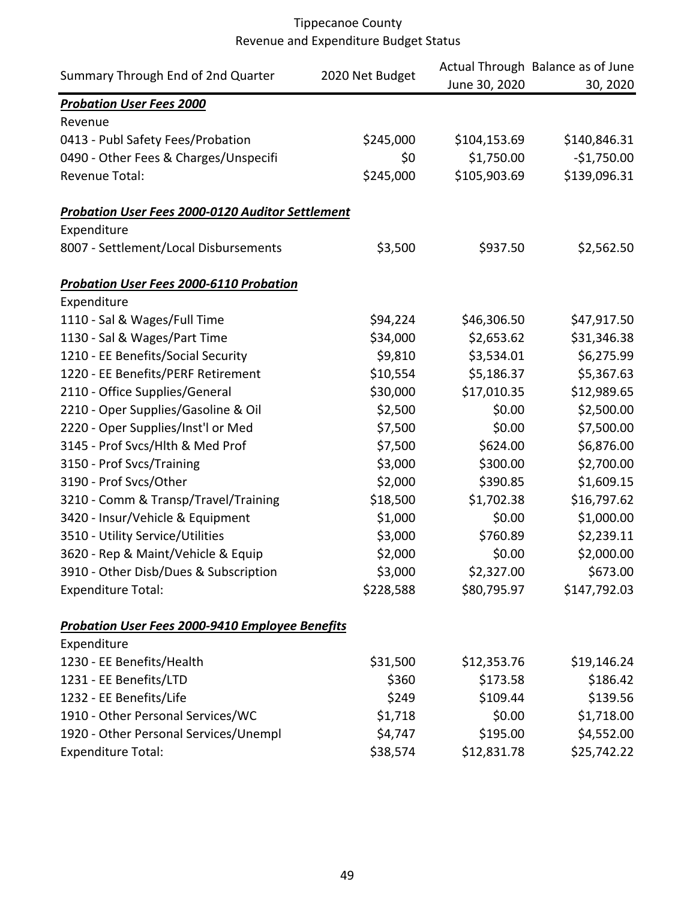# Tippecanoe County
## Revenue and Expenditure Budget Status

| Summary Through End of 2nd Quarter | 2020 Net Budget | Actual Through June 30, 2020 | Balance as of June 30, 2020 |
|---|---|---|---|
| ***Probation User Fees 2000*** | | | |
| Revenue | | | |
| 0413 - Publ Safety Fees/Probation | $245,000 | $104,153.69 | $140,846.31 |
| 0490 - Other Fees & Charges/Unspecifi | $0 | $1,750.00 | -$1,750.00 |
| Revenue Total: | $245,000 | $105,903.69 | $139,096.31 |
| | | | |
| ***Probation User Fees 2000-0120 Auditor Settlement*** | | | |
| Expenditure | | | |
| 8007 - Settlement/Local Disbursements | $3,500 | $937.50 | $2,562.50 |
| | | | |
| ***Probation User Fees 2000-6110 Probation*** | | | |
| Expenditure | | | |
| 1110 - Sal & Wages/Full Time | $94,224 | $46,306.50 | $47,917.50 |
| 1130 - Sal & Wages/Part Time | $34,000 | $2,653.62 | $31,346.38 |
| 1210 - EE Benefits/Social Security | $9,810 | $3,534.01 | $6,275.99 |
| 1220 - EE Benefits/PERF Retirement | $10,554 | $5,186.37 | $5,367.63 |
| 2110 - Office Supplies/General | $30,000 | $17,010.35 | $12,989.65 |
| 2210 - Oper Supplies/Gasoline & Oil | $2,500 | $0.00 | $2,500.00 |
| 2220 - Oper Supplies/Inst'l or Med | $7,500 | $0.00 | $7,500.00 |
| 3145 - Prof Svcs/Hlth & Med Prof | $7,500 | $624.00 | $6,876.00 |
| 3150 - Prof Svcs/Training | $3,000 | $300.00 | $2,700.00 |
| 3190 - Prof Svcs/Other | $2,000 | $390.85 | $1,609.15 |
| 3210 - Comm & Transp/Travel/Training | $18,500 | $1,702.38 | $16,797.62 |
| 3420 - Insur/Vehicle & Equipment | $1,000 | $0.00 | $1,000.00 |
| 3510 - Utility Service/Utilities | $3,000 | $760.89 | $2,239.11 |
| 3620 - Rep & Maint/Vehicle & Equip | $2,000 | $0.00 | $2,000.00 |
| 3910 - Other Disb/Dues & Subscription | $3,000 | $2,327.00 | $673.00 |
| Expenditure Total: | $228,588 | $80,795.97 | $147,792.03 |
| | | | |
| ***Probation User Fees 2000-9410 Employee Benefits*** | | | |
| Expenditure | | | |
| 1230 - EE Benefits/Health | $31,500 | $12,353.76 | $19,146.24 |
| 1231 - EE Benefits/LTD | $360 | $173.58 | $186.42 |
| 1232 - EE Benefits/Life | $249 | $109.44 | $139.56 |
| 1910 - Other Personal Services/WC | $1,718 | $0.00 | $1,718.00 |
| 1920 - Other Personal Services/Unempl | $4,747 | $195.00 | $4,552.00 |
| Expenditure Total: | $38,574 | $12,831.78 | $25,742.22 |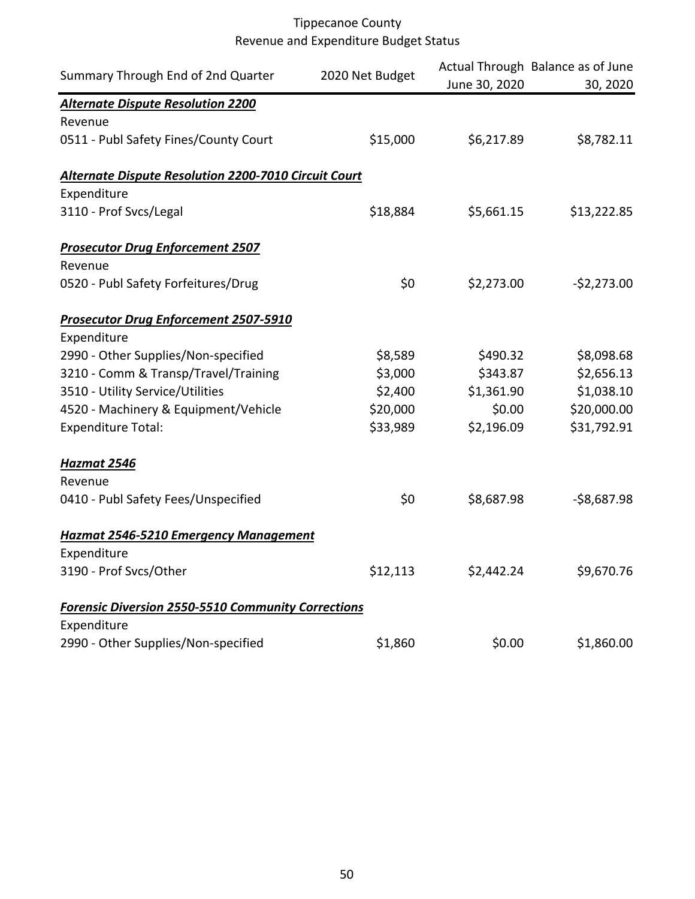Tippecanoe County
Revenue and Expenditure Budget Status

| Summary Through End of 2nd Quarter | 2020 Net Budget | Actual Through June 30, 2020 | Balance as of June 30, 2020 |
|---|---|---|---|
| ***Alternate Dispute Resolution 2200*** | | | |
| Revenue | | | |
| 0511 - Publ Safety Fines/County Court | $15,000 | $6,217.89 | $8,782.11 |
| | | | |
| ***Alternate Dispute Resolution 2200-7010 Circuit Court*** | | | |
| Expenditure | | | |
| 3110 - Prof Svcs/Legal | $18,884 | $5,661.15 | $13,222.85 |
| | | | |
| ***Prosecutor Drug Enforcement 2507*** | | | |
| Revenue | | | |
| 0520 - Publ Safety Forfeitures/Drug | $0 | $2,273.00 | -$2,273.00 |
| | | | |
| ***Prosecutor Drug Enforcement 2507-5910*** | | | |
| Expenditure | | | |
| 2990 - Other Supplies/Non-specified | $8,589 | $490.32 | $8,098.68 |
| 3210 - Comm & Transp/Travel/Training | $3,000 | $343.87 | $2,656.13 |
| 3510 - Utility Service/Utilities | $2,400 | $1,361.90 | $1,038.10 |
| 4520 - Machinery & Equipment/Vehicle | $20,000 | $0.00 | $20,000.00 |
| Expenditure Total: | $33,989 | $2,196.09 | $31,792.91 |
| | | | |
| ***Hazmat 2546*** | | | |
| Revenue | | | |
| 0410 - Publ Safety Fees/Unspecified | $0 | $8,687.98 | -$8,687.98 |
| | | | |
| ***Hazmat 2546-5210 Emergency Management*** | | | |
| Expenditure | | | |
| 3190 - Prof Svcs/Other | $12,113 | $2,442.24 | $9,670.76 |
| | | | |
| ***Forensic Diversion 2550-5510 Community Corrections*** | | | |
| Expenditure | | | |
| 2990 - Other Supplies/Non-specified | $1,860 | $0.00 | $1,860.00 |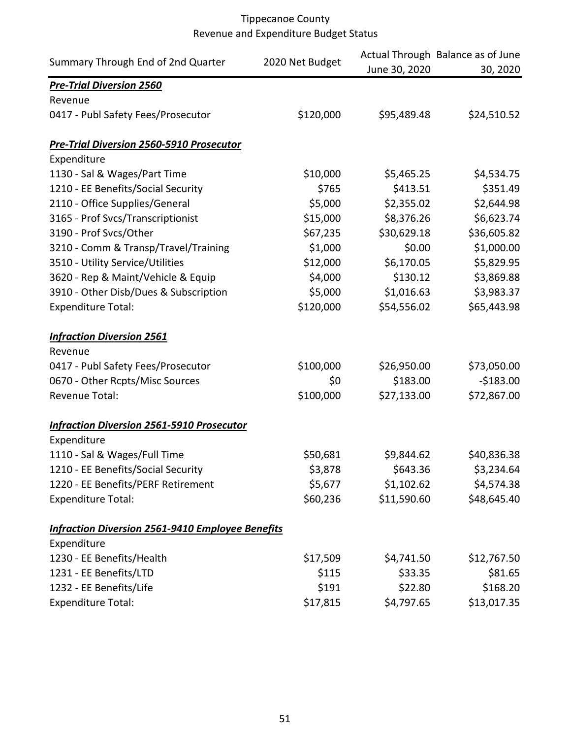Tippecanoe County
Revenue and Expenditure Budget Status

| Summary Through End of 2nd Quarter | 2020 Net Budget | Actual Through June 30, 2020 | Balance as of June 30, 2020 |
|---|---|---|---|
| ***Pre-Trial Diversion 2560*** | | | |
| Revenue | | | |
| 0417 - Publ Safety Fees/Prosecutor | $120,000 | $95,489.48 | $24,510.52 |
| | | | |
| ***Pre-Trial Diversion 2560-5910 Prosecutor*** | | | |
| Expenditure | | | |
| 1130 - Sal & Wages/Part Time | $10,000 | $5,465.25 | $4,534.75 |
| 1210 - EE Benefits/Social Security | $765 | $413.51 | $351.49 |
| 2110 - Office Supplies/General | $5,000 | $2,355.02 | $2,644.98 |
| 3165 - Prof Svcs/Transcriptionist | $15,000 | $8,376.26 | $6,623.74 |
| 3190 - Prof Svcs/Other | $67,235 | $30,629.18 | $36,605.82 |
| 3210 - Comm & Transp/Travel/Training | $1,000 | $0.00 | $1,000.00 |
| 3510 - Utility Service/Utilities | $12,000 | $6,170.05 | $5,829.95 |
| 3620 - Rep & Maint/Vehicle & Equip | $4,000 | $130.12 | $3,869.88 |
| 3910 - Other Disb/Dues & Subscription | $5,000 | $1,016.63 | $3,983.37 |
| Expenditure Total: | $120,000 | $54,556.02 | $65,443.98 |
| | | | |
| ***Infraction Diversion 2561*** | | | |
| Revenue | | | |
| 0417 - Publ Safety Fees/Prosecutor | $100,000 | $26,950.00 | $73,050.00 |
| 0670 - Other Rcpts/Misc Sources | $0 | $183.00 | -$183.00 |
| Revenue Total: | $100,000 | $27,133.00 | $72,867.00 |
| | | | |
| ***Infraction Diversion 2561-5910 Prosecutor*** | | | |
| Expenditure | | | |
| 1110 - Sal & Wages/Full Time | $50,681 | $9,844.62 | $40,836.38 |
| 1210 - EE Benefits/Social Security | $3,878 | $643.36 | $3,234.64 |
| 1220 - EE Benefits/PERF Retirement | $5,677 | $1,102.62 | $4,574.38 |
| Expenditure Total: | $60,236 | $11,590.60 | $48,645.40 |
| | | | |
| ***Infraction Diversion 2561-9410 Employee Benefits*** | | | |
| Expenditure | | | |
| 1230 - EE Benefits/Health | $17,509 | $4,741.50 | $12,767.50 |
| 1231 - EE Benefits/LTD | $115 | $33.35 | $81.65 |
| 1232 - EE Benefits/Life | $191 | $22.80 | $168.20 |
| Expenditure Total: | $17,815 | $4,797.65 | $13,017.35 |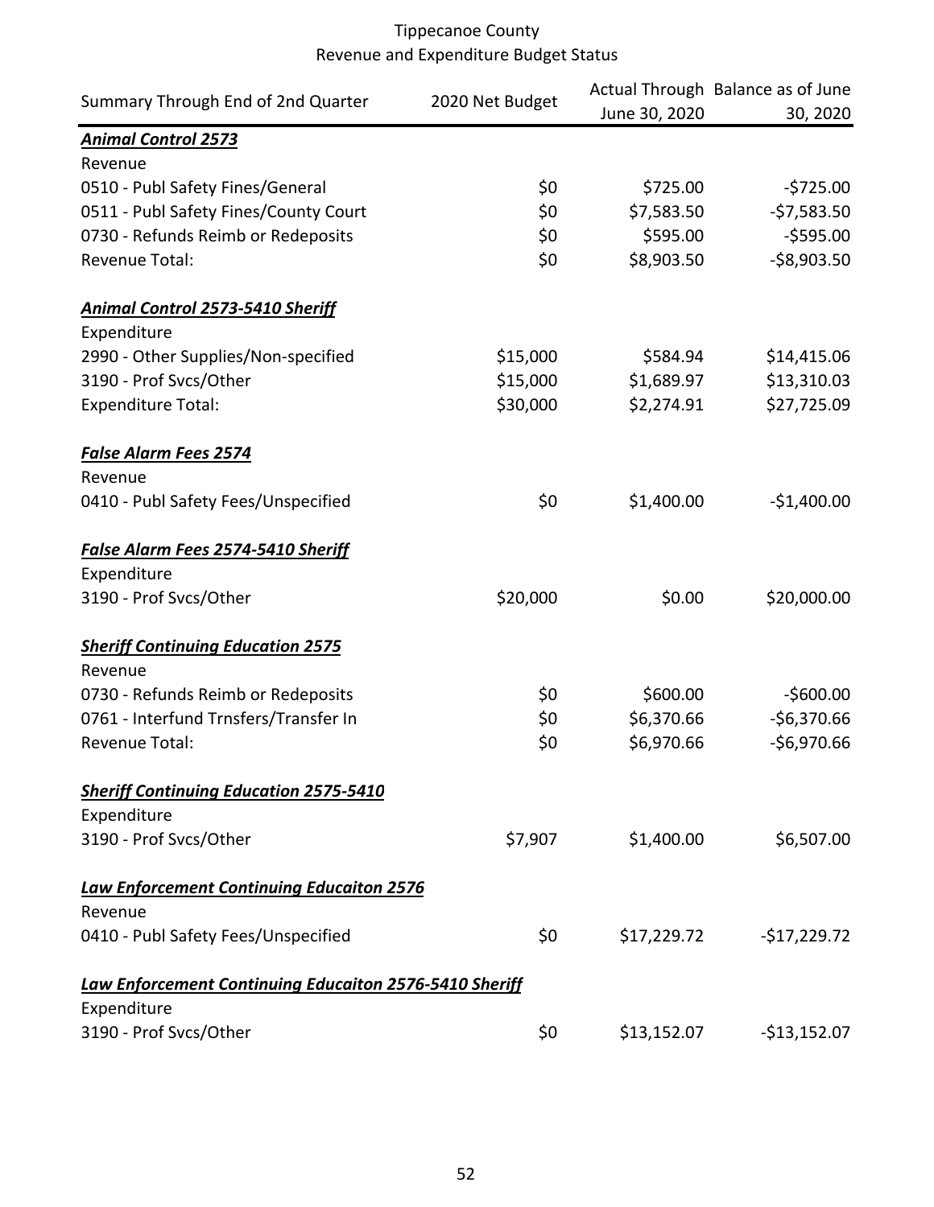Tippecanoe County
Revenue and Expenditure Budget Status

| Summary Through End of 2nd Quarter | 2020 Net Budget | Actual Through June 30, 2020 | Balance as of June 30, 2020 |
|---|---|---|---|
| ***Animal Control 2573*** | | | |
| Revenue | | | |
| 0510 - Publ Safety Fines/General | $0 | $725.00 | -$725.00 |
| 0511 - Publ Safety Fines/County Court | $0 | $7,583.50 | -$7,583.50 |
| 0730 - Refunds Reimb or Redeposits | $0 | $595.00 | -$595.00 |
| Revenue Total: | $0 | $8,903.50 | -$8,903.50 |
| | | | |
| ***Animal Control 2573-5410 Sheriff*** | | | |
| Expenditure | | | |
| 2990 - Other Supplies/Non-specified | $15,000 | $584.94 | $14,415.06 |
| 3190 - Prof Svcs/Other | $15,000 | $1,689.97 | $13,310.03 |
| Expenditure Total: | $30,000 | $2,274.91 | $27,725.09 |
| | | | |
| ***False Alarm Fees 2574*** | | | |
| Revenue | | | |
| 0410 - Publ Safety Fees/Unspecified | $0 | $1,400.00 | -$1,400.00 |
| | | | |
| ***False Alarm Fees 2574-5410 Sheriff*** | | | |
| Expenditure | | | |
| 3190 - Prof Svcs/Other | $20,000 | $0.00 | $20,000.00 |
| | | | |
| ***Sheriff Continuing Education 2575*** | | | |
| Revenue | | | |
| 0730 - Refunds Reimb or Redeposits | $0 | $600.00 | -$600.00 |
| 0761 - Interfund Trnsfers/Transfer In | $0 | $6,370.66 | -$6,370.66 |
| Revenue Total: | $0 | $6,970.66 | -$6,970.66 |
| | | | |
| ***Sheriff Continuing Education 2575-5410*** | | | |
| Expenditure | | | |
| 3190 - Prof Svcs/Other | $7,907 | $1,400.00 | $6,507.00 |
| | | | |
| ***Law Enforcement Continuing Educaiton 2576*** | | | |
| Revenue | | | |
| 0410 - Publ Safety Fees/Unspecified | $0 | $17,229.72 | -$17,229.72 |
| | | | |
| ***Law Enforcement Continuing Educaiton 2576-5410 Sheriff*** | | | |
| Expenditure | | | |
| 3190 - Prof Svcs/Other | $0 | $13,152.07 | -$13,152.07 |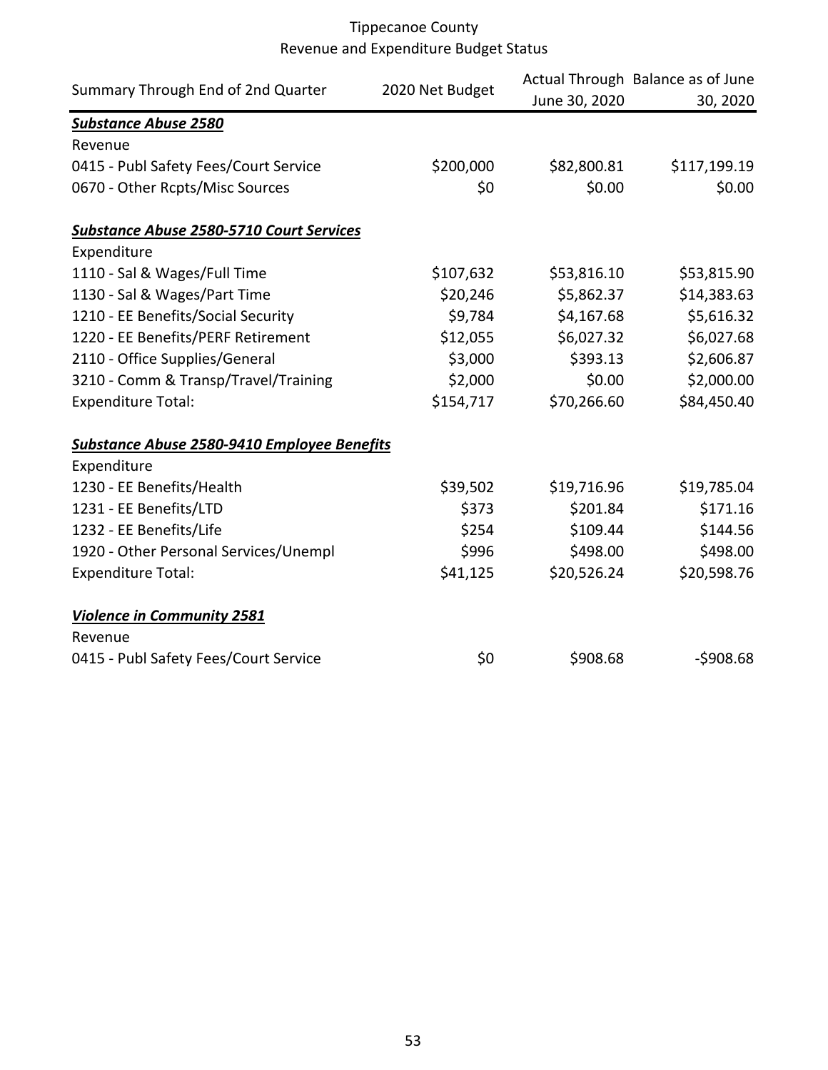# Tippecanoe County
## Revenue and Expenditure Budget Status

| Summary Through End of 2nd Quarter | 2020 Net Budget | Actual Through June 30, 2020 | Balance as of June 30, 2020 |
|---|---|---|---|
| ***Substance Abuse 2580*** | | | |
| Revenue | | | |
| 0415 - Publ Safety Fees/Court Service | $200,000 | $82,800.81 | $117,199.19 |
| 0670 - Other Rcpts/Misc Sources | $0 | $0.00 | $0.00 |
| | | | |
| ***Substance Abuse 2580-5710 Court Services*** | | | |
| Expenditure | | | |
| 1110 - Sal & Wages/Full Time | $107,632 | $53,816.10 | $53,815.90 |
| 1130 - Sal & Wages/Part Time | $20,246 | $5,862.37 | $14,383.63 |
| 1210 - EE Benefits/Social Security | $9,784 | $4,167.68 | $5,616.32 |
| 1220 - EE Benefits/PERF Retirement | $12,055 | $6,027.32 | $6,027.68 |
| 2110 - Office Supplies/General | $3,000 | $393.13 | $2,606.87 |
| 3210 - Comm & Transp/Travel/Training | $2,000 | $0.00 | $2,000.00 |
| Expenditure Total: | $154,717 | $70,266.60 | $84,450.40 |
| | | | |
| ***Substance Abuse 2580-9410 Employee Benefits*** | | | |
| Expenditure | | | |
| 1230 - EE Benefits/Health | $39,502 | $19,716.96 | $19,785.04 |
| 1231 - EE Benefits/LTD | $373 | $201.84 | $171.16 |
| 1232 - EE Benefits/Life | $254 | $109.44 | $144.56 |
| 1920 - Other Personal Services/Unempl | $996 | $498.00 | $498.00 |
| Expenditure Total: | $41,125 | $20,526.24 | $20,598.76 |
| | | | |
| ***Violence in Community 2581*** | | | |
| Revenue | | | |
| 0415 - Publ Safety Fees/Court Service | $0 | $908.68 | -$908.68 |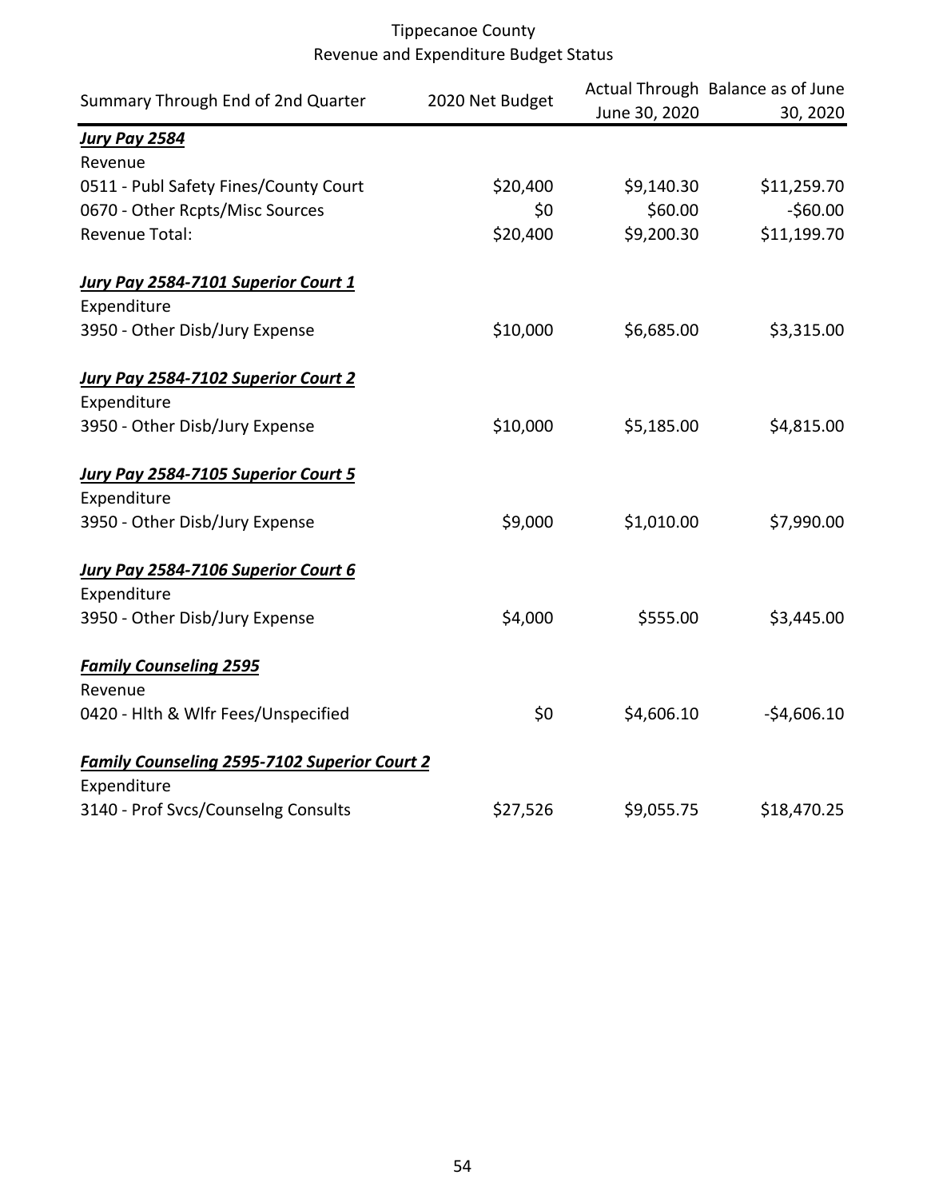Tippecanoe County
Revenue and Expenditure Budget Status

| Summary Through End of 2nd Quarter | 2020 Net Budget | Actual Through June 30, 2020 | Balance as of June 30, 2020 |
|---|---|---|---|
| ***Jury Pay 2584*** | | | |
| Revenue | | | |
| 0511 - Publ Safety Fines/County Court | $20,400 | $9,140.30 | $11,259.70 |
| 0670 - Other Rcpts/Misc Sources | $0 | $60.00 | -$60.00 |
| Revenue Total: | $20,400 | $9,200.30 | $11,199.70 |
| ***Jury Pay 2584-7101 Superior Court 1*** | | | |
| Expenditure | | | |
| 3950 - Other Disb/Jury Expense | $10,000 | $6,685.00 | $3,315.00 |
| ***Jury Pay 2584-7102 Superior Court 2*** | | | |
| Expenditure | | | |
| 3950 - Other Disb/Jury Expense | $10,000 | $5,185.00 | $4,815.00 |
| ***Jury Pay 2584-7105 Superior Court 5*** | | | |
| Expenditure | | | |
| 3950 - Other Disb/Jury Expense | $9,000 | $1,010.00 | $7,990.00 |
| ***Jury Pay 2584-7106 Superior Court 6*** | | | |
| Expenditure | | | |
| 3950 - Other Disb/Jury Expense | $4,000 | $555.00 | $3,445.00 |
| ***Family Counseling 2595*** | | | |
| Revenue | | | |
| 0420 - Hlth & Wlfr Fees/Unspecified | $0 | $4,606.10 | -$4,606.10 |
| ***Family Counseling 2595-7102 Superior Court 2*** | | | |
| Expenditure | | | |
| 3140 - Prof Svcs/Counselng Consults | $27,526 | $9,055.75 | $18,470.25 |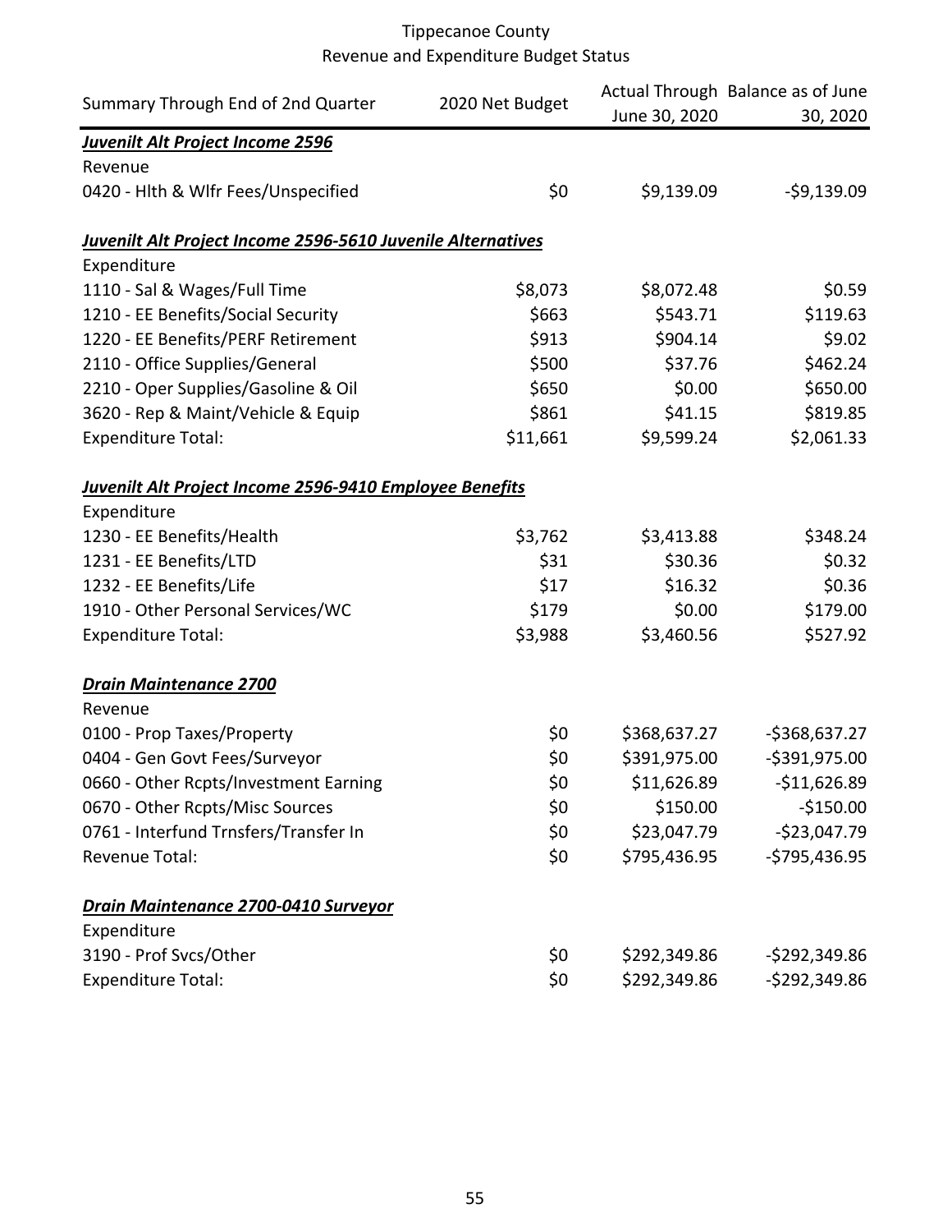Tippecanoe County
Revenue and Expenditure Budget Status

| Summary Through End of 2nd Quarter | 2020 Net Budget | Actual Through June 30, 2020 | Balance as of June 30, 2020 |
|---|---|---|---|
| ***Juvenilt Alt Project Income 2596*** | | | |
| Revenue | | | |
| 0420 - Hlth & Wlfr Fees/Unspecified | $0 | $9,139.09 | -$9,139.09 |
| | | | |
| ***Juvenilt Alt Project Income 2596-5610 Juvenile Alternatives*** | | | |
| Expenditure | | | |
| 1110 - Sal & Wages/Full Time | $8,073 | $8,072.48 | $0.59 |
| 1210 - EE Benefits/Social Security | $663 | $543.71 | $119.63 |
| 1220 - EE Benefits/PERF Retirement | $913 | $904.14 | $9.02 |
| 2110 - Office Supplies/General | $500 | $37.76 | $462.24 |
| 2210 - Oper Supplies/Gasoline & Oil | $650 | $0.00 | $650.00 |
| 3620 - Rep & Maint/Vehicle & Equip | $861 | $41.15 | $819.85 |
| Expenditure Total: | $11,661 | $9,599.24 | $2,061.33 |
| | | | |
| ***Juvenilt Alt Project Income 2596-9410 Employee Benefits*** | | | |
| Expenditure | | | |
| 1230 - EE Benefits/Health | $3,762 | $3,413.88 | $348.24 |
| 1231 - EE Benefits/LTD | $31 | $30.36 | $0.32 |
| 1232 - EE Benefits/Life | $17 | $16.32 | $0.36 |
| 1910 - Other Personal Services/WC | $179 | $0.00 | $179.00 |
| Expenditure Total: | $3,988 | $3,460.56 | $527.92 |
| | | | |
| ***Drain Maintenance 2700*** | | | |
| Revenue | | | |
| 0100 - Prop Taxes/Property | $0 | $368,637.27 | -$368,637.27 |
| 0404 - Gen Govt Fees/Surveyor | $0 | $391,975.00 | -$391,975.00 |
| 0660 - Other Rcpts/Investment Earning | $0 | $11,626.89 | -$11,626.89 |
| 0670 - Other Rcpts/Misc Sources | $0 | $150.00 | -$150.00 |
| 0761 - Interfund Trnsfers/Transfer In | $0 | $23,047.79 | -$23,047.79 |
| Revenue Total: | $0 | $795,436.95 | -$795,436.95 |
| | | | |
| ***Drain Maintenance 2700-0410 Surveyor*** | | | |
| Expenditure | | | |
| 3190 - Prof Svcs/Other | $0 | $292,349.86 | -$292,349.86 |
| Expenditure Total: | $0 | $292,349.86 | -$292,349.86 |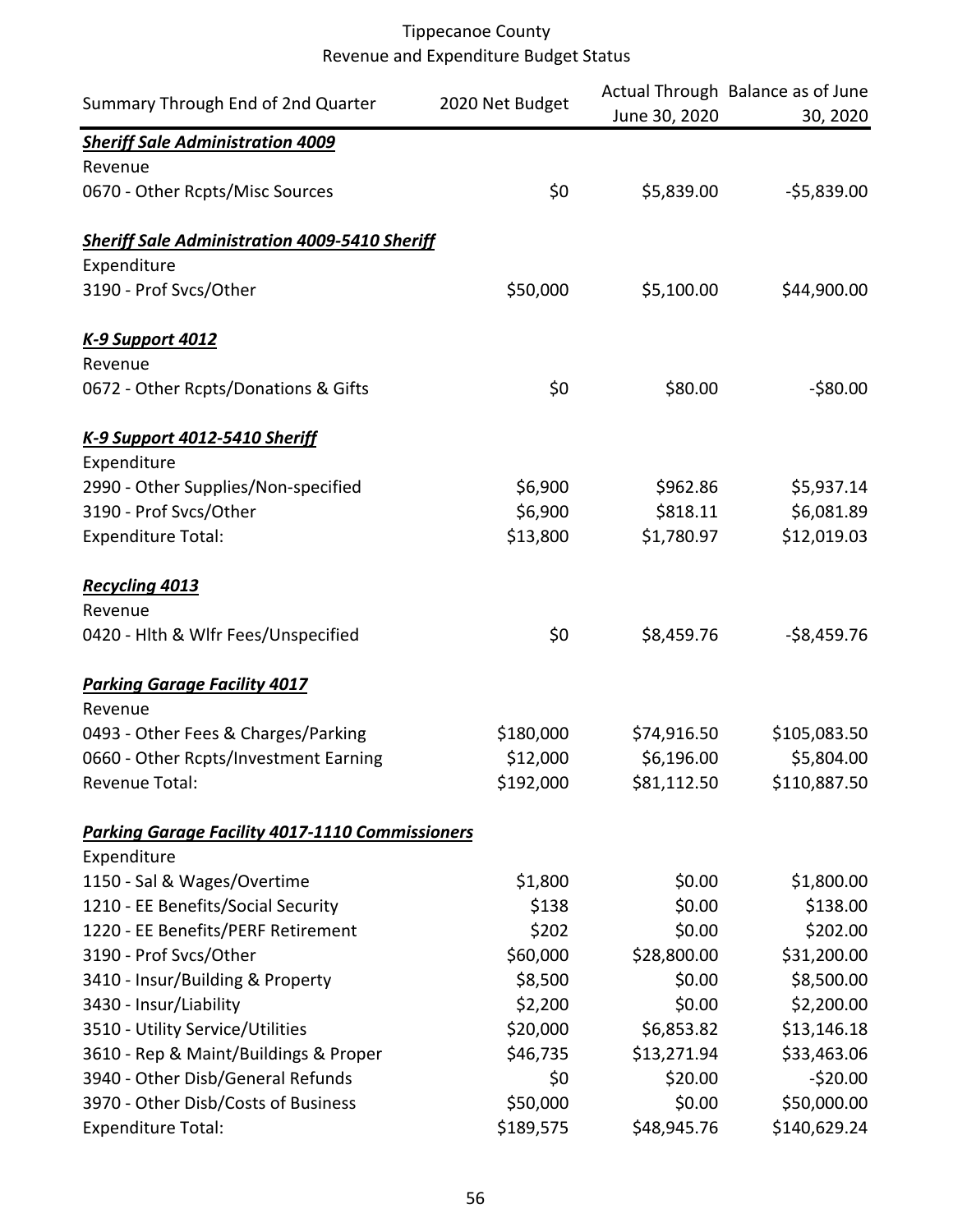# Tippecanoe County
## Revenue and Expenditure Budget Status

| Summary Through End of 2nd Quarter | 2020 Net Budget | Actual Through June 30, 2020 | Balance as of June 30, 2020 |
|---|---|---|---|
| ***Sheriff Sale Administration 4009*** | | | |
| Revenue | | | |
| 0670 - Other Rcpts/Misc Sources | $0 | $5,839.00 | -$5,839.00 |
| | | | |
| ***Sheriff Sale Administration 4009-5410 Sheriff*** | | | |
| Expenditure | | | |
| 3190 - Prof Svcs/Other | $50,000 | $5,100.00 | $44,900.00 |
| | | | |
| ***K-9 Support 4012*** | | | |
| Revenue | | | |
| 0672 - Other Rcpts/Donations & Gifts | $0 | $80.00 | -$80.00 |
| | | | |
| ***K-9 Support 4012-5410 Sheriff*** | | | |
| Expenditure | | | |
| 2990 - Other Supplies/Non-specified | $6,900 | $962.86 | $5,937.14 |
| 3190 - Prof Svcs/Other | $6,900 | $818.11 | $6,081.89 |
| Expenditure Total: | $13,800 | $1,780.97 | $12,019.03 |
| | | | |
| ***Recycling 4013*** | | | |
| Revenue | | | |
| 0420 - Hlth & Wlfr Fees/Unspecified | $0 | $8,459.76 | -$8,459.76 |
| | | | |
| ***Parking Garage Facility 4017*** | | | |
| Revenue | | | |
| 0493 - Other Fees & Charges/Parking | $180,000 | $74,916.50 | $105,083.50 |
| 0660 - Other Rcpts/Investment Earning | $12,000 | $6,196.00 | $5,804.00 |
| Revenue Total: | $192,000 | $81,112.50 | $110,887.50 |
| | | | |
| ***Parking Garage Facility 4017-1110 Commissioners*** | | | |
| Expenditure | | | |
| 1150 - Sal & Wages/Overtime | $1,800 | $0.00 | $1,800.00 |
| 1210 - EE Benefits/Social Security | $138 | $0.00 | $138.00 |
| 1220 - EE Benefits/PERF Retirement | $202 | $0.00 | $202.00 |
| 3190 - Prof Svcs/Other | $60,000 | $28,800.00 | $31,200.00 |
| 3410 - Insur/Building & Property | $8,500 | $0.00 | $8,500.00 |
| 3430 - Insur/Liability | $2,200 | $0.00 | $2,200.00 |
| 3510 - Utility Service/Utilities | $20,000 | $6,853.82 | $13,146.18 |
| 3610 - Rep & Maint/Buildings & Proper | $46,735 | $13,271.94 | $33,463.06 |
| 3940 - Other Disb/General Refunds | $0 | $20.00 | -$20.00 |
| 3970 - Other Disb/Costs of Business | $50,000 | $0.00 | $50,000.00 |
| Expenditure Total: | $189,575 | $48,945.76 | $140,629.24 |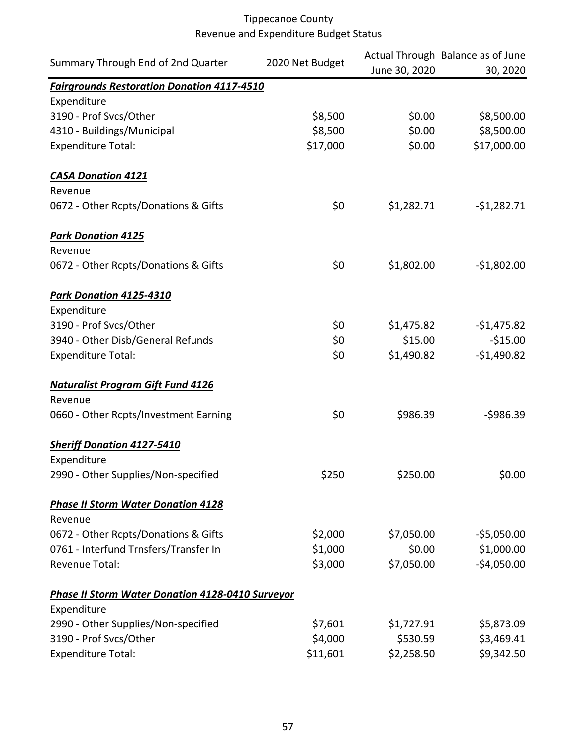# Tippecanoe County

## Revenue and Expenditure Budget Status

| Summary Through End of 2nd Quarter | 2020 Net Budget | Actual Through June 30, 2020 | Balance as of June 30, 2020 |
|---|---|---|---|
| ***Fairgrounds Restoration Donation 4117-4510*** | | | |
| Expenditure | | | |
| 3190 - Prof Svcs/Other | $8,500 | $0.00 | $8,500.00 |
| 4310 - Buildings/Municipal | $8,500 | $0.00 | $8,500.00 |
| Expenditure Total: | $17,000 | $0.00 | $17,000.00 |
| | | | |
| ***CASA Donation 4121*** | | | |
| Revenue | | | |
| 0672 - Other Rcpts/Donations & Gifts | $0 | $1,282.71 | -$1,282.71 |
| | | | |
| ***Park Donation 4125*** | | | |
| Revenue | | | |
| 0672 - Other Rcpts/Donations & Gifts | $0 | $1,802.00 | -$1,802.00 |
| | | | |
| ***Park Donation 4125-4310*** | | | |
| Expenditure | | | |
| 3190 - Prof Svcs/Other | $0 | $1,475.82 | -$1,475.82 |
| 3940 - Other Disb/General Refunds | $0 | $15.00 | -$15.00 |
| Expenditure Total: | $0 | $1,490.82 | -$1,490.82 |
| | | | |
| ***Naturalist Program Gift Fund 4126*** | | | |
| Revenue | | | |
| 0660 - Other Rcpts/Investment Earning | $0 | $986.39 | -$986.39 |
| | | | |
| ***Sheriff Donation 4127-5410*** | | | |
| Expenditure | | | |
| 2990 - Other Supplies/Non-specified | $250 | $250.00 | $0.00 |
| | | | |
| ***Phase II Storm Water Donation 4128*** | | | |
| Revenue | | | |
| 0672 - Other Rcpts/Donations & Gifts | $2,000 | $7,050.00 | -$5,050.00 |
| 0761 - Interfund Trnsfers/Transfer In | $1,000 | $0.00 | $1,000.00 |
| Revenue Total: | $3,000 | $7,050.00 | -$4,050.00 |
| | | | |
| ***Phase II Storm Water Donation 4128-0410 Surveyor*** | | | |
| Expenditure | | | |
| 2990 - Other Supplies/Non-specified | $7,601 | $1,727.91 | $5,873.09 |
| 3190 - Prof Svcs/Other | $4,000 | $530.59 | $3,469.41 |
| Expenditure Total: | $11,601 | $2,258.50 | $9,342.50 |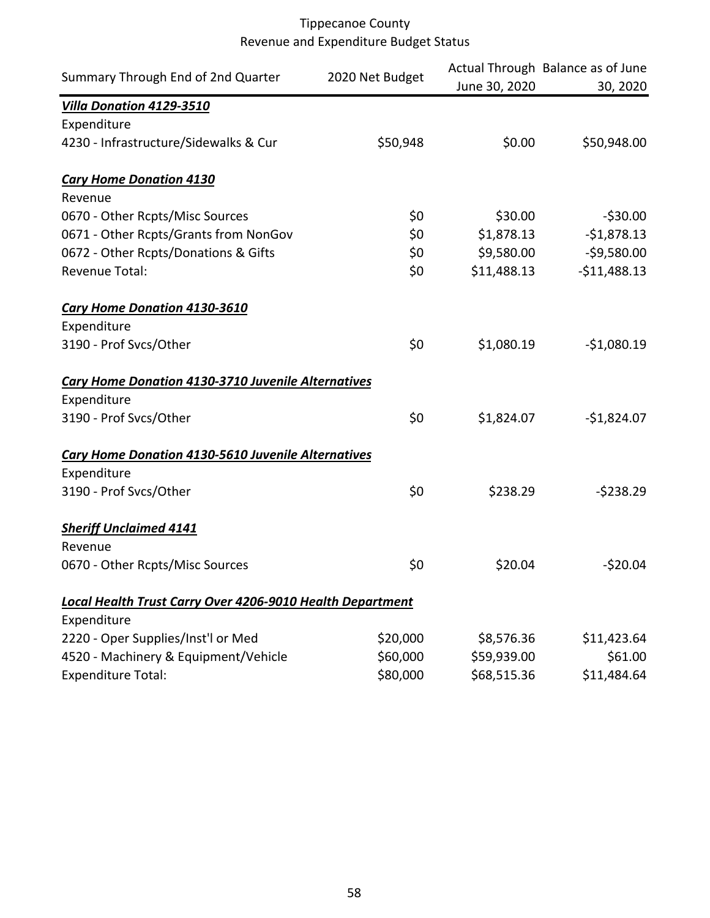Tippecanoe County
Revenue and Expenditure Budget Status

| Summary Through End of 2nd Quarter | 2020 Net Budget | Actual Through June 30, 2020 | Balance as of June 30, 2020 |
|---|---|---|---|
| ***Villa Donation 4129-3510*** | | | |
| Expenditure | | | |
| 4230 - Infrastructure/Sidewalks & Cur | $50,948 | $0.00 | $50,948.00 |
| ***Cary Home Donation 4130*** | | | |
| Revenue | | | |
| 0670 - Other Rcpts/Misc Sources | $0 | $30.00 | -$30.00 |
| 0671 - Other Rcpts/Grants from NonGov | $0 | $1,878.13 | -$1,878.13 |
| 0672 - Other Rcpts/Donations & Gifts | $0 | $9,580.00 | -$9,580.00 |
| Revenue Total: | $0 | $11,488.13 | -$11,488.13 |
| ***Cary Home Donation 4130-3610*** | | | |
| Expenditure | | | |
| 3190 - Prof Svcs/Other | $0 | $1,080.19 | -$1,080.19 |
| ***Cary Home Donation 4130-3710 Juvenile Alternatives*** | | | |
| Expenditure | | | |
| 3190 - Prof Svcs/Other | $0 | $1,824.07 | -$1,824.07 |
| ***Cary Home Donation 4130-5610 Juvenile Alternatives*** | | | |
| Expenditure | | | |
| 3190 - Prof Svcs/Other | $0 | $238.29 | -$238.29 |
| ***Sheriff Unclaimed 4141*** | | | |
| Revenue | | | |
| 0670 - Other Rcpts/Misc Sources | $0 | $20.04 | -$20.04 |
| ***Local Health Trust Carry Over 4206-9010 Health Department*** | | | |
| Expenditure | | | |
| 2220 - Oper Supplies/Inst'l or Med | $20,000 | $8,576.36 | $11,423.64 |
| 4520 - Machinery & Equipment/Vehicle | $60,000 | $59,939.00 | $61.00 |
| Expenditure Total: | $80,000 | $68,515.36 | $11,484.64 |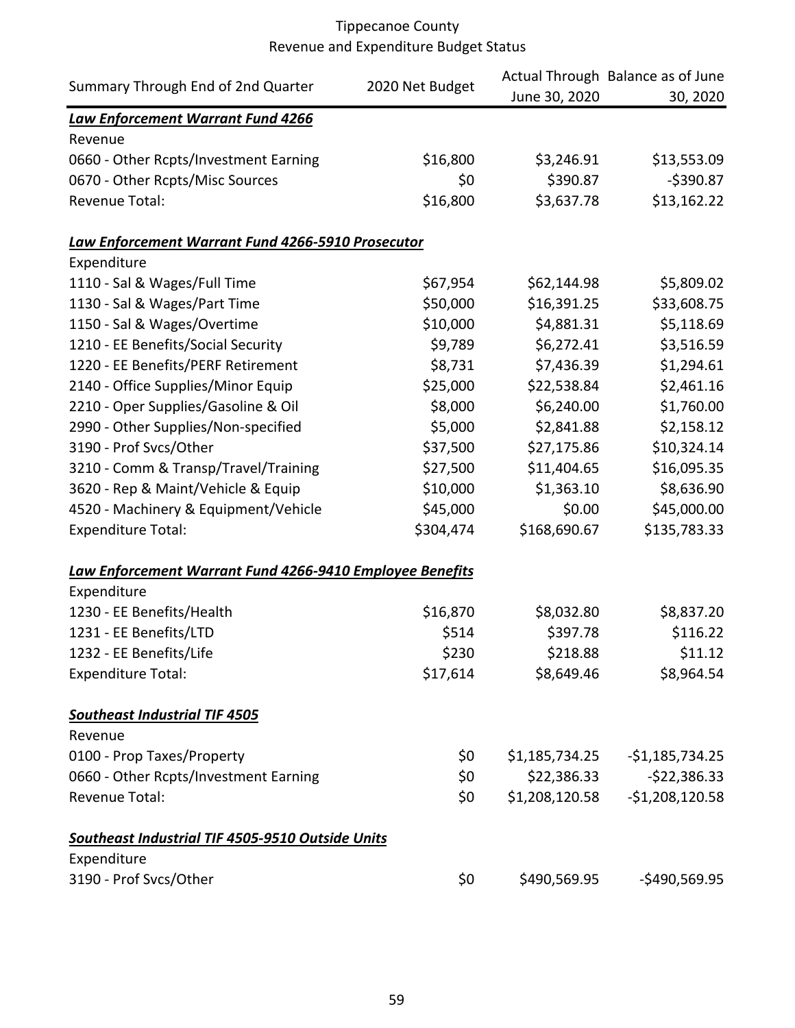Tippecanoe County
Revenue and Expenditure Budget Status

| Summary Through End of 2nd Quarter | 2020 Net Budget | Actual Through June 30, 2020 | Balance as of June 30, 2020 |
|---|---|---|---|
| ***Law Enforcement Warrant Fund 4266*** | | | |
| Revenue | | | |
| 0660 - Other Rcpts/Investment Earning | $16,800 | $3,246.91 | $13,553.09 |
| 0670 - Other Rcpts/Misc Sources | $0 | $390.87 | -$390.87 |
| Revenue Total: | $16,800 | $3,637.78 | $13,162.22 |
| | | | |
| ***Law Enforcement Warrant Fund 4266-5910 Prosecutor*** | | | |
| Expenditure | | | |
| 1110 - Sal & Wages/Full Time | $67,954 | $62,144.98 | $5,809.02 |
| 1130 - Sal & Wages/Part Time | $50,000 | $16,391.25 | $33,608.75 |
| 1150 - Sal & Wages/Overtime | $10,000 | $4,881.31 | $5,118.69 |
| 1210 - EE Benefits/Social Security | $9,789 | $6,272.41 | $3,516.59 |
| 1220 - EE Benefits/PERF Retirement | $8,731 | $7,436.39 | $1,294.61 |
| 2140 - Office Supplies/Minor Equip | $25,000 | $22,538.84 | $2,461.16 |
| 2210 - Oper Supplies/Gasoline & Oil | $8,000 | $6,240.00 | $1,760.00 |
| 2990 - Other Supplies/Non-specified | $5,000 | $2,841.88 | $2,158.12 |
| 3190 - Prof Svcs/Other | $37,500 | $27,175.86 | $10,324.14 |
| 3210 - Comm & Transp/Travel/Training | $27,500 | $11,404.65 | $16,095.35 |
| 3620 - Rep & Maint/Vehicle & Equip | $10,000 | $1,363.10 | $8,636.90 |
| 4520 - Machinery & Equipment/Vehicle | $45,000 | $0.00 | $45,000.00 |
| Expenditure Total: | $304,474 | $168,690.67 | $135,783.33 |
| | | | |
| ***Law Enforcement Warrant Fund 4266-9410 Employee Benefits*** | | | |
| Expenditure | | | |
| 1230 - EE Benefits/Health | $16,870 | $8,032.80 | $8,837.20 |
| 1231 - EE Benefits/LTD | $514 | $397.78 | $116.22 |
| 1232 - EE Benefits/Life | $230 | $218.88 | $11.12 |
| Expenditure Total: | $17,614 | $8,649.46 | $8,964.54 |
| | | | |
| ***Southeast Industrial TIF 4505*** | | | |
| Revenue | | | |
| 0100 - Prop Taxes/Property | $0 | $1,185,734.25 | -$1,185,734.25 |
| 0660 - Other Rcpts/Investment Earning | $0 | $22,386.33 | -$22,386.33 |
| Revenue Total: | $0 | $1,208,120.58 | -$1,208,120.58 |
| | | | |
| ***Southeast Industrial TIF 4505-9510 Outside Units*** | | | |
| Expenditure | | | |
| 3190 - Prof Svcs/Other | $0 | $490,569.95 | -$490,569.95 |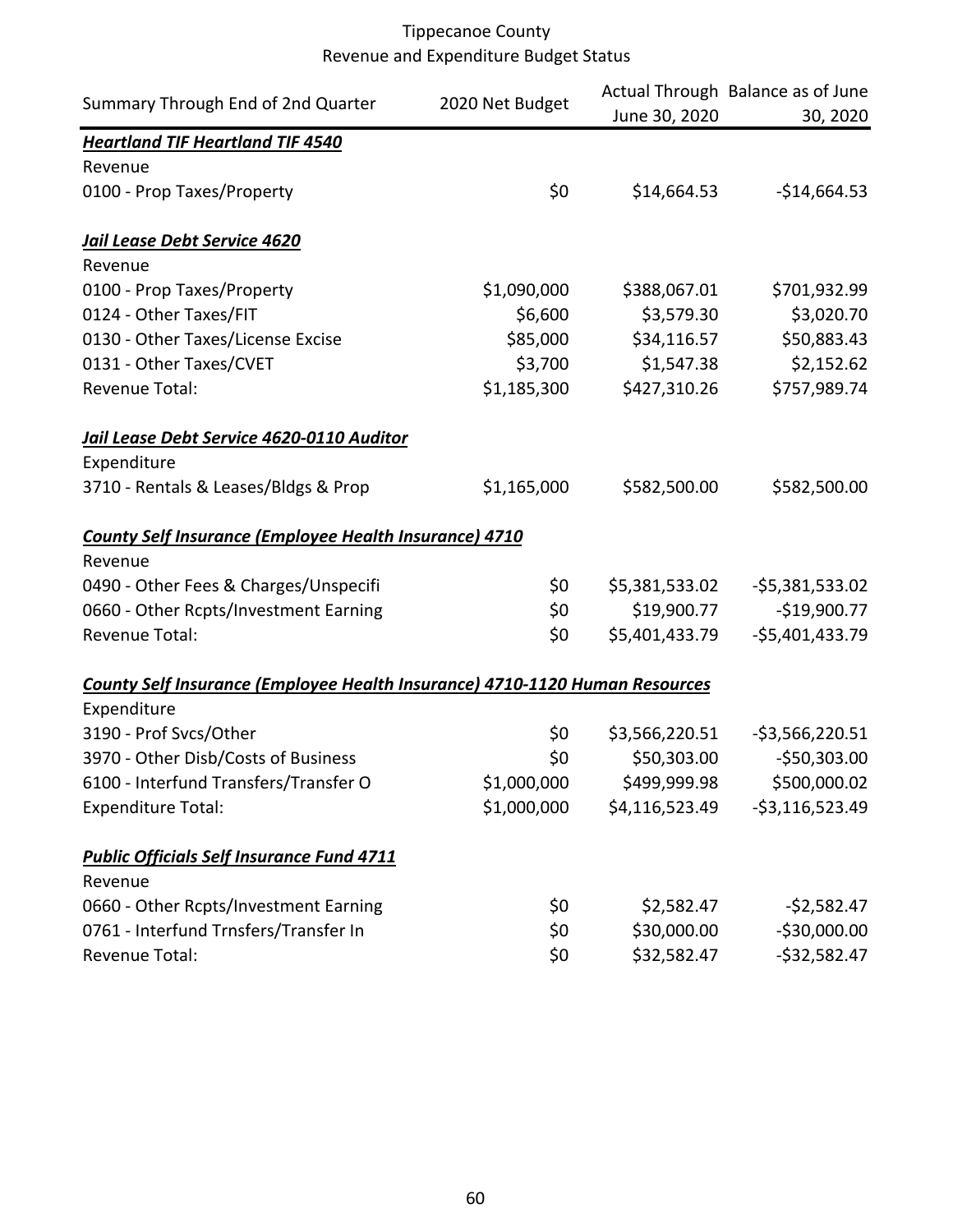# Tippecanoe County
## Revenue and Expenditure Budget Status

| Summary Through End of 2nd Quarter | 2020 Net Budget | Actual Through June 30, 2020 | Balance as of June 30, 2020 |
|---|---|---|---|
| ***Heartland TIF Heartland TIF 4540*** | | | |
| Revenue | | | |
| 0100 - Prop Taxes/Property | $0 | $14,664.53 | -$14,664.53 |
| | | | |
| ***Jail Lease Debt Service 4620*** | | | |
| Revenue | | | |
| 0100 - Prop Taxes/Property | $1,090,000 | $388,067.01 | $701,932.99 |
| 0124 - Other Taxes/FIT | $6,600 | $3,579.30 | $3,020.70 |
| 0130 - Other Taxes/License Excise | $85,000 | $34,116.57 | $50,883.43 |
| 0131 - Other Taxes/CVET | $3,700 | $1,547.38 | $2,152.62 |
| Revenue Total: | $1,185,300 | $427,310.26 | $757,989.74 |
| | | | |
| ***Jail Lease Debt Service 4620-0110 Auditor*** | | | |
| Expenditure | | | |
| 3710 - Rentals & Leases/Bldgs & Prop | $1,165,000 | $582,500.00 | $582,500.00 |
| | | | |
| ***County Self Insurance (Employee Health Insurance) 4710*** | | | |
| Revenue | | | |
| 0490 - Other Fees & Charges/Unspecifi | $0 | $5,381,533.02 | -$5,381,533.02 |
| 0660 - Other Rcpts/Investment Earning | $0 | $19,900.77 | -$19,900.77 |
| Revenue Total: | $0 | $5,401,433.79 | -$5,401,433.79 |
| | | | |
| ***County Self Insurance (Employee Health Insurance) 4710-1120 Human Resources*** | | | |
| Expenditure | | | |
| 3190 - Prof Svcs/Other | $0 | $3,566,220.51 | -$3,566,220.51 |
| 3970 - Other Disb/Costs of Business | $0 | $50,303.00 | -$50,303.00 |
| 6100 - Interfund Transfers/Transfer O | $1,000,000 | $499,999.98 | $500,000.02 |
| Expenditure Total: | $1,000,000 | $4,116,523.49 | -$3,116,523.49 |
| | | | |
| ***Public Officials Self Insurance Fund 4711*** | | | |
| Revenue | | | |
| 0660 - Other Rcpts/Investment Earning | $0 | $2,582.47 | -$2,582.47 |
| 0761 - Interfund Trnsfers/Transfer In | $0 | $30,000.00 | -$30,000.00 |
| Revenue Total: | $0 | $32,582.47 | -$32,582.47 |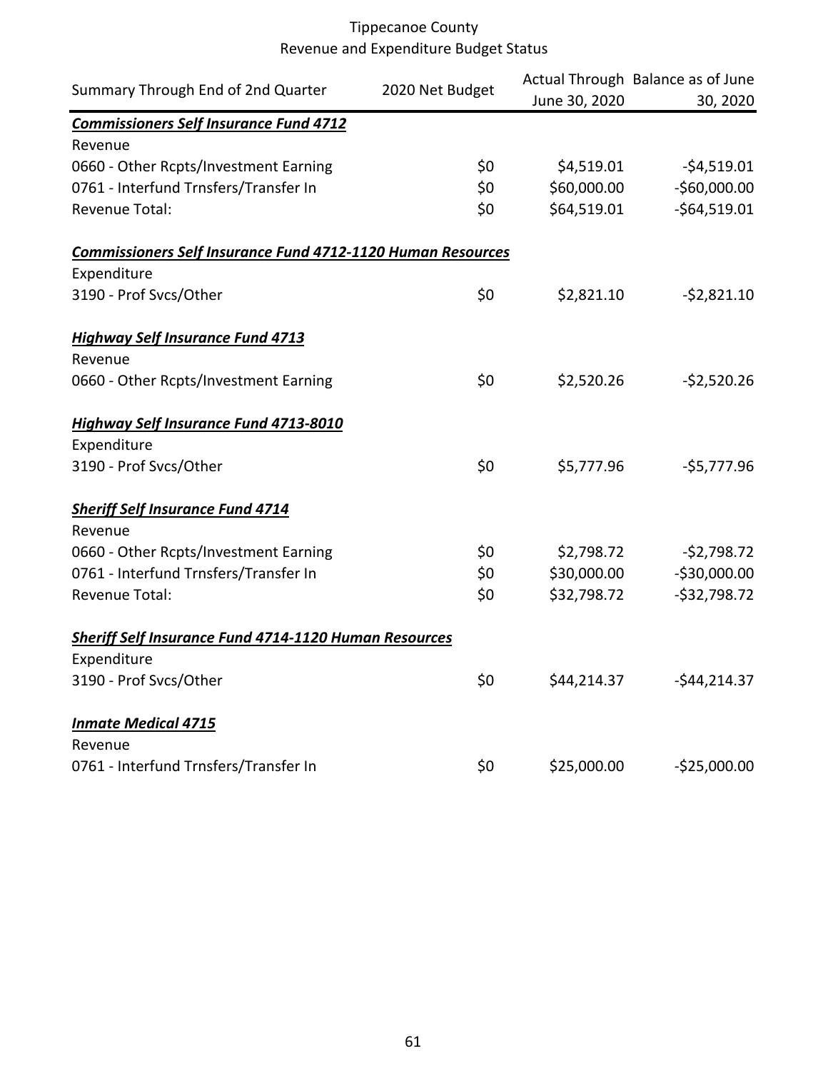Tippecanoe County
Revenue and Expenditure Budget Status

| Summary Through End of 2nd Quarter | 2020 Net Budget | Actual Through June 30, 2020 | Balance as of June 30, 2020 |
|---|---|---|---|
| ***Commissioners Self Insurance Fund 4712*** | | | |
| Revenue | | | |
| 0660 - Other Rcpts/Investment Earning | $0 | $4,519.01 | -$4,519.01 |
| 0761 - Interfund Trnsfers/Transfer In | $0 | $60,000.00 | -$60,000.00 |
| Revenue Total: | $0 | $64,519.01 | -$64,519.01 |
| ***Commissioners Self Insurance Fund 4712-1120 Human Resources*** | | | |
| Expenditure | | | |
| 3190 - Prof Svcs/Other | $0 | $2,821.10 | -$2,821.10 |
| ***Highway Self Insurance Fund 4713*** | | | |
| Revenue | | | |
| 0660 - Other Rcpts/Investment Earning | $0 | $2,520.26 | -$2,520.26 |
| ***Highway Self Insurance Fund 4713-8010*** | | | |
| Expenditure | | | |
| 3190 - Prof Svcs/Other | $0 | $5,777.96 | -$5,777.96 |
| ***Sheriff Self Insurance Fund 4714*** | | | |
| Revenue | | | |
| 0660 - Other Rcpts/Investment Earning | $0 | $2,798.72 | -$2,798.72 |
| 0761 - Interfund Trnsfers/Transfer In | $0 | $30,000.00 | -$30,000.00 |
| Revenue Total: | $0 | $32,798.72 | -$32,798.72 |
| ***Sheriff Self Insurance Fund 4714-1120 Human Resources*** | | | |
| Expenditure | | | |
| 3190 - Prof Svcs/Other | $0 | $44,214.37 | -$44,214.37 |
| ***Inmate Medical 4715*** | | | |
| Revenue | | | |
| 0761 - Interfund Trnsfers/Transfer In | $0 | $25,000.00 | -$25,000.00 |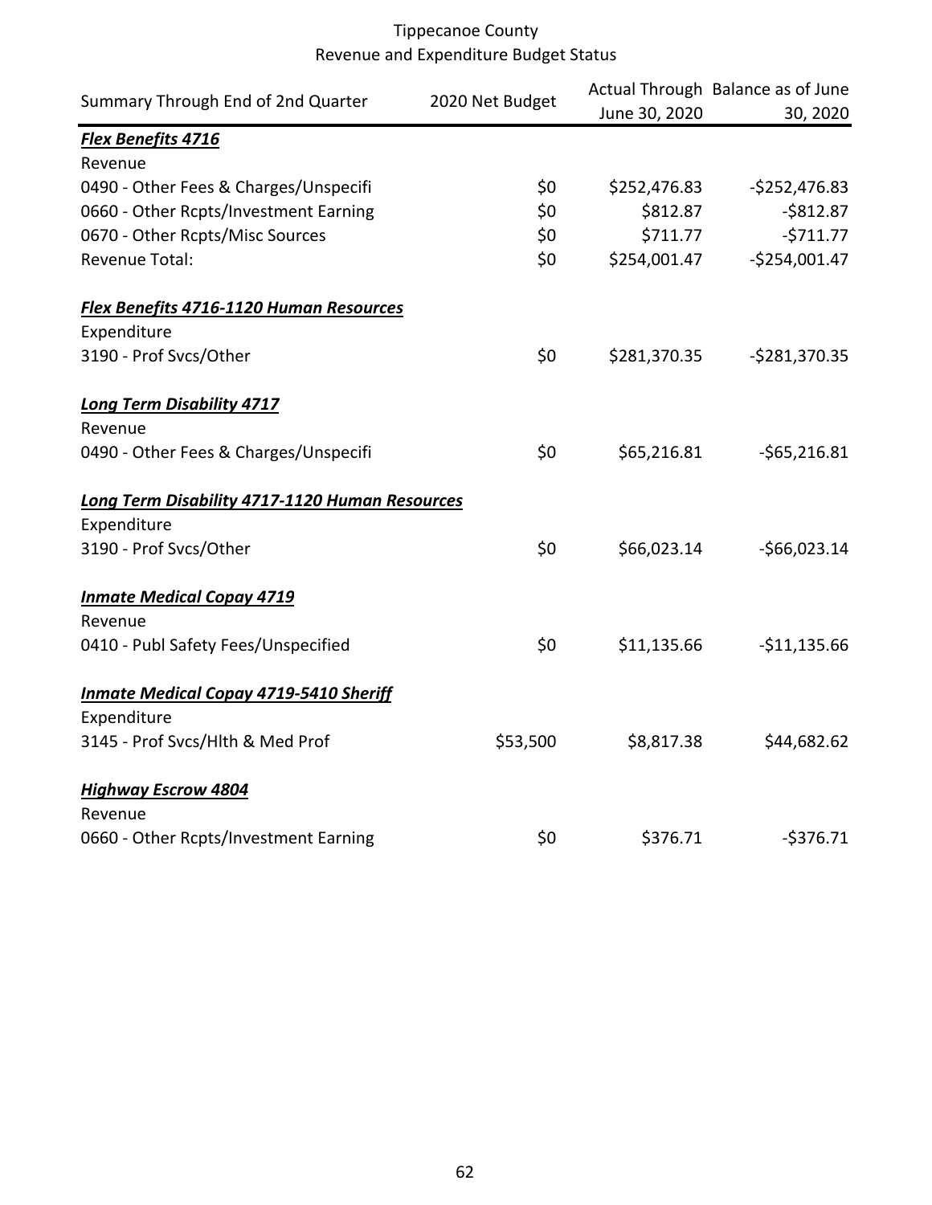Tippecanoe County
Revenue and Expenditure Budget Status

| Summary Through End of 2nd Quarter | 2020 Net Budget | Actual Through June 30, 2020 | Balance as of June 30, 2020 |
|---|---|---|---|
| ***Flex Benefits 4716*** | | | |
| Revenue | | | |
| 0490 - Other Fees & Charges/Unspecifi | $0 | $252,476.83 | -$252,476.83 |
| 0660 - Other Rcpts/Investment Earning | $0 | $812.87 | -$812.87 |
| 0670 - Other Rcpts/Misc Sources | $0 | $711.77 | -$711.77 |
| Revenue Total: | $0 | $254,001.47 | -$254,001.47 |
| ***Flex Benefits 4716-1120 Human Resources*** | | | |
| Expenditure | | | |
| 3190 - Prof Svcs/Other | $0 | $281,370.35 | -$281,370.35 |
| ***Long Term Disability 4717*** | | | |
| Revenue | | | |
| 0490 - Other Fees & Charges/Unspecifi | $0 | $65,216.81 | -$65,216.81 |
| ***Long Term Disability 4717-1120 Human Resources*** | | | |
| Expenditure | | | |
| 3190 - Prof Svcs/Other | $0 | $66,023.14 | -$66,023.14 |
| ***Inmate Medical Copay 4719*** | | | |
| Revenue | | | |
| 0410 - Publ Safety Fees/Unspecified | $0 | $11,135.66 | -$11,135.66 |
| ***Inmate Medical Copay 4719-5410 Sheriff*** | | | |
| Expenditure | | | |
| 3145 - Prof Svcs/Hlth & Med Prof | $53,500 | $8,817.38 | $44,682.62 |
| ***Highway Escrow 4804*** | | | |
| Revenue | | | |
| 0660 - Other Rcpts/Investment Earning | $0 | $376.71 | -$376.71 |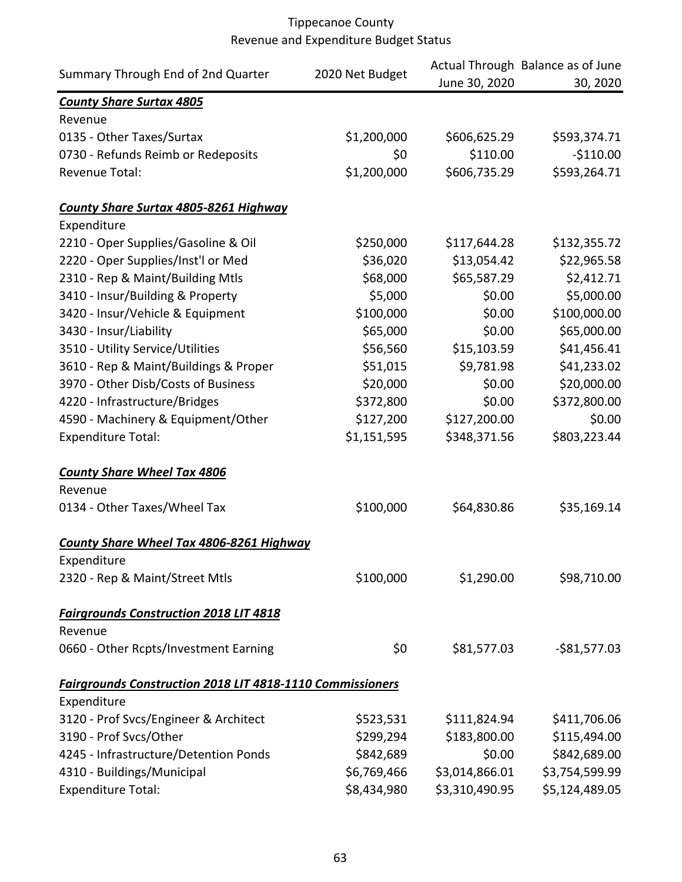# Tippecanoe County
## Revenue and Expenditure Budget Status

| Summary Through End of 2nd Quarter | 2020 Net Budget | Actual Through June 30, 2020 | Balance as of June 30, 2020 |
|---|---|---|---|
| ***County Share Surtax 4805*** | | | |
| Revenue | | | |
| 0135 - Other Taxes/Surtax | $1,200,000 | $606,625.29 | $593,374.71 |
| 0730 - Refunds Reimb or Redeposits | $0 | $110.00 | -$110.00 |
| Revenue Total: | $1,200,000 | $606,735.29 | $593,264.71 |
| | | | |
| ***County Share Surtax 4805-8261 Highway*** | | | |
| Expenditure | | | |
| 2210 - Oper Supplies/Gasoline & Oil | $250,000 | $117,644.28 | $132,355.72 |
| 2220 - Oper Supplies/Inst'l or Med | $36,020 | $13,054.42 | $22,965.58 |
| 2310 - Rep & Maint/Building Mtls | $68,000 | $65,587.29 | $2,412.71 |
| 3410 - Insur/Building & Property | $5,000 | $0.00 | $5,000.00 |
| 3420 - Insur/Vehicle & Equipment | $100,000 | $0.00 | $100,000.00 |
| 3430 - Insur/Liability | $65,000 | $0.00 | $65,000.00 |
| 3510 - Utility Service/Utilities | $56,560 | $15,103.59 | $41,456.41 |
| 3610 - Rep & Maint/Buildings & Proper | $51,015 | $9,781.98 | $41,233.02 |
| 3970 - Other Disb/Costs of Business | $20,000 | $0.00 | $20,000.00 |
| 4220 - Infrastructure/Bridges | $372,800 | $0.00 | $372,800.00 |
| 4590 - Machinery & Equipment/Other | $127,200 | $127,200.00 | $0.00 |
| Expenditure Total: | $1,151,595 | $348,371.56 | $803,223.44 |
| | | | |
| ***County Share Wheel Tax 4806*** | | | |
| Revenue | | | |
| 0134 - Other Taxes/Wheel Tax | $100,000 | $64,830.86 | $35,169.14 |
| | | | |
| ***County Share Wheel Tax 4806-8261 Highway*** | | | |
| Expenditure | | | |
| 2320 - Rep & Maint/Street Mtls | $100,000 | $1,290.00 | $98,710.00 |
| | | | |
| ***Fairgrounds Construction 2018 LIT 4818*** | | | |
| Revenue | | | |
| 0660 - Other Rcpts/Investment Earning | $0 | $81,577.03 | -$81,577.03 |
| | | | |
| ***Fairgrounds Construction 2018 LIT 4818-1110 Commissioners*** | | | |
| Expenditure | | | |
| 3120 - Prof Svcs/Engineer & Architect | $523,531 | $111,824.94 | $411,706.06 |
| 3190 - Prof Svcs/Other | $299,294 | $183,800.00 | $115,494.00 |
| 4245 - Infrastructure/Detention Ponds | $842,689 | $0.00 | $842,689.00 |
| 4310 - Buildings/Municipal | $6,769,466 | $3,014,866.01 | $3,754,599.99 |
| Expenditure Total: | $8,434,980 | $3,310,490.95 | $5,124,489.05 |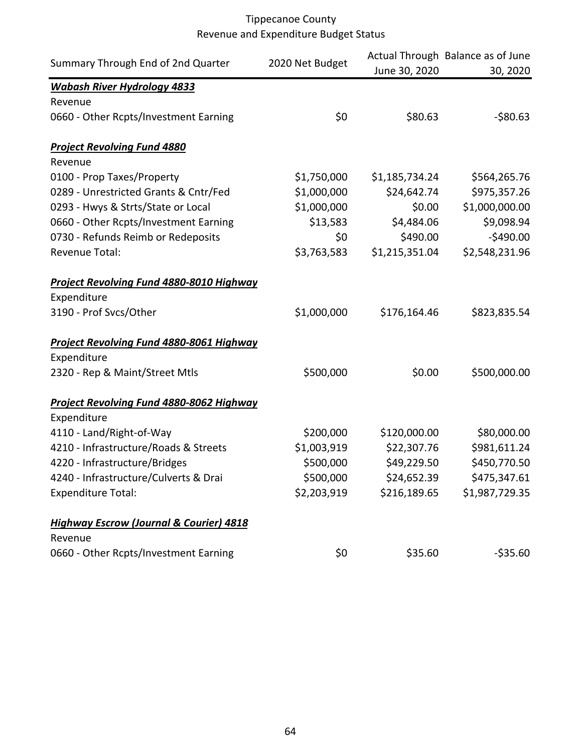Tippecanoe County
Revenue and Expenditure Budget Status

| Summary Through End of 2nd Quarter | 2020 Net Budget | Actual Through June 30, 2020 | Balance as of June 30, 2020 |
|---|---|---|---|
| ***Wabash River Hydrology 4833*** | | | |
| Revenue | | | |
| 0660 - Other Rcpts/Investment Earning | $0 | $80.63 | -$80.63 |
| | | | |
| ***Project Revolving Fund 4880*** | | | |
| Revenue | | | |
| 0100 - Prop Taxes/Property | $1,750,000 | $1,185,734.24 | $564,265.76 |
| 0289 - Unrestricted Grants & Cntr/Fed | $1,000,000 | $24,642.74 | $975,357.26 |
| 0293 - Hwys & Strts/State or Local | $1,000,000 | $0.00 | $1,000,000.00 |
| 0660 - Other Rcpts/Investment Earning | $13,583 | $4,484.06 | $9,098.94 |
| 0730 - Refunds Reimb or Redeposits | $0 | $490.00 | -$490.00 |
| Revenue Total: | $3,763,583 | $1,215,351.04 | $2,548,231.96 |
| | | | |
| ***Project Revolving Fund 4880-8010 Highway*** | | | |
| Expenditure | | | |
| 3190 - Prof Svcs/Other | $1,000,000 | $176,164.46 | $823,835.54 |
| | | | |
| ***Project Revolving Fund 4880-8061 Highway*** | | | |
| Expenditure | | | |
| 2320 - Rep & Maint/Street Mtls | $500,000 | $0.00 | $500,000.00 |
| | | | |
| ***Project Revolving Fund 4880-8062 Highway*** | | | |
| Expenditure | | | |
| 4110 - Land/Right-of-Way | $200,000 | $120,000.00 | $80,000.00 |
| 4210 - Infrastructure/Roads & Streets | $1,003,919 | $22,307.76 | $981,611.24 |
| 4220 - Infrastructure/Bridges | $500,000 | $49,229.50 | $450,770.50 |
| 4240 - Infrastructure/Culverts & Drai | $500,000 | $24,652.39 | $475,347.61 |
| Expenditure Total: | $2,203,919 | $216,189.65 | $1,987,729.35 |
| | | | |
| ***Highway Escrow (Journal & Courier) 4818*** | | | |
| Revenue | | | |
| 0660 - Other Rcpts/Investment Earning | $0 | $35.60 | -$35.60 |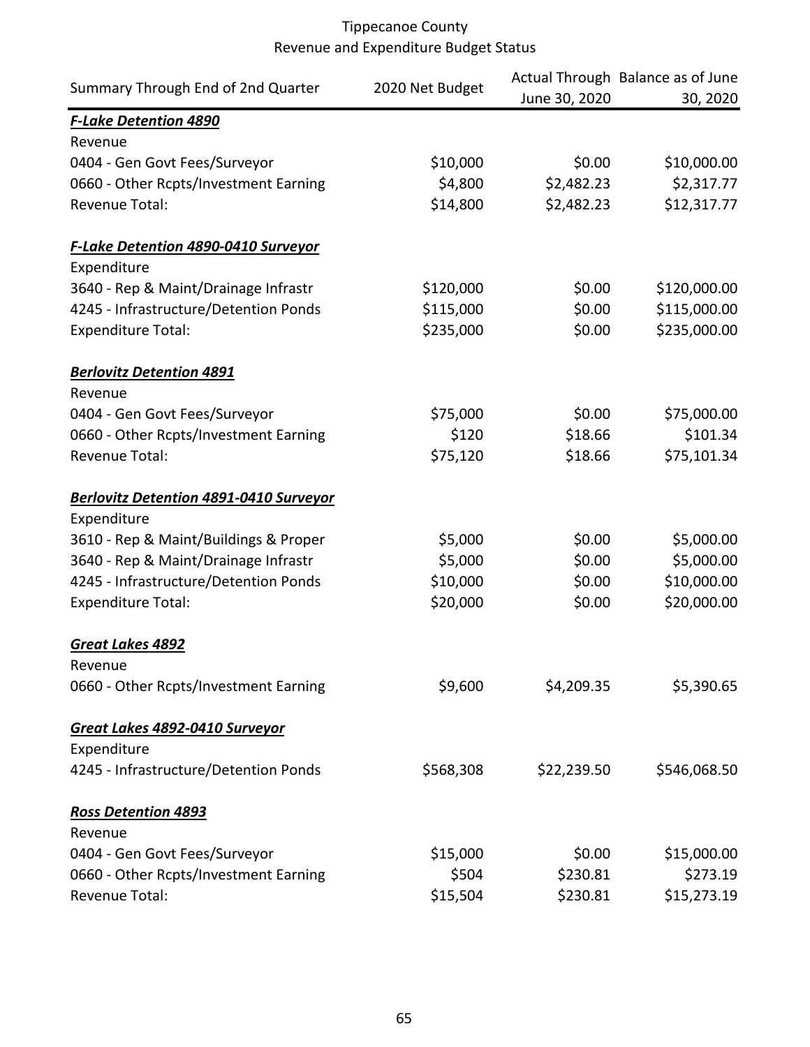Tippecanoe County
Revenue and Expenditure Budget Status

| Summary Through End of 2nd Quarter | 2020 Net Budget | Actual Through June 30, 2020 | Balance as of June 30, 2020 |
|---|---|---|---|
| ***F-Lake Detention 4890*** | | | |
| Revenue | | | |
| 0404 - Gen Govt Fees/Surveyor | $10,000 | $0.00 | $10,000.00 |
| 0660 - Other Rcpts/Investment Earning | $4,800 | $2,482.23 | $2,317.77 |
| Revenue Total: | $14,800 | $2,482.23 | $12,317.77 |
| ***F-Lake Detention 4890-0410 Surveyor*** | | | |
| Expenditure | | | |
| 3640 - Rep & Maint/Drainage Infrastr | $120,000 | $0.00 | $120,000.00 |
| 4245 - Infrastructure/Detention Ponds | $115,000 | $0.00 | $115,000.00 |
| Expenditure Total: | $235,000 | $0.00 | $235,000.00 |
| ***Berlovitz Detention 4891*** | | | |
| Revenue | | | |
| 0404 - Gen Govt Fees/Surveyor | $75,000 | $0.00 | $75,000.00 |
| 0660 - Other Rcpts/Investment Earning | $120 | $18.66 | $101.34 |
| Revenue Total: | $75,120 | $18.66 | $75,101.34 |
| ***Berlovitz Detention 4891-0410 Surveyor*** | | | |
| Expenditure | | | |
| 3610 - Rep & Maint/Buildings & Proper | $5,000 | $0.00 | $5,000.00 |
| 3640 - Rep & Maint/Drainage Infrastr | $5,000 | $0.00 | $5,000.00 |
| 4245 - Infrastructure/Detention Ponds | $10,000 | $0.00 | $10,000.00 |
| Expenditure Total: | $20,000 | $0.00 | $20,000.00 |
| ***Great Lakes 4892*** | | | |
| Revenue | | | |
| 0660 - Other Rcpts/Investment Earning | $9,600 | $4,209.35 | $5,390.65 |
| ***Great Lakes 4892-0410 Surveyor*** | | | |
| Expenditure | | | |
| 4245 - Infrastructure/Detention Ponds | $568,308 | $22,239.50 | $546,068.50 |
| ***Ross Detention 4893*** | | | |
| Revenue | | | |
| 0404 - Gen Govt Fees/Surveyor | $15,000 | $0.00 | $15,000.00 |
| 0660 - Other Rcpts/Investment Earning | $504 | $230.81 | $273.19 |
| Revenue Total: | $15,504 | $230.81 | $15,273.19 |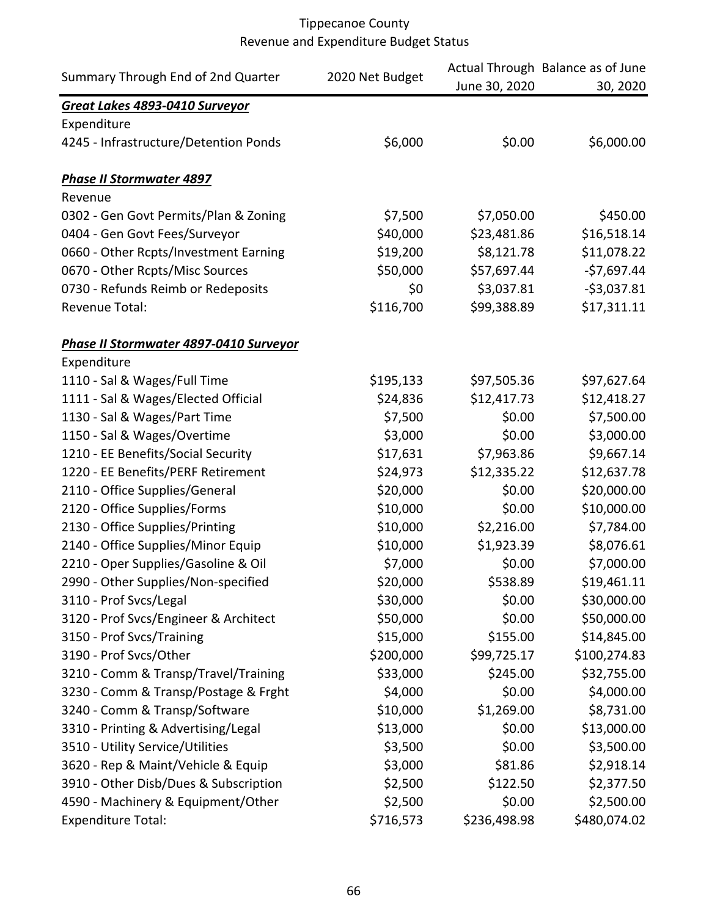Tippecanoe County
Revenue and Expenditure Budget Status

| Summary Through End of 2nd Quarter | 2020 Net Budget | Actual Through June 30, 2020 | Balance as of June 30, 2020 |
|---|---|---|---|
| ***Great Lakes 4893-0410 Surveyor*** | | | |
| Expenditure | | | |
| 4245 - Infrastructure/Detention Ponds | $6,000 | $0.00 | $6,000.00 |
| | | | |
| ***Phase II Stormwater 4897*** | | | |
| Revenue | | | |
| 0302 - Gen Govt Permits/Plan & Zoning | $7,500 | $7,050.00 | $450.00 |
| 0404 - Gen Govt Fees/Surveyor | $40,000 | $23,481.86 | $16,518.14 |
| 0660 - Other Rcpts/Investment Earning | $19,200 | $8,121.78 | $11,078.22 |
| 0670 - Other Rcpts/Misc Sources | $50,000 | $57,697.44 | -$7,697.44 |
| 0730 - Refunds Reimb or Redeposits | $0 | $3,037.81 | -$3,037.81 |
| Revenue Total: | $116,700 | $99,388.89 | $17,311.11 |
| | | | |
| ***Phase II Stormwater 4897-0410 Surveyor*** | | | |
| Expenditure | | | |
| 1110 - Sal & Wages/Full Time | $195,133 | $97,505.36 | $97,627.64 |
| 1111 - Sal & Wages/Elected Official | $24,836 | $12,417.73 | $12,418.27 |
| 1130 - Sal & Wages/Part Time | $7,500 | $0.00 | $7,500.00 |
| 1150 - Sal & Wages/Overtime | $3,000 | $0.00 | $3,000.00 |
| 1210 - EE Benefits/Social Security | $17,631 | $7,963.86 | $9,667.14 |
| 1220 - EE Benefits/PERF Retirement | $24,973 | $12,335.22 | $12,637.78 |
| 2110 - Office Supplies/General | $20,000 | $0.00 | $20,000.00 |
| 2120 - Office Supplies/Forms | $10,000 | $0.00 | $10,000.00 |
| 2130 - Office Supplies/Printing | $10,000 | $2,216.00 | $7,784.00 |
| 2140 - Office Supplies/Minor Equip | $10,000 | $1,923.39 | $8,076.61 |
| 2210 - Oper Supplies/Gasoline & Oil | $7,000 | $0.00 | $7,000.00 |
| 2990 - Other Supplies/Non-specified | $20,000 | $538.89 | $19,461.11 |
| 3110 - Prof Svcs/Legal | $30,000 | $0.00 | $30,000.00 |
| 3120 - Prof Svcs/Engineer & Architect | $50,000 | $0.00 | $50,000.00 |
| 3150 - Prof Svcs/Training | $15,000 | $155.00 | $14,845.00 |
| 3190 - Prof Svcs/Other | $200,000 | $99,725.17 | $100,274.83 |
| 3210 - Comm & Transp/Travel/Training | $33,000 | $245.00 | $32,755.00 |
| 3230 - Comm & Transp/Postage & Frght | $4,000 | $0.00 | $4,000.00 |
| 3240 - Comm & Transp/Software | $10,000 | $1,269.00 | $8,731.00 |
| 3310 - Printing & Advertising/Legal | $13,000 | $0.00 | $13,000.00 |
| 3510 - Utility Service/Utilities | $3,500 | $0.00 | $3,500.00 |
| 3620 - Rep & Maint/Vehicle & Equip | $3,000 | $81.86 | $2,918.14 |
| 3910 - Other Disb/Dues & Subscription | $2,500 | $122.50 | $2,377.50 |
| 4590 - Machinery & Equipment/Other | $2,500 | $0.00 | $2,500.00 |
| Expenditure Total: | $716,573 | $236,498.98 | $480,074.02 |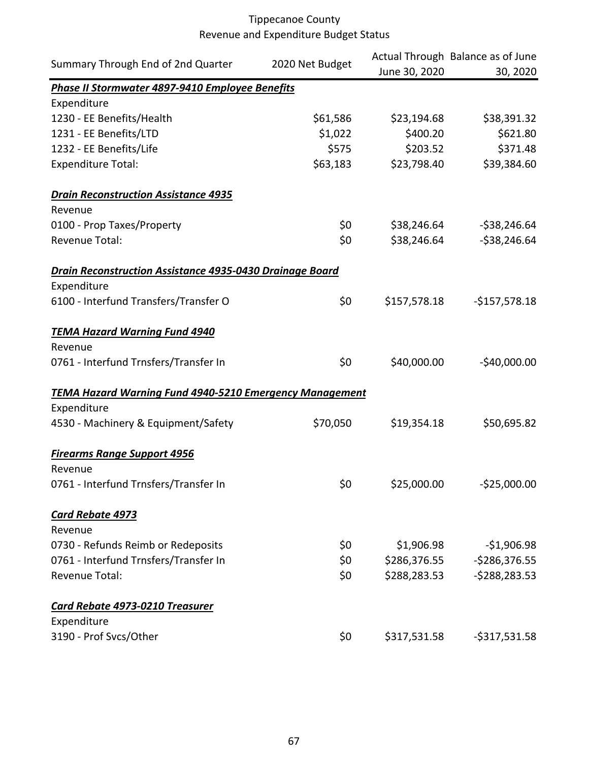Tippecanoe County
Revenue and Expenditure Budget Status

| Summary Through End of 2nd Quarter | 2020 Net Budget | Actual Through June 30, 2020 | Balance as of June 30, 2020 |
|---|---|---|---|
| ***Phase II Stormwater 4897-9410 Employee Benefits*** | | | |
| Expenditure | | | |
| 1230 - EE Benefits/Health | $61,586 | $23,194.68 | $38,391.32 |
| 1231 - EE Benefits/LTD | $1,022 | $400.20 | $621.80 |
| 1232 - EE Benefits/Life | $575 | $203.52 | $371.48 |
| Expenditure Total: | $63,183 | $23,798.40 | $39,384.60 |
| | | | |
| ***Drain Reconstruction Assistance 4935*** | | | |
| Revenue | | | |
| 0100 - Prop Taxes/Property | $0 | $38,246.64 | -$38,246.64 |
| Revenue Total: | $0 | $38,246.64 | -$38,246.64 |
| | | | |
| ***Drain Reconstruction Assistance 4935-0430 Drainage Board*** | | | |
| Expenditure | | | |
| 6100 - Interfund Transfers/Transfer O | $0 | $157,578.18 | -$157,578.18 |
| | | | |
| ***TEMA Hazard Warning Fund 4940*** | | | |
| Revenue | | | |
| 0761 - Interfund Trnsfers/Transfer In | $0 | $40,000.00 | -$40,000.00 |
| | | | |
| ***TEMA Hazard Warning Fund 4940-5210 Emergency Management*** | | | |
| Expenditure | | | |
| 4530 - Machinery & Equipment/Safety | $70,050 | $19,354.18 | $50,695.82 |
| | | | |
| ***Firearms Range Support 4956*** | | | |
| Revenue | | | |
| 0761 - Interfund Trnsfers/Transfer In | $0 | $25,000.00 | -$25,000.00 |
| | | | |
| ***Card Rebate 4973*** | | | |
| Revenue | | | |
| 0730 - Refunds Reimb or Redeposits | $0 | $1,906.98 | -$1,906.98 |
| 0761 - Interfund Trnsfers/Transfer In | $0 | $286,376.55 | -$286,376.55 |
| Revenue Total: | $0 | $288,283.53 | -$288,283.53 |
| | | | |
| ***Card Rebate 4973-0210 Treasurer*** | | | |
| Expenditure | | | |
| 3190 - Prof Svcs/Other | $0 | $317,531.58 | -$317,531.58 |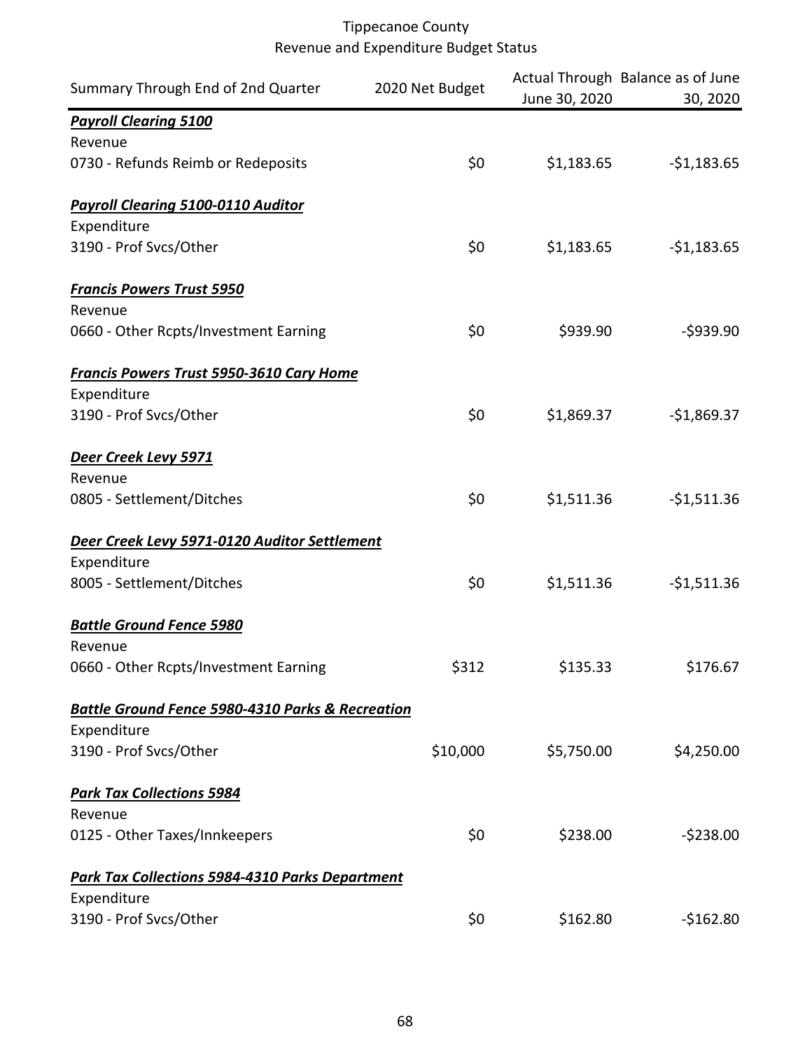Tippecanoe County
Revenue and Expenditure Budget Status

| Summary Through End of 2nd Quarter | 2020 Net Budget | Actual Through June 30, 2020 | Balance as of June 30, 2020 |
|---|---|---|---|
| ***Payroll Clearing 5100*** | | | |
| Revenue | | | |
| 0730 - Refunds Reimb or Redeposits | $0 | $1,183.65 | -$1,183.65 |
| ***Payroll Clearing 5100-0110 Auditor*** | | | |
| Expenditure | | | |
| 3190 - Prof Svcs/Other | $0 | $1,183.65 | -$1,183.65 |
| ***Francis Powers Trust 5950*** | | | |
| Revenue | | | |
| 0660 - Other Rcpts/Investment Earning | $0 | $939.90 | -$939.90 |
| ***Francis Powers Trust 5950-3610 Cary Home*** | | | |
| Expenditure | | | |
| 3190 - Prof Svcs/Other | $0 | $1,869.37 | -$1,869.37 |
| ***Deer Creek Levy 5971*** | | | |
| Revenue | | | |
| 0805 - Settlement/Ditches | $0 | $1,511.36 | -$1,511.36 |
| ***Deer Creek Levy 5971-0120 Auditor Settlement*** | | | |
| Expenditure | | | |
| 8005 - Settlement/Ditches | $0 | $1,511.36 | -$1,511.36 |
| ***Battle Ground Fence 5980*** | | | |
| Revenue | | | |
| 0660 - Other Rcpts/Investment Earning | $312 | $135.33 | $176.67 |
| ***Battle Ground Fence 5980-4310 Parks & Recreation*** | | | |
| Expenditure | | | |
| 3190 - Prof Svcs/Other | $10,000 | $5,750.00 | $4,250.00 |
| ***Park Tax Collections 5984*** | | | |
| Revenue | | | |
| 0125 - Other Taxes/Innkeepers | $0 | $238.00 | -$238.00 |
| ***Park Tax Collections 5984-4310 Parks Department*** | | | |
| Expenditure | | | |
| 3190 - Prof Svcs/Other | $0 | $162.80 | -$162.80 |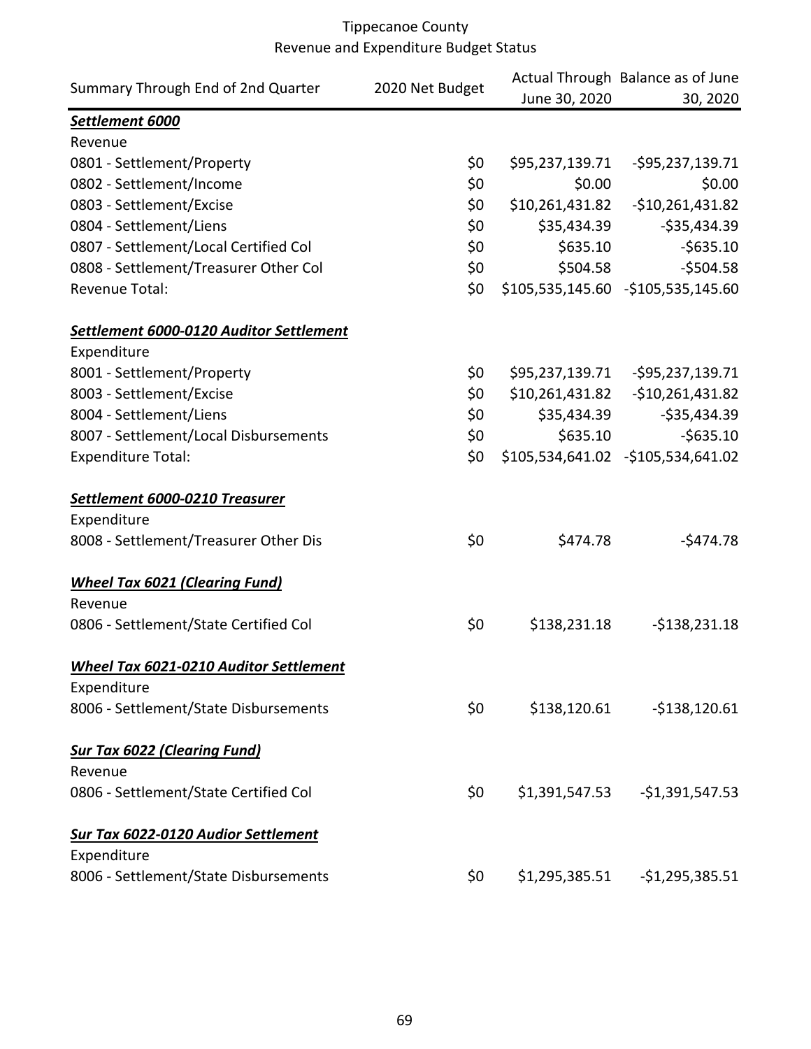Tippecanoe County
Revenue and Expenditure Budget Status

| Summary Through End of 2nd Quarter | 2020 Net Budget | Actual Through June 30, 2020 | Balance as of June 30, 2020 |
|---|---|---|---|
| ***Settlement 6000*** | | | |
| Revenue | | | |
| 0801 - Settlement/Property | $0 | $95,237,139.71 | -$95,237,139.71 |
| 0802 - Settlement/Income | $0 | $0.00 | $0.00 |
| 0803 - Settlement/Excise | $0 | $10,261,431.82 | -$10,261,431.82 |
| 0804 - Settlement/Liens | $0 | $35,434.39 | -$35,434.39 |
| 0807 - Settlement/Local Certified Col | $0 | $635.10 | -$635.10 |
| 0808 - Settlement/Treasurer Other Col | $0 | $504.58 | -$504.58 |
| Revenue Total: | $0 | $105,535,145.60 | -$105,535,145.60 |
| ***Settlement 6000-0120 Auditor Settlement*** | | | |
| Expenditure | | | |
| 8001 - Settlement/Property | $0 | $95,237,139.71 | -$95,237,139.71 |
| 8003 - Settlement/Excise | $0 | $10,261,431.82 | -$10,261,431.82 |
| 8004 - Settlement/Liens | $0 | $35,434.39 | -$35,434.39 |
| 8007 - Settlement/Local Disbursements | $0 | $635.10 | -$635.10 |
| Expenditure Total: | $0 | $105,534,641.02 | -$105,534,641.02 |
| ***Settlement 6000-0210 Treasurer*** | | | |
| Expenditure | | | |
| 8008 - Settlement/Treasurer Other Dis | $0 | $474.78 | -$474.78 |
| ***Wheel Tax 6021 (Clearing Fund)*** | | | |
| Revenue | | | |
| 0806 - Settlement/State Certified Col | $0 | $138,231.18 | -$138,231.18 |
| ***Wheel Tax 6021-0210 Auditor Settlement*** | | | |
| Expenditure | | | |
| 8006 - Settlement/State Disbursements | $0 | $138,120.61 | -$138,120.61 |
| ***Sur Tax 6022 (Clearing Fund)*** | | | |
| Revenue | | | |
| 0806 - Settlement/State Certified Col | $0 | $1,391,547.53 | -$1,391,547.53 |
| ***Sur Tax 6022-0120 Audior Settlement*** | | | |
| Expenditure | | | |
| 8006 - Settlement/State Disbursements | $0 | $1,295,385.51 | -$1,295,385.51 |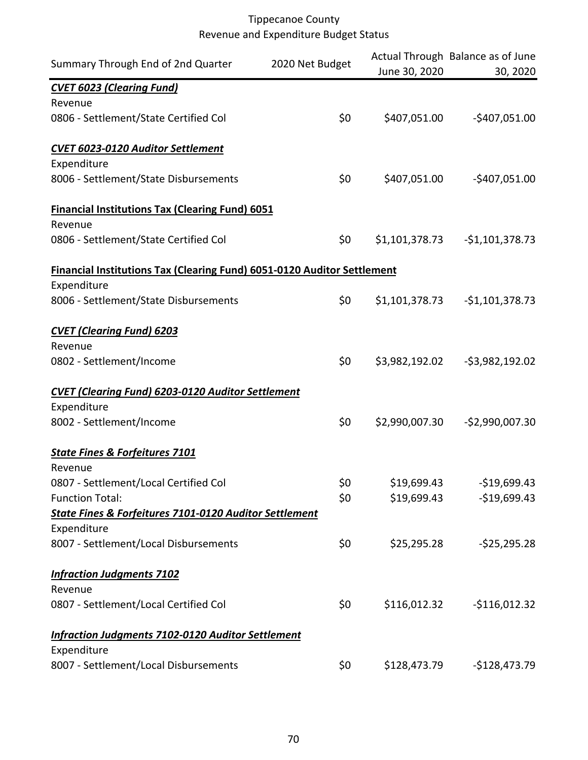# Tippecanoe County
## Revenue and Expenditure Budget Status

| Summary Through End of 2nd Quarter | 2020 Net Budget | Actual Through June 30, 2020 | Balance as of June 30, 2020 |
|---|---|---|---|
| ***CVET 6023 (Clearing Fund)*** | | | |
| Revenue | | | |
| 0806 - Settlement/State Certified Col | $0 | $407,051.00 | -$407,051.00 |
| ***CVET 6023-0120 Auditor Settlement*** | | | |
| Expenditure | | | |
| 8006 - Settlement/State Disbursements | $0 | $407,051.00 | -$407,051.00 |
| **Financial Institutions Tax (Clearing Fund) 6051** | | | |
| Revenue | | | |
| 0806 - Settlement/State Certified Col | $0 | $1,101,378.73 | -$1,101,378.73 |
| **Financial Institutions Tax (Clearing Fund) 6051-0120 Auditor Settlement** | | | |
| Expenditure | | | |
| 8006 - Settlement/State Disbursements | $0 | $1,101,378.73 | -$1,101,378.73 |
| ***CVET (Clearing Fund) 6203*** | | | |
| Revenue | | | |
| 0802 - Settlement/Income | $0 | $3,982,192.02 | -$3,982,192.02 |
| ***CVET (Clearing Fund) 6203-0120 Auditor Settlement*** | | | |
| Expenditure | | | |
| 8002 - Settlement/Income | $0 | $2,990,007.30 | -$2,990,007.30 |
| ***State Fines & Forfeitures 7101*** | | | |
| Revenue | | | |
| 0807 - Settlement/Local Certified Col | $0 | $19,699.43 | -$19,699.43 |
| Function Total: | $0 | $19,699.43 | -$19,699.43 |
| ***State Fines & Forfeitures 7101-0120 Auditor Settlement*** | | | |
| Expenditure | | | |
| 8007 - Settlement/Local Disbursements | $0 | $25,295.28 | -$25,295.28 |
| ***Infraction Judgments 7102*** | | | |
| Revenue | | | |
| 0807 - Settlement/Local Certified Col | $0 | $116,012.32 | -$116,012.32 |
| ***Infraction Judgments 7102-0120 Auditor Settlement*** | | | |
| Expenditure | | | |
| 8007 - Settlement/Local Disbursements | $0 | $128,473.79 | -$128,473.79 |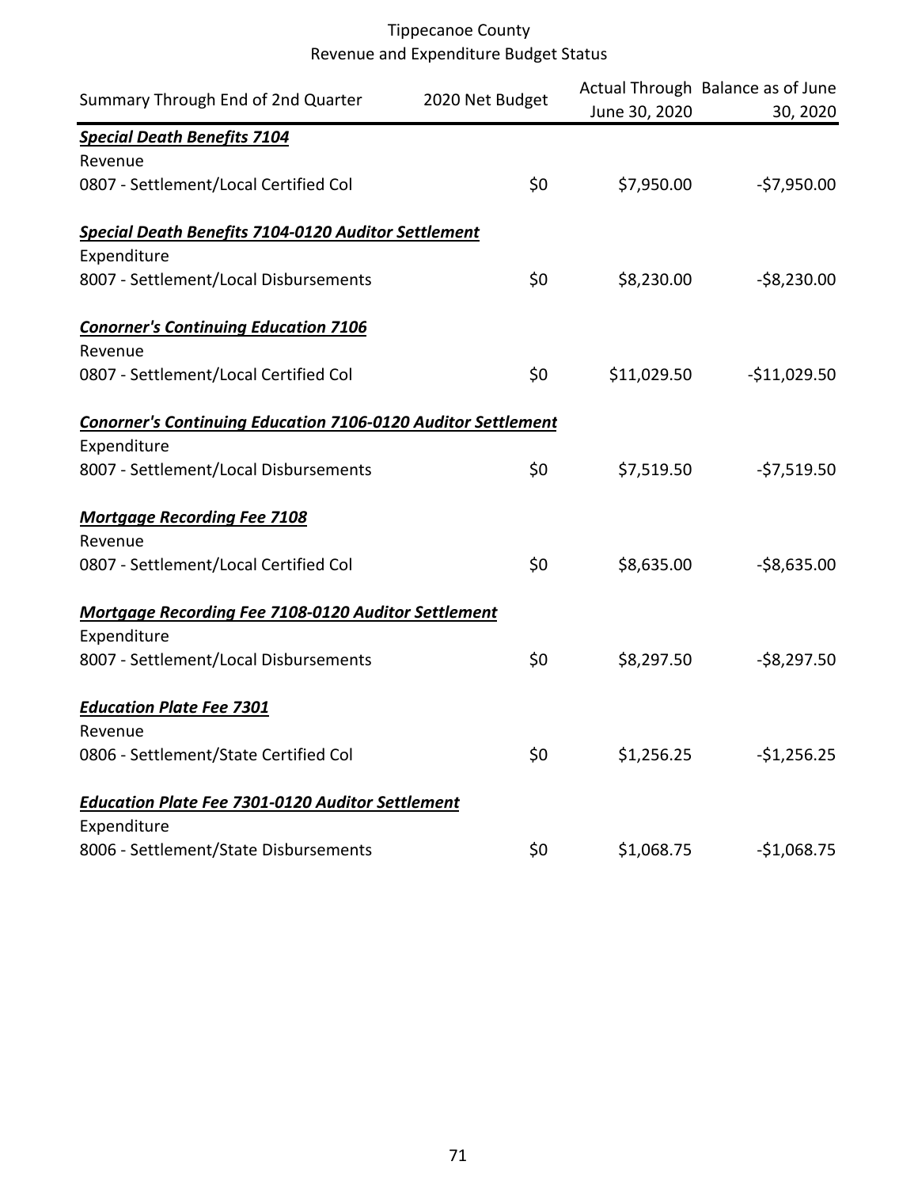Tippecanoe County
Revenue and Expenditure Budget Status

| Summary Through End of 2nd Quarter | 2020 Net Budget | Actual Through June 30, 2020 | Balance as of June 30, 2020 |
|---|---|---|---|
| ***Special Death Benefits 7104*** | | | |
| Revenue | | | |
| 0807 - Settlement/Local Certified Col | $0 | $7,950.00 | -$7,950.00 |
| ***Special Death Benefits 7104-0120 Auditor Settlement*** | | | |
| Expenditure | | | |
| 8007 - Settlement/Local Disbursements | $0 | $8,230.00 | -$8,230.00 |
| ***Conorner's Continuing Education 7106*** | | | |
| Revenue | | | |
| 0807 - Settlement/Local Certified Col | $0 | $11,029.50 | -$11,029.50 |
| ***Conorner's Continuing Education 7106-0120 Auditor Settlement*** | | | |
| Expenditure | | | |
| 8007 - Settlement/Local Disbursements | $0 | $7,519.50 | -$7,519.50 |
| ***Mortgage Recording Fee 7108*** | | | |
| Revenue | | | |
| 0807 - Settlement/Local Certified Col | $0 | $8,635.00 | -$8,635.00 |
| ***Mortgage Recording Fee 7108-0120 Auditor Settlement*** | | | |
| Expenditure | | | |
| 8007 - Settlement/Local Disbursements | $0 | $8,297.50 | -$8,297.50 |
| ***Education Plate Fee 7301*** | | | |
| Revenue | | | |
| 0806 - Settlement/State Certified Col | $0 | $1,256.25 | -$1,256.25 |
| ***Education Plate Fee 7301-0120 Auditor Settlement*** | | | |
| Expenditure | | | |
| 8006 - Settlement/State Disbursements | $0 | $1,068.75 | -$1,068.75 |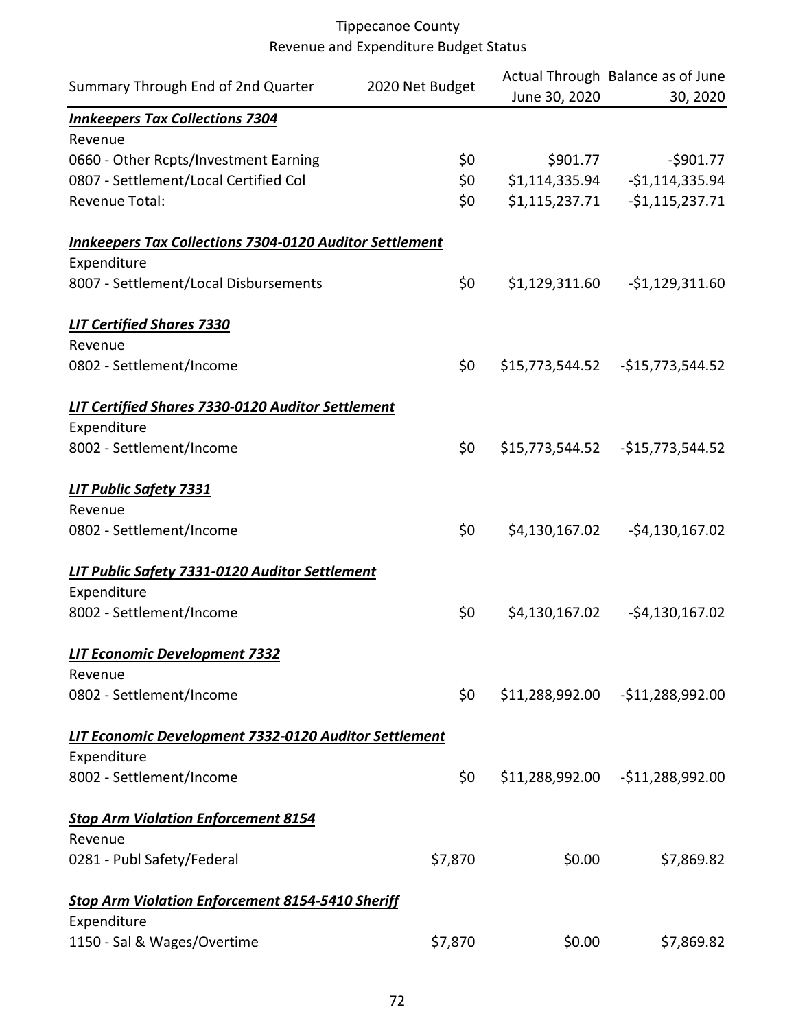Tippecanoe County
Revenue and Expenditure Budget Status

| Summary Through End of 2nd Quarter | 2020 Net Budget | Actual Through June 30, 2020 | Balance as of June 30, 2020 |
|---|---|---|---|
| ***Innkeepers Tax Collections 7304*** | | | |
| Revenue | | | |
| 0660 - Other Rcpts/Investment Earning | $0 | $901.77 | -$901.77 |
| 0807 - Settlement/Local Certified Col | $0 | $1,114,335.94 | -$1,114,335.94 |
| Revenue Total: | $0 | $1,115,237.71 | -$1,115,237.71 |
| ***Innkeepers Tax Collections 7304-0120 Auditor Settlement*** | | | |
| Expenditure | | | |
| 8007 - Settlement/Local Disbursements | $0 | $1,129,311.60 | -$1,129,311.60 |
| ***LIT Certified Shares 7330*** | | | |
| Revenue | | | |
| 0802 - Settlement/Income | $0 | $15,773,544.52 | -$15,773,544.52 |
| ***LIT Certified Shares 7330-0120 Auditor Settlement*** | | | |
| Expenditure | | | |
| 8002 - Settlement/Income | $0 | $15,773,544.52 | -$15,773,544.52 |
| ***LIT Public Safety 7331*** | | | |
| Revenue | | | |
| 0802 - Settlement/Income | $0 | $4,130,167.02 | -$4,130,167.02 |
| ***LIT Public Safety 7331-0120 Auditor Settlement*** | | | |
| Expenditure | | | |
| 8002 - Settlement/Income | $0 | $4,130,167.02 | -$4,130,167.02 |
| ***LIT Economic Development 7332*** | | | |
| Revenue | | | |
| 0802 - Settlement/Income | $0 | $11,288,992.00 | -$11,288,992.00 |
| ***LIT Economic Development 7332-0120 Auditor Settlement*** | | | |
| Expenditure | | | |
| 8002 - Settlement/Income | $0 | $11,288,992.00 | -$11,288,992.00 |
| ***Stop Arm Violation Enforcement 8154*** | | | |
| Revenue | | | |
| 0281 - Publ Safety/Federal | $7,870 | $0.00 | $7,869.82 |
| ***Stop Arm Violation Enforcement 8154-5410 Sheriff*** | | | |
| Expenditure | | | |
| 1150 - Sal & Wages/Overtime | $7,870 | $0.00 | $7,869.82 |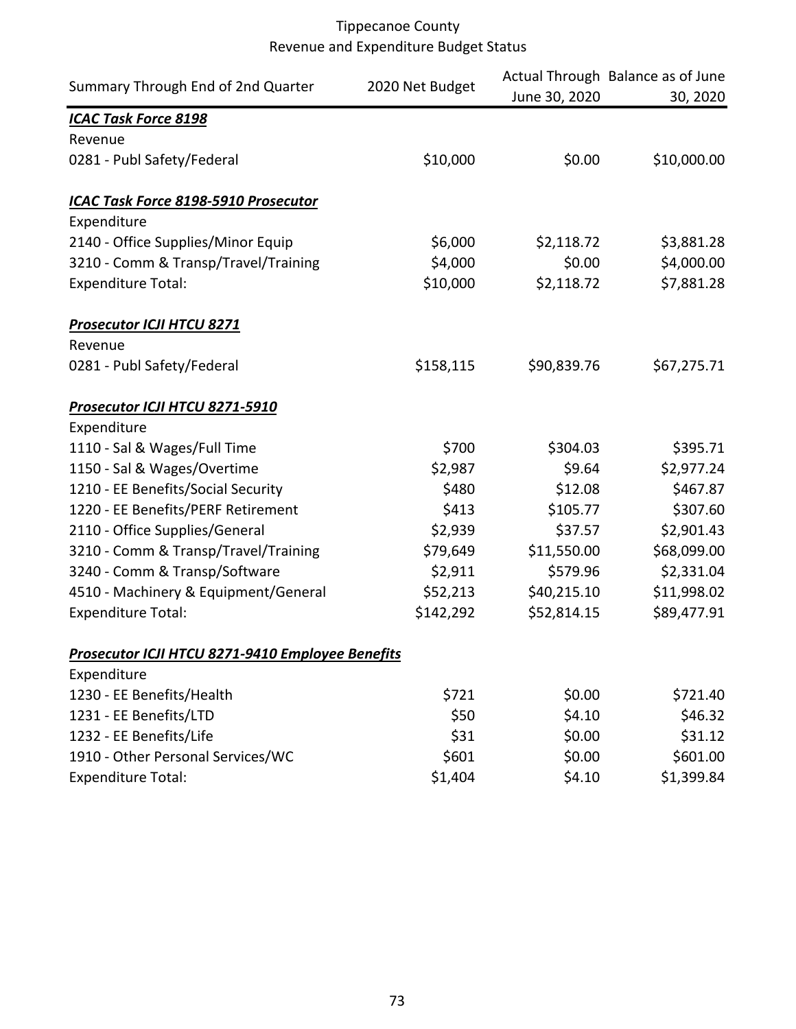Tippecanoe County
Revenue and Expenditure Budget Status

| Summary Through End of 2nd Quarter | 2020 Net Budget | Actual Through June 30, 2020 | Balance as of June 30, 2020 |
|---|---|---|---|
| ***ICAC Task Force 8198*** | | | |
| Revenue | | | |
| 0281 - Publ Safety/Federal | $10,000 | $0.00 | $10,000.00 |
| | | | |
| ***ICAC Task Force 8198-5910 Prosecutor*** | | | |
| Expenditure | | | |
| 2140 - Office Supplies/Minor Equip | $6,000 | $2,118.72 | $3,881.28 |
| 3210 - Comm & Transp/Travel/Training | $4,000 | $0.00 | $4,000.00 |
| Expenditure Total: | $10,000 | $2,118.72 | $7,881.28 |
| | | | |
| ***Prosecutor ICJI HTCU 8271*** | | | |
| Revenue | | | |
| 0281 - Publ Safety/Federal | $158,115 | $90,839.76 | $67,275.71 |
| | | | |
| ***Prosecutor ICJI HTCU 8271-5910*** | | | |
| Expenditure | | | |
| 1110 - Sal & Wages/Full Time | $700 | $304.03 | $395.71 |
| 1150 - Sal & Wages/Overtime | $2,987 | $9.64 | $2,977.24 |
| 1210 - EE Benefits/Social Security | $480 | $12.08 | $467.87 |
| 1220 - EE Benefits/PERF Retirement | $413 | $105.77 | $307.60 |
| 2110 - Office Supplies/General | $2,939 | $37.57 | $2,901.43 |
| 3210 - Comm & Transp/Travel/Training | $79,649 | $11,550.00 | $68,099.00 |
| 3240 - Comm & Transp/Software | $2,911 | $579.96 | $2,331.04 |
| 4510 - Machinery & Equipment/General | $52,213 | $40,215.10 | $11,998.02 |
| Expenditure Total: | $142,292 | $52,814.15 | $89,477.91 |
| | | | |
| ***Prosecutor ICJI HTCU 8271-9410 Employee Benefits*** | | | |
| Expenditure | | | |
| 1230 - EE Benefits/Health | $721 | $0.00 | $721.40 |
| 1231 - EE Benefits/LTD | $50 | $4.10 | $46.32 |
| 1232 - EE Benefits/Life | $31 | $0.00 | $31.12 |
| 1910 - Other Personal Services/WC | $601 | $0.00 | $601.00 |
| Expenditure Total: | $1,404 | $4.10 | $1,399.84 |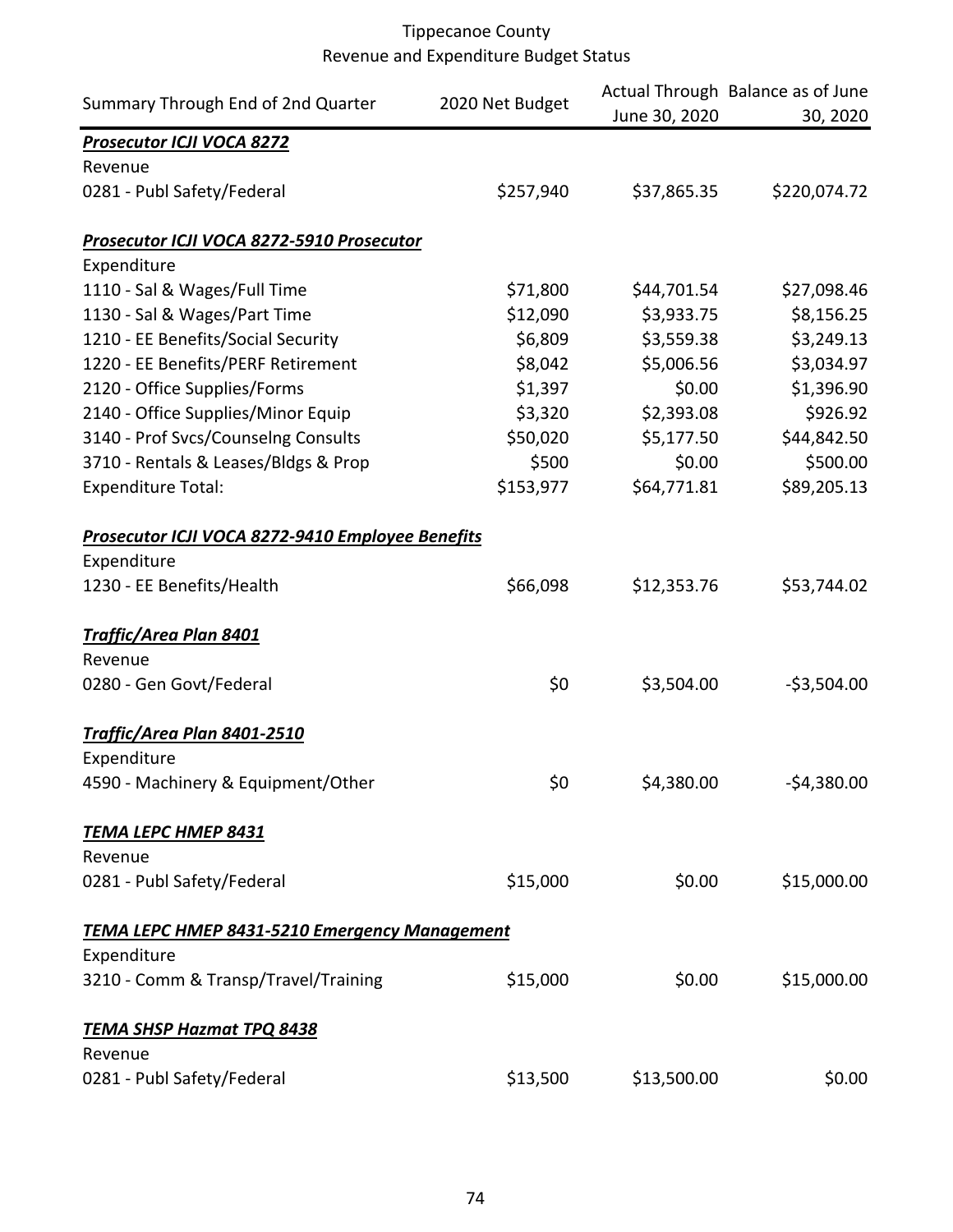Tippecanoe County
Revenue and Expenditure Budget Status

| Summary Through End of 2nd Quarter | 2020 Net Budget | Actual Through June 30, 2020 | Balance as of June 30, 2020 |
|---|---|---|---|
| ***Prosecutor ICJI VOCA 8272*** | | | |
| Revenue | | | |
| 0281 - Publ Safety/Federal | $257,940 | $37,865.35 | $220,074.72 |
| | | | |
| ***Prosecutor ICJI VOCA 8272-5910 Prosecutor*** | | | |
| Expenditure | | | |
| 1110 - Sal & Wages/Full Time | $71,800 | $44,701.54 | $27,098.46 |
| 1130 - Sal & Wages/Part Time | $12,090 | $3,933.75 | $8,156.25 |
| 1210 - EE Benefits/Social Security | $6,809 | $3,559.38 | $3,249.13 |
| 1220 - EE Benefits/PERF Retirement | $8,042 | $5,006.56 | $3,034.97 |
| 2120 - Office Supplies/Forms | $1,397 | $0.00 | $1,396.90 |
| 2140 - Office Supplies/Minor Equip | $3,320 | $2,393.08 | $926.92 |
| 3140 - Prof Svcs/Counselng Consults | $50,020 | $5,177.50 | $44,842.50 |
| 3710 - Rentals & Leases/Bldgs & Prop | $500 | $0.00 | $500.00 |
| Expenditure Total: | $153,977 | $64,771.81 | $89,205.13 |
| | | | |
| ***Prosecutor ICJI VOCA 8272-9410 Employee Benefits*** | | | |
| Expenditure | | | |
| 1230 - EE Benefits/Health | $66,098 | $12,353.76 | $53,744.02 |
| | | | |
| ***Traffic/Area Plan 8401*** | | | |
| Revenue | | | |
| 0280 - Gen Govt/Federal | $0 | $3,504.00 | -$3,504.00 |
| | | | |
| ***Traffic/Area Plan 8401-2510*** | | | |
| Expenditure | | | |
| 4590 - Machinery & Equipment/Other | $0 | $4,380.00 | -$4,380.00 |
| | | | |
| ***TEMA LEPC HMEP 8431*** | | | |
| Revenue | | | |
| 0281 - Publ Safety/Federal | $15,000 | $0.00 | $15,000.00 |
| | | | |
| ***TEMA LEPC HMEP 8431-5210 Emergency Management*** | | | |
| Expenditure | | | |
| 3210 - Comm & Transp/Travel/Training | $15,000 | $0.00 | $15,000.00 |
| | | | |
| ***TEMA SHSP Hazmat TPQ 8438*** | | | |
| Revenue | | | |
| 0281 - Publ Safety/Federal | $13,500 | $13,500.00 | $0.00 |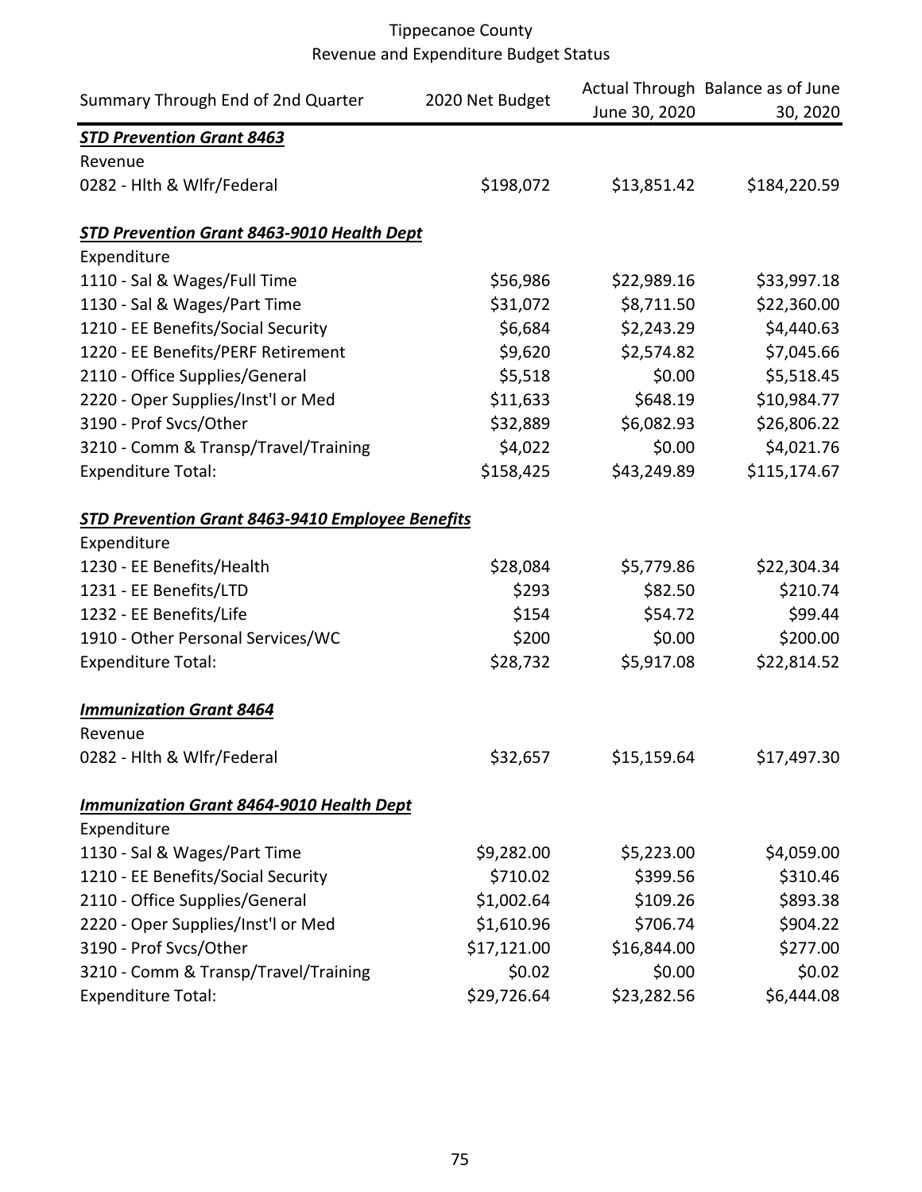# Tippecanoe County
## Revenue and Expenditure Budget Status

| Summary Through End of 2nd Quarter | 2020 Net Budget | Actual Through June 30, 2020 | Balance as of June 30, 2020 |
|---|---|---|---|
| ***STD Prevention Grant 8463*** | | | |
| Revenue | | | |
| 0282 - Hlth & Wlfr/Federal | $198,072 | $13,851.42 | $184,220.59 |
| | | | |
| ***STD Prevention Grant 8463-9010 Health Dept*** | | | |
| Expenditure | | | |
| 1110 - Sal & Wages/Full Time | $56,986 | $22,989.16 | $33,997.18 |
| 1130 - Sal & Wages/Part Time | $31,072 | $8,711.50 | $22,360.00 |
| 1210 - EE Benefits/Social Security | $6,684 | $2,243.29 | $4,440.63 |
| 1220 - EE Benefits/PERF Retirement | $9,620 | $2,574.82 | $7,045.66 |
| 2110 - Office Supplies/General | $5,518 | $0.00 | $5,518.45 |
| 2220 - Oper Supplies/Inst'l or Med | $11,633 | $648.19 | $10,984.77 |
| 3190 - Prof Svcs/Other | $32,889 | $6,082.93 | $26,806.22 |
| 3210 - Comm & Transp/Travel/Training | $4,022 | $0.00 | $4,021.76 |
| Expenditure Total: | $158,425 | $43,249.89 | $115,174.67 |
| | | | |
| ***STD Prevention Grant 8463-9410 Employee Benefits*** | | | |
| Expenditure | | | |
| 1230 - EE Benefits/Health | $28,084 | $5,779.86 | $22,304.34 |
| 1231 - EE Benefits/LTD | $293 | $82.50 | $210.74 |
| 1232 - EE Benefits/Life | $154 | $54.72 | $99.44 |
| 1910 - Other Personal Services/WC | $200 | $0.00 | $200.00 |
| Expenditure Total: | $28,732 | $5,917.08 | $22,814.52 |
| | | | |
| ***Immunization Grant 8464*** | | | |
| Revenue | | | |
| 0282 - Hlth & Wlfr/Federal | $32,657 | $15,159.64 | $17,497.30 |
| | | | |
| ***Immunization Grant 8464-9010 Health Dept*** | | | |
| Expenditure | | | |
| 1130 - Sal & Wages/Part Time | $9,282.00 | $5,223.00 | $4,059.00 |
| 1210 - EE Benefits/Social Security | $710.02 | $399.56 | $310.46 |
| 2110 - Office Supplies/General | $1,002.64 | $109.26 | $893.38 |
| 2220 - Oper Supplies/Inst'l or Med | $1,610.96 | $706.74 | $904.22 |
| 3190 - Prof Svcs/Other | $17,121.00 | $16,844.00 | $277.00 |
| 3210 - Comm & Transp/Travel/Training | $0.02 | $0.00 | $0.02 |
| Expenditure Total: | $29,726.64 | $23,282.56 | $6,444.08 |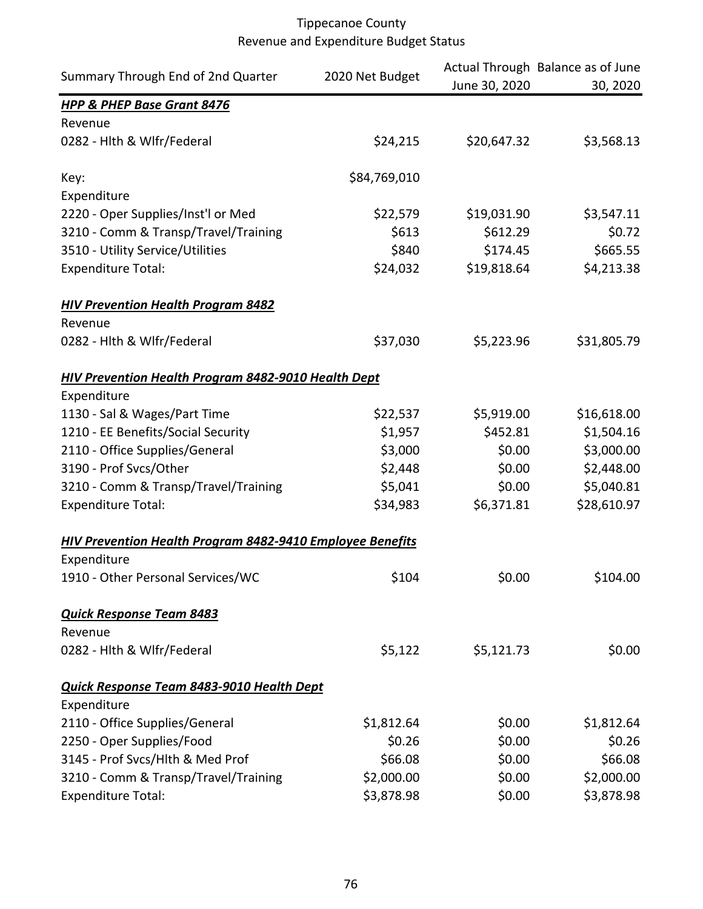Tippecanoe County
Revenue and Expenditure Budget Status

| Summary Through End of 2nd Quarter | 2020 Net Budget | Actual Through June 30, 2020 | Balance as of June 30, 2020 |
|---|---|---|---|
| ***HPP & PHEP Base Grant 8476*** | | | |
| Revenue | | | |
| 0282 - Hlth & Wlfr/Federal | $24,215 | $20,647.32 | $3,568.13 |
| | | | |
| Key: | $84,769,010 | | |
| Expenditure | | | |
| 2220 - Oper Supplies/Inst'l or Med | $22,579 | $19,031.90 | $3,547.11 |
| 3210 - Comm & Transp/Travel/Training | $613 | $612.29 | $0.72 |
| 3510 - Utility Service/Utilities | $840 | $174.45 | $665.55 |
| Expenditure Total: | $24,032 | $19,818.64 | $4,213.38 |
| | | | |
| ***HIV Prevention Health Program 8482*** | | | |
| Revenue | | | |
| 0282 - Hlth & Wlfr/Federal | $37,030 | $5,223.96 | $31,805.79 |
| | | | |
| ***HIV Prevention Health Program 8482-9010 Health Dept*** | | | |
| Expenditure | | | |
| 1130 - Sal & Wages/Part Time | $22,537 | $5,919.00 | $16,618.00 |
| 1210 - EE Benefits/Social Security | $1,957 | $452.81 | $1,504.16 |
| 2110 - Office Supplies/General | $3,000 | $0.00 | $3,000.00 |
| 3190 - Prof Svcs/Other | $2,448 | $0.00 | $2,448.00 |
| 3210 - Comm & Transp/Travel/Training | $5,041 | $0.00 | $5,040.81 |
| Expenditure Total: | $34,983 | $6,371.81 | $28,610.97 |
| | | | |
| ***HIV Prevention Health Program 8482-9410 Employee Benefits*** | | | |
| Expenditure | | | |
| 1910 - Other Personal Services/WC | $104 | $0.00 | $104.00 |
| | | | |
| ***Quick Response Team 8483*** | | | |
| Revenue | | | |
| 0282 - Hlth & Wlfr/Federal | $5,122 | $5,121.73 | $0.00 |
| | | | |
| ***Quick Response Team 8483-9010 Health Dept*** | | | |
| Expenditure | | | |
| 2110 - Office Supplies/General | $1,812.64 | $0.00 | $1,812.64 |
| 2250 - Oper Supplies/Food | $0.26 | $0.00 | $0.26 |
| 3145 - Prof Svcs/Hlth & Med Prof | $66.08 | $0.00 | $66.08 |
| 3210 - Comm & Transp/Travel/Training | $2,000.00 | $0.00 | $2,000.00 |
| Expenditure Total: | $3,878.98 | $0.00 | $3,878.98 |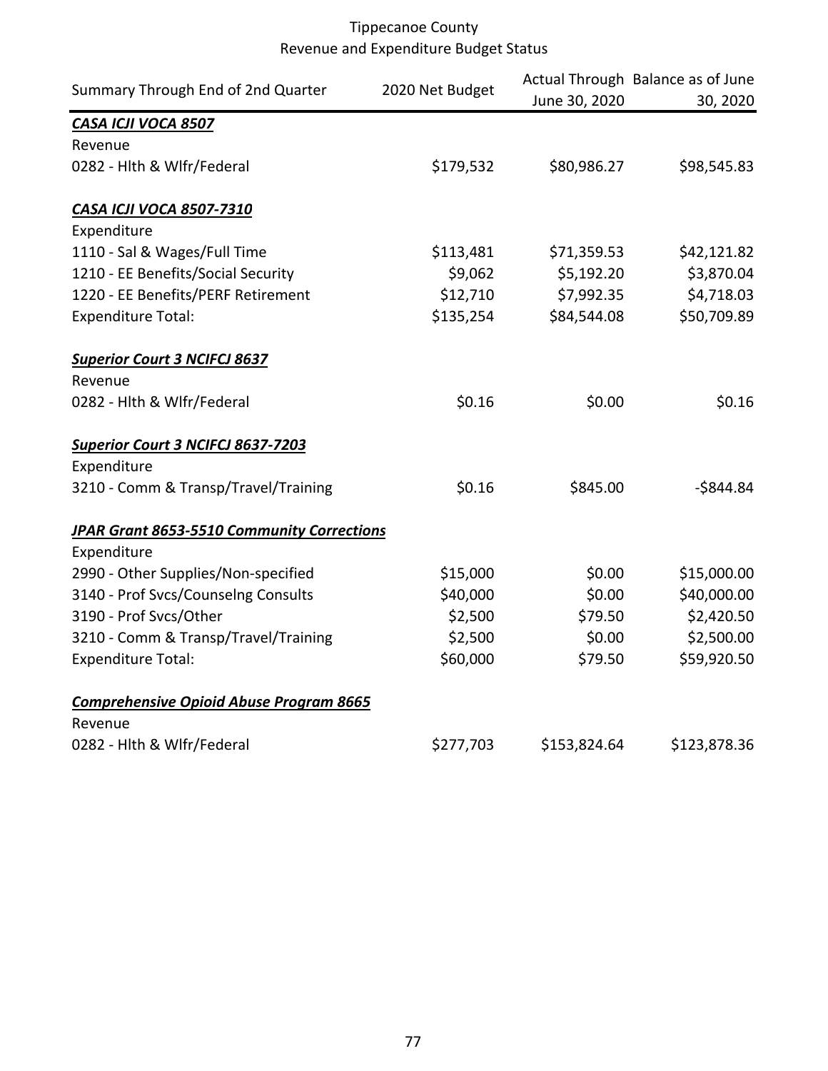Tippecanoe County
Revenue and Expenditure Budget Status

| Summary Through End of 2nd Quarter | 2020 Net Budget | Actual Through June 30, 2020 | Balance as of June 30, 2020 |
|---|---|---|---|
| ***CASA ICJI VOCA 8507*** | | | |
| Revenue | | | |
| 0282 - Hlth & Wlfr/Federal | $179,532 | $80,986.27 | $98,545.83 |
| ***CASA ICJI VOCA 8507-7310*** | | | |
| Expenditure | | | |
| 1110 - Sal & Wages/Full Time | $113,481 | $71,359.53 | $42,121.82 |
| 1210 - EE Benefits/Social Security | $9,062 | $5,192.20 | $3,870.04 |
| 1220 - EE Benefits/PERF Retirement | $12,710 | $7,992.35 | $4,718.03 |
| Expenditure Total: | $135,254 | $84,544.08 | $50,709.89 |
| ***Superior Court 3 NCIFCJ 8637*** | | | |
| Revenue | | | |
| 0282 - Hlth & Wlfr/Federal | $0.16 | $0.00 | $0.16 |
| ***Superior Court 3 NCIFCJ 8637-7203*** | | | |
| Expenditure | | | |
| 3210 - Comm & Transp/Travel/Training | $0.16 | $845.00 | -$844.84 |
| ***JPAR Grant 8653-5510 Community Corrections*** | | | |
| Expenditure | | | |
| 2990 - Other Supplies/Non-specified | $15,000 | $0.00 | $15,000.00 |
| 3140 - Prof Svcs/Counselng Consults | $40,000 | $0.00 | $40,000.00 |
| 3190 - Prof Svcs/Other | $2,500 | $79.50 | $2,420.50 |
| 3210 - Comm & Transp/Travel/Training | $2,500 | $0.00 | $2,500.00 |
| Expenditure Total: | $60,000 | $79.50 | $59,920.50 |
| ***Comprehensive Opioid Abuse Program 8665*** | | | |
| Revenue | | | |
| 0282 - Hlth & Wlfr/Federal | $277,703 | $153,824.64 | $123,878.36 |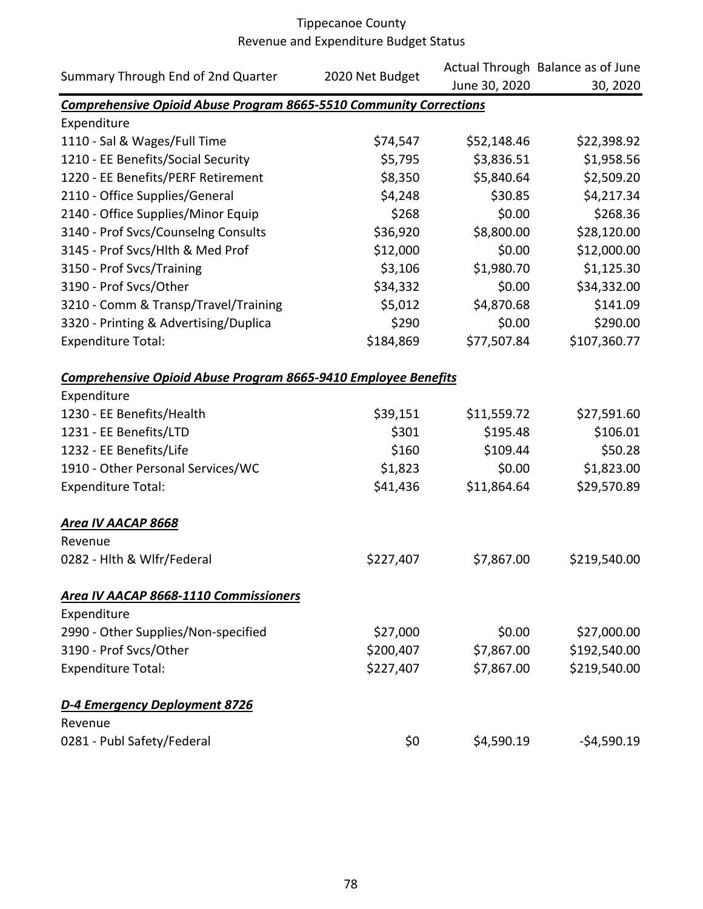# Tippecanoe County
## Revenue and Expenditure Budget Status

| Summary Through End of 2nd Quarter | 2020 Net Budget | Actual Through June 30, 2020 | Balance as of June 30, 2020 |
|---|---|---|---|
| ***Comprehensive Opioid Abuse Program 8665-5510 Community Corrections*** | | | |
| Expenditure | | | |
| 1110 - Sal & Wages/Full Time | $74,547 | $52,148.46 | $22,398.92 |
| 1210 - EE Benefits/Social Security | $5,795 | $3,836.51 | $1,958.56 |
| 1220 - EE Benefits/PERF Retirement | $8,350 | $5,840.64 | $2,509.20 |
| 2110 - Office Supplies/General | $4,248 | $30.85 | $4,217.34 |
| 2140 - Office Supplies/Minor Equip | $268 | $0.00 | $268.36 |
| 3140 - Prof Svcs/Counselng Consults | $36,920 | $8,800.00 | $28,120.00 |
| 3145 - Prof Svcs/Hlth & Med Prof | $12,000 | $0.00 | $12,000.00 |
| 3150 - Prof Svcs/Training | $3,106 | $1,980.70 | $1,125.30 |
| 3190 - Prof Svcs/Other | $34,332 | $0.00 | $34,332.00 |
| 3210 - Comm & Transp/Travel/Training | $5,012 | $4,870.68 | $141.09 |
| 3320 - Printing & Advertising/Duplica | $290 | $0.00 | $290.00 |
| Expenditure Total: | $184,869 | $77,507.84 | $107,360.77 |
| ***Comprehensive Opioid Abuse Program 8665-9410 Employee Benefits*** | | | |
| Expenditure | | | |
| 1230 - EE Benefits/Health | $39,151 | $11,559.72 | $27,591.60 |
| 1231 - EE Benefits/LTD | $301 | $195.48 | $106.01 |
| 1232 - EE Benefits/Life | $160 | $109.44 | $50.28 |
| 1910 - Other Personal Services/WC | $1,823 | $0.00 | $1,823.00 |
| Expenditure Total: | $41,436 | $11,864.64 | $29,570.89 |
| ***Area IV AACAP 8668*** | | | |
| Revenue | | | |
| 0282 - Hlth & Wlfr/Federal | $227,407 | $7,867.00 | $219,540.00 |
| ***Area IV AACAP 8668-1110 Commissioners*** | | | |
| Expenditure | | | |
| 2990 - Other Supplies/Non-specified | $27,000 | $0.00 | $27,000.00 |
| 3190 - Prof Svcs/Other | $200,407 | $7,867.00 | $192,540.00 |
| Expenditure Total: | $227,407 | $7,867.00 | $219,540.00 |
| ***D-4 Emergency Deployment 8726*** | | | |
| Revenue | | | |
| 0281 - Publ Safety/Federal | $0 | $4,590.19 | -$4,590.19 |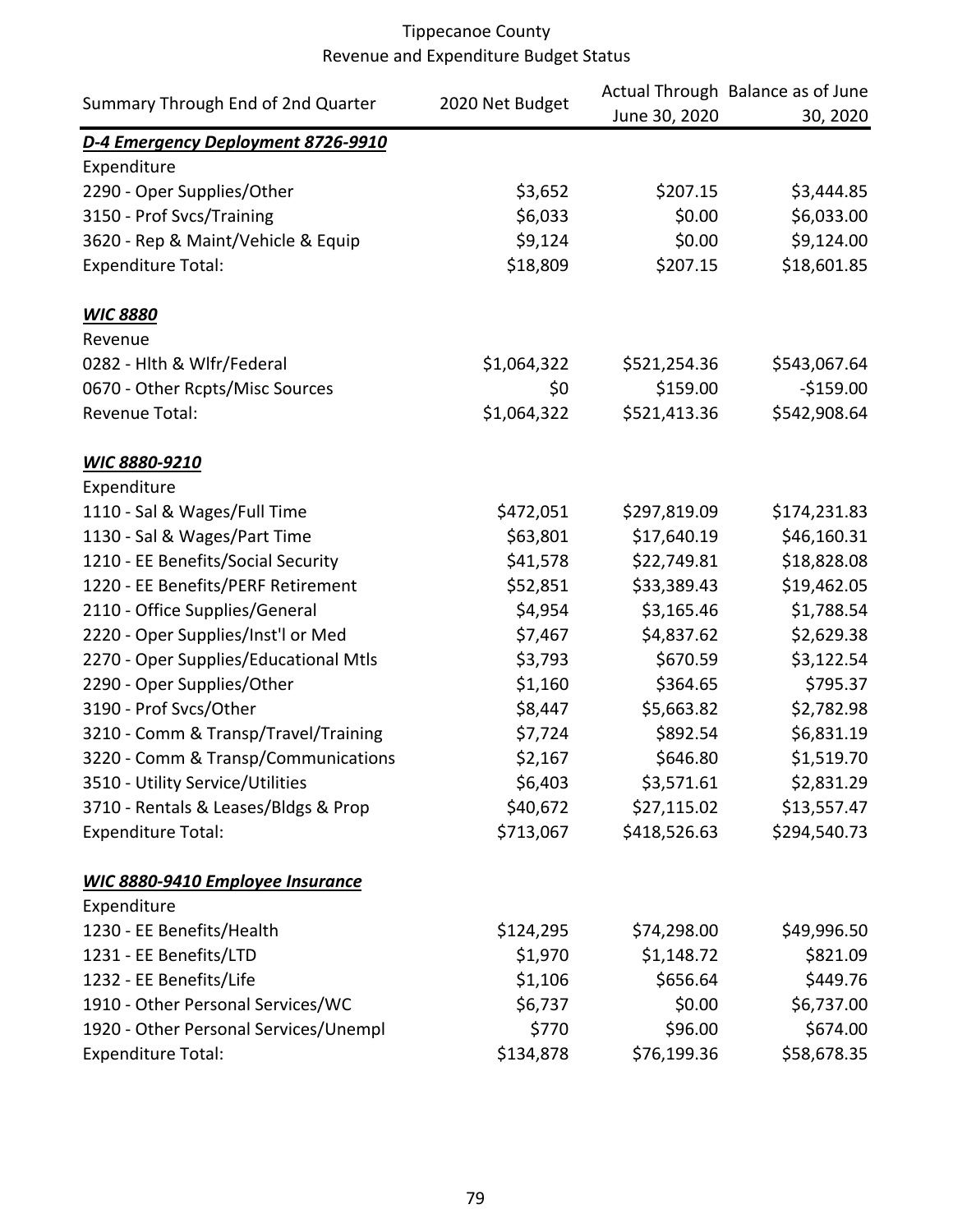# Tippecanoe County
## Revenue and Expenditure Budget Status

| Summary Through End of 2nd Quarter | 2020 Net Budget | Actual Through June 30, 2020 | Balance as of June 30, 2020 |
|---|---|---|---|
| ***D-4 Emergency Deployment 8726-9910*** | | | |
| Expenditure | | | |
| 2290 - Oper Supplies/Other | $3,652 | $207.15 | $3,444.85 |
| 3150 - Prof Svcs/Training | $6,033 | $0.00 | $6,033.00 |
| 3620 - Rep & Maint/Vehicle & Equip | $9,124 | $0.00 | $9,124.00 |
| Expenditure Total: | $18,809 | $207.15 | $18,601.85 |
| | | | |
| ***WIC 8880*** | | | |
| Revenue | | | |
| 0282 - Hlth & Wlfr/Federal | $1,064,322 | $521,254.36 | $543,067.64 |
| 0670 - Other Rcpts/Misc Sources | $0 | $159.00 | -$159.00 |
| Revenue Total: | $1,064,322 | $521,413.36 | $542,908.64 |
| | | | |
| ***WIC 8880-9210*** | | | |
| Expenditure | | | |
| 1110 - Sal & Wages/Full Time | $472,051 | $297,819.09 | $174,231.83 |
| 1130 - Sal & Wages/Part Time | $63,801 | $17,640.19 | $46,160.31 |
| 1210 - EE Benefits/Social Security | $41,578 | $22,749.81 | $18,828.08 |
| 1220 - EE Benefits/PERF Retirement | $52,851 | $33,389.43 | $19,462.05 |
| 2110 - Office Supplies/General | $4,954 | $3,165.46 | $1,788.54 |
| 2220 - Oper Supplies/Inst'l or Med | $7,467 | $4,837.62 | $2,629.38 |
| 2270 - Oper Supplies/Educational Mtls | $3,793 | $670.59 | $3,122.54 |
| 2290 - Oper Supplies/Other | $1,160 | $364.65 | $795.37 |
| 3190 - Prof Svcs/Other | $8,447 | $5,663.82 | $2,782.98 |
| 3210 - Comm & Transp/Travel/Training | $7,724 | $892.54 | $6,831.19 |
| 3220 - Comm & Transp/Communications | $2,167 | $646.80 | $1,519.70 |
| 3510 - Utility Service/Utilities | $6,403 | $3,571.61 | $2,831.29 |
| 3710 - Rentals & Leases/Bldgs & Prop | $40,672 | $27,115.02 | $13,557.47 |
| Expenditure Total: | $713,067 | $418,526.63 | $294,540.73 |
| | | | |
| ***WIC 8880-9410 Employee Insurance*** | | | |
| Expenditure | | | |
| 1230 - EE Benefits/Health | $124,295 | $74,298.00 | $49,996.50 |
| 1231 - EE Benefits/LTD | $1,970 | $1,148.72 | $821.09 |
| 1232 - EE Benefits/Life | $1,106 | $656.64 | $449.76 |
| 1910 - Other Personal Services/WC | $6,737 | $0.00 | $6,737.00 |
| 1920 - Other Personal Services/Unempl | $770 | $96.00 | $674.00 |
| Expenditure Total: | $134,878 | $76,199.36 | $58,678.35 |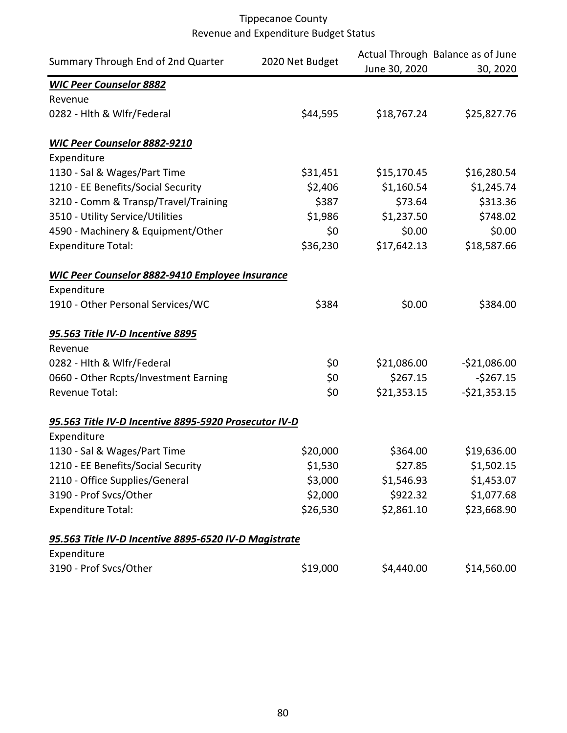# Tippecanoe County
## Revenue and Expenditure Budget Status

| Summary Through End of 2nd Quarter | 2020 Net Budget | Actual Through June 30, 2020 | Balance as of June 30, 2020 |
|---|---|---|---|
| ***WIC Peer Counselor 8882*** | | | |
| Revenue | | | |
| 0282 - Hlth & Wlfr/Federal | $44,595 | $18,767.24 | $25,827.76 |
| | | | |
| ***WIC Peer Counselor 8882-9210*** | | | |
| Expenditure | | | |
| 1130 - Sal & Wages/Part Time | $31,451 | $15,170.45 | $16,280.54 |
| 1210 - EE Benefits/Social Security | $2,406 | $1,160.54 | $1,245.74 |
| 3210 - Comm & Transp/Travel/Training | $387 | $73.64 | $313.36 |
| 3510 - Utility Service/Utilities | $1,986 | $1,237.50 | $748.02 |
| 4590 - Machinery & Equipment/Other | $0 | $0.00 | $0.00 |
| Expenditure Total: | $36,230 | $17,642.13 | $18,587.66 |
| | | | |
| ***WIC Peer Counselor 8882-9410 Employee Insurance*** | | | |
| Expenditure | | | |
| 1910 - Other Personal Services/WC | $384 | $0.00 | $384.00 |
| | | | |
| ***95.563 Title IV-D Incentive 8895*** | | | |
| Revenue | | | |
| 0282 - Hlth & Wlfr/Federal | $0 | $21,086.00 | -$21,086.00 |
| 0660 - Other Rcpts/Investment Earning | $0 | $267.15 | -$267.15 |
| Revenue Total: | $0 | $21,353.15 | -$21,353.15 |
| | | | |
| ***95.563 Title IV-D Incentive 8895-5920 Prosecutor IV-D*** | | | |
| Expenditure | | | |
| 1130 - Sal & Wages/Part Time | $20,000 | $364.00 | $19,636.00 |
| 1210 - EE Benefits/Social Security | $1,530 | $27.85 | $1,502.15 |
| 2110 - Office Supplies/General | $3,000 | $1,546.93 | $1,453.07 |
| 3190 - Prof Svcs/Other | $2,000 | $922.32 | $1,077.68 |
| Expenditure Total: | $26,530 | $2,861.10 | $23,668.90 |
| | | | |
| ***95.563 Title IV-D Incentive 8895-6520 IV-D Magistrate*** | | | |
| Expenditure | | | |
| 3190 - Prof Svcs/Other | $19,000 | $4,440.00 | $14,560.00 |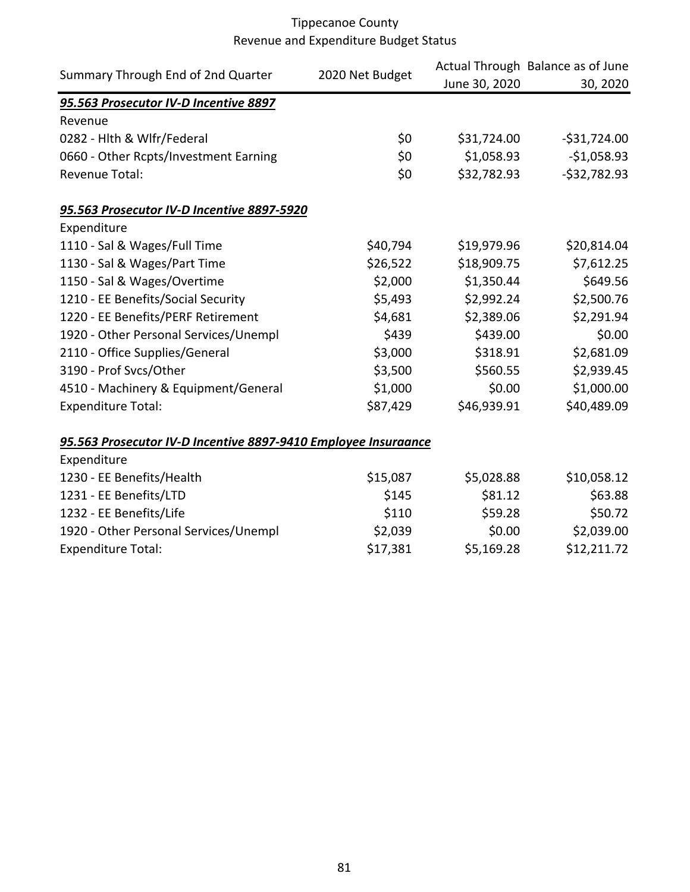Tippecanoe County
Revenue and Expenditure Budget Status

| Summary Through End of 2nd Quarter | 2020 Net Budget | Actual Through June 30, 2020 | Balance as of June 30, 2020 |
|---|---|---|---|
| ***95.563 Prosecutor IV-D Incentive 8897*** | | | |
| Revenue | | | |
| 0282 - Hlth & Wlfr/Federal | $0 | $31,724.00 | -$31,724.00 |
| 0660 - Other Rcpts/Investment Earning | $0 | $1,058.93 | -$1,058.93 |
| Revenue Total: | $0 | $32,782.93 | -$32,782.93 |
| | | | |
| ***95.563 Prosecutor IV-D Incentive 8897-5920*** | | | |
| Expenditure | | | |
| 1110 - Sal & Wages/Full Time | $40,794 | $19,979.96 | $20,814.04 |
| 1130 - Sal & Wages/Part Time | $26,522 | $18,909.75 | $7,612.25 |
| 1150 - Sal & Wages/Overtime | $2,000 | $1,350.44 | $649.56 |
| 1210 - EE Benefits/Social Security | $5,493 | $2,992.24 | $2,500.76 |
| 1220 - EE Benefits/PERF Retirement | $4,681 | $2,389.06 | $2,291.94 |
| 1920 - Other Personal Services/Unempl | $439 | $439.00 | $0.00 |
| 2110 - Office Supplies/General | $3,000 | $318.91 | $2,681.09 |
| 3190 - Prof Svcs/Other | $3,500 | $560.55 | $2,939.45 |
| 4510 - Machinery & Equipment/General | $1,000 | $0.00 | $1,000.00 |
| Expenditure Total: | $87,429 | $46,939.91 | $40,489.09 |
| | | | |
| ***95.563 Prosecutor IV-D Incentive 8897-9410 Employee Insuraance*** | | | |
| Expenditure | | | |
| 1230 - EE Benefits/Health | $15,087 | $5,028.88 | $10,058.12 |
| 1231 - EE Benefits/LTD | $145 | $81.12 | $63.88 |
| 1232 - EE Benefits/Life | $110 | $59.28 | $50.72 |
| 1920 - Other Personal Services/Unempl | $2,039 | $0.00 | $2,039.00 |
| Expenditure Total: | $17,381 | $5,169.28 | $12,211.72 |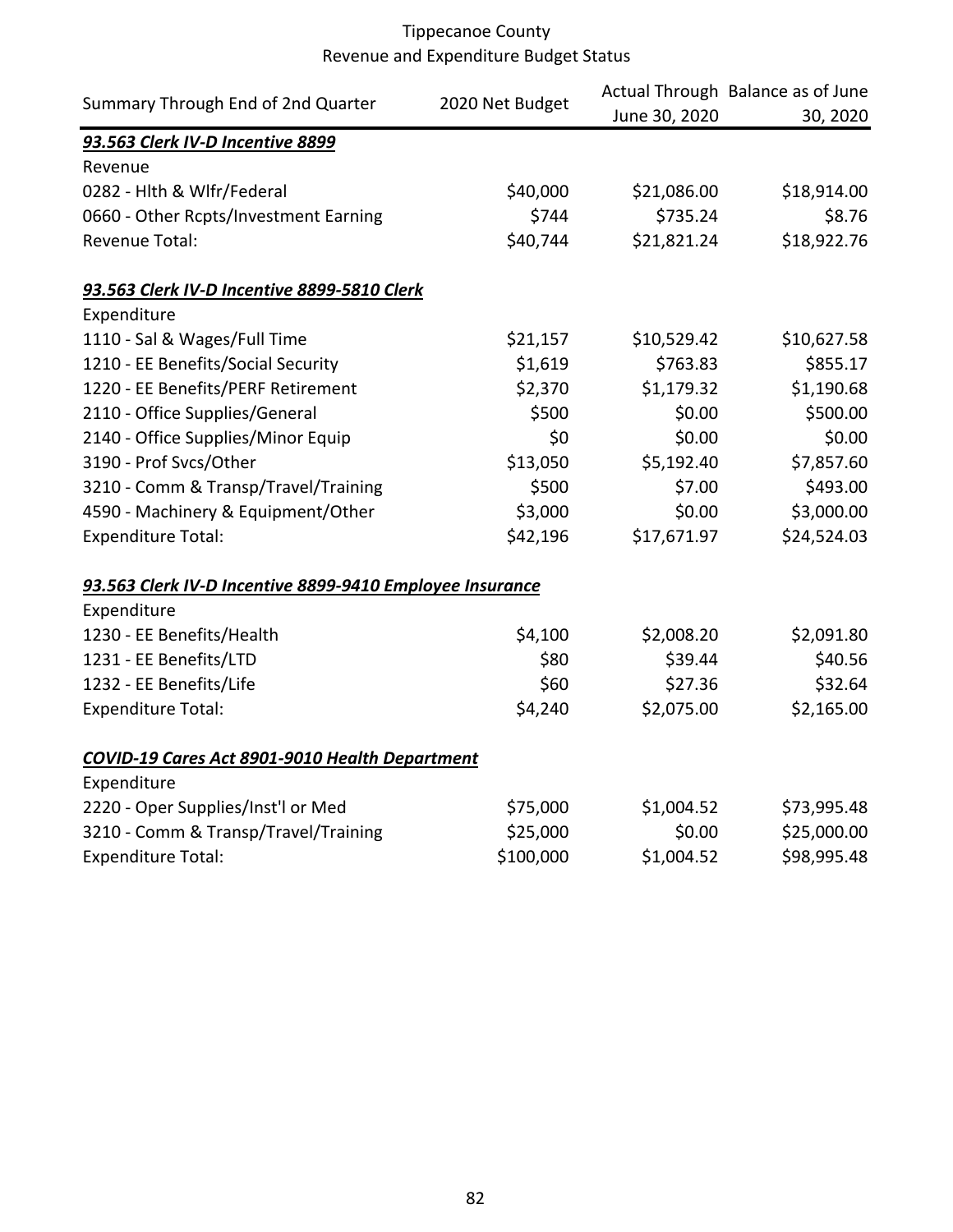Tippecanoe County
Revenue and Expenditure Budget Status

| Summary Through End of 2nd Quarter | 2020 Net Budget | Actual Through June 30, 2020 | Balance as of June 30, 2020 |
|---|---|---|---|
| ***93.563 Clerk IV-D Incentive 8899*** | | | |
| Revenue | | | |
| 0282 - Hlth & Wlfr/Federal | $40,000 | $21,086.00 | $18,914.00 |
| 0660 - Other Rcpts/Investment Earning | $744 | $735.24 | $8.76 |
| Revenue Total: | $40,744 | $21,821.24 | $18,922.76 |
| | | | |
| ***93.563 Clerk IV-D Incentive 8899-5810 Clerk*** | | | |
| Expenditure | | | |
| 1110 - Sal & Wages/Full Time | $21,157 | $10,529.42 | $10,627.58 |
| 1210 - EE Benefits/Social Security | $1,619 | $763.83 | $855.17 |
| 1220 - EE Benefits/PERF Retirement | $2,370 | $1,179.32 | $1,190.68 |
| 2110 - Office Supplies/General | $500 | $0.00 | $500.00 |
| 2140 - Office Supplies/Minor Equip | $0 | $0.00 | $0.00 |
| 3190 - Prof Svcs/Other | $13,050 | $5,192.40 | $7,857.60 |
| 3210 - Comm & Transp/Travel/Training | $500 | $7.00 | $493.00 |
| 4590 - Machinery & Equipment/Other | $3,000 | $0.00 | $3,000.00 |
| Expenditure Total: | $42,196 | $17,671.97 | $24,524.03 |
| | | | |
| ***93.563 Clerk IV-D Incentive 8899-9410 Employee Insurance*** | | | |
| Expenditure | | | |
| 1230 - EE Benefits/Health | $4,100 | $2,008.20 | $2,091.80 |
| 1231 - EE Benefits/LTD | $80 | $39.44 | $40.56 |
| 1232 - EE Benefits/Life | $60 | $27.36 | $32.64 |
| Expenditure Total: | $4,240 | $2,075.00 | $2,165.00 |
| | | | |
| ***COVID-19 Cares Act 8901-9010 Health Department*** | | | |
| Expenditure | | | |
| 2220 - Oper Supplies/Inst'l or Med | $75,000 | $1,004.52 | $73,995.48 |
| 3210 - Comm & Transp/Travel/Training | $25,000 | $0.00 | $25,000.00 |
| Expenditure Total: | $100,000 | $1,004.52 | $98,995.48 |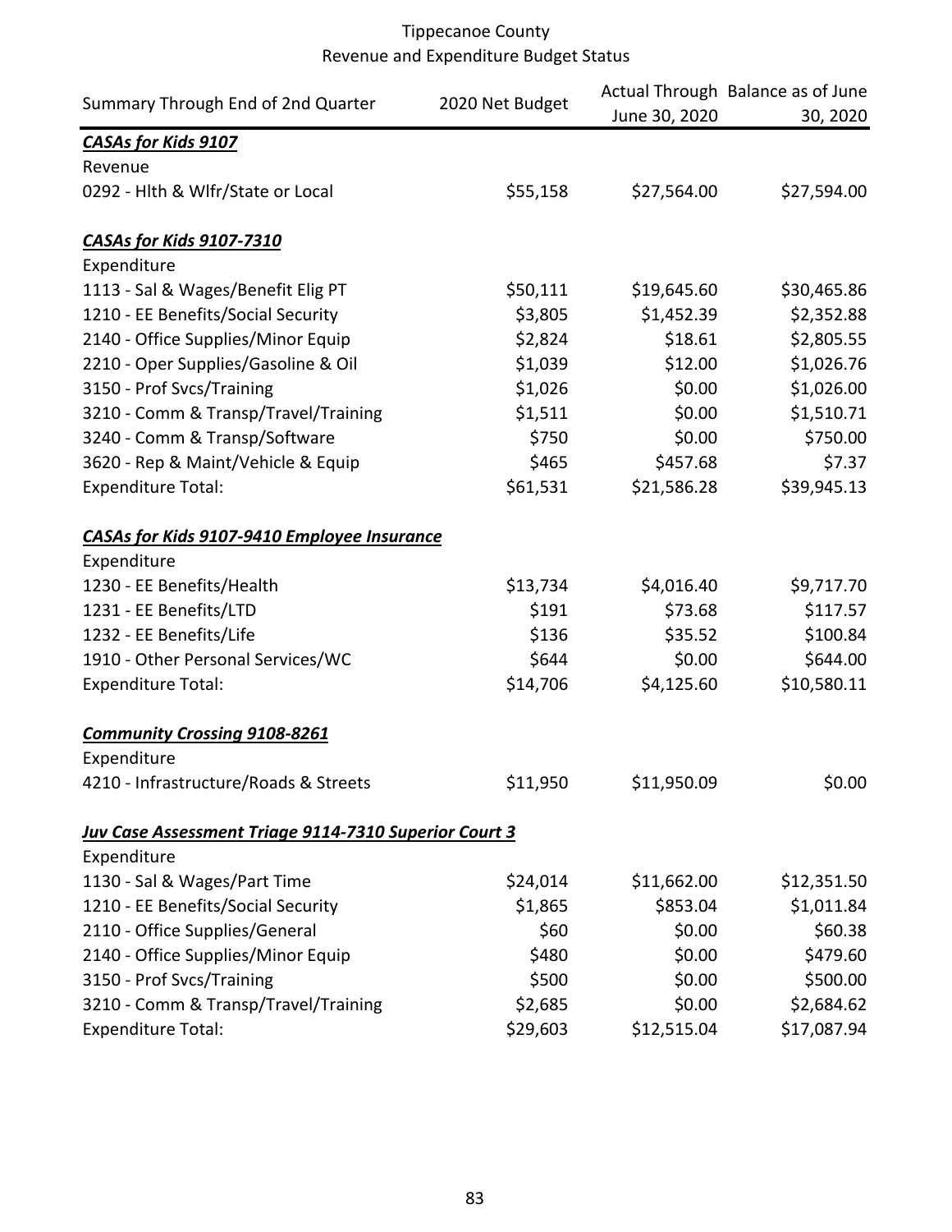# Tippecanoe County
## Revenue and Expenditure Budget Status

| Summary Through End of 2nd Quarter | 2020 Net Budget | Actual Through June 30, 2020 | Balance as of June 30, 2020 |
|---|---|---|---|
| ***CASAs for Kids 9107*** | | | |
| Revenue | | | |
| 0292 - Hlth & Wlfr/State or Local | $55,158 | $27,564.00 | $27,594.00 |
| | | | |
| ***CASAs for Kids 9107-7310*** | | | |
| Expenditure | | | |
| 1113 - Sal & Wages/Benefit Elig PT | $50,111 | $19,645.60 | $30,465.86 |
| 1210 - EE Benefits/Social Security | $3,805 | $1,452.39 | $2,352.88 |
| 2140 - Office Supplies/Minor Equip | $2,824 | $18.61 | $2,805.55 |
| 2210 - Oper Supplies/Gasoline & Oil | $1,039 | $12.00 | $1,026.76 |
| 3150 - Prof Svcs/Training | $1,026 | $0.00 | $1,026.00 |
| 3210 - Comm & Transp/Travel/Training | $1,511 | $0.00 | $1,510.71 |
| 3240 - Comm & Transp/Software | $750 | $0.00 | $750.00 |
| 3620 - Rep & Maint/Vehicle & Equip | $465 | $457.68 | $7.37 |
| Expenditure Total: | $61,531 | $21,586.28 | $39,945.13 |
| | | | |
| ***CASAs for Kids 9107-9410 Employee Insurance*** | | | |
| Expenditure | | | |
| 1230 - EE Benefits/Health | $13,734 | $4,016.40 | $9,717.70 |
| 1231 - EE Benefits/LTD | $191 | $73.68 | $117.57 |
| 1232 - EE Benefits/Life | $136 | $35.52 | $100.84 |
| 1910 - Other Personal Services/WC | $644 | $0.00 | $644.00 |
| Expenditure Total: | $14,706 | $4,125.60 | $10,580.11 |
| | | | |
| ***Community Crossing 9108-8261*** | | | |
| Expenditure | | | |
| 4210 - Infrastructure/Roads & Streets | $11,950 | $11,950.09 | $0.00 |
| | | | |
| ***Juv Case Assessment Triage 9114-7310 Superior Court 3*** | | | |
| Expenditure | | | |
| 1130 - Sal & Wages/Part Time | $24,014 | $11,662.00 | $12,351.50 |
| 1210 - EE Benefits/Social Security | $1,865 | $853.04 | $1,011.84 |
| 2110 - Office Supplies/General | $60 | $0.00 | $60.38 |
| 2140 - Office Supplies/Minor Equip | $480 | $0.00 | $479.60 |
| 3150 - Prof Svcs/Training | $500 | $0.00 | $500.00 |
| 3210 - Comm & Transp/Travel/Training | $2,685 | $0.00 | $2,684.62 |
| Expenditure Total: | $29,603 | $12,515.04 | $17,087.94 |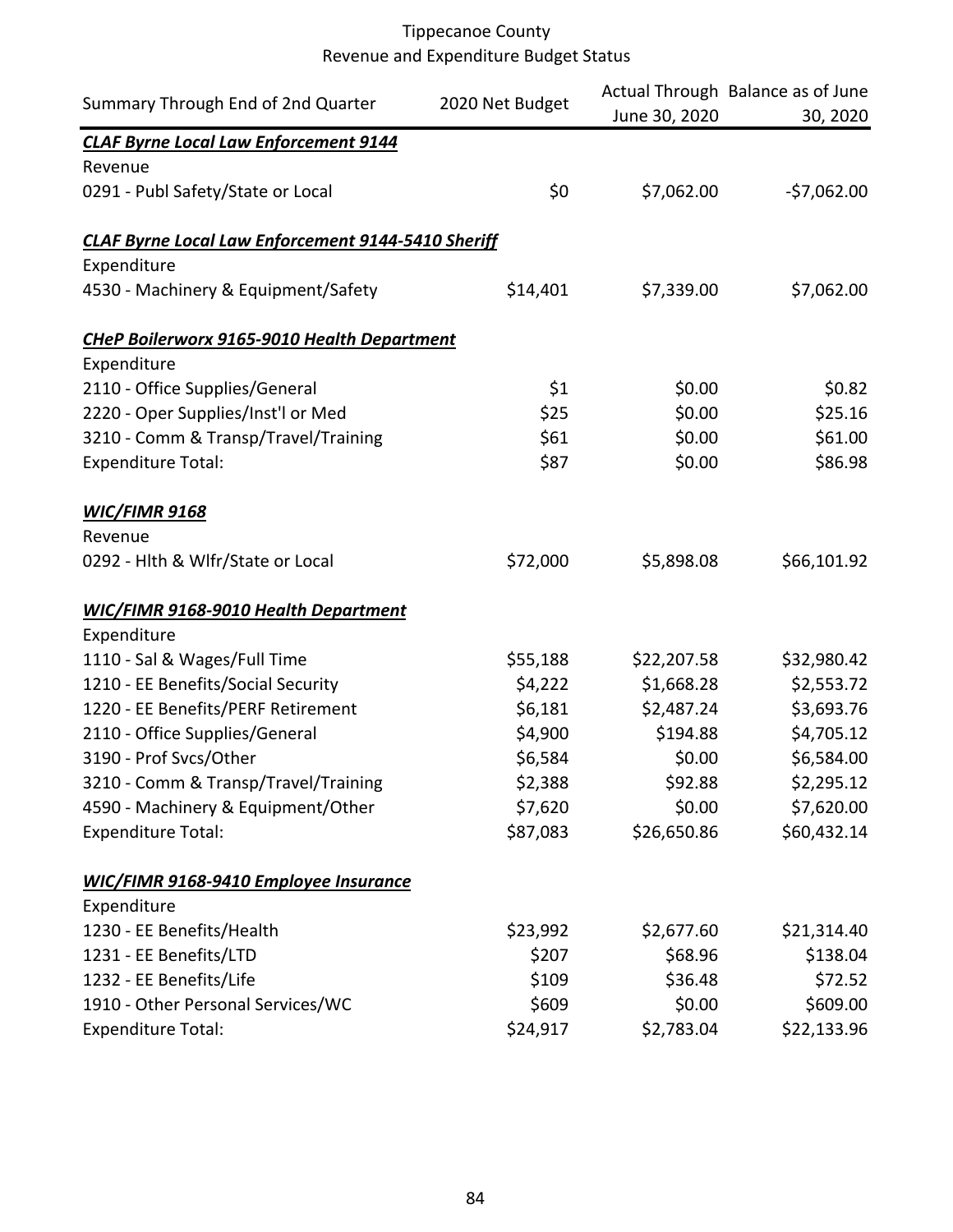Tippecanoe County
Revenue and Expenditure Budget Status

| Summary Through End of 2nd Quarter | 2020 Net Budget | Actual Through June 30, 2020 | Balance as of June 30, 2020 |
|---|---|---|---|
| ***CLAF Byrne Local Law Enforcement 9144*** | | | |
| Revenue | | | |
| 0291 - Publ Safety/State or Local | $0 | $7,062.00 | -$7,062.00 |
| | | | |
| ***CLAF Byrne Local Law Enforcement 9144-5410 Sheriff*** | | | |
| Expenditure | | | |
| 4530 - Machinery & Equipment/Safety | $14,401 | $7,339.00 | $7,062.00 |
| | | | |
| ***CHeP Boilerworx 9165-9010 Health Department*** | | | |
| Expenditure | | | |
| 2110 - Office Supplies/General | $1 | $0.00 | $0.82 |
| 2220 - Oper Supplies/Inst'l or Med | $25 | $0.00 | $25.16 |
| 3210 - Comm & Transp/Travel/Training | $61 | $0.00 | $61.00 |
| Expenditure Total: | $87 | $0.00 | $86.98 |
| | | | |
| ***WIC/FIMR 9168*** | | | |
| Revenue | | | |
| 0292 - Hlth & Wlfr/State or Local | $72,000 | $5,898.08 | $66,101.92 |
| | | | |
| ***WIC/FIMR 9168-9010 Health Department*** | | | |
| Expenditure | | | |
| 1110 - Sal & Wages/Full Time | $55,188 | $22,207.58 | $32,980.42 |
| 1210 - EE Benefits/Social Security | $4,222 | $1,668.28 | $2,553.72 |
| 1220 - EE Benefits/PERF Retirement | $6,181 | $2,487.24 | $3,693.76 |
| 2110 - Office Supplies/General | $4,900 | $194.88 | $4,705.12 |
| 3190 - Prof Svcs/Other | $6,584 | $0.00 | $6,584.00 |
| 3210 - Comm & Transp/Travel/Training | $2,388 | $92.88 | $2,295.12 |
| 4590 - Machinery & Equipment/Other | $7,620 | $0.00 | $7,620.00 |
| Expenditure Total: | $87,083 | $26,650.86 | $60,432.14 |
| | | | |
| ***WIC/FIMR 9168-9410 Employee Insurance*** | | | |
| Expenditure | | | |
| 1230 - EE Benefits/Health | $23,992 | $2,677.60 | $21,314.40 |
| 1231 - EE Benefits/LTD | $207 | $68.96 | $138.04 |
| 1232 - EE Benefits/Life | $109 | $36.48 | $72.52 |
| 1910 - Other Personal Services/WC | $609 | $0.00 | $609.00 |
| Expenditure Total: | $24,917 | $2,783.04 | $22,133.96 |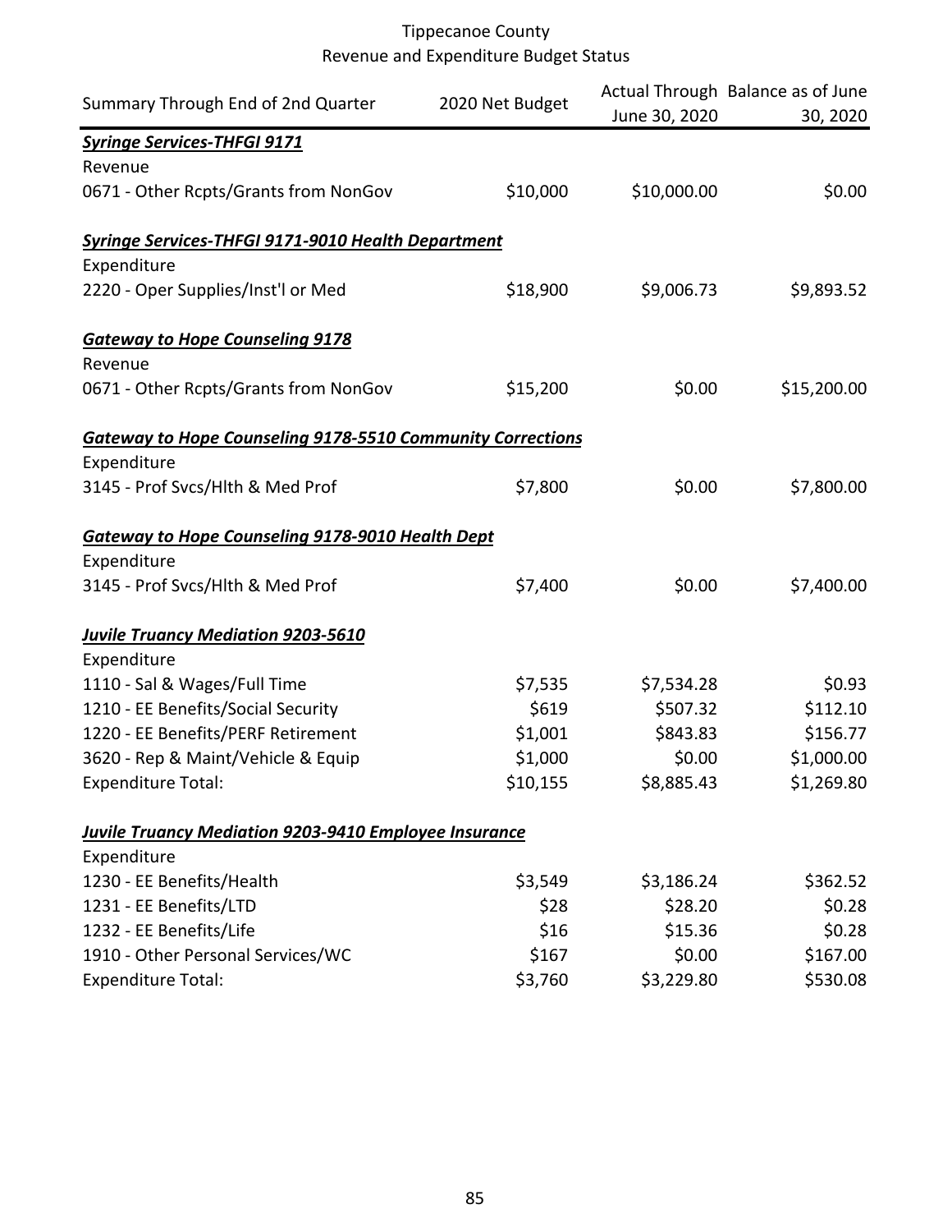# Tippecanoe County
## Revenue and Expenditure Budget Status

| Summary Through End of 2nd Quarter | 2020 Net Budget | Actual Through June 30, 2020 | Balance as of June 30, 2020 |
|---|---|---|---|
| ***Syringe Services-THFGI 9171*** | | | |
| Revenue | | | |
| 0671 - Other Rcpts/Grants from NonGov | $10,000 | $10,000.00 | $0.00 |
| | | | |
| ***Syringe Services-THFGI 9171-9010 Health Department*** | | | |
| Expenditure | | | |
| 2220 - Oper Supplies/Inst'l or Med | $18,900 | $9,006.73 | $9,893.52 |
| | | | |
| ***Gateway to Hope Counseling 9178*** | | | |
| Revenue | | | |
| 0671 - Other Rcpts/Grants from NonGov | $15,200 | $0.00 | $15,200.00 |
| | | | |
| ***Gateway to Hope Counseling 9178-5510 Community Corrections*** | | | |
| Expenditure | | | |
| 3145 - Prof Svcs/Hlth & Med Prof | $7,800 | $0.00 | $7,800.00 |
| | | | |
| ***Gateway to Hope Counseling 9178-9010 Health Dept*** | | | |
| Expenditure | | | |
| 3145 - Prof Svcs/Hlth & Med Prof | $7,400 | $0.00 | $7,400.00 |
| | | | |
| ***Juvile Truancy Mediation 9203-5610*** | | | |
| Expenditure | | | |
| 1110 - Sal & Wages/Full Time | $7,535 | $7,534.28 | $0.93 |
| 1210 - EE Benefits/Social Security | $619 | $507.32 | $112.10 |
| 1220 - EE Benefits/PERF Retirement | $1,001 | $843.83 | $156.77 |
| 3620 - Rep & Maint/Vehicle & Equip | $1,000 | $0.00 | $1,000.00 |
| Expenditure Total: | $10,155 | $8,885.43 | $1,269.80 |
| | | | |
| ***Juvile Truancy Mediation 9203-9410 Employee Insurance*** | | | |
| Expenditure | | | |
| 1230 - EE Benefits/Health | $3,549 | $3,186.24 | $362.52 |
| 1231 - EE Benefits/LTD | $28 | $28.20 | $0.28 |
| 1232 - EE Benefits/Life | $16 | $15.36 | $0.28 |
| 1910 - Other Personal Services/WC | $167 | $0.00 | $167.00 |
| Expenditure Total: | $3,760 | $3,229.80 | $530.08 |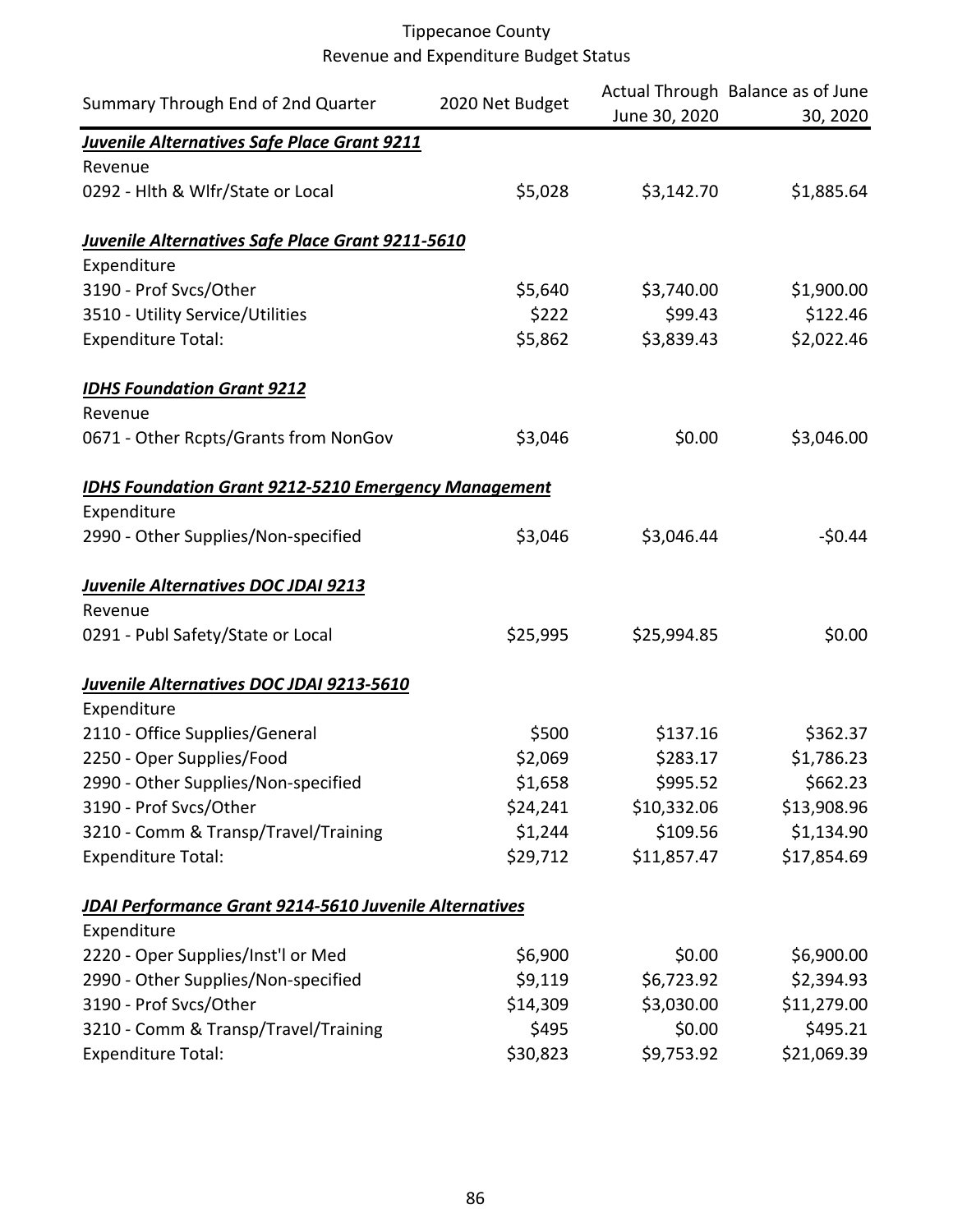Tippecanoe County
Revenue and Expenditure Budget Status

| Summary Through End of 2nd Quarter | 2020 Net Budget | Actual Through June 30, 2020 | Balance as of June 30, 2020 |
|---|---|---|---|
| ***Juvenile Alternatives Safe Place Grant 9211*** | | | |
| Revenue | | | |
| 0292 - Hlth & Wlfr/State or Local | $5,028 | $3,142.70 | $1,885.64 |
| | | | |
| ***Juvenile Alternatives Safe Place Grant 9211-5610*** | | | |
| Expenditure | | | |
| 3190 - Prof Svcs/Other | $5,640 | $3,740.00 | $1,900.00 |
| 3510 - Utility Service/Utilities | $222 | $99.43 | $122.46 |
| Expenditure Total: | $5,862 | $3,839.43 | $2,022.46 |
| | | | |
| ***IDHS Foundation Grant 9212*** | | | |
| Revenue | | | |
| 0671 - Other Rcpts/Grants from NonGov | $3,046 | $0.00 | $3,046.00 |
| | | | |
| ***IDHS Foundation Grant 9212-5210 Emergency Management*** | | | |
| Expenditure | | | |
| 2990 - Other Supplies/Non-specified | $3,046 | $3,046.44 | -$0.44 |
| | | | |
| ***Juvenile Alternatives DOC JDAI 9213*** | | | |
| Revenue | | | |
| 0291 - Publ Safety/State or Local | $25,995 | $25,994.85 | $0.00 |
| | | | |
| ***Juvenile Alternatives DOC JDAI 9213-5610*** | | | |
| Expenditure | | | |
| 2110 - Office Supplies/General | $500 | $137.16 | $362.37 |
| 2250 - Oper Supplies/Food | $2,069 | $283.17 | $1,786.23 |
| 2990 - Other Supplies/Non-specified | $1,658 | $995.52 | $662.23 |
| 3190 - Prof Svcs/Other | $24,241 | $10,332.06 | $13,908.96 |
| 3210 - Comm & Transp/Travel/Training | $1,244 | $109.56 | $1,134.90 |
| Expenditure Total: | $29,712 | $11,857.47 | $17,854.69 |
| | | | |
| ***JDAI Performance Grant 9214-5610 Juvenile Alternatives*** | | | |
| Expenditure | | | |
| 2220 - Oper Supplies/Inst'l or Med | $6,900 | $0.00 | $6,900.00 |
| 2990 - Other Supplies/Non-specified | $9,119 | $6,723.92 | $2,394.93 |
| 3190 - Prof Svcs/Other | $14,309 | $3,030.00 | $11,279.00 |
| 3210 - Comm & Transp/Travel/Training | $495 | $0.00 | $495.21 |
| Expenditure Total: | $30,823 | $9,753.92 | $21,069.39 |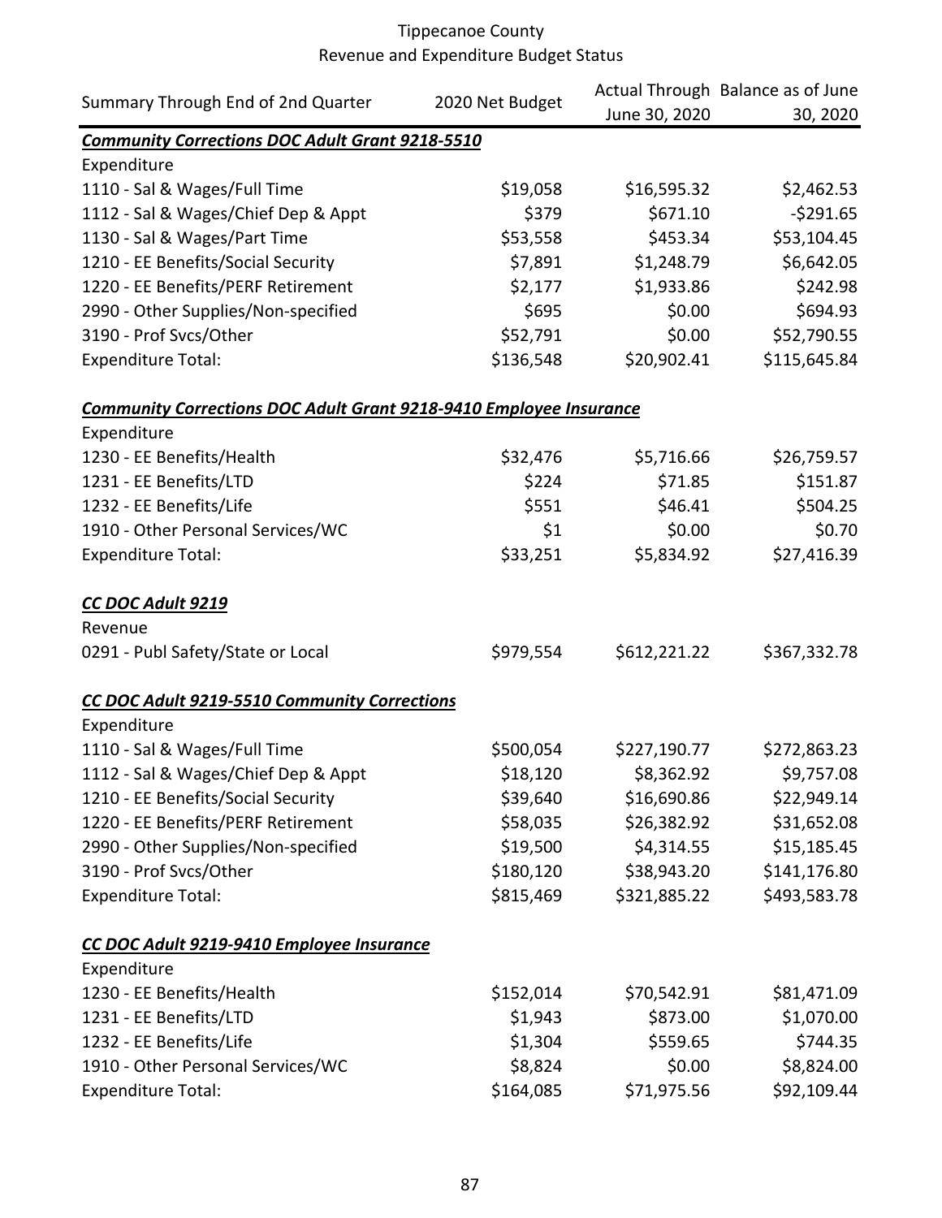Tippecanoe County
Revenue and Expenditure Budget Status

| Summary Through End of 2nd Quarter | 2020 Net Budget | Actual Through June 30, 2020 | Balance as of June 30, 2020 |
|---|---|---|---|
| ***Community Corrections DOC Adult Grant 9218-5510*** | | | |
| Expenditure | | | |
| 1110 - Sal & Wages/Full Time | $19,058 | $16,595.32 | $2,462.53 |
| 1112 - Sal & Wages/Chief Dep & Appt | $379 | $671.10 | -$291.65 |
| 1130 - Sal & Wages/Part Time | $53,558 | $453.34 | $53,104.45 |
| 1210 - EE Benefits/Social Security | $7,891 | $1,248.79 | $6,642.05 |
| 1220 - EE Benefits/PERF Retirement | $2,177 | $1,933.86 | $242.98 |
| 2990 - Other Supplies/Non-specified | $695 | $0.00 | $694.93 |
| 3190 - Prof Svcs/Other | $52,791 | $0.00 | $52,790.55 |
| Expenditure Total: | $136,548 | $20,902.41 | $115,645.84 |
| | | | |
| ***Community Corrections DOC Adult Grant 9218-9410 Employee Insurance*** | | | |
| Expenditure | | | |
| 1230 - EE Benefits/Health | $32,476 | $5,716.66 | $26,759.57 |
| 1231 - EE Benefits/LTD | $224 | $71.85 | $151.87 |
| 1232 - EE Benefits/Life | $551 | $46.41 | $504.25 |
| 1910 - Other Personal Services/WC | $1 | $0.00 | $0.70 |
| Expenditure Total: | $33,251 | $5,834.92 | $27,416.39 |
| | | | |
| ***CC DOC Adult 9219*** | | | |
| Revenue | | | |
| 0291 - Publ Safety/State or Local | $979,554 | $612,221.22 | $367,332.78 |
| | | | |
| ***CC DOC Adult 9219-5510 Community Corrections*** | | | |
| Expenditure | | | |
| 1110 - Sal & Wages/Full Time | $500,054 | $227,190.77 | $272,863.23 |
| 1112 - Sal & Wages/Chief Dep & Appt | $18,120 | $8,362.92 | $9,757.08 |
| 1210 - EE Benefits/Social Security | $39,640 | $16,690.86 | $22,949.14 |
| 1220 - EE Benefits/PERF Retirement | $58,035 | $26,382.92 | $31,652.08 |
| 2990 - Other Supplies/Non-specified | $19,500 | $4,314.55 | $15,185.45 |
| 3190 - Prof Svcs/Other | $180,120 | $38,943.20 | $141,176.80 |
| Expenditure Total: | $815,469 | $321,885.22 | $493,583.78 |
| | | | |
| ***CC DOC Adult 9219-9410 Employee Insurance*** | | | |
| Expenditure | | | |
| 1230 - EE Benefits/Health | $152,014 | $70,542.91 | $81,471.09 |
| 1231 - EE Benefits/LTD | $1,943 | $873.00 | $1,070.00 |
| 1232 - EE Benefits/Life | $1,304 | $559.65 | $744.35 |
| 1910 - Other Personal Services/WC | $8,824 | $0.00 | $8,824.00 |
| Expenditure Total: | $164,085 | $71,975.56 | $92,109.44 |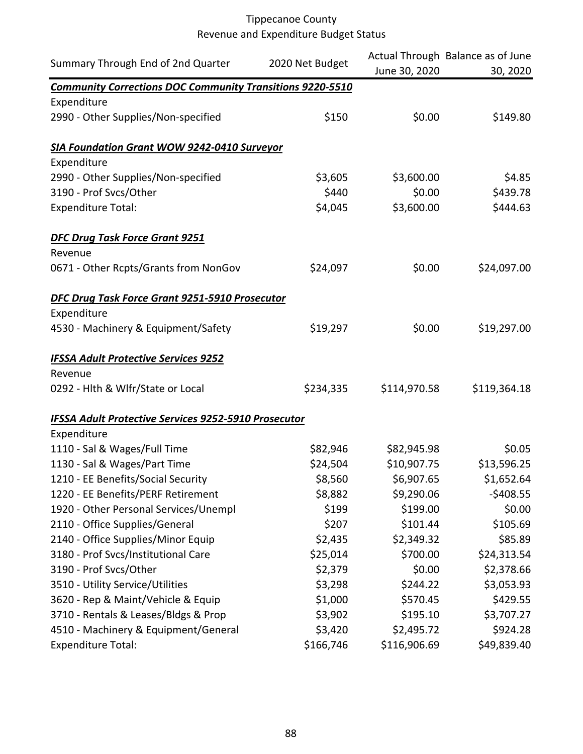Tippecanoe County
Revenue and Expenditure Budget Status

| Summary Through End of 2nd Quarter | 2020 Net Budget | Actual Through June 30, 2020 | Balance as of June 30, 2020 |
|---|---|---|---|
| ***Community Corrections DOC Community Transitions 9220-5510*** | | | |
| Expenditure | | | |
| 2990 - Other Supplies/Non-specified | $150 | $0.00 | $149.80 |
| | | | |
| ***SIA Foundation Grant WOW 9242-0410 Surveyor*** | | | |
| Expenditure | | | |
| 2990 - Other Supplies/Non-specified | $3,605 | $3,600.00 | $4.85 |
| 3190 - Prof Svcs/Other | $440 | $0.00 | $439.78 |
| Expenditure Total: | $4,045 | $3,600.00 | $444.63 |
| | | | |
| ***DFC Drug Task Force Grant 9251*** | | | |
| Revenue | | | |
| 0671 - Other Rcpts/Grants from NonGov | $24,097 | $0.00 | $24,097.00 |
| | | | |
| ***DFC Drug Task Force Grant 9251-5910 Prosecutor*** | | | |
| Expenditure | | | |
| 4530 - Machinery & Equipment/Safety | $19,297 | $0.00 | $19,297.00 |
| | | | |
| ***IFSSA Adult Protective Services 9252*** | | | |
| Revenue | | | |
| 0292 - Hlth & Wlfr/State or Local | $234,335 | $114,970.58 | $119,364.18 |
| | | | |
| ***IFSSA Adult Protective Services 9252-5910 Prosecutor*** | | | |
| Expenditure | | | |
| 1110 - Sal & Wages/Full Time | $82,946 | $82,945.98 | $0.05 |
| 1130 - Sal & Wages/Part Time | $24,504 | $10,907.75 | $13,596.25 |
| 1210 - EE Benefits/Social Security | $8,560 | $6,907.65 | $1,652.64 |
| 1220 - EE Benefits/PERF Retirement | $8,882 | $9,290.06 | -$408.55 |
| 1920 - Other Personal Services/Unempl | $199 | $199.00 | $0.00 |
| 2110 - Office Supplies/General | $207 | $101.44 | $105.69 |
| 2140 - Office Supplies/Minor Equip | $2,435 | $2,349.32 | $85.89 |
| 3180 - Prof Svcs/Institutional Care | $25,014 | $700.00 | $24,313.54 |
| 3190 - Prof Svcs/Other | $2,379 | $0.00 | $2,378.66 |
| 3510 - Utility Service/Utilities | $3,298 | $244.22 | $3,053.93 |
| 3620 - Rep & Maint/Vehicle & Equip | $1,000 | $570.45 | $429.55 |
| 3710 - Rentals & Leases/Bldgs & Prop | $3,902 | $195.10 | $3,707.27 |
| 4510 - Machinery & Equipment/General | $3,420 | $2,495.72 | $924.28 |
| Expenditure Total: | $166,746 | $116,906.69 | $49,839.40 |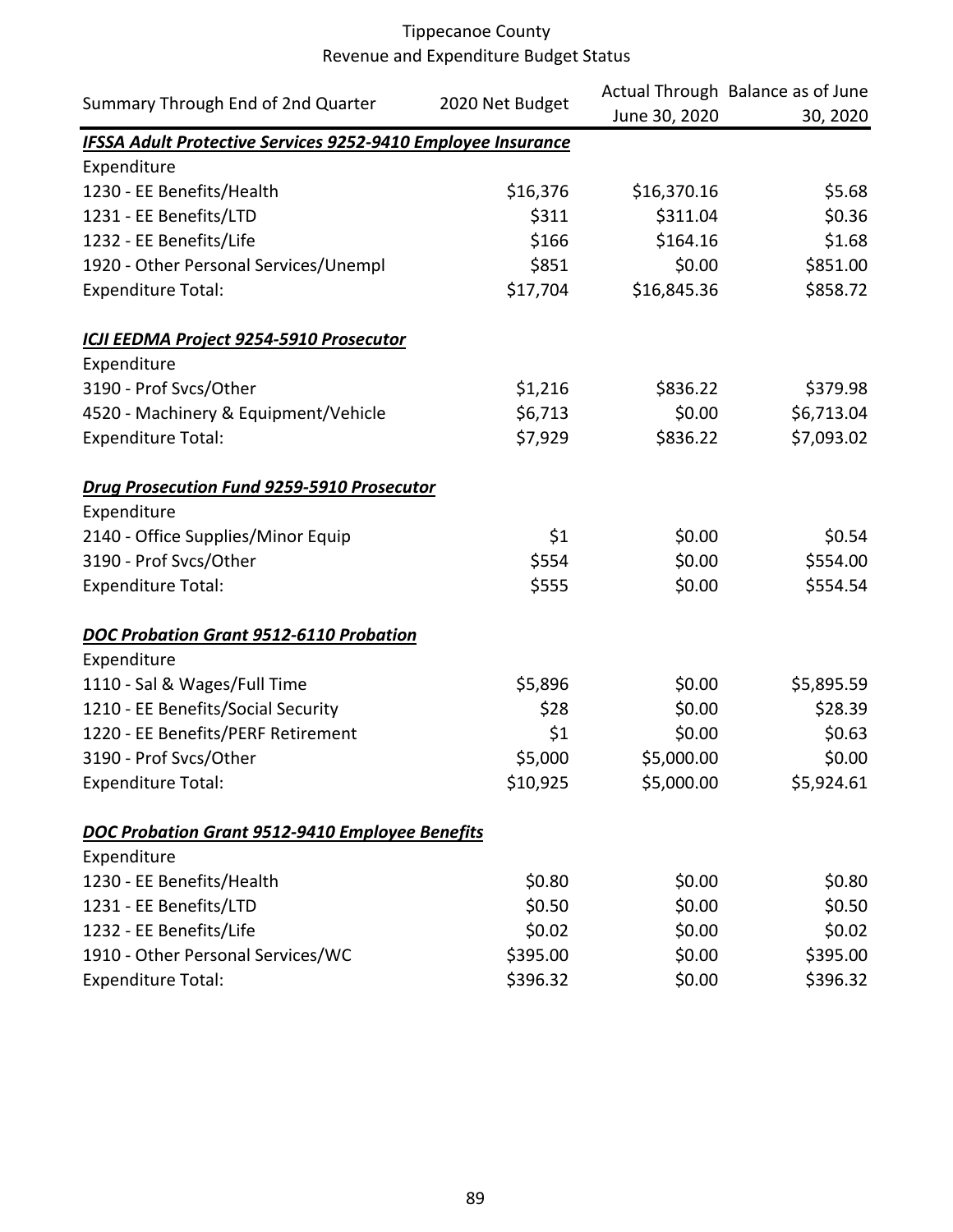Tippecanoe County
Revenue and Expenditure Budget Status

| Summary Through End of 2nd Quarter | 2020 Net Budget | Actual Through June 30, 2020 | Balance as of June 30, 2020 |
|---|---|---|---|
| ***IFSSA Adult Protective Services 9252-9410 Employee Insurance*** | | | |
| Expenditure | | | |
| 1230 - EE Benefits/Health | $16,376 | $16,370.16 | $5.68 |
| 1231 - EE Benefits/LTD | $311 | $311.04 | $0.36 |
| 1232 - EE Benefits/Life | $166 | $164.16 | $1.68 |
| 1920 - Other Personal Services/Unempl | $851 | $0.00 | $851.00 |
| Expenditure Total: | $17,704 | $16,845.36 | $858.72 |
| ***ICJI EEDMA Project 9254-5910 Prosecutor*** | | | |
| Expenditure | | | |
| 3190 - Prof Svcs/Other | $1,216 | $836.22 | $379.98 |
| 4520 - Machinery & Equipment/Vehicle | $6,713 | $0.00 | $6,713.04 |
| Expenditure Total: | $7,929 | $836.22 | $7,093.02 |
| ***Drug Prosecution Fund 9259-5910 Prosecutor*** | | | |
| Expenditure | | | |
| 2140 - Office Supplies/Minor Equip | $1 | $0.00 | $0.54 |
| 3190 - Prof Svcs/Other | $554 | $0.00 | $554.00 |
| Expenditure Total: | $555 | $0.00 | $554.54 |
| ***DOC Probation Grant 9512-6110 Probation*** | | | |
| Expenditure | | | |
| 1110 - Sal & Wages/Full Time | $5,896 | $0.00 | $5,895.59 |
| 1210 - EE Benefits/Social Security | $28 | $0.00 | $28.39 |
| 1220 - EE Benefits/PERF Retirement | $1 | $0.00 | $0.63 |
| 3190 - Prof Svcs/Other | $5,000 | $5,000.00 | $0.00 |
| Expenditure Total: | $10,925 | $5,000.00 | $5,924.61 |
| ***DOC Probation Grant 9512-9410 Employee Benefits*** | | | |
| Expenditure | | | |
| 1230 - EE Benefits/Health | $0.80 | $0.00 | $0.80 |
| 1231 - EE Benefits/LTD | $0.50 | $0.00 | $0.50 |
| 1232 - EE Benefits/Life | $0.02 | $0.00 | $0.02 |
| 1910 - Other Personal Services/WC | $395.00 | $0.00 | $395.00 |
| Expenditure Total: | $396.32 | $0.00 | $396.32 |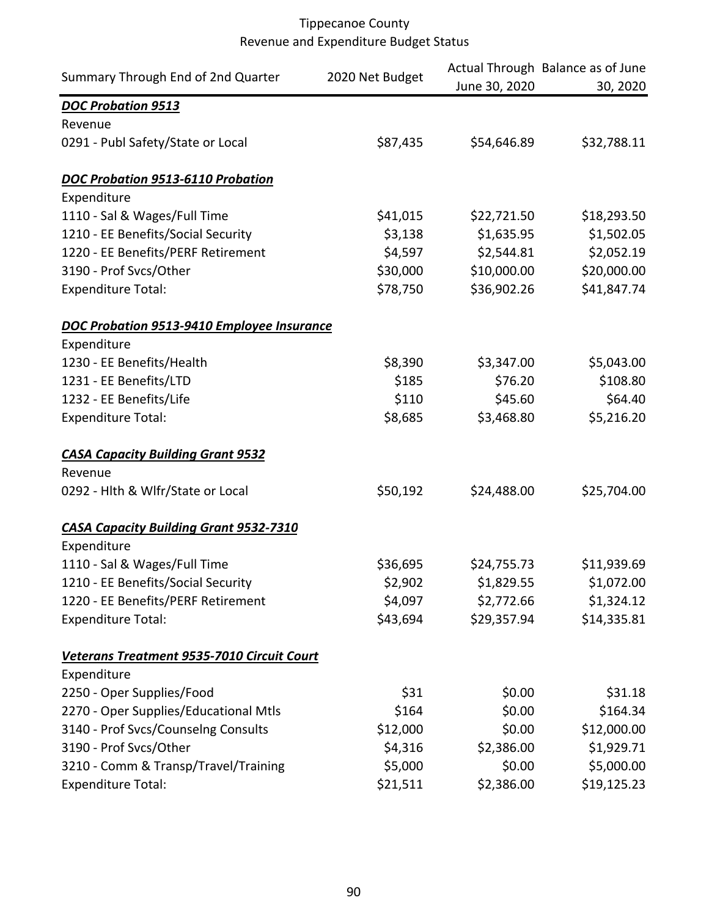Tippecanoe County
Revenue and Expenditure Budget Status

| Summary Through End of 2nd Quarter | 2020 Net Budget | Actual Through June 30, 2020 | Balance as of June 30, 2020 |
|---|---|---|---|
| ***DOC Probation 9513*** | | | |
| Revenue | | | |
| 0291 - Publ Safety/State or Local | $87,435 | $54,646.89 | $32,788.11 |
| | | | |
| ***DOC Probation 9513-6110 Probation*** | | | |
| Expenditure | | | |
| 1110 - Sal & Wages/Full Time | $41,015 | $22,721.50 | $18,293.50 |
| 1210 - EE Benefits/Social Security | $3,138 | $1,635.95 | $1,502.05 |
| 1220 - EE Benefits/PERF Retirement | $4,597 | $2,544.81 | $2,052.19 |
| 3190 - Prof Svcs/Other | $30,000 | $10,000.00 | $20,000.00 |
| Expenditure Total: | $78,750 | $36,902.26 | $41,847.74 |
| | | | |
| ***DOC Probation 9513-9410 Employee Insurance*** | | | |
| Expenditure | | | |
| 1230 - EE Benefits/Health | $8,390 | $3,347.00 | $5,043.00 |
| 1231 - EE Benefits/LTD | $185 | $76.20 | $108.80 |
| 1232 - EE Benefits/Life | $110 | $45.60 | $64.40 |
| Expenditure Total: | $8,685 | $3,468.80 | $5,216.20 |
| | | | |
| ***CASA Capacity Building Grant 9532*** | | | |
| Revenue | | | |
| 0292 - Hlth & Wlfr/State or Local | $50,192 | $24,488.00 | $25,704.00 |
| | | | |
| ***CASA Capacity Building Grant 9532-7310*** | | | |
| Expenditure | | | |
| 1110 - Sal & Wages/Full Time | $36,695 | $24,755.73 | $11,939.69 |
| 1210 - EE Benefits/Social Security | $2,902 | $1,829.55 | $1,072.00 |
| 1220 - EE Benefits/PERF Retirement | $4,097 | $2,772.66 | $1,324.12 |
| Expenditure Total: | $43,694 | $29,357.94 | $14,335.81 |
| | | | |
| ***Veterans Treatment 9535-7010 Circuit Court*** | | | |
| Expenditure | | | |
| 2250 - Oper Supplies/Food | $31 | $0.00 | $31.18 |
| 2270 - Oper Supplies/Educational Mtls | $164 | $0.00 | $164.34 |
| 3140 - Prof Svcs/Counselng Consults | $12,000 | $0.00 | $12,000.00 |
| 3190 - Prof Svcs/Other | $4,316 | $2,386.00 | $1,929.71 |
| 3210 - Comm & Transp/Travel/Training | $5,000 | $0.00 | $5,000.00 |
| Expenditure Total: | $21,511 | $2,386.00 | $19,125.23 |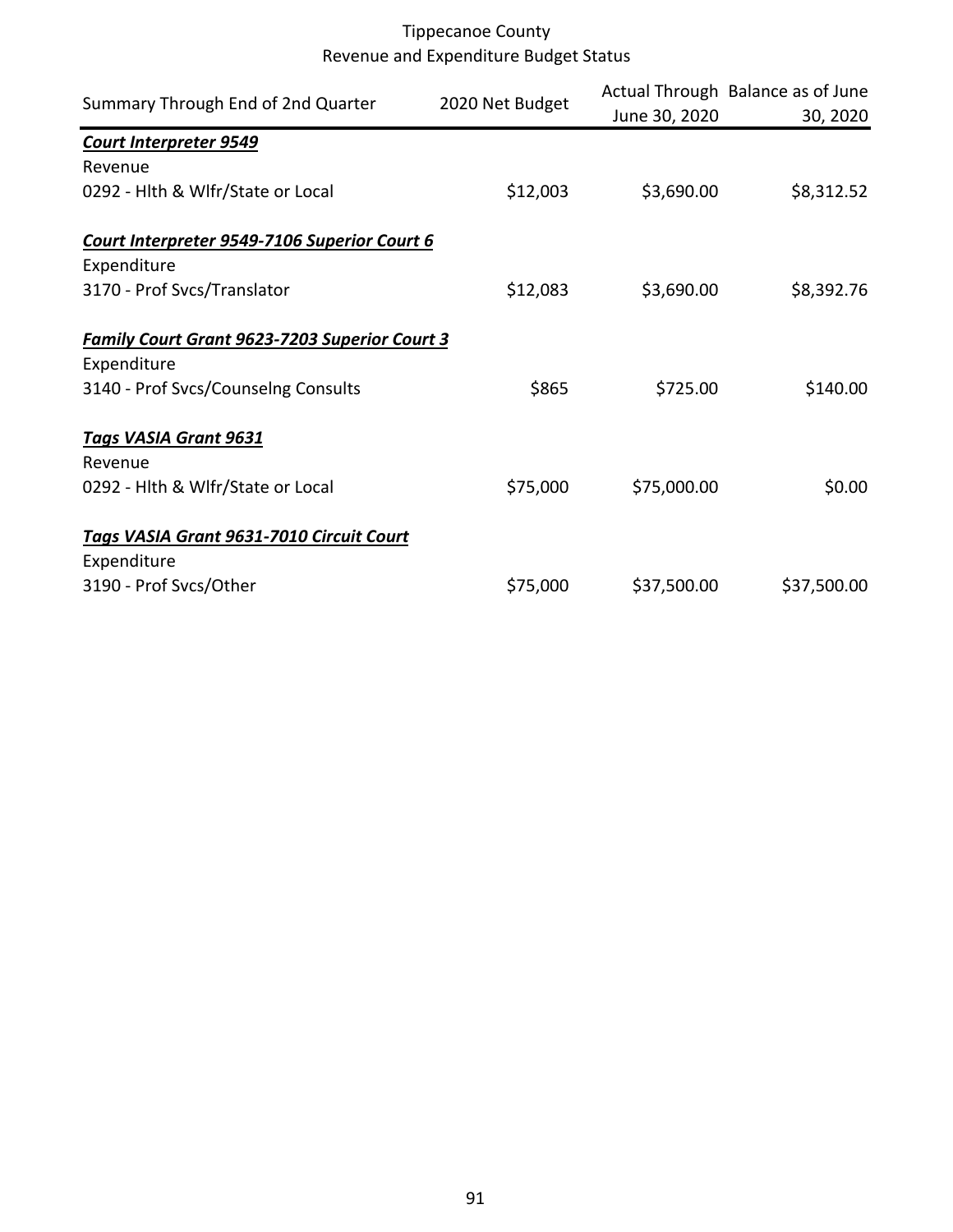Tippecanoe County
Revenue and Expenditure Budget Status

| Summary Through End of 2nd Quarter | 2020 Net Budget | Actual Through June 30, 2020 | Balance as of June 30, 2020 |
|---|---|---|---|
| ***Court Interpreter 9549*** | | | |
| Revenue | | | |
| 0292 - Hlth & Wlfr/State or Local | $12,003 | $3,690.00 | $8,312.52 |
| ***Court Interpreter 9549-7106 Superior Court 6*** | | | |
| Expenditure | | | |
| 3170 - Prof Svcs/Translator | $12,083 | $3,690.00 | $8,392.76 |
| ***Family Court Grant 9623-7203 Superior Court 3*** | | | |
| Expenditure | | | |
| 3140 - Prof Svcs/Counselng Consults | $865 | $725.00 | $140.00 |
| ***Tags VASIA Grant 9631*** | | | |
| Revenue | | | |
| 0292 - Hlth & Wlfr/State or Local | $75,000 | $75,000.00 | $0.00 |
| ***Tags VASIA Grant 9631-7010 Circuit Court*** | | | |
| Expenditure | | | |
| 3190 - Prof Svcs/Other | $75,000 | $37,500.00 | $37,500.00 |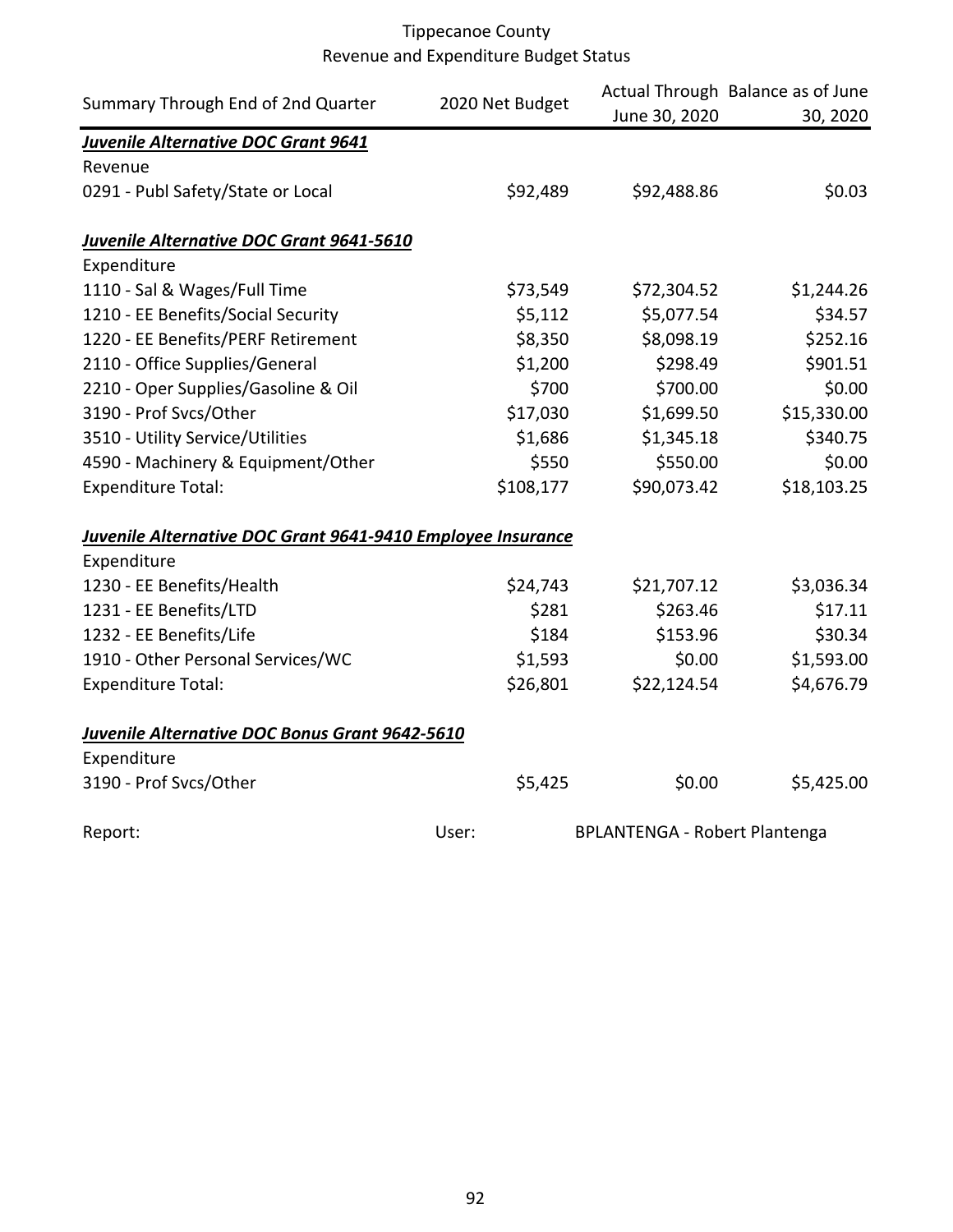Tippecanoe County
Revenue and Expenditure Budget Status

| Summary Through End of 2nd Quarter | 2020 Net Budget | Actual Through June 30, 2020 | Balance as of June 30, 2020 |
|---|---|---|---|
| ***Juvenile Alternative DOC Grant 9641*** | | | |
| Revenue | | | |
| 0291 - Publ Safety/State or Local | $92,489 | $92,488.86 | $0.03 |
| | | | |
| ***Juvenile Alternative DOC Grant 9641-5610*** | | | |
| Expenditure | | | |
| 1110 - Sal & Wages/Full Time | $73,549 | $72,304.52 | $1,244.26 |
| 1210 - EE Benefits/Social Security | $5,112 | $5,077.54 | $34.57 |
| 1220 - EE Benefits/PERF Retirement | $8,350 | $8,098.19 | $252.16 |
| 2110 - Office Supplies/General | $1,200 | $298.49 | $901.51 |
| 2210 - Oper Supplies/Gasoline & Oil | $700 | $700.00 | $0.00 |
| 3190 - Prof Svcs/Other | $17,030 | $1,699.50 | $15,330.00 |
| 3510 - Utility Service/Utilities | $1,686 | $1,345.18 | $340.75 |
| 4590 - Machinery & Equipment/Other | $550 | $550.00 | $0.00 |
| Expenditure Total: | $108,177 | $90,073.42 | $18,103.25 |
| | | | |
| ***Juvenile Alternative DOC Grant 9641-9410 Employee Insurance*** | | | |
| Expenditure | | | |
| 1230 - EE Benefits/Health | $24,743 | $21,707.12 | $3,036.34 |
| 1231 - EE Benefits/LTD | $281 | $263.46 | $17.11 |
| 1232 - EE Benefits/Life | $184 | $153.96 | $30.34 |
| 1910 - Other Personal Services/WC | $1,593 | $0.00 | $1,593.00 |
| Expenditure Total: | $26,801 | $22,124.54 | $4,676.79 |
| | | | |
| ***Juvenile Alternative DOC Bonus Grant 9642-5610*** | | | |
| Expenditure | | | |
| 3190 - Prof Svcs/Other | $5,425 | $0.00 | $5,425.00 |

Report: User: BPLANTENGA - Robert Plantenga